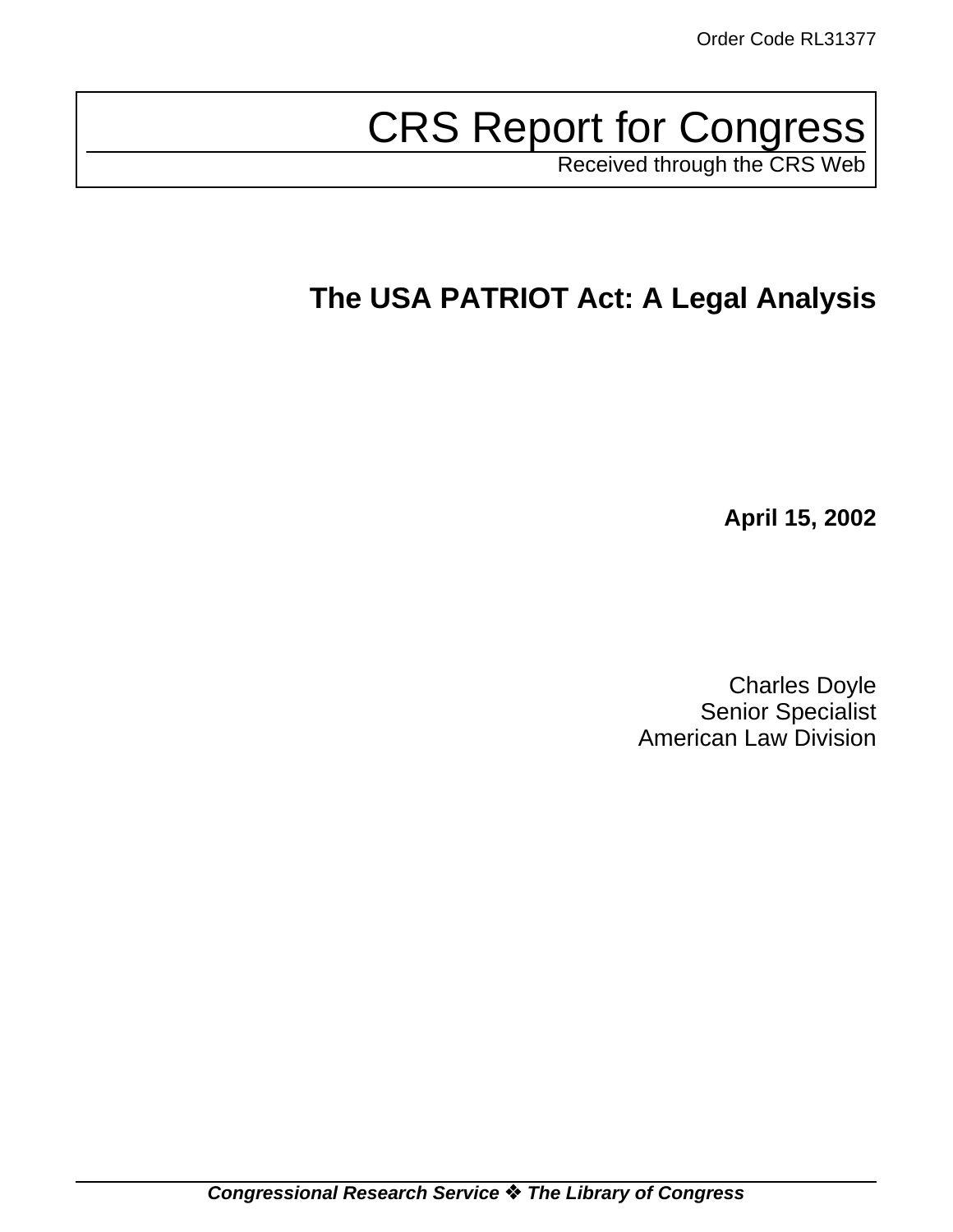Order Code RL31377

# CRS Report for Congress

Received through the CRS Web

## The USA PATRIOT Act: A Legal Analysis

**April 15, 2002**

Charles Doyle
Senior Specialist
American Law Division

***Congressional Research Service ❖ The Library of Congress***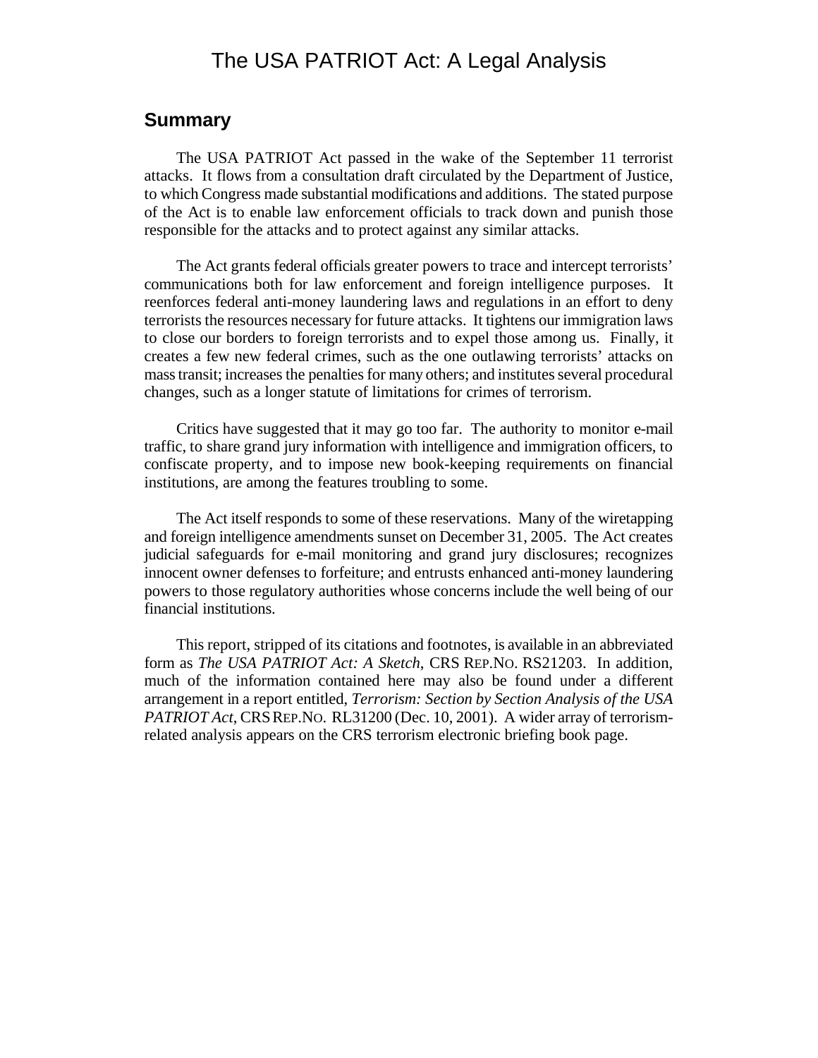# The USA PATRIOT Act: A Legal Analysis

## Summary

The USA PATRIOT Act passed in the wake of the September 11 terrorist attacks. It flows from a consultation draft circulated by the Department of Justice, to which Congress made substantial modifications and additions. The stated purpose of the Act is to enable law enforcement officials to track down and punish those responsible for the attacks and to protect against any similar attacks.

The Act grants federal officials greater powers to trace and intercept terrorists' communications both for law enforcement and foreign intelligence purposes. It reenforces federal anti-money laundering laws and regulations in an effort to deny terrorists the resources necessary for future attacks. It tightens our immigration laws to close our borders to foreign terrorists and to expel those among us. Finally, it creates a few new federal crimes, such as the one outlawing terrorists' attacks on mass transit; increases the penalties for many others; and institutes several procedural changes, such as a longer statute of limitations for crimes of terrorism.

Critics have suggested that it may go too far. The authority to monitor e-mail traffic, to share grand jury information with intelligence and immigration officers, to confiscate property, and to impose new book-keeping requirements on financial institutions, are among the features troubling to some.

The Act itself responds to some of these reservations. Many of the wiretapping and foreign intelligence amendments sunset on December 31, 2005. The Act creates judicial safeguards for e-mail monitoring and grand jury disclosures; recognizes innocent owner defenses to forfeiture; and entrusts enhanced anti-money laundering powers to those regulatory authorities whose concerns include the well being of our financial institutions.

This report, stripped of its citations and footnotes, is available in an abbreviated form as *The USA PATRIOT Act: A Sketch*, CRS REP.NO. RS21203. In addition, much of the information contained here may also be found under a different arrangement in a report entitled, *Terrorism: Section by Section Analysis of the USA PATRIOT Act*, CRS REP.NO. RL31200 (Dec. 10, 2001). A wider array of terrorism-related analysis appears on the CRS terrorism electronic briefing book page.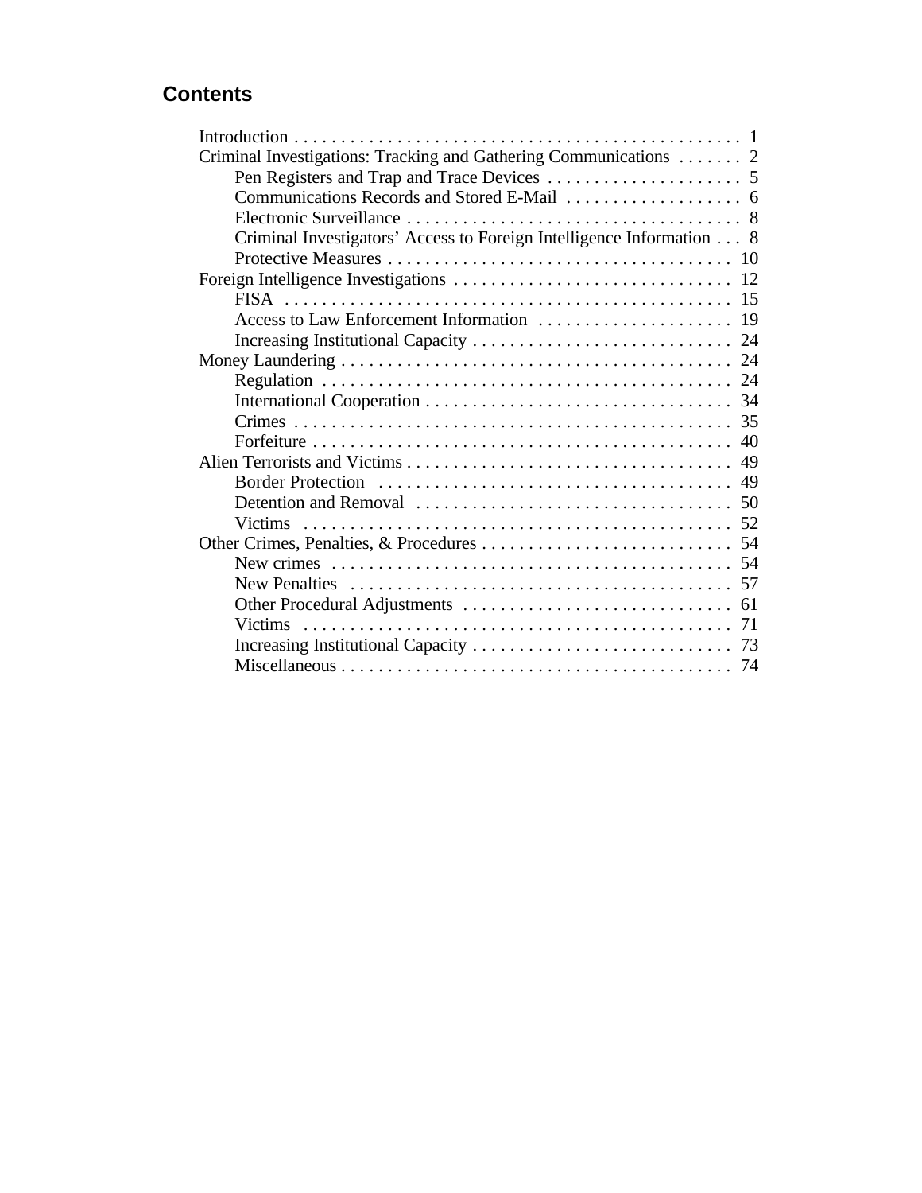## Contents

Introduction . . . . . . . . . . . . . . . . . . . . . . . . . . . . . . . . . . . . . . . . . . . . . . . . 1
Criminal Investigations: Tracking and Gathering Communications . . . . . . . 2
    Pen Registers and Trap and Trace Devices . . . . . . . . . . . . . . . . . . . . . 5
    Communications Records and Stored E-Mail . . . . . . . . . . . . . . . . . . . 6
    Electronic Surveillance . . . . . . . . . . . . . . . . . . . . . . . . . . . . . . . . . . . . 8
    Criminal Investigators' Access to Foreign Intelligence Information . . . 8
    Protective Measures . . . . . . . . . . . . . . . . . . . . . . . . . . . . . . . . . . . . 10
Foreign Intelligence Investigations . . . . . . . . . . . . . . . . . . . . . . . . . . . . . 12
    FISA . . . . . . . . . . . . . . . . . . . . . . . . . . . . . . . . . . . . . . . . . . . . . . . . 15
    Access to Law Enforcement Information . . . . . . . . . . . . . . . . . . . . . 19
    Increasing Institutional Capacity . . . . . . . . . . . . . . . . . . . . . . . . . . . . 24
Money Laundering . . . . . . . . . . . . . . . . . . . . . . . . . . . . . . . . . . . . . . . . . . 24
    Regulation . . . . . . . . . . . . . . . . . . . . . . . . . . . . . . . . . . . . . . . . . . . . 24
    International Cooperation . . . . . . . . . . . . . . . . . . . . . . . . . . . . . . . . 34
    Crimes . . . . . . . . . . . . . . . . . . . . . . . . . . . . . . . . . . . . . . . . . . . . . . . 35
    Forfeiture . . . . . . . . . . . . . . . . . . . . . . . . . . . . . . . . . . . . . . . . . . . . . 40
Alien Terrorists and Victims . . . . . . . . . . . . . . . . . . . . . . . . . . . . . . . . . . 49
    Border Protection . . . . . . . . . . . . . . . . . . . . . . . . . . . . . . . . . . . . . . 49
    Detention and Removal . . . . . . . . . . . . . . . . . . . . . . . . . . . . . . . . . 50
    Victims . . . . . . . . . . . . . . . . . . . . . . . . . . . . . . . . . . . . . . . . . . . . . . 52
Other Crimes, Penalties, & Procedures . . . . . . . . . . . . . . . . . . . . . . . . . . 54
    New crimes . . . . . . . . . . . . . . . . . . . . . . . . . . . . . . . . . . . . . . . . . . . 54
    New Penalties . . . . . . . . . . . . . . . . . . . . . . . . . . . . . . . . . . . . . . . . . 57
    Other Procedural Adjustments . . . . . . . . . . . . . . . . . . . . . . . . . . . . 61
    Victims . . . . . . . . . . . . . . . . . . . . . . . . . . . . . . . . . . . . . . . . . . . . . . 71
    Increasing Institutional Capacity . . . . . . . . . . . . . . . . . . . . . . . . . . . . 73
    Miscellaneous . . . . . . . . . . . . . . . . . . . . . . . . . . . . . . . . . . . . . . . . . 74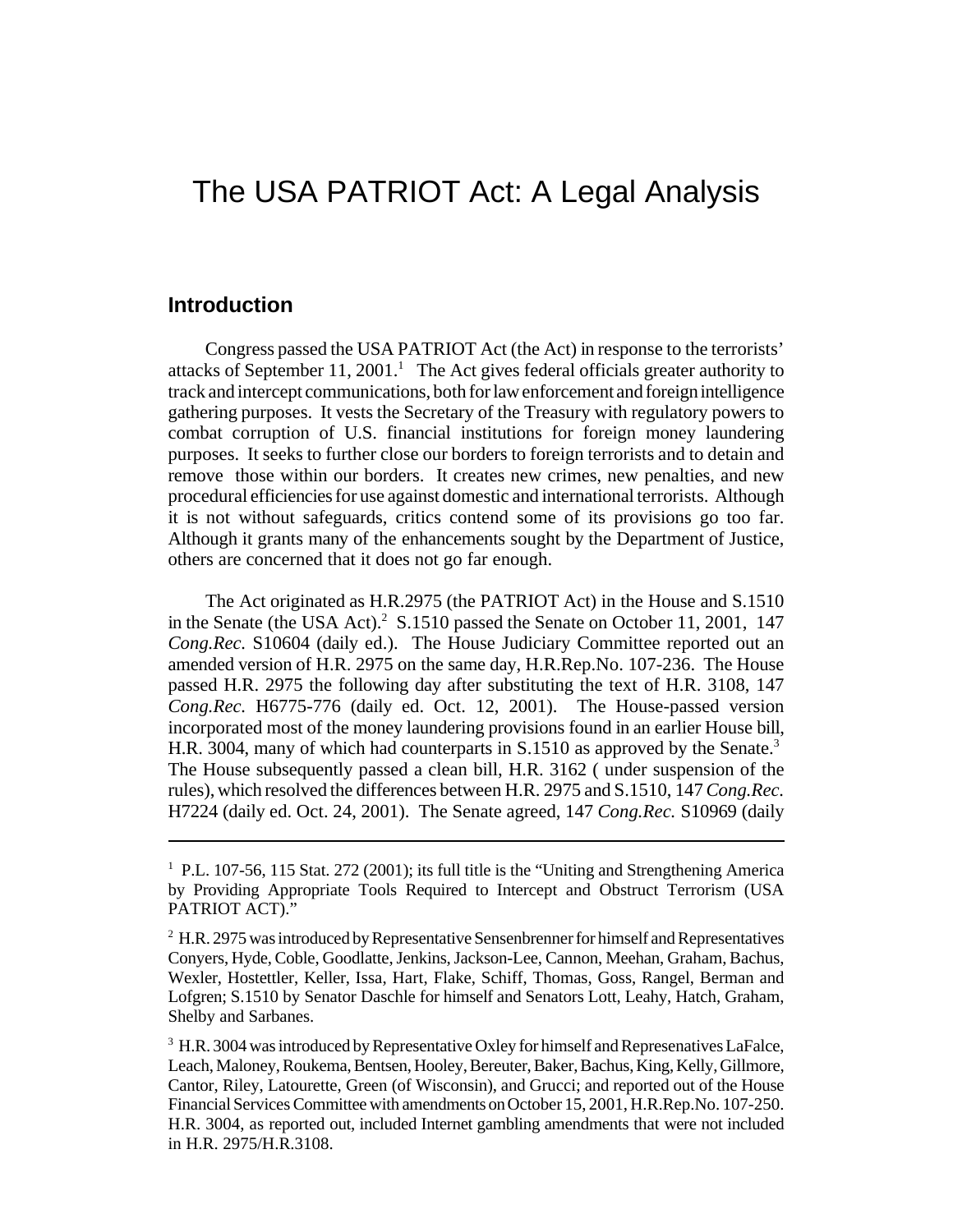# The USA PATRIOT Act: A Legal Analysis

## Introduction

Congress passed the USA PATRIOT Act (the Act) in response to the terrorists' attacks of September 11, 2001.[1] The Act gives federal officials greater authority to track and intercept communications, both for law enforcement and foreign intelligence gathering purposes. It vests the Secretary of the Treasury with regulatory powers to combat corruption of U.S. financial institutions for foreign money laundering purposes. It seeks to further close our borders to foreign terrorists and to detain and remove those within our borders. It creates new crimes, new penalties, and new procedural efficiencies for use against domestic and international terrorists. Although it is not without safeguards, critics contend some of its provisions go too far. Although it grants many of the enhancements sought by the Department of Justice, others are concerned that it does not go far enough.

The Act originated as H.R.2975 (the PATRIOT Act) in the House and S.1510 in the Senate (the USA Act).[2] S.1510 passed the Senate on October 11, 2001, 147 *Cong.Rec.* S10604 (daily ed.). The House Judiciary Committee reported out an amended version of H.R. 2975 on the same day, H.R.Rep.No. 107-236. The House passed H.R. 2975 the following day after substituting the text of H.R. 3108, 147 *Cong.Rec.* H6775-776 (daily ed. Oct. 12, 2001). The House-passed version incorporated most of the money laundering provisions found in an earlier House bill, H.R. 3004, many of which had counterparts in S.1510 as approved by the Senate.[3] The House subsequently passed a clean bill, H.R. 3162 ( under suspension of the rules), which resolved the differences between H.R. 2975 and S.1510, 147 *Cong.Rec.* H7224 (daily ed. Oct. 24, 2001). The Senate agreed, 147 *Cong.Rec.* S10969 (daily

---

[1] P.L. 107-56, 115 Stat. 272 (2001); its full title is the "Uniting and Strengthening America by Providing Appropriate Tools Required to Intercept and Obstruct Terrorism (USA PATRIOT ACT)."

[2] H.R. 2975 was introduced by Representative Sensenbrenner for himself and Representatives Conyers, Hyde, Coble, Goodlatte, Jenkins, Jackson-Lee, Cannon, Meehan, Graham, Bachus, Wexler, Hostettler, Keller, Issa, Hart, Flake, Schiff, Thomas, Goss, Rangel, Berman and Lofgren; S.1510 by Senator Daschle for himself and Senators Lott, Leahy, Hatch, Graham, Shelby and Sarbanes.

[3] H.R. 3004 was introduced by Representative Oxley for himself and Represenatives LaFalce, Leach, Maloney, Roukema, Bentsen, Hooley, Bereuter, Baker, Bachus, King, Kelly, Gillmore, Cantor, Riley, Latourette, Green (of Wisconsin), and Grucci; and reported out of the House Financial Services Committee with amendments on October 15, 2001, H.R.Rep.No. 107-250. H.R. 3004, as reported out, included Internet gambling amendments that were not included in H.R. 2975/H.R.3108.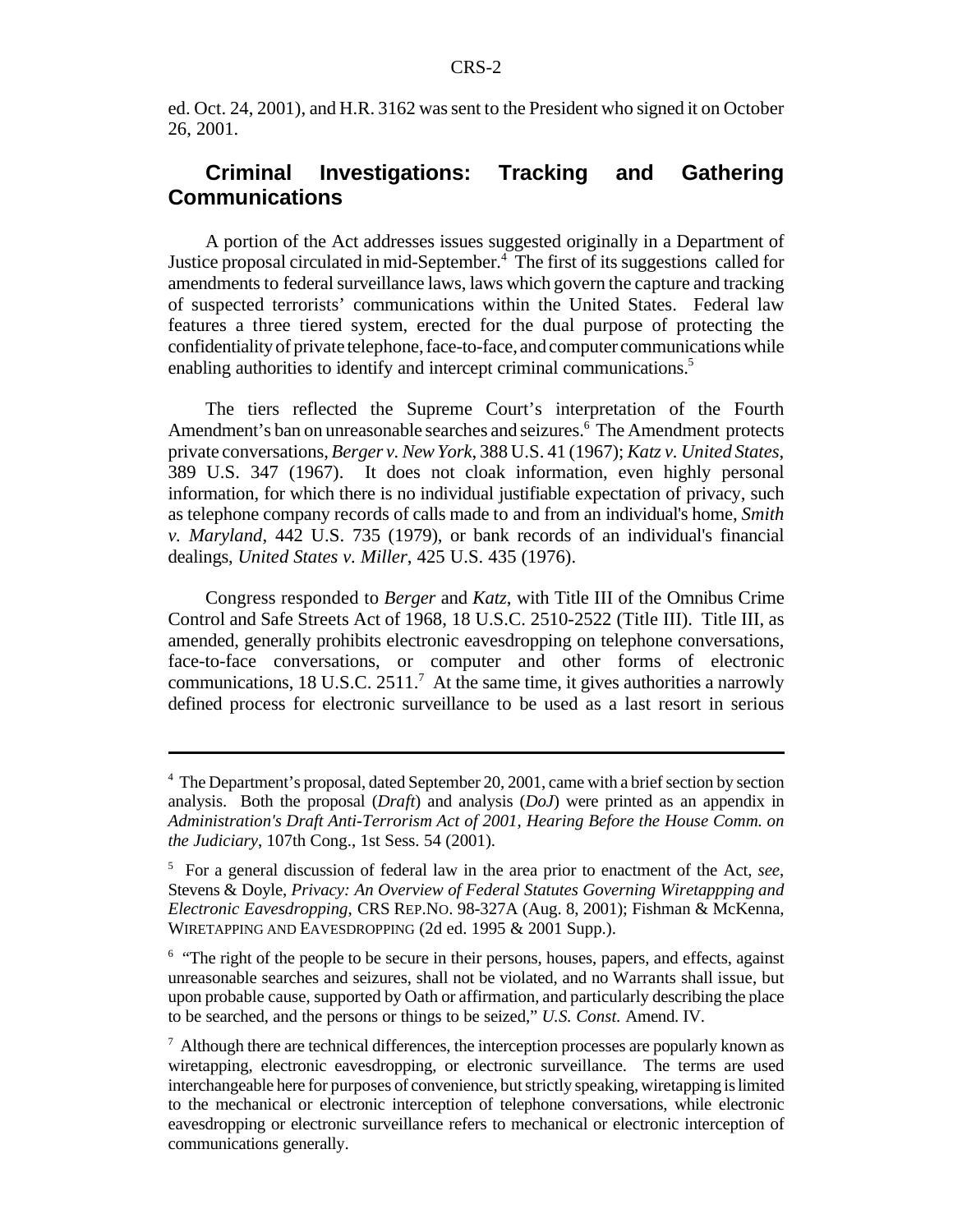ed. Oct. 24, 2001), and H.R. 3162 was sent to the President who signed it on October 26, 2001.

## Criminal Investigations: Tracking and Gathering Communications

A portion of the Act addresses issues suggested originally in a Department of Justice proposal circulated in mid-September.[4] The first of its suggestions called for amendments to federal surveillance laws, laws which govern the capture and tracking of suspected terrorists' communications within the United States. Federal law features a three tiered system, erected for the dual purpose of protecting the confidentiality of private telephone, face-to-face, and computer communications while enabling authorities to identify and intercept criminal communications.[5]

The tiers reflected the Supreme Court's interpretation of the Fourth Amendment's ban on unreasonable searches and seizures.[6] The Amendment protects private conversations, *Berger v. New York*, 388 U.S. 41 (1967); *Katz v. United States*, 389 U.S. 347 (1967). It does not cloak information, even highly personal information, for which there is no individual justifiable expectation of privacy, such as telephone company records of calls made to and from an individual's home, *Smith v. Maryland*, 442 U.S. 735 (1979), or bank records of an individual's financial dealings, *United States v. Miller*, 425 U.S. 435 (1976).

Congress responded to *Berger* and *Katz*, with Title III of the Omnibus Crime Control and Safe Streets Act of 1968, 18 U.S.C. 2510-2522 (Title III). Title III, as amended, generally prohibits electronic eavesdropping on telephone conversations, face-to-face conversations, or computer and other forms of electronic communications, 18 U.S.C. 2511.[7] At the same time, it gives authorities a narrowly defined process for electronic surveillance to be used as a last resort in serious

---

[4] The Department's proposal, dated September 20, 2001, came with a brief section by section analysis. Both the proposal (*Draft*) and analysis (*DoJ*) were printed as an appendix in *Administration's Draft Anti-Terrorism Act of 2001, Hearing Before the House Comm. on the Judiciary*, 107th Cong., 1st Sess. 54 (2001).

[5] For a general discussion of federal law in the area prior to enactment of the Act, *see*, Stevens & Doyle, *Privacy: An Overview of Federal Statutes Governing Wiretappping and Electronic Eavesdropping*, CRS REP.NO. 98-327A (Aug. 8, 2001); Fishman & McKenna, WIRETAPPING AND EAVESDROPPING (2d ed. 1995 & 2001 Supp.).

[6] "The right of the people to be secure in their persons, houses, papers, and effects, against unreasonable searches and seizures, shall not be violated, and no Warrants shall issue, but upon probable cause, supported by Oath or affirmation, and particularly describing the place to be searched, and the persons or things to be seized," *U.S. Const.* Amend. IV.

[7] Although there are technical differences, the interception processes are popularly known as wiretapping, electronic eavesdropping, or electronic surveillance. The terms are used interchangeable here for purposes of convenience, but strictly speaking, wiretapping is limited to the mechanical or electronic interception of telephone conversations, while electronic eavesdropping or electronic surveillance refers to mechanical or electronic interception of communications generally.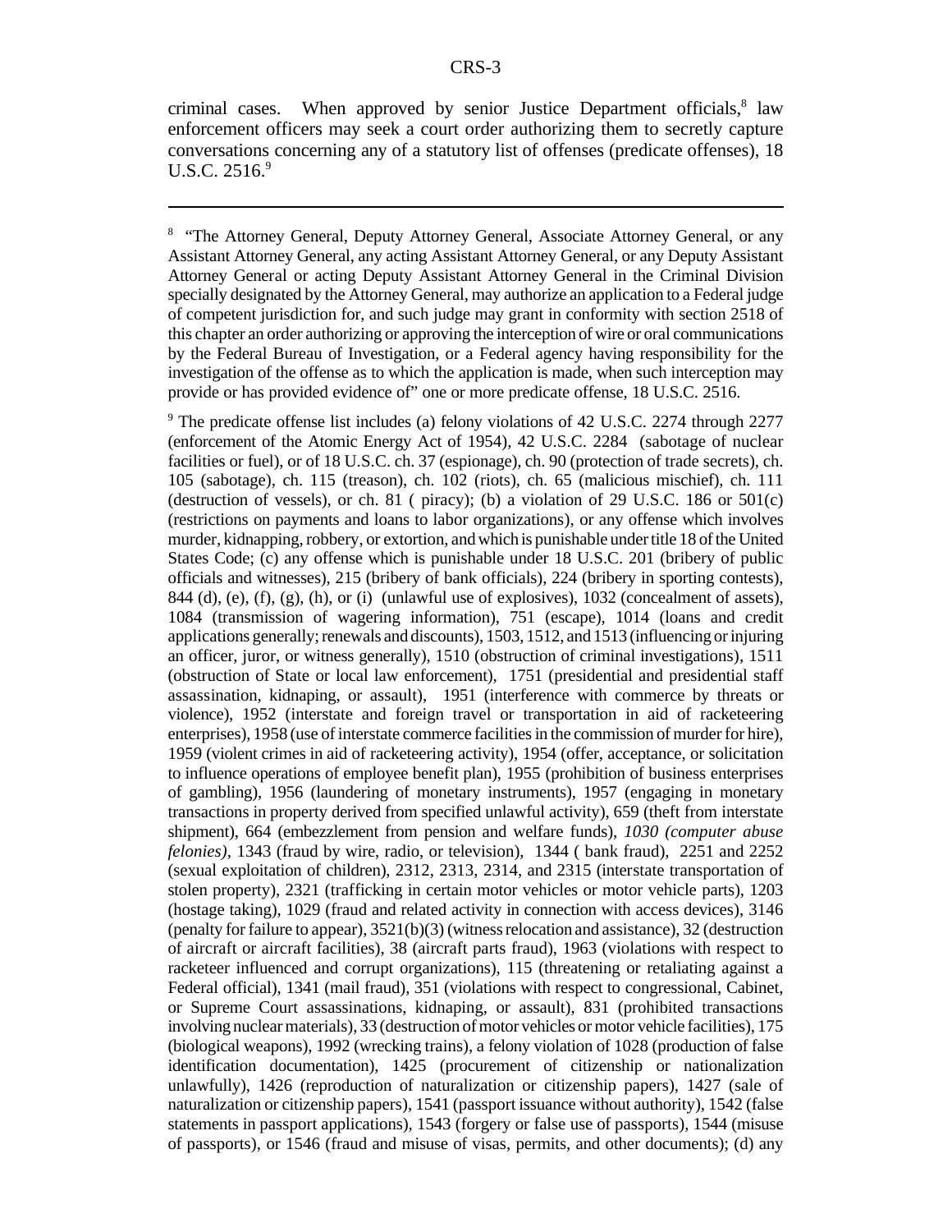criminal cases. When approved by senior Justice Department officials,[8] law enforcement officers may seek a court order authorizing them to secretly capture conversations concerning any of a statutory list of offenses (predicate offenses), 18 U.S.C. 2516.[9]

---

[8] "The Attorney General, Deputy Attorney General, Associate Attorney General, or any Assistant Attorney General, any acting Assistant Attorney General, or any Deputy Assistant Attorney General or acting Deputy Assistant Attorney General in the Criminal Division specially designated by the Attorney General, may authorize an application to a Federal judge of competent jurisdiction for, and such judge may grant in conformity with section 2518 of this chapter an order authorizing or approving the interception of wire or oral communications by the Federal Bureau of Investigation, or a Federal agency having responsibility for the investigation of the offense as to which the application is made, when such interception may provide or has provided evidence of" one or more predicate offense, 18 U.S.C. 2516.

[9] The predicate offense list includes (a) felony violations of 42 U.S.C. 2274 through 2277 (enforcement of the Atomic Energy Act of 1954), 42 U.S.C. 2284 (sabotage of nuclear facilities or fuel), or of 18 U.S.C. ch. 37 (espionage), ch. 90 (protection of trade secrets), ch. 105 (sabotage), ch. 115 (treason), ch. 102 (riots), ch. 65 (malicious mischief), ch. 111 (destruction of vessels), or ch. 81 ( piracy); (b) a violation of 29 U.S.C. 186 or 501(c) (restrictions on payments and loans to labor organizations), or any offense which involves murder, kidnapping, robbery, or extortion, and which is punishable under title 18 of the United States Code; (c) any offense which is punishable under 18 U.S.C. 201 (bribery of public officials and witnesses), 215 (bribery of bank officials), 224 (bribery in sporting contests), 844 (d), (e), (f), (g), (h), or (i) (unlawful use of explosives), 1032 (concealment of assets), 1084 (transmission of wagering information), 751 (escape), 1014 (loans and credit applications generally; renewals and discounts), 1503, 1512, and 1513 (influencing or injuring an officer, juror, or witness generally), 1510 (obstruction of criminal investigations), 1511 (obstruction of State or local law enforcement), 1751 (presidential and presidential staff assassination, kidnaping, or assault), 1951 (interference with commerce by threats or violence), 1952 (interstate and foreign travel or transportation in aid of racketeering enterprises), 1958 (use of interstate commerce facilities in the commission of murder for hire), 1959 (violent crimes in aid of racketeering activity), 1954 (offer, acceptance, or solicitation to influence operations of employee benefit plan), 1955 (prohibition of business enterprises of gambling), 1956 (laundering of monetary instruments), 1957 (engaging in monetary transactions in property derived from specified unlawful activity), 659 (theft from interstate shipment), 664 (embezzlement from pension and welfare funds), *1030 (computer abuse felonies)*, 1343 (fraud by wire, radio, or television), 1344 ( bank fraud), 2251 and 2252 (sexual exploitation of children), 2312, 2313, 2314, and 2315 (interstate transportation of stolen property), 2321 (trafficking in certain motor vehicles or motor vehicle parts), 1203 (hostage taking), 1029 (fraud and related activity in connection with access devices), 3146 (penalty for failure to appear), 3521(b)(3) (witness relocation and assistance), 32 (destruction of aircraft or aircraft facilities), 38 (aircraft parts fraud), 1963 (violations with respect to racketeer influenced and corrupt organizations), 115 (threatening or retaliating against a Federal official), 1341 (mail fraud), 351 (violations with respect to congressional, Cabinet, or Supreme Court assassinations, kidnaping, or assault), 831 (prohibited transactions involving nuclear materials), 33 (destruction of motor vehicles or motor vehicle facilities), 175 (biological weapons), 1992 (wrecking trains), a felony violation of 1028 (production of false identification documentation), 1425 (procurement of citizenship or nationalization unlawfully), 1426 (reproduction of naturalization or citizenship papers), 1427 (sale of naturalization or citizenship papers), 1541 (passport issuance without authority), 1542 (false statements in passport applications), 1543 (forgery or false use of passports), 1544 (misuse of passports), or 1546 (fraud and misuse of visas, permits, and other documents); (d) any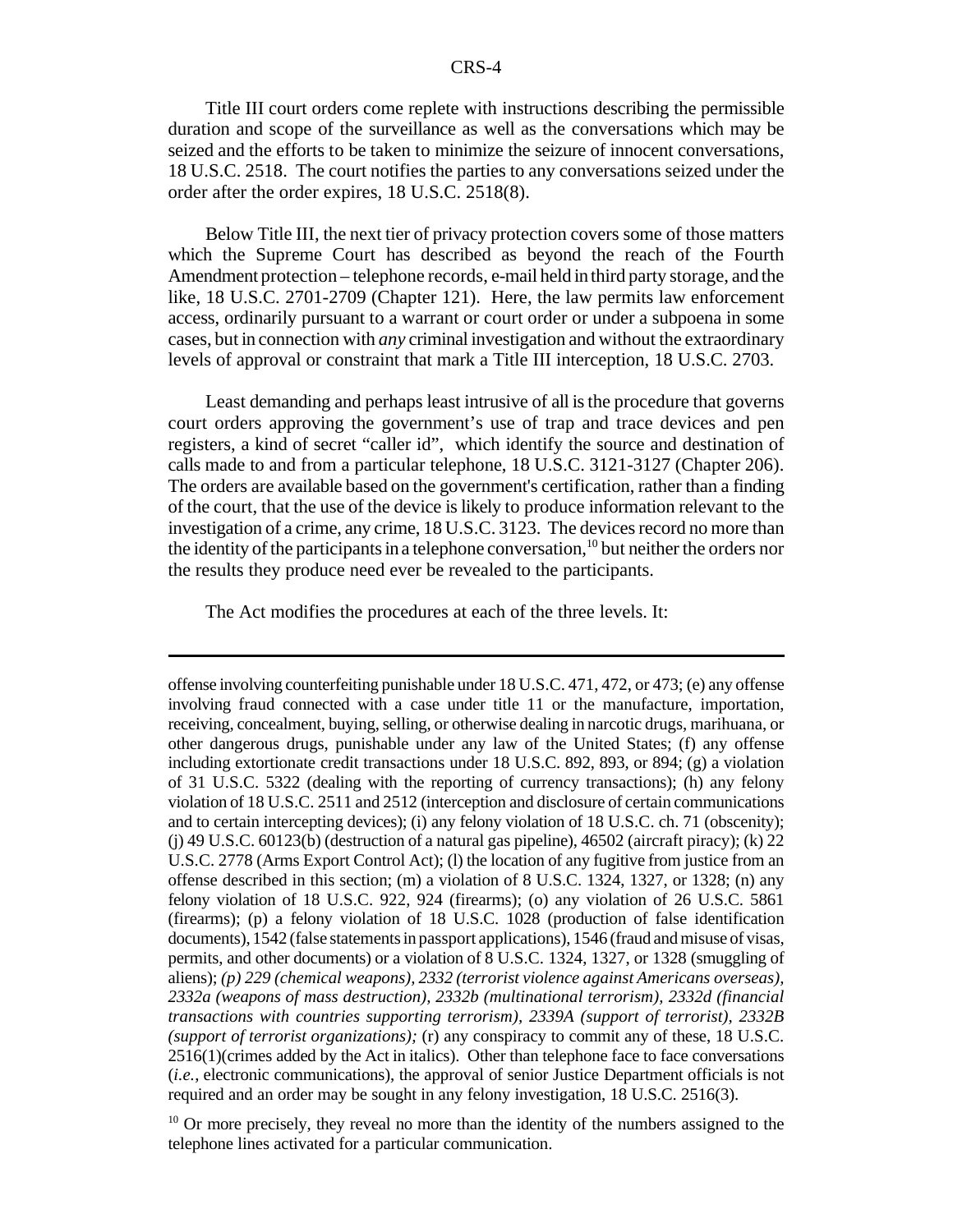Title III court orders come replete with instructions describing the permissible duration and scope of the surveillance as well as the conversations which may be seized and the efforts to be taken to minimize the seizure of innocent conversations, 18 U.S.C. 2518. The court notifies the parties to any conversations seized under the order after the order expires, 18 U.S.C. 2518(8).

Below Title III, the next tier of privacy protection covers some of those matters which the Supreme Court has described as beyond the reach of the Fourth Amendment protection – telephone records, e-mail held in third party storage, and the like, 18 U.S.C. 2701-2709 (Chapter 121). Here, the law permits law enforcement access, ordinarily pursuant to a warrant or court order or under a subpoena in some cases, but in connection with *any* criminal investigation and without the extraordinary levels of approval or constraint that mark a Title III interception, 18 U.S.C. 2703.

Least demanding and perhaps least intrusive of all is the procedure that governs court orders approving the government's use of trap and trace devices and pen registers, a kind of secret "caller id", which identify the source and destination of calls made to and from a particular telephone, 18 U.S.C. 3121-3127 (Chapter 206). The orders are available based on the government's certification, rather than a finding of the court, that the use of the device is likely to produce information relevant to the investigation of a crime, any crime, 18 U.S.C. 3123. The devices record no more than the identity of the participants in a telephone conversation,[10] but neither the orders nor the results they produce need ever be revealed to the participants.

The Act modifies the procedures at each of the three levels. It:

---

offense involving counterfeiting punishable under 18 U.S.C. 471, 472, or 473; (e) any offense involving fraud connected with a case under title 11 or the manufacture, importation, receiving, concealment, buying, selling, or otherwise dealing in narcotic drugs, marihuana, or other dangerous drugs, punishable under any law of the United States; (f) any offense including extortionate credit transactions under 18 U.S.C. 892, 893, or 894; (g) a violation of 31 U.S.C. 5322 (dealing with the reporting of currency transactions); (h) any felony violation of 18 U.S.C. 2511 and 2512 (interception and disclosure of certain communications and to certain intercepting devices); (i) any felony violation of 18 U.S.C. ch. 71 (obscenity); (j) 49 U.S.C. 60123(b) (destruction of a natural gas pipeline), 46502 (aircraft piracy); (k) 22 U.S.C. 2778 (Arms Export Control Act); (l) the location of any fugitive from justice from an offense described in this section; (m) a violation of 8 U.S.C. 1324, 1327, or 1328; (n) any felony violation of 18 U.S.C. 922, 924 (firearms); (o) any violation of 26 U.S.C. 5861 (firearms); (p) a felony violation of 18 U.S.C. 1028 (production of false identification documents), 1542 (false statements in passport applications), 1546 (fraud and misuse of visas, permits, and other documents) or a violation of 8 U.S.C. 1324, 1327, or 1328 (smuggling of aliens); *(p) 229 (chemical weapons), 2332 (terrorist violence against Americans overseas), 2332a (weapons of mass destruction), 2332b (multinational terrorism), 2332d (financial transactions with countries supporting terrorism), 2339A (support of terrorist), 2332B (support of terrorist organizations);* (r) any conspiracy to commit any of these, 18 U.S.C. 2516(1)(crimes added by the Act in italics). Other than telephone face to face conversations (*i.e.*, electronic communications), the approval of senior Justice Department officials is not required and an order may be sought in any felony investigation, 18 U.S.C. 2516(3).

[10] Or more precisely, they reveal no more than the identity of the numbers assigned to the telephone lines activated for a particular communication.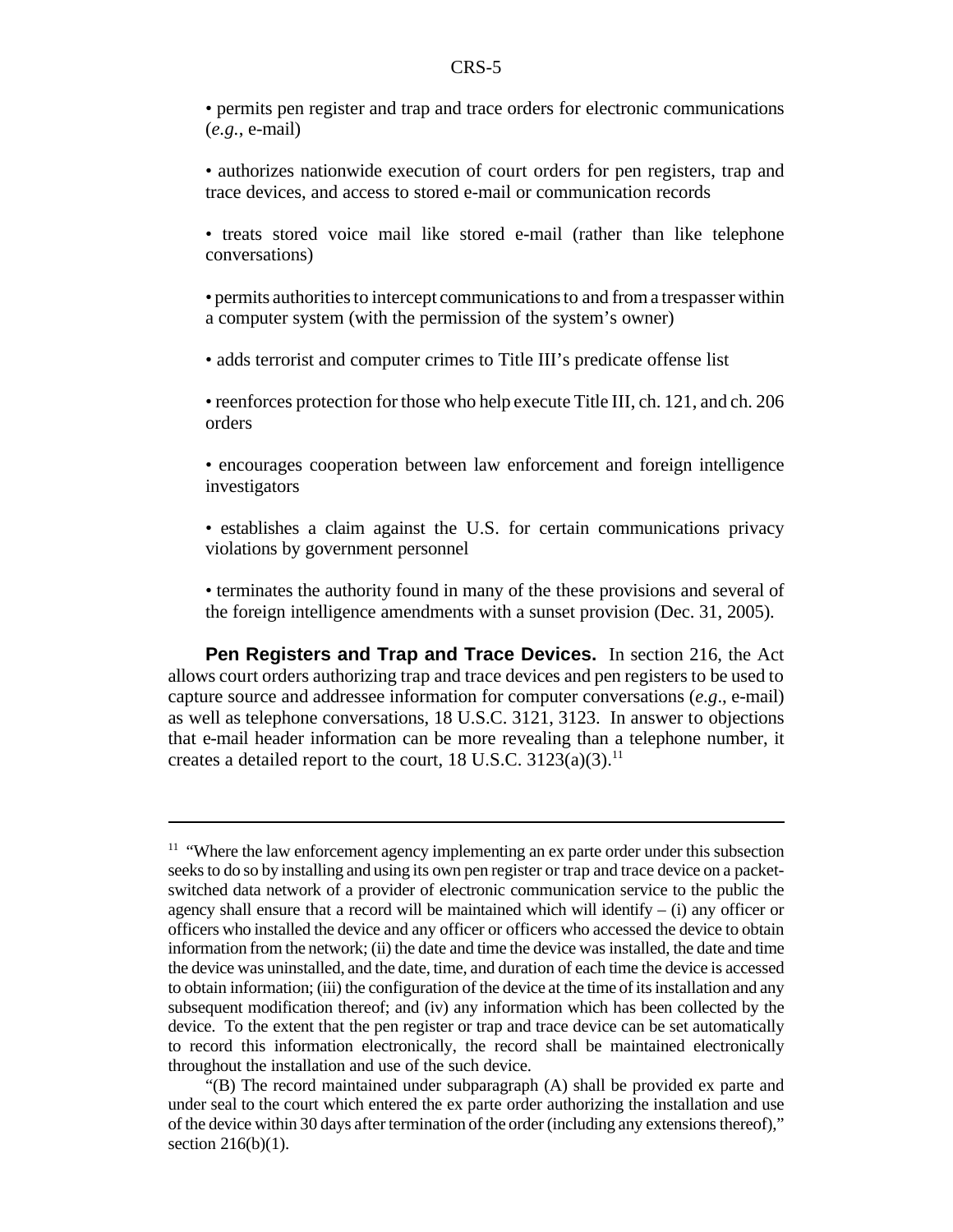- permits pen register and trap and trace orders for electronic communications (*e.g.*, e-mail)

- authorizes nationwide execution of court orders for pen registers, trap and trace devices, and access to stored e-mail or communication records

- treats stored voice mail like stored e-mail (rather than like telephone conversations)

- permits authorities to intercept communications to and from a trespasser within a computer system (with the permission of the system's owner)

- adds terrorist and computer crimes to Title III's predicate offense list

- reenforces protection for those who help execute Title III, ch. 121, and ch. 206 orders

- encourages cooperation between law enforcement and foreign intelligence investigators

- establishes a claim against the U.S. for certain communications privacy violations by government personnel

- terminates the authority found in many of the these provisions and several of the foreign intelligence amendments with a sunset provision (Dec. 31, 2005).

**Pen Registers and Trap and Trace Devices.** In section 216, the Act allows court orders authorizing trap and trace devices and pen registers to be used to capture source and addressee information for computer conversations (*e.g*., e-mail) as well as telephone conversations, 18 U.S.C. 3121, 3123. In answer to objections that e-mail header information can be more revealing than a telephone number, it creates a detailed report to the court, 18 U.S.C. 3123(a)(3).[11]

---

[11] "Where the law enforcement agency implementing an ex parte order under this subsection seeks to do so by installing and using its own pen register or trap and trace device on a packet-switched data network of a provider of electronic communication service to the public the agency shall ensure that a record will be maintained which will identify – (i) any officer or officers who installed the device and any officer or officers who accessed the device to obtain information from the network; (ii) the date and time the device was installed, the date and time the device was uninstalled, and the date, time, and duration of each time the device is accessed to obtain information; (iii) the configuration of the device at the time of its installation and any subsequent modification thereof; and (iv) any information which has been collected by the device. To the extent that the pen register or trap and trace device can be set automatically to record this information electronically, the record shall be maintained electronically throughout the installation and use of the such device.

"(B) The record maintained under subparagraph (A) shall be provided ex parte and under seal to the court which entered the ex parte order authorizing the installation and use of the device within 30 days after termination of the order (including any extensions thereof)," section 216(b)(1).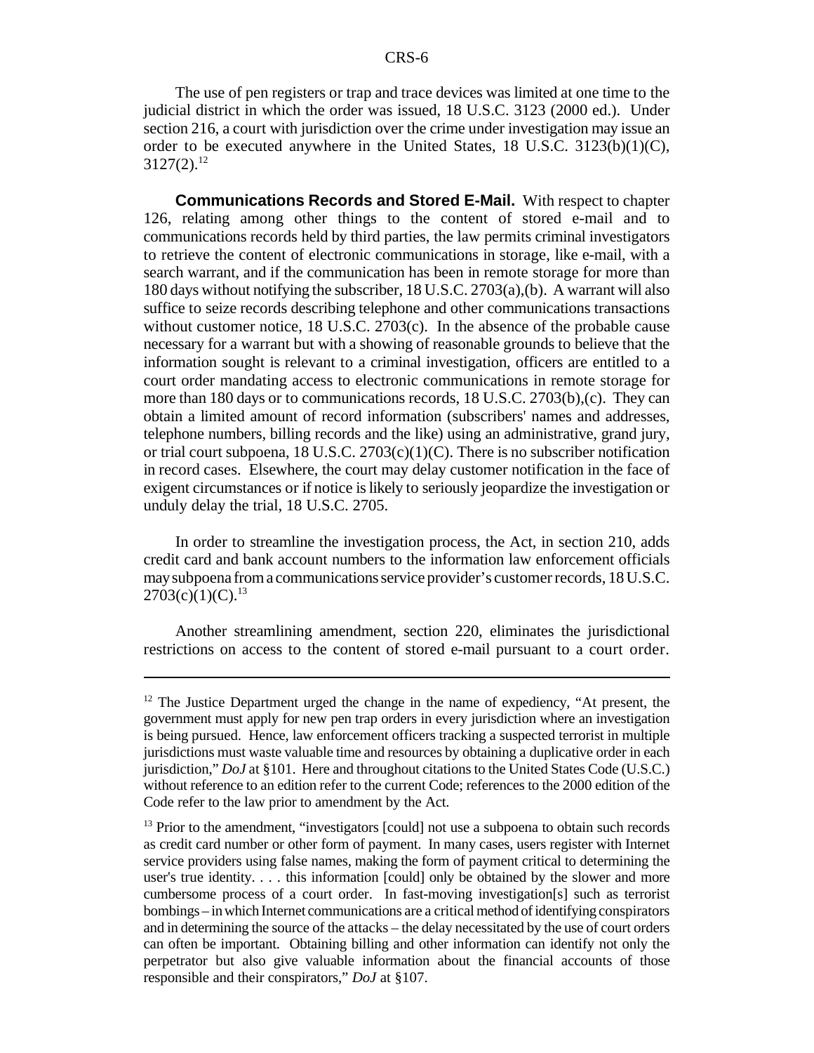The use of pen registers or trap and trace devices was limited at one time to the judicial district in which the order was issued, 18 U.S.C. 3123 (2000 ed.). Under section 216, a court with jurisdiction over the crime under investigation may issue an order to be executed anywhere in the United States, 18 U.S.C. 3123(b)(1)(C), 3127(2).[12]

**Communications Records and Stored E-Mail.** With respect to chapter 126, relating among other things to the content of stored e-mail and to communications records held by third parties, the law permits criminal investigators to retrieve the content of electronic communications in storage, like e-mail, with a search warrant, and if the communication has been in remote storage for more than 180 days without notifying the subscriber, 18 U.S.C. 2703(a),(b). A warrant will also suffice to seize records describing telephone and other communications transactions without customer notice, 18 U.S.C. 2703(c). In the absence of the probable cause necessary for a warrant but with a showing of reasonable grounds to believe that the information sought is relevant to a criminal investigation, officers are entitled to a court order mandating access to electronic communications in remote storage for more than 180 days or to communications records, 18 U.S.C. 2703(b),(c). They can obtain a limited amount of record information (subscribers' names and addresses, telephone numbers, billing records and the like) using an administrative, grand jury, or trial court subpoena, 18 U.S.C. 2703(c)(1)(C). There is no subscriber notification in record cases. Elsewhere, the court may delay customer notification in the face of exigent circumstances or if notice is likely to seriously jeopardize the investigation or unduly delay the trial, 18 U.S.C. 2705.

In order to streamline the investigation process, the Act, in section 210, adds credit card and bank account numbers to the information law enforcement officials may subpoena from a communications service provider's customer records, 18 U.S.C. 2703(c)(1)(C).[13]

Another streamlining amendment, section 220, eliminates the jurisdictional restrictions on access to the content of stored e-mail pursuant to a court order.

---

[12] The Justice Department urged the change in the name of expediency, "At present, the government must apply for new pen trap orders in every jurisdiction where an investigation is being pursued. Hence, law enforcement officers tracking a suspected terrorist in multiple jurisdictions must waste valuable time and resources by obtaining a duplicative order in each jurisdiction," *DoJ* at §101. Here and throughout citations to the United States Code (U.S.C.) without reference to an edition refer to the current Code; references to the 2000 edition of the Code refer to the law prior to amendment by the Act.

[13] Prior to the amendment, "investigators [could] not use a subpoena to obtain such records as credit card number or other form of payment. In many cases, users register with Internet service providers using false names, making the form of payment critical to determining the user's true identity. . . . this information [could] only be obtained by the slower and more cumbersome process of a court order. In fast-moving investigation[s] such as terrorist bombings – in which Internet communications are a critical method of identifying conspirators and in determining the source of the attacks – the delay necessitated by the use of court orders can often be important. Obtaining billing and other information can identify not only the perpetrator but also give valuable information about the financial accounts of those responsible and their conspirators," *DoJ* at §107.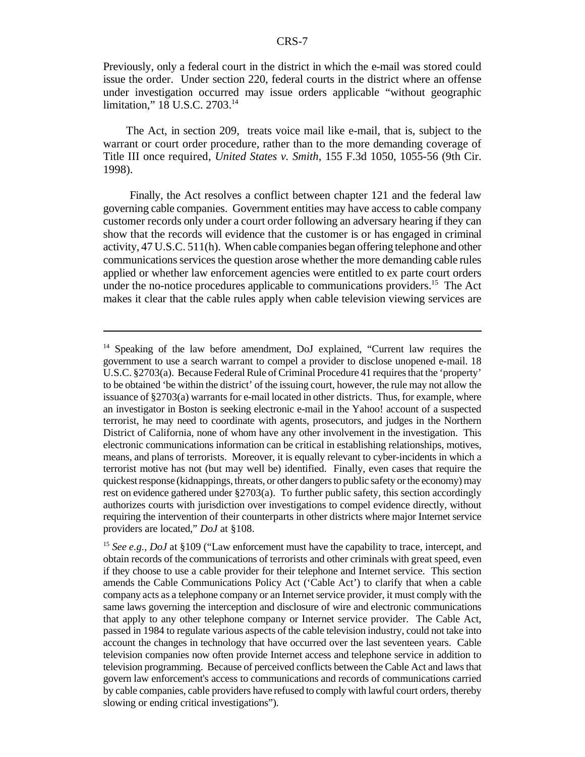Previously, only a federal court in the district in which the e-mail was stored could issue the order. Under section 220, federal courts in the district where an offense under investigation occurred may issue orders applicable "without geographic limitation," 18 U.S.C. 2703.[14]

The Act, in section 209, treats voice mail like e-mail, that is, subject to the warrant or court order procedure, rather than to the more demanding coverage of Title III once required, *United States v. Smith*, 155 F.3d 1050, 1055-56 (9th Cir. 1998).

Finally, the Act resolves a conflict between chapter 121 and the federal law governing cable companies. Government entities may have access to cable company customer records only under a court order following an adversary hearing if they can show that the records will evidence that the customer is or has engaged in criminal activity, 47 U.S.C. 511(h). When cable companies began offering telephone and other communications services the question arose whether the more demanding cable rules applied or whether law enforcement agencies were entitled to ex parte court orders under the no-notice procedures applicable to communications providers.[15] The Act makes it clear that the cable rules apply when cable television viewing services are

---

[14] Speaking of the law before amendment, DoJ explained, "Current law requires the government to use a search warrant to compel a provider to disclose unopened e-mail. 18 U.S.C. §2703(a). Because Federal Rule of Criminal Procedure 41 requires that the 'property' to be obtained 'be within the district' of the issuing court, however, the rule may not allow the issuance of §2703(a) warrants for e-mail located in other districts. Thus, for example, where an investigator in Boston is seeking electronic e-mail in the Yahoo! account of a suspected terrorist, he may need to coordinate with agents, prosecutors, and judges in the Northern District of California, none of whom have any other involvement in the investigation. This electronic communications information can be critical in establishing relationships, motives, means, and plans of terrorists. Moreover, it is equally relevant to cyber-incidents in which a terrorist motive has not (but may well be) identified. Finally, even cases that require the quickest response (kidnappings, threats, or other dangers to public safety or the economy) may rest on evidence gathered under §2703(a). To further public safety, this section accordingly authorizes courts with jurisdiction over investigations to compel evidence directly, without requiring the intervention of their counterparts in other districts where major Internet service providers are located," *DoJ* at §108.

[15] *See e.g., DoJ* at §109 ("Law enforcement must have the capability to trace, intercept, and obtain records of the communications of terrorists and other criminals with great speed, even if they choose to use a cable provider for their telephone and Internet service. This section amends the Cable Communications Policy Act ('Cable Act') to clarify that when a cable company acts as a telephone company or an Internet service provider, it must comply with the same laws governing the interception and disclosure of wire and electronic communications that apply to any other telephone company or Internet service provider. The Cable Act, passed in 1984 to regulate various aspects of the cable television industry, could not take into account the changes in technology that have occurred over the last seventeen years. Cable television companies now often provide Internet access and telephone service in addition to television programming. Because of perceived conflicts between the Cable Act and laws that govern law enforcement's access to communications and records of communications carried by cable companies, cable providers have refused to comply with lawful court orders, thereby slowing or ending critical investigations").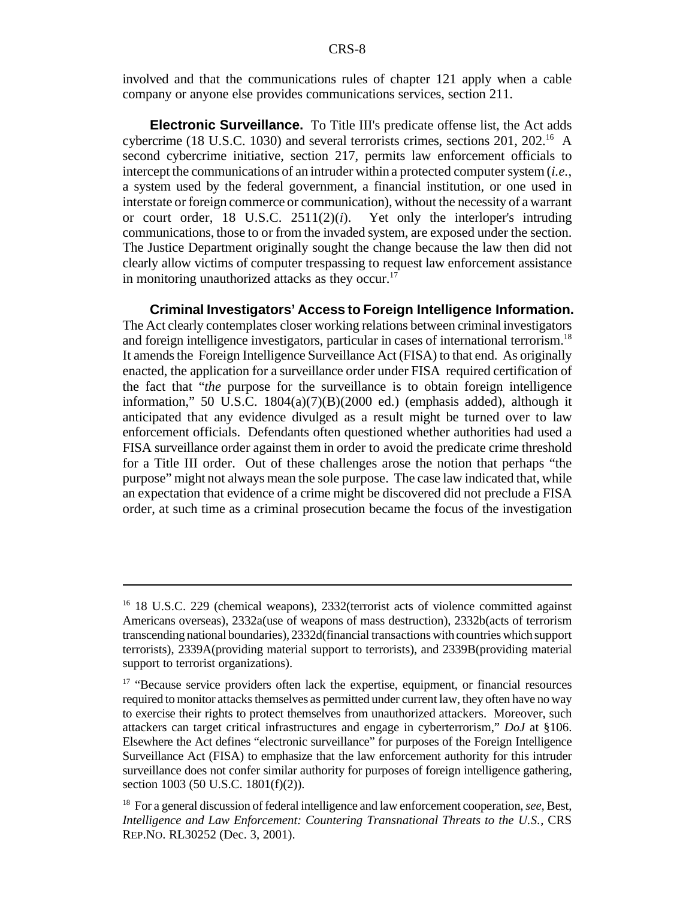involved and that the communications rules of chapter 121 apply when a cable company or anyone else provides communications services, section 211.

**Electronic Surveillance.** To Title III's predicate offense list, the Act adds cybercrime (18 U.S.C. 1030) and several terrorists crimes, sections 201, 202.[16] A second cybercrime initiative, section 217, permits law enforcement officials to intercept the communications of an intruder within a protected computer system (*i.e.*, a system used by the federal government, a financial institution, or one used in interstate or foreign commerce or communication), without the necessity of a warrant or court order, 18 U.S.C. 2511(2)(*i*). Yet only the interloper's intruding communications, those to or from the invaded system, are exposed under the section. The Justice Department originally sought the change because the law then did not clearly allow victims of computer trespassing to request law enforcement assistance in monitoring unauthorized attacks as they occur.[17]

**Criminal Investigators' Access to Foreign Intelligence Information.** The Act clearly contemplates closer working relations between criminal investigators and foreign intelligence investigators, particular in cases of international terrorism.[18] It amends the Foreign Intelligence Surveillance Act (FISA) to that end. As originally enacted, the application for a surveillance order under FISA required certification of the fact that "*the* purpose for the surveillance is to obtain foreign intelligence information," 50 U.S.C. 1804(a)(7)(B)(2000 ed.) (emphasis added), although it anticipated that any evidence divulged as a result might be turned over to law enforcement officials. Defendants often questioned whether authorities had used a FISA surveillance order against them in order to avoid the predicate crime threshold for a Title III order. Out of these challenges arose the notion that perhaps "the purpose" might not always mean the sole purpose. The case law indicated that, while an expectation that evidence of a crime might be discovered did not preclude a FISA order, at such time as a criminal prosecution became the focus of the investigation

---

[16] 18 U.S.C. 229 (chemical weapons), 2332(terrorist acts of violence committed against Americans overseas), 2332a(use of weapons of mass destruction), 2332b(acts of terrorism transcending national boundaries), 2332d(financial transactions with countries which support terrorists), 2339A(providing material support to terrorists), and 2339B(providing material support to terrorist organizations).

[17] "Because service providers often lack the expertise, equipment, or financial resources required to monitor attacks themselves as permitted under current law, they often have no way to exercise their rights to protect themselves from unauthorized attackers. Moreover, such attackers can target critical infrastructures and engage in cyberterrorism," *DoJ* at §106. Elsewhere the Act defines "electronic surveillance" for purposes of the Foreign Intelligence Surveillance Act (FISA) to emphasize that the law enforcement authority for this intruder surveillance does not confer similar authority for purposes of foreign intelligence gathering, section 1003 (50 U.S.C. 1801(f)(2)).

[18] For a general discussion of federal intelligence and law enforcement cooperation, *see*, Best, *Intelligence and Law Enforcement: Countering Transnational Threats to the U.S.*, CRS REP.NO. RL30252 (Dec. 3, 2001).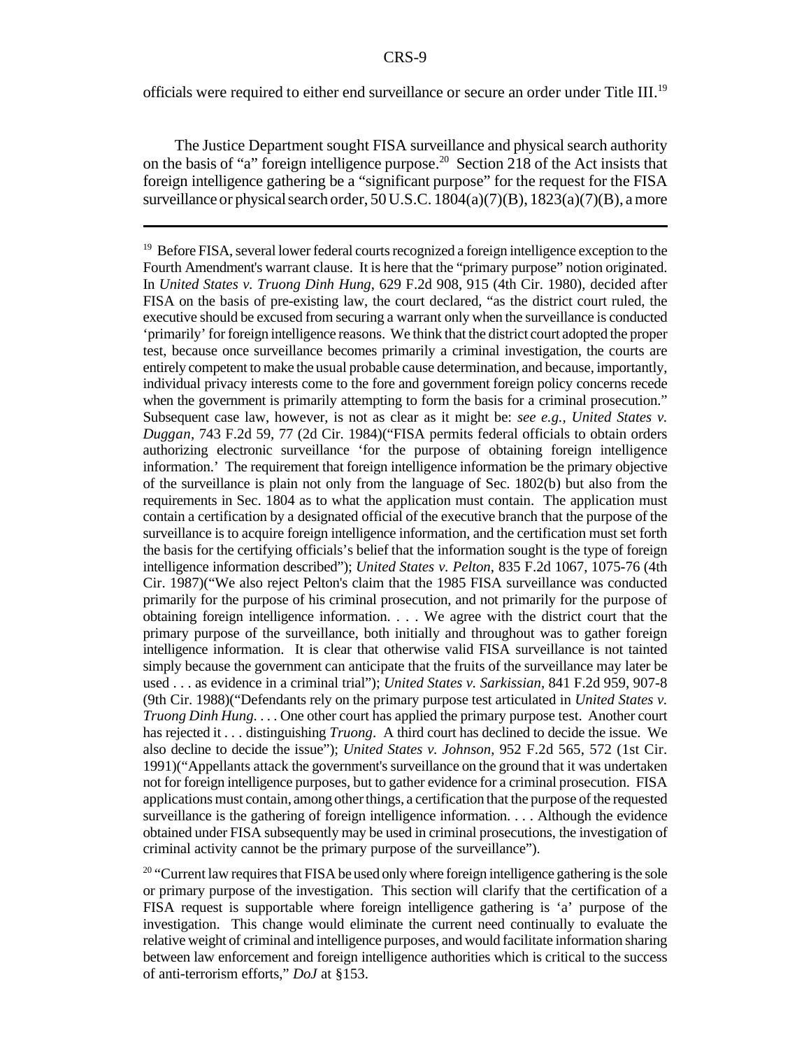officials were required to either end surveillance or secure an order under Title III.[19]

The Justice Department sought FISA surveillance and physical search authority on the basis of "a" foreign intelligence purpose.[20] Section 218 of the Act insists that foreign intelligence gathering be a "significant purpose" for the request for the FISA surveillance or physical search order, 50 U.S.C. 1804(a)(7)(B), 1823(a)(7)(B), a more

---

[19] Before FISA, several lower federal courts recognized a foreign intelligence exception to the Fourth Amendment's warrant clause. It is here that the "primary purpose" notion originated. In *United States v. Truong Dinh Hung*, 629 F.2d 908, 915 (4th Cir. 1980), decided after FISA on the basis of pre-existing law, the court declared, "as the district court ruled, the executive should be excused from securing a warrant only when the surveillance is conducted 'primarily' for foreign intelligence reasons. We think that the district court adopted the proper test, because once surveillance becomes primarily a criminal investigation, the courts are entirely competent to make the usual probable cause determination, and because, importantly, individual privacy interests come to the fore and government foreign policy concerns recede when the government is primarily attempting to form the basis for a criminal prosecution." Subsequent case law, however, is not as clear as it might be: *see e.g., United States v. Duggan*, 743 F.2d 59, 77 (2d Cir. 1984)("FISA permits federal officials to obtain orders authorizing electronic surveillance 'for the purpose of obtaining foreign intelligence information.' The requirement that foreign intelligence information be the primary objective of the surveillance is plain not only from the language of Sec. 1802(b) but also from the requirements in Sec. 1804 as to what the application must contain. The application must contain a certification by a designated official of the executive branch that the purpose of the surveillance is to acquire foreign intelligence information, and the certification must set forth the basis for the certifying officials's belief that the information sought is the type of foreign intelligence information described"); *United States v. Pelton*, 835 F.2d 1067, 1075-76 (4th Cir. 1987)("We also reject Pelton's claim that the 1985 FISA surveillance was conducted primarily for the purpose of his criminal prosecution, and not primarily for the purpose of obtaining foreign intelligence information. . . . We agree with the district court that the primary purpose of the surveillance, both initially and throughout was to gather foreign intelligence information. It is clear that otherwise valid FISA surveillance is not tainted simply because the government can anticipate that the fruits of the surveillance may later be used . . . as evidence in a criminal trial"); *United States v. Sarkissian*, 841 F.2d 959, 907-8 (9th Cir. 1988)("Defendants rely on the primary purpose test articulated in *United States v. Truong Dinh Hung*. . . . One other court has applied the primary purpose test. Another court has rejected it . . . distinguishing *Truong*. A third court has declined to decide the issue. We also decline to decide the issue"); *United States v. Johnson*, 952 F.2d 565, 572 (1st Cir. 1991)("Appellants attack the government's surveillance on the ground that it was undertaken not for foreign intelligence purposes, but to gather evidence for a criminal prosecution. FISA applications must contain, among other things, a certification that the purpose of the requested surveillance is the gathering of foreign intelligence information. . . . Although the evidence obtained under FISA subsequently may be used in criminal prosecutions, the investigation of criminal activity cannot be the primary purpose of the surveillance").

[20] "Current law requires that FISA be used only where foreign intelligence gathering is the sole or primary purpose of the investigation. This section will clarify that the certification of a FISA request is supportable where foreign intelligence gathering is 'a' purpose of the investigation. This change would eliminate the current need continually to evaluate the relative weight of criminal and intelligence purposes, and would facilitate information sharing between law enforcement and foreign intelligence authorities which is critical to the success of anti-terrorism efforts," *DoJ* at §153.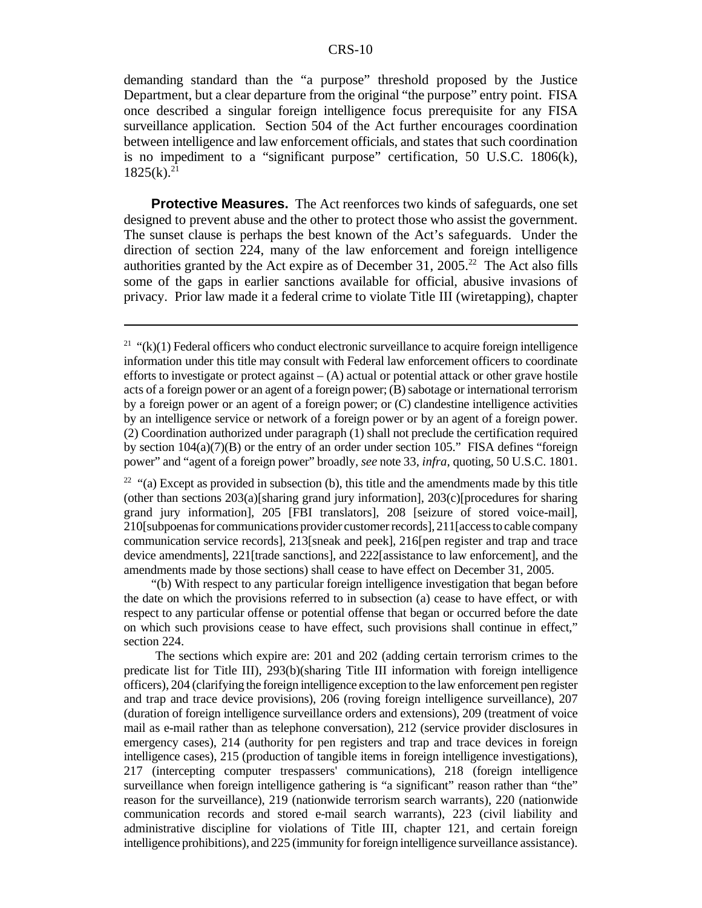demanding standard than the "a purpose" threshold proposed by the Justice Department, but a clear departure from the original "the purpose" entry point. FISA once described a singular foreign intelligence focus prerequisite for any FISA surveillance application. Section 504 of the Act further encourages coordination between intelligence and law enforcement officials, and states that such coordination is no impediment to a "significant purpose" certification, 50 U.S.C. 1806(k), 1825(k).[21]

**Protective Measures.** The Act reenforces two kinds of safeguards, one set designed to prevent abuse and the other to protect those who assist the government. The sunset clause is perhaps the best known of the Act's safeguards. Under the direction of section 224, many of the law enforcement and foreign intelligence authorities granted by the Act expire as of December 31, 2005.[22] The Act also fills some of the gaps in earlier sanctions available for official, abusive invasions of privacy. Prior law made it a federal crime to violate Title III (wiretapping), chapter

---

[21] "(k)(1) Federal officers who conduct electronic surveillance to acquire foreign intelligence information under this title may consult with Federal law enforcement officers to coordinate efforts to investigate or protect against – (A) actual or potential attack or other grave hostile acts of a foreign power or an agent of a foreign power; (B) sabotage or international terrorism by a foreign power or an agent of a foreign power; or (C) clandestine intelligence activities by an intelligence service or network of a foreign power or by an agent of a foreign power. (2) Coordination authorized under paragraph (1) shall not preclude the certification required by section 104(a)(7)(B) or the entry of an order under section 105." FISA defines "foreign power" and "agent of a foreign power" broadly, *see* note 33, *infra*, quoting, 50 U.S.C. 1801.

[22] "(a) Except as provided in subsection (b), this title and the amendments made by this title (other than sections 203(a)[sharing grand jury information], 203(c)[procedures for sharing grand jury information], 205 [FBI translators], 208 [seizure of stored voice-mail], 210[subpoenas for communications provider customer records], 211[access to cable company communication service records], 213[sneak and peek], 216[pen register and trap and trace device amendments], 221[trade sanctions], and 222[assistance to law enforcement], and the amendments made by those sections) shall cease to have effect on December 31, 2005.

"(b) With respect to any particular foreign intelligence investigation that began before the date on which the provisions referred to in subsection (a) cease to have effect, or with respect to any particular offense or potential offense that began or occurred before the date on which such provisions cease to have effect, such provisions shall continue in effect," section 224.

The sections which expire are: 201 and 202 (adding certain terrorism crimes to the predicate list for Title III), 293(b)(sharing Title III information with foreign intelligence officers), 204 (clarifying the foreign intelligence exception to the law enforcement pen register and trap and trace device provisions), 206 (roving foreign intelligence surveillance), 207 (duration of foreign intelligence surveillance orders and extensions), 209 (treatment of voice mail as e-mail rather than as telephone conversation), 212 (service provider disclosures in emergency cases), 214 (authority for pen registers and trap and trace devices in foreign intelligence cases), 215 (production of tangible items in foreign intelligence investigations), 217 (intercepting computer trespassers' communications), 218 (foreign intelligence surveillance when foreign intelligence gathering is "a significant" reason rather than "the" reason for the surveillance), 219 (nationwide terrorism search warrants), 220 (nationwide communication records and stored e-mail search warrants), 223 (civil liability and administrative discipline for violations of Title III, chapter 121, and certain foreign intelligence prohibitions), and 225 (immunity for foreign intelligence surveillance assistance).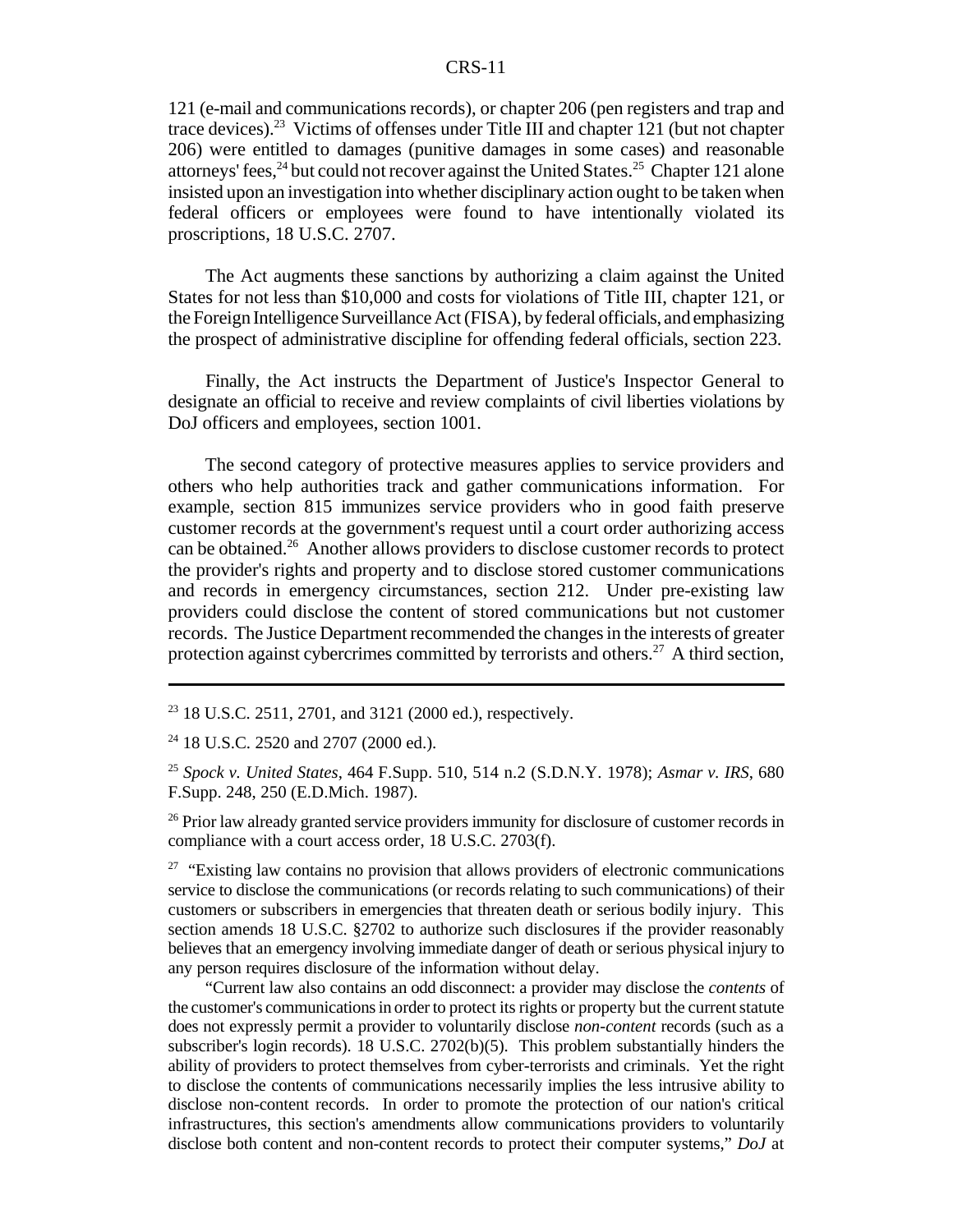121 (e-mail and communications records), or chapter 206 (pen registers and trap and trace devices).[23] Victims of offenses under Title III and chapter 121 (but not chapter 206) were entitled to damages (punitive damages in some cases) and reasonable attorneys' fees,[24] but could not recover against the United States.[25] Chapter 121 alone insisted upon an investigation into whether disciplinary action ought to be taken when federal officers or employees were found to have intentionally violated its proscriptions, 18 U.S.C. 2707.

The Act augments these sanctions by authorizing a claim against the United States for not less than $10,000 and costs for violations of Title III, chapter 121, or the Foreign Intelligence Surveillance Act (FISA), by federal officials, and emphasizing the prospect of administrative discipline for offending federal officials, section 223.

Finally, the Act instructs the Department of Justice's Inspector General to designate an official to receive and review complaints of civil liberties violations by DoJ officers and employees, section 1001.

The second category of protective measures applies to service providers and others who help authorities track and gather communications information. For example, section 815 immunizes service providers who in good faith preserve customer records at the government's request until a court order authorizing access can be obtained.[26] Another allows providers to disclose customer records to protect the provider's rights and property and to disclose stored customer communications and records in emergency circumstances, section 212. Under pre-existing law providers could disclose the content of stored communications but not customer records. The Justice Department recommended the changes in the interests of greater protection against cybercrimes committed by terrorists and others.[27] A third section,

---

[23] 18 U.S.C. 2511, 2701, and 3121 (2000 ed.), respectively.

[24] 18 U.S.C. 2520 and 2707 (2000 ed.).

[25] *Spock v. United States*, 464 F.Supp. 510, 514 n.2 (S.D.N.Y. 1978); *Asmar v. IRS*, 680 F.Supp. 248, 250 (E.D.Mich. 1987).

[26] Prior law already granted service providers immunity for disclosure of customer records in compliance with a court access order, 18 U.S.C. 2703(f).

[27] "Existing law contains no provision that allows providers of electronic communications service to disclose the communications (or records relating to such communications) of their customers or subscribers in emergencies that threaten death or serious bodily injury. This section amends 18 U.S.C. §2702 to authorize such disclosures if the provider reasonably believes that an emergency involving immediate danger of death or serious physical injury to any person requires disclosure of the information without delay.

"Current law also contains an odd disconnect: a provider may disclose the *contents* of the customer's communications in order to protect its rights or property but the current statute does not expressly permit a provider to voluntarily disclose *non-content* records (such as a subscriber's login records). 18 U.S.C. 2702(b)(5). This problem substantially hinders the ability of providers to protect themselves from cyber-terrorists and criminals. Yet the right to disclose the contents of communications necessarily implies the less intrusive ability to disclose non-content records. In order to promote the protection of our nation's critical infrastructures, this section's amendments allow communications providers to voluntarily disclose both content and non-content records to protect their computer systems," *DoJ* at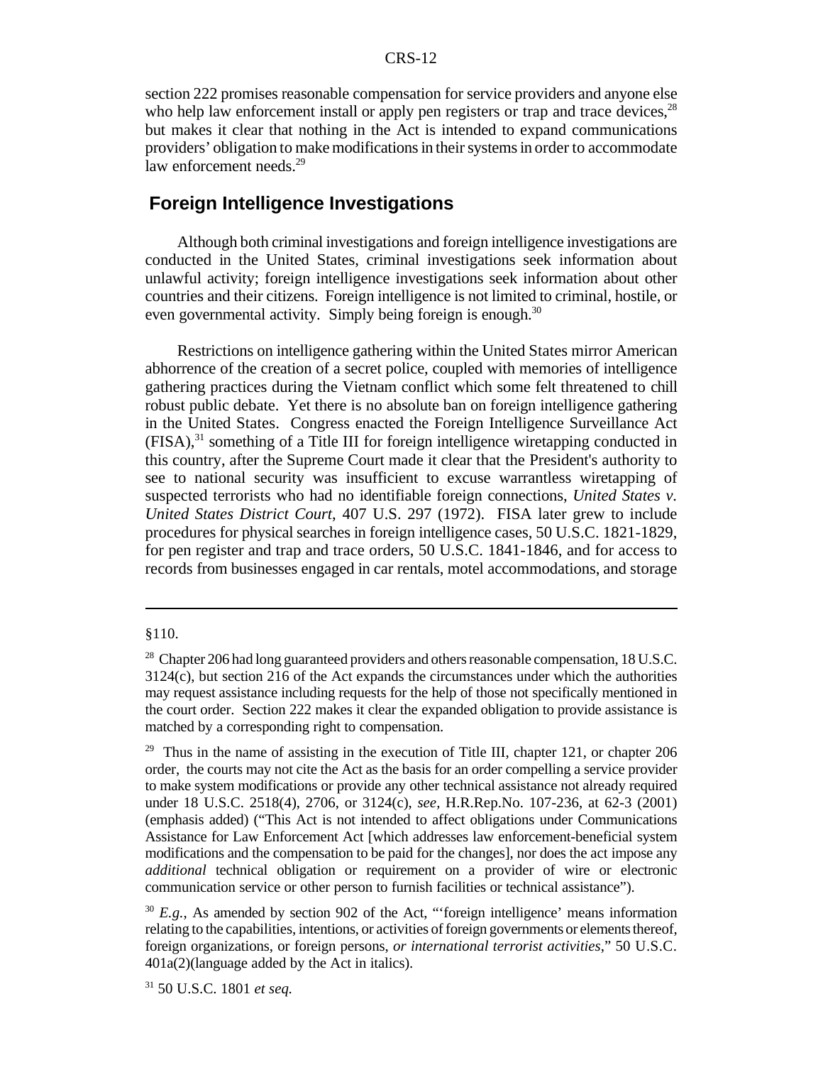section 222 promises reasonable compensation for service providers and anyone else who help law enforcement install or apply pen registers or trap and trace devices,[28] but makes it clear that nothing in the Act is intended to expand communications providers' obligation to make modifications in their systems in order to accommodate law enforcement needs.[29]

## Foreign Intelligence Investigations

Although both criminal investigations and foreign intelligence investigations are conducted in the United States, criminal investigations seek information about unlawful activity; foreign intelligence investigations seek information about other countries and their citizens. Foreign intelligence is not limited to criminal, hostile, or even governmental activity. Simply being foreign is enough.[30]

Restrictions on intelligence gathering within the United States mirror American abhorrence of the creation of a secret police, coupled with memories of intelligence gathering practices during the Vietnam conflict which some felt threatened to chill robust public debate. Yet there is no absolute ban on foreign intelligence gathering in the United States. Congress enacted the Foreign Intelligence Surveillance Act (FISA),[31] something of a Title III for foreign intelligence wiretapping conducted in this country, after the Supreme Court made it clear that the President's authority to see to national security was insufficient to excuse warrantless wiretapping of suspected terrorists who had no identifiable foreign connections, *United States v. United States District Court*, 407 U.S. 297 (1972). FISA later grew to include procedures for physical searches in foreign intelligence cases, 50 U.S.C. 1821-1829, for pen register and trap and trace orders, 50 U.S.C. 1841-1846, and for access to records from businesses engaged in car rentals, motel accommodations, and storage

---

§110.

[28] Chapter 206 had long guaranteed providers and others reasonable compensation, 18 U.S.C. 3124(c), but section 216 of the Act expands the circumstances under which the authorities may request assistance including requests for the help of those not specifically mentioned in the court order. Section 222 makes it clear the expanded obligation to provide assistance is matched by a corresponding right to compensation.

[29] Thus in the name of assisting in the execution of Title III, chapter 121, or chapter 206 order, the courts may not cite the Act as the basis for an order compelling a service provider to make system modifications or provide any other technical assistance not already required under 18 U.S.C. 2518(4), 2706, or 3124(c), *see*, H.R.Rep.No. 107-236, at 62-3 (2001) (emphasis added) ("This Act is not intended to affect obligations under Communications Assistance for Law Enforcement Act [which addresses law enforcement-beneficial system modifications and the compensation to be paid for the changes], nor does the act impose any *additional* technical obligation or requirement on a provider of wire or electronic communication service or other person to furnish facilities or technical assistance").

[30] *E.g.*, As amended by section 902 of the Act, "'foreign intelligence' means information relating to the capabilities, intentions, or activities of foreign governments or elements thereof, foreign organizations, or foreign persons, *or international terrorist activities*," 50 U.S.C. 401a(2)(language added by the Act in italics).

[31] 50 U.S.C. 1801 *et seq.*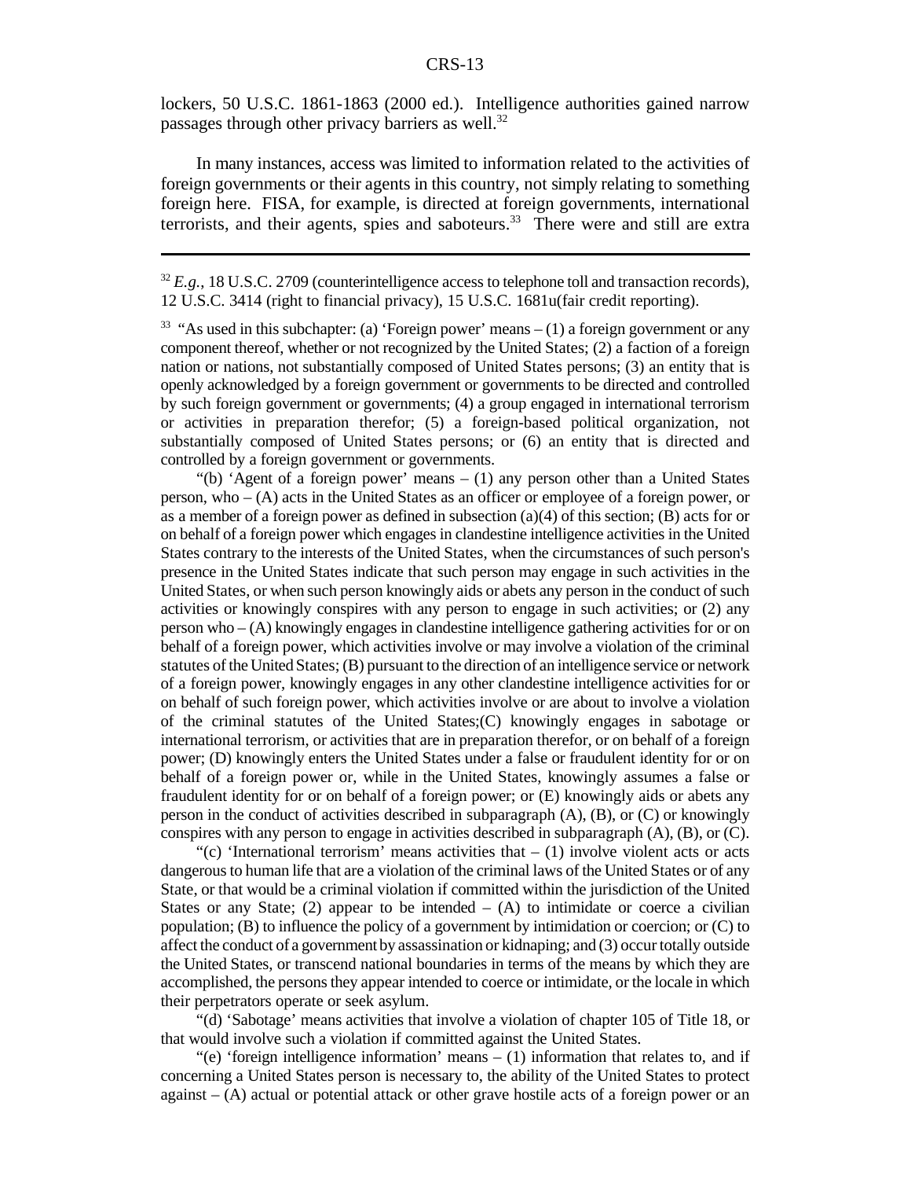lockers, 50 U.S.C. 1861-1863 (2000 ed.). Intelligence authorities gained narrow passages through other privacy barriers as well.[32]

In many instances, access was limited to information related to the activities of foreign governments or their agents in this country, not simply relating to something foreign here. FISA, for example, is directed at foreign governments, international terrorists, and their agents, spies and saboteurs.[33] There were and still are extra

---

[32] *E.g.*, 18 U.S.C. 2709 (counterintelligence access to telephone toll and transaction records), 12 U.S.C. 3414 (right to financial privacy), 15 U.S.C. 1681u(fair credit reporting).

[33] "As used in this subchapter: (a) 'Foreign power' means – (1) a foreign government or any component thereof, whether or not recognized by the United States; (2) a faction of a foreign nation or nations, not substantially composed of United States persons; (3) an entity that is openly acknowledged by a foreign government or governments to be directed and controlled by such foreign government or governments; (4) a group engaged in international terrorism or activities in preparation therefor; (5) a foreign-based political organization, not substantially composed of United States persons; or (6) an entity that is directed and controlled by a foreign government or governments.

"(b) 'Agent of a foreign power' means – (1) any person other than a United States person, who – (A) acts in the United States as an officer or employee of a foreign power, or as a member of a foreign power as defined in subsection (a)(4) of this section; (B) acts for or on behalf of a foreign power which engages in clandestine intelligence activities in the United States contrary to the interests of the United States, when the circumstances of such person's presence in the United States indicate that such person may engage in such activities in the United States, or when such person knowingly aids or abets any person in the conduct of such activities or knowingly conspires with any person to engage in such activities; or (2) any person who – (A) knowingly engages in clandestine intelligence gathering activities for or on behalf of a foreign power, which activities involve or may involve a violation of the criminal statutes of the United States; (B) pursuant to the direction of an intelligence service or network of a foreign power, knowingly engages in any other clandestine intelligence activities for or on behalf of such foreign power, which activities involve or are about to involve a violation of the criminal statutes of the United States;(C) knowingly engages in sabotage or international terrorism, or activities that are in preparation therefor, or on behalf of a foreign power; (D) knowingly enters the United States under a false or fraudulent identity for or on behalf of a foreign power or, while in the United States, knowingly assumes a false or fraudulent identity for or on behalf of a foreign power; or (E) knowingly aids or abets any person in the conduct of activities described in subparagraph (A), (B), or (C) or knowingly conspires with any person to engage in activities described in subparagraph (A), (B), or (C).

"(c) 'International terrorism' means activities that – (1) involve violent acts or acts dangerous to human life that are a violation of the criminal laws of the United States or of any State, or that would be a criminal violation if committed within the jurisdiction of the United States or any State; (2) appear to be intended – (A) to intimidate or coerce a civilian population; (B) to influence the policy of a government by intimidation or coercion; or (C) to affect the conduct of a government by assassination or kidnaping; and (3) occur totally outside the United States, or transcend national boundaries in terms of the means by which they are accomplished, the persons they appear intended to coerce or intimidate, or the locale in which their perpetrators operate or seek asylum.

"(d) 'Sabotage' means activities that involve a violation of chapter 105 of Title 18, or that would involve such a violation if committed against the United States.

"(e) 'foreign intelligence information' means – (1) information that relates to, and if concerning a United States person is necessary to, the ability of the United States to protect against – (A) actual or potential attack or other grave hostile acts of a foreign power or an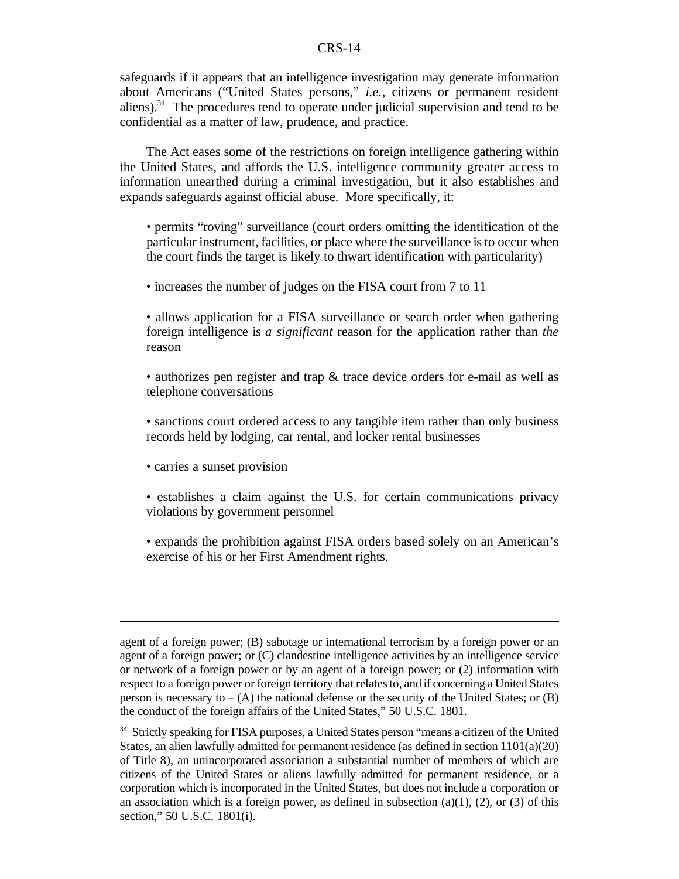safeguards if it appears that an intelligence investigation may generate information about Americans ("United States persons," *i.e.,* citizens or permanent resident aliens).[34] The procedures tend to operate under judicial supervision and tend to be confidential as a matter of law, prudence, and practice.

The Act eases some of the restrictions on foreign intelligence gathering within the United States, and affords the U.S. intelligence community greater access to information unearthed during a criminal investigation, but it also establishes and expands safeguards against official abuse. More specifically, it:

- permits "roving" surveillance (court orders omitting the identification of the particular instrument, facilities, or place where the surveillance is to occur when the court finds the target is likely to thwart identification with particularity)

- increases the number of judges on the FISA court from 7 to 11

- allows application for a FISA surveillance or search order when gathering foreign intelligence is *a significant* reason for the application rather than *the* reason

- authorizes pen register and trap & trace device orders for e-mail as well as telephone conversations

- sanctions court ordered access to any tangible item rather than only business records held by lodging, car rental, and locker rental businesses

- carries a sunset provision

- establishes a claim against the U.S. for certain communications privacy violations by government personnel

- expands the prohibition against FISA orders based solely on an American's exercise of his or her First Amendment rights.

---

agent of a foreign power; (B) sabotage or international terrorism by a foreign power or an agent of a foreign power; or (C) clandestine intelligence activities by an intelligence service or network of a foreign power or by an agent of a foreign power; or (2) information with respect to a foreign power or foreign territory that relates to, and if concerning a United States person is necessary to – (A) the national defense or the security of the United States; or (B) the conduct of the foreign affairs of the United States," 50 U.S.C. 1801.

[34] Strictly speaking for FISA purposes, a United States person "means a citizen of the United States, an alien lawfully admitted for permanent residence (as defined in section 1101(a)(20) of Title 8), an unincorporated association a substantial number of members of which are citizens of the United States or aliens lawfully admitted for permanent residence, or a corporation which is incorporated in the United States, but does not include a corporation or an association which is a foreign power, as defined in subsection (a)(1), (2), or (3) of this section," 50 U.S.C. 1801(i).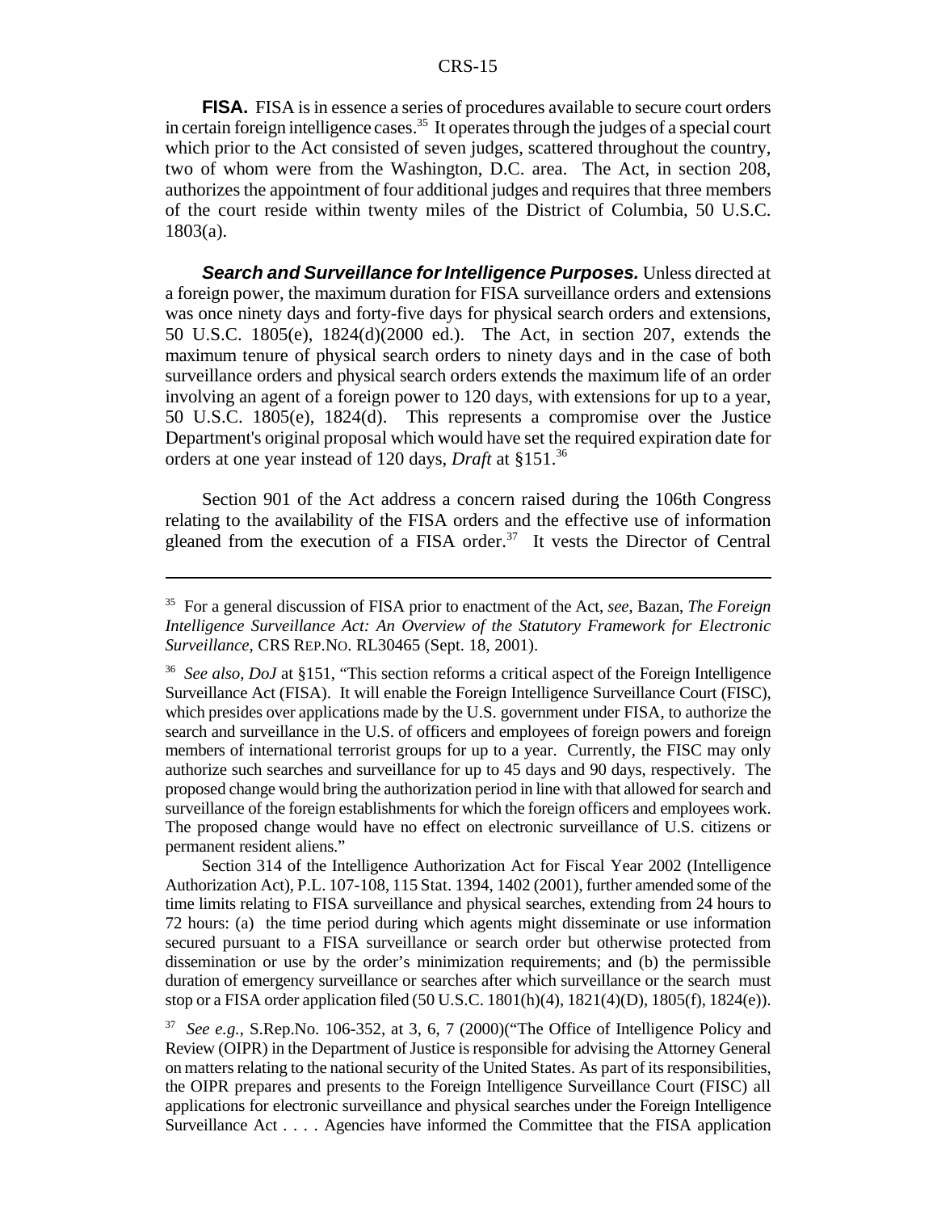**FISA.** FISA is in essence a series of procedures available to secure court orders in certain foreign intelligence cases.[35] It operates through the judges of a special court which prior to the Act consisted of seven judges, scattered throughout the country, two of whom were from the Washington, D.C. area. The Act, in section 208, authorizes the appointment of four additional judges and requires that three members of the court reside within twenty miles of the District of Columbia, 50 U.S.C. 1803(a).

***Search and Surveillance for Intelligence Purposes.*** Unless directed at a foreign power, the maximum duration for FISA surveillance orders and extensions was once ninety days and forty-five days for physical search orders and extensions, 50 U.S.C. 1805(e), 1824(d)(2000 ed.). The Act, in section 207, extends the maximum tenure of physical search orders to ninety days and in the case of both surveillance orders and physical search orders extends the maximum life of an order involving an agent of a foreign power to 120 days, with extensions for up to a year, 50 U.S.C. 1805(e), 1824(d). This represents a compromise over the Justice Department's original proposal which would have set the required expiration date for orders at one year instead of 120 days, *Draft* at §151.[36]

Section 901 of the Act address a concern raised during the 106th Congress relating to the availability of the FISA orders and the effective use of information gleaned from the execution of a FISA order.[37] It vests the Director of Central

---

[35] For a general discussion of FISA prior to enactment of the Act, *see*, Bazan, *The Foreign Intelligence Surveillance Act: An Overview of the Statutory Framework for Electronic Surveillance*, CRS REP.NO. RL30465 (Sept. 18, 2001).

[36] *See also, DoJ* at §151, "This section reforms a critical aspect of the Foreign Intelligence Surveillance Act (FISA). It will enable the Foreign Intelligence Surveillance Court (FISC), which presides over applications made by the U.S. government under FISA, to authorize the search and surveillance in the U.S. of officers and employees of foreign powers and foreign members of international terrorist groups for up to a year. Currently, the FISC may only authorize such searches and surveillance for up to 45 days and 90 days, respectively. The proposed change would bring the authorization period in line with that allowed for search and surveillance of the foreign establishments for which the foreign officers and employees work. The proposed change would have no effect on electronic surveillance of U.S. citizens or permanent resident aliens."

Section 314 of the Intelligence Authorization Act for Fiscal Year 2002 (Intelligence Authorization Act), P.L. 107-108, 115 Stat. 1394, 1402 (2001), further amended some of the time limits relating to FISA surveillance and physical searches, extending from 24 hours to 72 hours: (a) the time period during which agents might disseminate or use information secured pursuant to a FISA surveillance or search order but otherwise protected from dissemination or use by the order's minimization requirements; and (b) the permissible duration of emergency surveillance or searches after which surveillance or the search must stop or a FISA order application filed (50 U.S.C. 1801(h)(4), 1821(4)(D), 1805(f), 1824(e)).

[37] *See e.g.*, S.Rep.No. 106-352, at 3, 6, 7 (2000)("The Office of Intelligence Policy and Review (OIPR) in the Department of Justice is responsible for advising the Attorney General on matters relating to the national security of the United States. As part of its responsibilities, the OIPR prepares and presents to the Foreign Intelligence Surveillance Court (FISC) all applications for electronic surveillance and physical searches under the Foreign Intelligence Surveillance Act . . . . Agencies have informed the Committee that the FISA application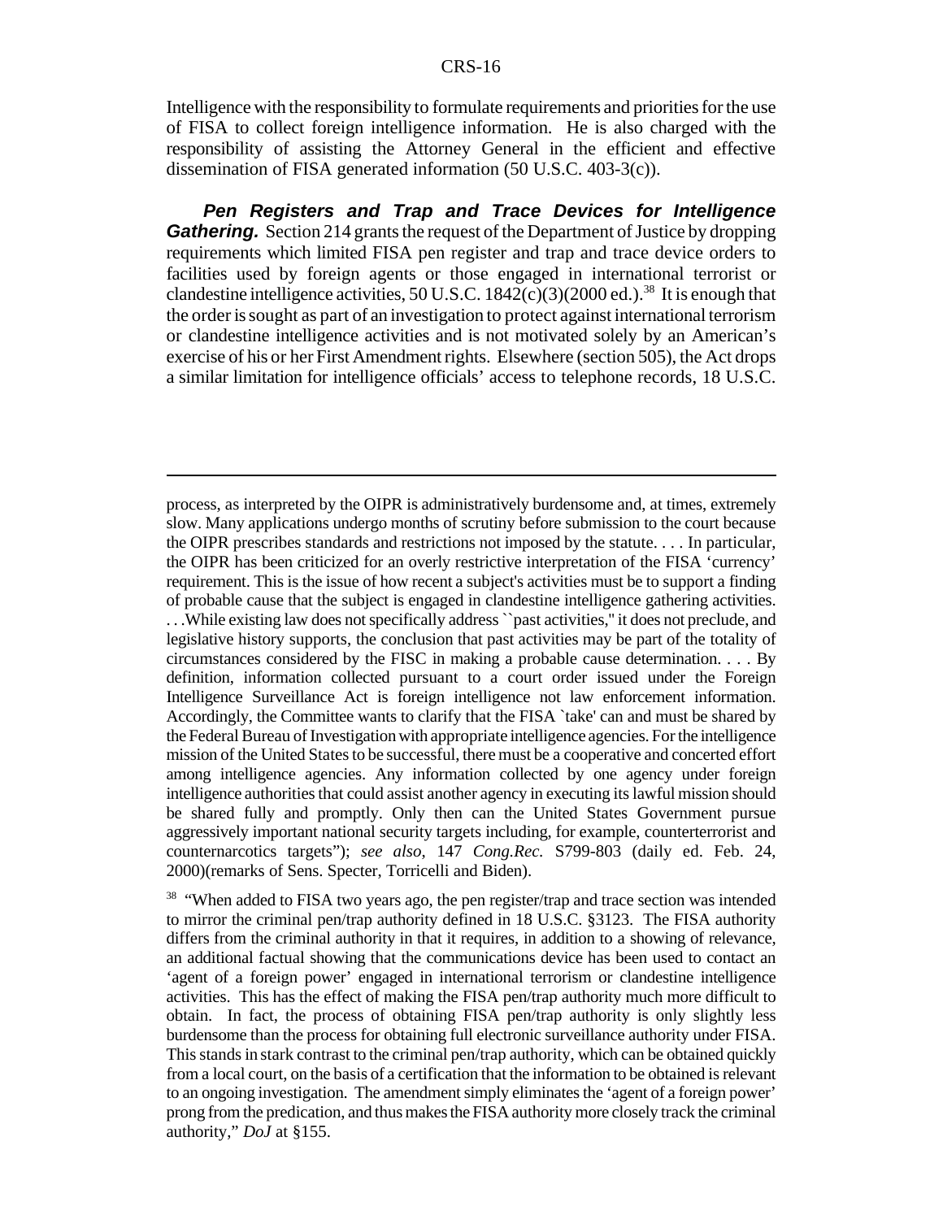Intelligence with the responsibility to formulate requirements and priorities for the use of FISA to collect foreign intelligence information. He is also charged with the responsibility of assisting the Attorney General in the efficient and effective dissemination of FISA generated information (50 U.S.C. 403-3(c)).

***Pen Registers and Trap and Trace Devices for Intelligence Gathering.*** Section 214 grants the request of the Department of Justice by dropping requirements which limited FISA pen register and trap and trace device orders to facilities used by foreign agents or those engaged in international terrorist or clandestine intelligence activities, 50 U.S.C. 1842(c)(3)(2000 ed.).[38] It is enough that the order is sought as part of an investigation to protect against international terrorism or clandestine intelligence activities and is not motivated solely by an American's exercise of his or her First Amendment rights. Elsewhere (section 505), the Act drops a similar limitation for intelligence officials' access to telephone records, 18 U.S.C.

---

process, as interpreted by the OIPR is administratively burdensome and, at times, extremely slow. Many applications undergo months of scrutiny before submission to the court because the OIPR prescribes standards and restrictions not imposed by the statute. . . . In particular, the OIPR has been criticized for an overly restrictive interpretation of the FISA 'currency' requirement. This is the issue of how recent a subject's activities must be to support a finding of probable cause that the subject is engaged in clandestine intelligence gathering activities. . . .While existing law does not specifically address ``past activities,'' it does not preclude, and legislative history supports, the conclusion that past activities may be part of the totality of circumstances considered by the FISC in making a probable cause determination. . . . By definition, information collected pursuant to a court order issued under the Foreign Intelligence Surveillance Act is foreign intelligence not law enforcement information. Accordingly, the Committee wants to clarify that the FISA `take' can and must be shared by the Federal Bureau of Investigation with appropriate intelligence agencies. For the intelligence mission of the United States to be successful, there must be a cooperative and concerted effort among intelligence agencies. Any information collected by one agency under foreign intelligence authorities that could assist another agency in executing its lawful mission should be shared fully and promptly. Only then can the United States Government pursue aggressively important national security targets including, for example, counterterrorist and counternarcotics targets"); *see also*, 147 *Cong.Rec.* S799-803 (daily ed. Feb. 24, 2000)(remarks of Sens. Specter, Torricelli and Biden).

[38] "When added to FISA two years ago, the pen register/trap and trace section was intended to mirror the criminal pen/trap authority defined in 18 U.S.C. §3123. The FISA authority differs from the criminal authority in that it requires, in addition to a showing of relevance, an additional factual showing that the communications device has been used to contact an 'agent of a foreign power' engaged in international terrorism or clandestine intelligence activities. This has the effect of making the FISA pen/trap authority much more difficult to obtain. In fact, the process of obtaining FISA pen/trap authority is only slightly less burdensome than the process for obtaining full electronic surveillance authority under FISA. This stands in stark contrast to the criminal pen/trap authority, which can be obtained quickly from a local court, on the basis of a certification that the information to be obtained is relevant to an ongoing investigation. The amendment simply eliminates the 'agent of a foreign power' prong from the predication, and thus makes the FISA authority more closely track the criminal authority," *DoJ* at §155.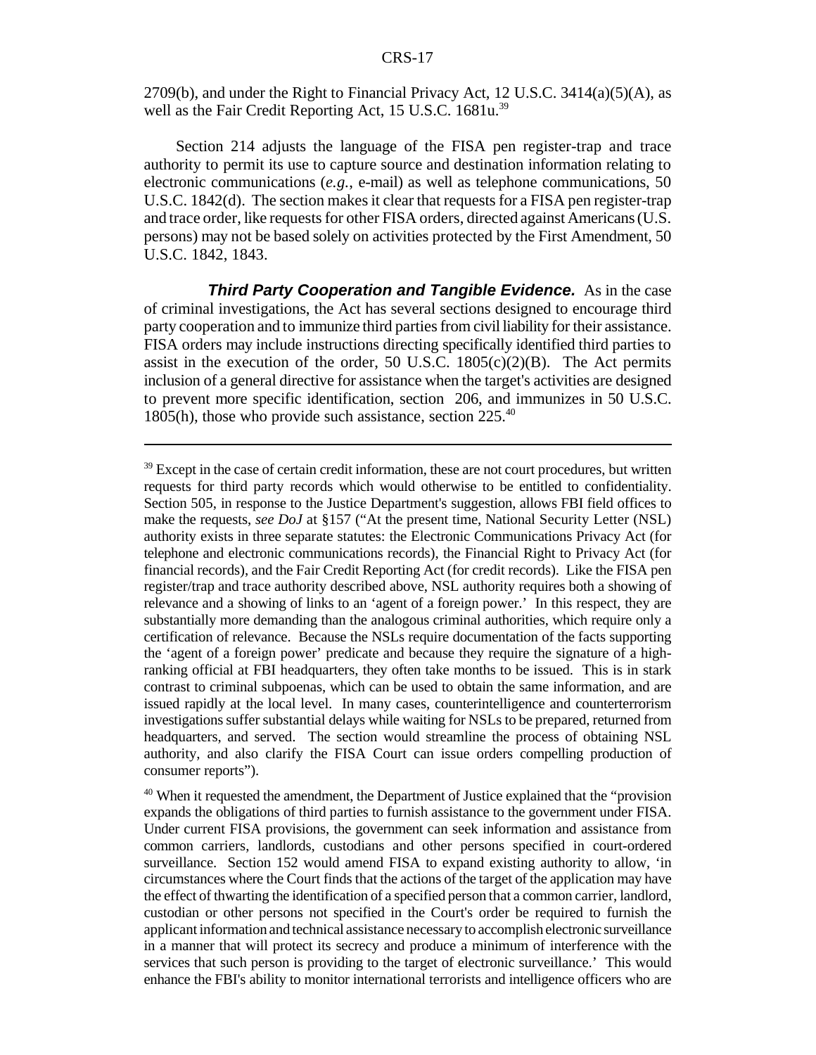2709(b), and under the Right to Financial Privacy Act, 12 U.S.C. 3414(a)(5)(A), as well as the Fair Credit Reporting Act, 15 U.S.C. 1681u.[39]

Section 214 adjusts the language of the FISA pen register-trap and trace authority to permit its use to capture source and destination information relating to electronic communications (*e.g.*, e-mail) as well as telephone communications, 50 U.S.C. 1842(d). The section makes it clear that requests for a FISA pen register-trap and trace order, like requests for other FISA orders, directed against Americans (U.S. persons) may not be based solely on activities protected by the First Amendment, 50 U.S.C. 1842, 1843.

***Third Party Cooperation and Tangible Evidence.*** As in the case of criminal investigations, the Act has several sections designed to encourage third party cooperation and to immunize third parties from civil liability for their assistance. FISA orders may include instructions directing specifically identified third parties to assist in the execution of the order, 50 U.S.C. 1805(c)(2)(B). The Act permits inclusion of a general directive for assistance when the target's activities are designed to prevent more specific identification, section 206, and immunizes in 50 U.S.C. 1805(h), those who provide such assistance, section 225.[40]

---

[39] Except in the case of certain credit information, these are not court procedures, but written requests for third party records which would otherwise to be entitled to confidentiality. Section 505, in response to the Justice Department's suggestion, allows FBI field offices to make the requests, *see DoJ* at §157 ("At the present time, National Security Letter (NSL) authority exists in three separate statutes: the Electronic Communications Privacy Act (for telephone and electronic communications records), the Financial Right to Privacy Act (for financial records), and the Fair Credit Reporting Act (for credit records). Like the FISA pen register/trap and trace authority described above, NSL authority requires both a showing of relevance and a showing of links to an 'agent of a foreign power.' In this respect, they are substantially more demanding than the analogous criminal authorities, which require only a certification of relevance. Because the NSLs require documentation of the facts supporting the 'agent of a foreign power' predicate and because they require the signature of a high-ranking official at FBI headquarters, they often take months to be issued. This is in stark contrast to criminal subpoenas, which can be used to obtain the same information, and are issued rapidly at the local level. In many cases, counterintelligence and counterterrorism investigations suffer substantial delays while waiting for NSLs to be prepared, returned from headquarters, and served. The section would streamline the process of obtaining NSL authority, and also clarify the FISA Court can issue orders compelling production of consumer reports").

[40] When it requested the amendment, the Department of Justice explained that the "provision expands the obligations of third parties to furnish assistance to the government under FISA. Under current FISA provisions, the government can seek information and assistance from common carriers, landlords, custodians and other persons specified in court-ordered surveillance. Section 152 would amend FISA to expand existing authority to allow, 'in circumstances where the Court finds that the actions of the target of the application may have the effect of thwarting the identification of a specified person that a common carrier, landlord, custodian or other persons not specified in the Court's order be required to furnish the applicant information and technical assistance necessary to accomplish electronic surveillance in a manner that will protect its secrecy and produce a minimum of interference with the services that such person is providing to the target of electronic surveillance.' This would enhance the FBI's ability to monitor international terrorists and intelligence officers who are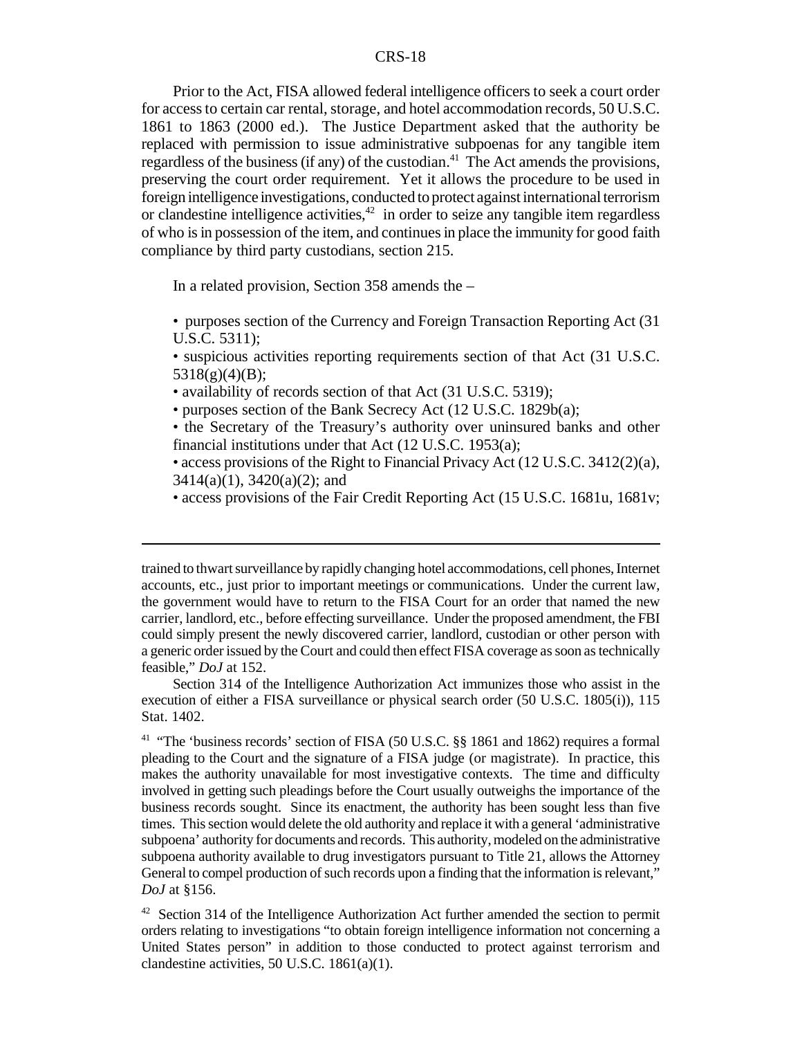Prior to the Act, FISA allowed federal intelligence officers to seek a court order for access to certain car rental, storage, and hotel accommodation records, 50 U.S.C. 1861 to 1863 (2000 ed.). The Justice Department asked that the authority be replaced with permission to issue administrative subpoenas for any tangible item regardless of the business (if any) of the custodian.[41] The Act amends the provisions, preserving the court order requirement. Yet it allows the procedure to be used in foreign intelligence investigations, conducted to protect against international terrorism or clandestine intelligence activities,[42] in order to seize any tangible item regardless of who is in possession of the item, and continues in place the immunity for good faith compliance by third party custodians, section 215.

In a related provision, Section 358 amends the –

- purposes section of the Currency and Foreign Transaction Reporting Act (31 U.S.C. 5311);
- suspicious activities reporting requirements section of that Act (31 U.S.C. 5318(g)(4)(B);
- availability of records section of that Act (31 U.S.C. 5319);
- purposes section of the Bank Secrecy Act (12 U.S.C. 1829b(a);
- the Secretary of the Treasury's authority over uninsured banks and other financial institutions under that Act (12 U.S.C. 1953(a);
- access provisions of the Right to Financial Privacy Act (12 U.S.C. 3412(2)(a), 3414(a)(1), 3420(a)(2); and
- access provisions of the Fair Credit Reporting Act (15 U.S.C. 1681u, 1681v;

---

trained to thwart surveillance by rapidly changing hotel accommodations, cell phones, Internet accounts, etc., just prior to important meetings or communications. Under the current law, the government would have to return to the FISA Court for an order that named the new carrier, landlord, etc., before effecting surveillance. Under the proposed amendment, the FBI could simply present the newly discovered carrier, landlord, custodian or other person with a generic order issued by the Court and could then effect FISA coverage as soon as technically feasible," *DoJ* at 152.

Section 314 of the Intelligence Authorization Act immunizes those who assist in the execution of either a FISA surveillance or physical search order (50 U.S.C. 1805(i)), 115 Stat. 1402.

[41] "The 'business records' section of FISA (50 U.S.C. §§ 1861 and 1862) requires a formal pleading to the Court and the signature of a FISA judge (or magistrate). In practice, this makes the authority unavailable for most investigative contexts. The time and difficulty involved in getting such pleadings before the Court usually outweighs the importance of the business records sought. Since its enactment, the authority has been sought less than five times. This section would delete the old authority and replace it with a general 'administrative subpoena' authority for documents and records. This authority, modeled on the administrative subpoena authority available to drug investigators pursuant to Title 21, allows the Attorney General to compel production of such records upon a finding that the information is relevant," *DoJ* at §156.

[42] Section 314 of the Intelligence Authorization Act further amended the section to permit orders relating to investigations "to obtain foreign intelligence information not concerning a United States person" in addition to those conducted to protect against terrorism and clandestine activities, 50 U.S.C. 1861(a)(1).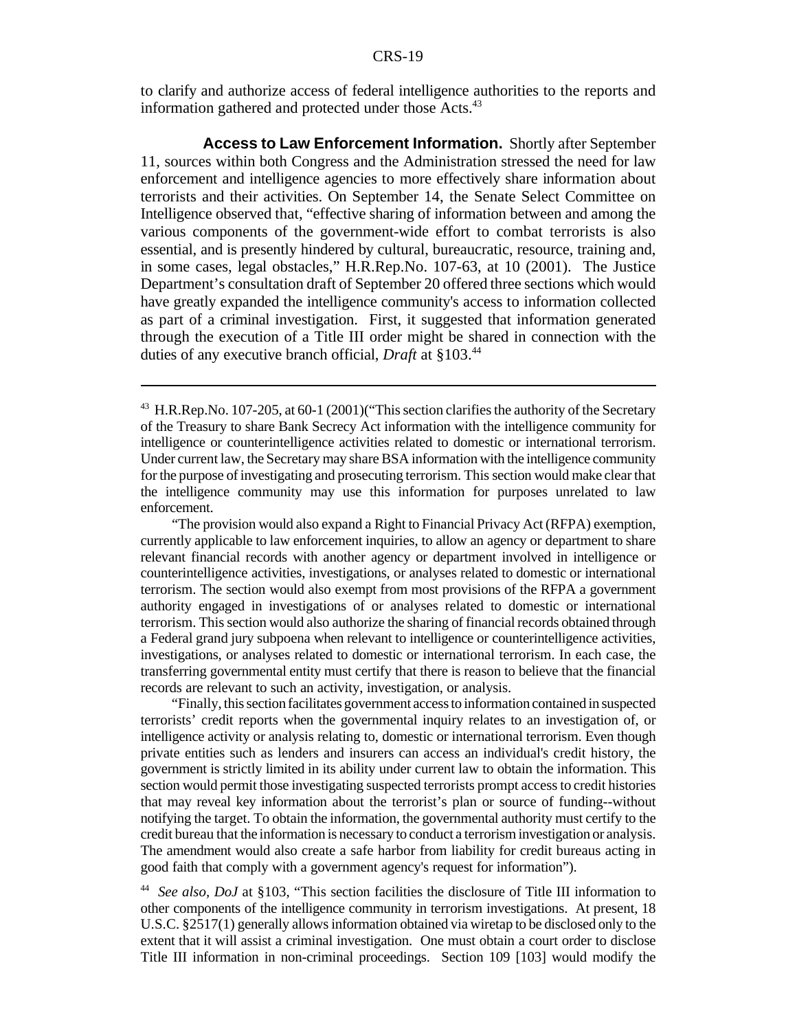to clarify and authorize access of federal intelligence authorities to the reports and information gathered and protected under those Acts.[43]

**Access to Law Enforcement Information.** Shortly after September 11, sources within both Congress and the Administration stressed the need for law enforcement and intelligence agencies to more effectively share information about terrorists and their activities. On September 14, the Senate Select Committee on Intelligence observed that, "effective sharing of information between and among the various components of the government-wide effort to combat terrorists is also essential, and is presently hindered by cultural, bureaucratic, resource, training and, in some cases, legal obstacles," H.R.Rep.No. 107-63, at 10 (2001). The Justice Department's consultation draft of September 20 offered three sections which would have greatly expanded the intelligence community's access to information collected as part of a criminal investigation. First, it suggested that information generated through the execution of a Title III order might be shared in connection with the duties of any executive branch official, *Draft* at §103.[44]

---

[43] H.R.Rep.No. 107-205, at 60-1 (2001)("This section clarifies the authority of the Secretary of the Treasury to share Bank Secrecy Act information with the intelligence community for intelligence or counterintelligence activities related to domestic or international terrorism. Under current law, the Secretary may share BSA information with the intelligence community for the purpose of investigating and prosecuting terrorism. This section would make clear that the intelligence community may use this information for purposes unrelated to law enforcement.

"The provision would also expand a Right to Financial Privacy Act (RFPA) exemption, currently applicable to law enforcement inquiries, to allow an agency or department to share relevant financial records with another agency or department involved in intelligence or counterintelligence activities, investigations, or analyses related to domestic or international terrorism. The section would also exempt from most provisions of the RFPA a government authority engaged in investigations of or analyses related to domestic or international terrorism. This section would also authorize the sharing of financial records obtained through a Federal grand jury subpoena when relevant to intelligence or counterintelligence activities, investigations, or analyses related to domestic or international terrorism. In each case, the transferring governmental entity must certify that there is reason to believe that the financial records are relevant to such an activity, investigation, or analysis.

"Finally, this section facilitates government access to information contained in suspected terrorists' credit reports when the governmental inquiry relates to an investigation of, or intelligence activity or analysis relating to, domestic or international terrorism. Even though private entities such as lenders and insurers can access an individual's credit history, the government is strictly limited in its ability under current law to obtain the information. This section would permit those investigating suspected terrorists prompt access to credit histories that may reveal key information about the terrorist's plan or source of funding--without notifying the target. To obtain the information, the governmental authority must certify to the credit bureau that the information is necessary to conduct a terrorism investigation or analysis. The amendment would also create a safe harbor from liability for credit bureaus acting in good faith that comply with a government agency's request for information").

[44] *See also, DoJ* at §103, "This section facilities the disclosure of Title III information to other components of the intelligence community in terrorism investigations. At present, 18 U.S.C. §2517(1) generally allows information obtained via wiretap to be disclosed only to the extent that it will assist a criminal investigation. One must obtain a court order to disclose Title III information in non-criminal proceedings. Section 109 [103] would modify the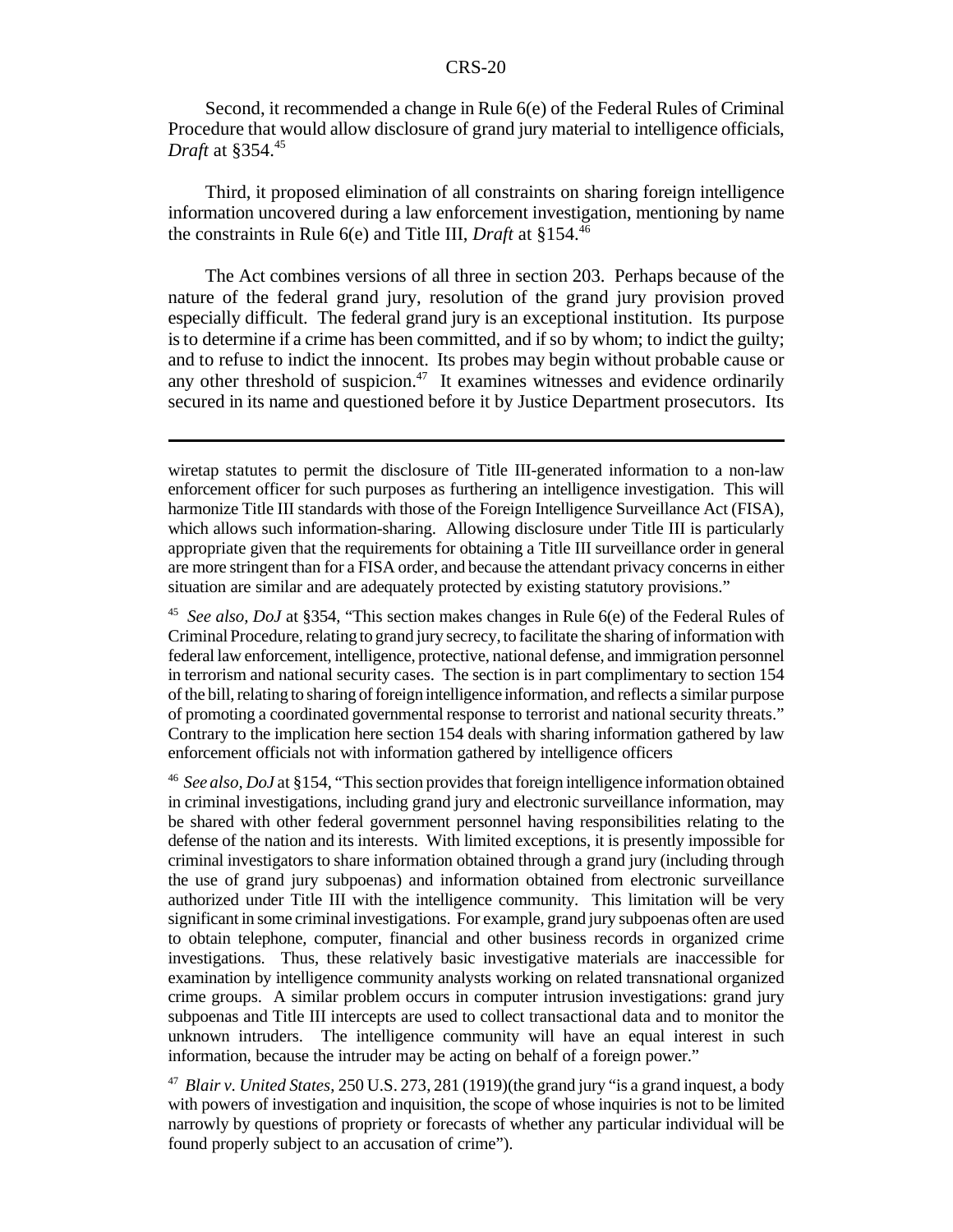Second, it recommended a change in Rule 6(e) of the Federal Rules of Criminal Procedure that would allow disclosure of grand jury material to intelligence officials, *Draft* at §354.[45]

Third, it proposed elimination of all constraints on sharing foreign intelligence information uncovered during a law enforcement investigation, mentioning by name the constraints in Rule 6(e) and Title III, *Draft* at §154.[46]

The Act combines versions of all three in section 203. Perhaps because of the nature of the federal grand jury, resolution of the grand jury provision proved especially difficult. The federal grand jury is an exceptional institution. Its purpose is to determine if a crime has been committed, and if so by whom; to indict the guilty; and to refuse to indict the innocent. Its probes may begin without probable cause or any other threshold of suspicion.[47] It examines witnesses and evidence ordinarily secured in its name and questioned before it by Justice Department prosecutors. Its

---

wiretap statutes to permit the disclosure of Title III-generated information to a non-law enforcement officer for such purposes as furthering an intelligence investigation. This will harmonize Title III standards with those of the Foreign Intelligence Surveillance Act (FISA), which allows such information-sharing. Allowing disclosure under Title III is particularly appropriate given that the requirements for obtaining a Title III surveillance order in general are more stringent than for a FISA order, and because the attendant privacy concerns in either situation are similar and are adequately protected by existing statutory provisions."

[45] *See also, DoJ* at §354, "This section makes changes in Rule 6(e) of the Federal Rules of Criminal Procedure, relating to grand jury secrecy, to facilitate the sharing of information with federal law enforcement, intelligence, protective, national defense, and immigration personnel in terrorism and national security cases. The section is in part complimentary to section 154 of the bill, relating to sharing of foreign intelligence information, and reflects a similar purpose of promoting a coordinated governmental response to terrorist and national security threats." Contrary to the implication here section 154 deals with sharing information gathered by law enforcement officials not with information gathered by intelligence officers

[46] *See also, DoJ* at §154, "This section provides that foreign intelligence information obtained in criminal investigations, including grand jury and electronic surveillance information, may be shared with other federal government personnel having responsibilities relating to the defense of the nation and its interests. With limited exceptions, it is presently impossible for criminal investigators to share information obtained through a grand jury (including through the use of grand jury subpoenas) and information obtained from electronic surveillance authorized under Title III with the intelligence community. This limitation will be very significant in some criminal investigations. For example, grand jury subpoenas often are used to obtain telephone, computer, financial and other business records in organized crime investigations. Thus, these relatively basic investigative materials are inaccessible for examination by intelligence community analysts working on related transnational organized crime groups. A similar problem occurs in computer intrusion investigations: grand jury subpoenas and Title III intercepts are used to collect transactional data and to monitor the unknown intruders. The intelligence community will have an equal interest in such information, because the intruder may be acting on behalf of a foreign power."

[47] *Blair v. United States*, 250 U.S. 273, 281 (1919)(the grand jury "is a grand inquest, a body with powers of investigation and inquisition, the scope of whose inquiries is not to be limited narrowly by questions of propriety or forecasts of whether any particular individual will be found properly subject to an accusation of crime").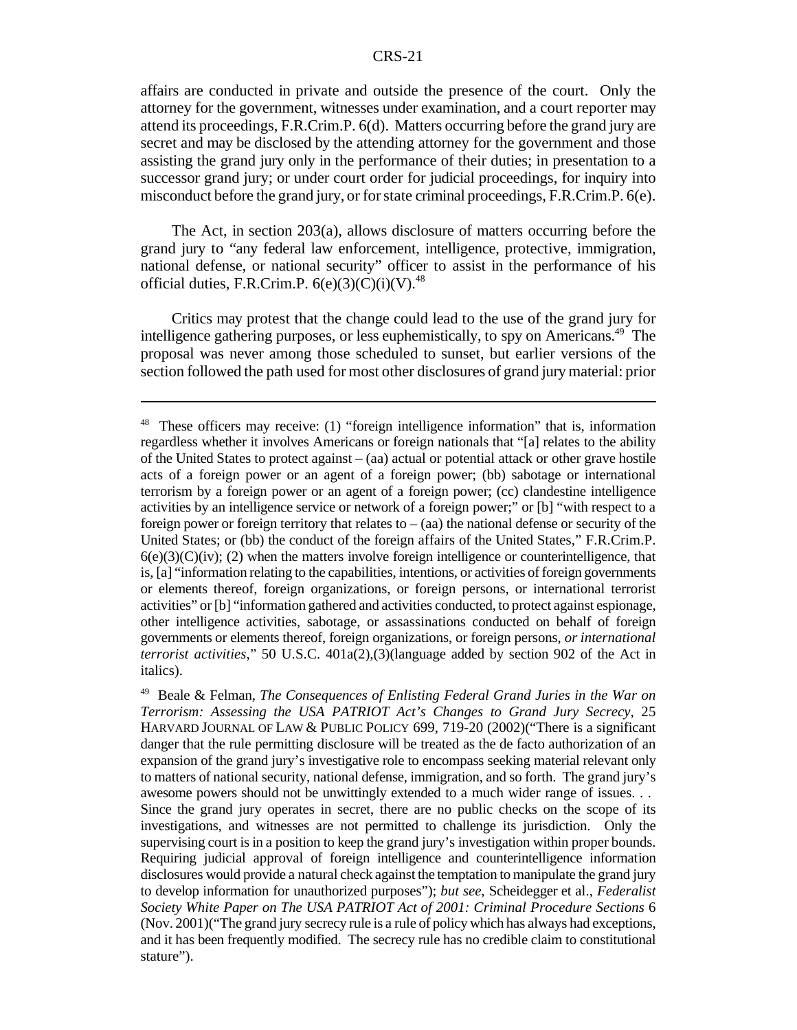affairs are conducted in private and outside the presence of the court. Only the attorney for the government, witnesses under examination, and a court reporter may attend its proceedings, F.R.Crim.P. 6(d). Matters occurring before the grand jury are secret and may be disclosed by the attending attorney for the government and those assisting the grand jury only in the performance of their duties; in presentation to a successor grand jury; or under court order for judicial proceedings, for inquiry into misconduct before the grand jury, or for state criminal proceedings, F.R.Crim.P. 6(e).

The Act, in section 203(a), allows disclosure of matters occurring before the grand jury to "any federal law enforcement, intelligence, protective, immigration, national defense, or national security" officer to assist in the performance of his official duties, F.R.Crim.P. 6(e)(3)(C)(i)(V).[48]

Critics may protest that the change could lead to the use of the grand jury for intelligence gathering purposes, or less euphemistically, to spy on Americans.[49] The proposal was never among those scheduled to sunset, but earlier versions of the section followed the path used for most other disclosures of grand jury material: prior

---

[48] These officers may receive: (1) "foreign intelligence information" that is, information regardless whether it involves Americans or foreign nationals that "[a] relates to the ability of the United States to protect against – (aa) actual or potential attack or other grave hostile acts of a foreign power or an agent of a foreign power; (bb) sabotage or international terrorism by a foreign power or an agent of a foreign power; (cc) clandestine intelligence activities by an intelligence service or network of a foreign power;" or [b] "with respect to a foreign power or foreign territory that relates to – (aa) the national defense or security of the United States; or (bb) the conduct of the foreign affairs of the United States," F.R.Crim.P. 6(e)(3)(C)(iv); (2) when the matters involve foreign intelligence or counterintelligence, that is, [a] "information relating to the capabilities, intentions, or activities of foreign governments or elements thereof, foreign organizations, or foreign persons, or international terrorist activities" or [b] "information gathered and activities conducted, to protect against espionage, other intelligence activities, sabotage, or assassinations conducted on behalf of foreign governments or elements thereof, foreign organizations, or foreign persons, *or international terrorist activities*," 50 U.S.C. 401a(2),(3)(language added by section 902 of the Act in italics).

[49] Beale & Felman, *The Consequences of Enlisting Federal Grand Juries in the War on Terrorism: Assessing the USA PATRIOT Act's Changes to Grand Jury Secrecy*, 25 HARVARD JOURNAL OF LAW & PUBLIC POLICY 699, 719-20 (2002)("There is a significant danger that the rule permitting disclosure will be treated as the de facto authorization of an expansion of the grand jury's investigative role to encompass seeking material relevant only to matters of national security, national defense, immigration, and so forth. The grand jury's awesome powers should not be unwittingly extended to a much wider range of issues. . . Since the grand jury operates in secret, there are no public checks on the scope of its investigations, and witnesses are not permitted to challenge its jurisdiction. Only the supervising court is in a position to keep the grand jury's investigation within proper bounds. Requiring judicial approval of foreign intelligence and counterintelligence information disclosures would provide a natural check against the temptation to manipulate the grand jury to develop information for unauthorized purposes"); *but see*, Scheidegger et al., *Federalist Society White Paper on The USA PATRIOT Act of 2001: Criminal Procedure Sections* 6 (Nov. 2001)("The grand jury secrecy rule is a rule of policy which has always had exceptions, and it has been frequently modified. The secrecy rule has no credible claim to constitutional stature").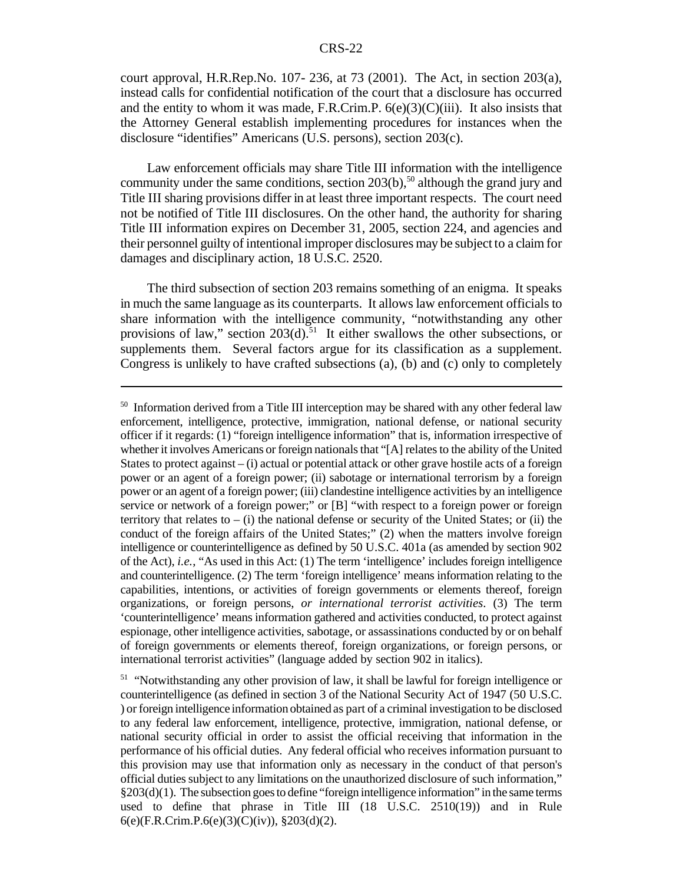court approval, H.R.Rep.No. 107- 236, at 73 (2001). The Act, in section 203(a), instead calls for confidential notification of the court that a disclosure has occurred and the entity to whom it was made, F.R.Crim.P. 6(e)(3)(C)(iii). It also insists that the Attorney General establish implementing procedures for instances when the disclosure "identifies" Americans (U.S. persons), section 203(c).

Law enforcement officials may share Title III information with the intelligence community under the same conditions, section 203(b),[50] although the grand jury and Title III sharing provisions differ in at least three important respects. The court need not be notified of Title III disclosures. On the other hand, the authority for sharing Title III information expires on December 31, 2005, section 224, and agencies and their personnel guilty of intentional improper disclosures may be subject to a claim for damages and disciplinary action, 18 U.S.C. 2520.

The third subsection of section 203 remains something of an enigma. It speaks in much the same language as its counterparts. It allows law enforcement officials to share information with the intelligence community, "notwithstanding any other provisions of law," section 203(d).[51] It either swallows the other subsections, or supplements them. Several factors argue for its classification as a supplement. Congress is unlikely to have crafted subsections (a), (b) and (c) only to completely

---

[50] Information derived from a Title III interception may be shared with any other federal law enforcement, intelligence, protective, immigration, national defense, or national security officer if it regards: (1) "foreign intelligence information" that is, information irrespective of whether it involves Americans or foreign nationals that "[A] relates to the ability of the United States to protect against – (i) actual or potential attack or other grave hostile acts of a foreign power or an agent of a foreign power; (ii) sabotage or international terrorism by a foreign power or an agent of a foreign power; (iii) clandestine intelligence activities by an intelligence service or network of a foreign power;" or [B] "with respect to a foreign power or foreign territory that relates to – (i) the national defense or security of the United States; or (ii) the conduct of the foreign affairs of the United States;" (2) when the matters involve foreign intelligence or counterintelligence as defined by 50 U.S.C. 401a (as amended by section 902 of the Act), *i.e.*, "As used in this Act: (1) The term 'intelligence' includes foreign intelligence and counterintelligence. (2) The term 'foreign intelligence' means information relating to the capabilities, intentions, or activities of foreign governments or elements thereof, foreign organizations, or foreign persons, *or international terrorist activities*. (3) The term 'counterintelligence' means information gathered and activities conducted, to protect against espionage, other intelligence activities, sabotage, or assassinations conducted by or on behalf of foreign governments or elements thereof, foreign organizations, or foreign persons, or international terrorist activities" (language added by section 902 in italics).

[51] "Notwithstanding any other provision of law, it shall be lawful for foreign intelligence or counterintelligence (as defined in section 3 of the National Security Act of 1947 (50 U.S.C. ) or foreign intelligence information obtained as part of a criminal investigation to be disclosed to any federal law enforcement, intelligence, protective, immigration, national defense, or national security official in order to assist the official receiving that information in the performance of his official duties. Any federal official who receives information pursuant to this provision may use that information only as necessary in the conduct of that person's official duties subject to any limitations on the unauthorized disclosure of such information," §203(d)(1). The subsection goes to define "foreign intelligence information" in the same terms used to define that phrase in Title III (18 U.S.C. 2510(19)) and in Rule 6(e)(F.R.Crim.P.6(e)(3)(C)(iv)), §203(d)(2).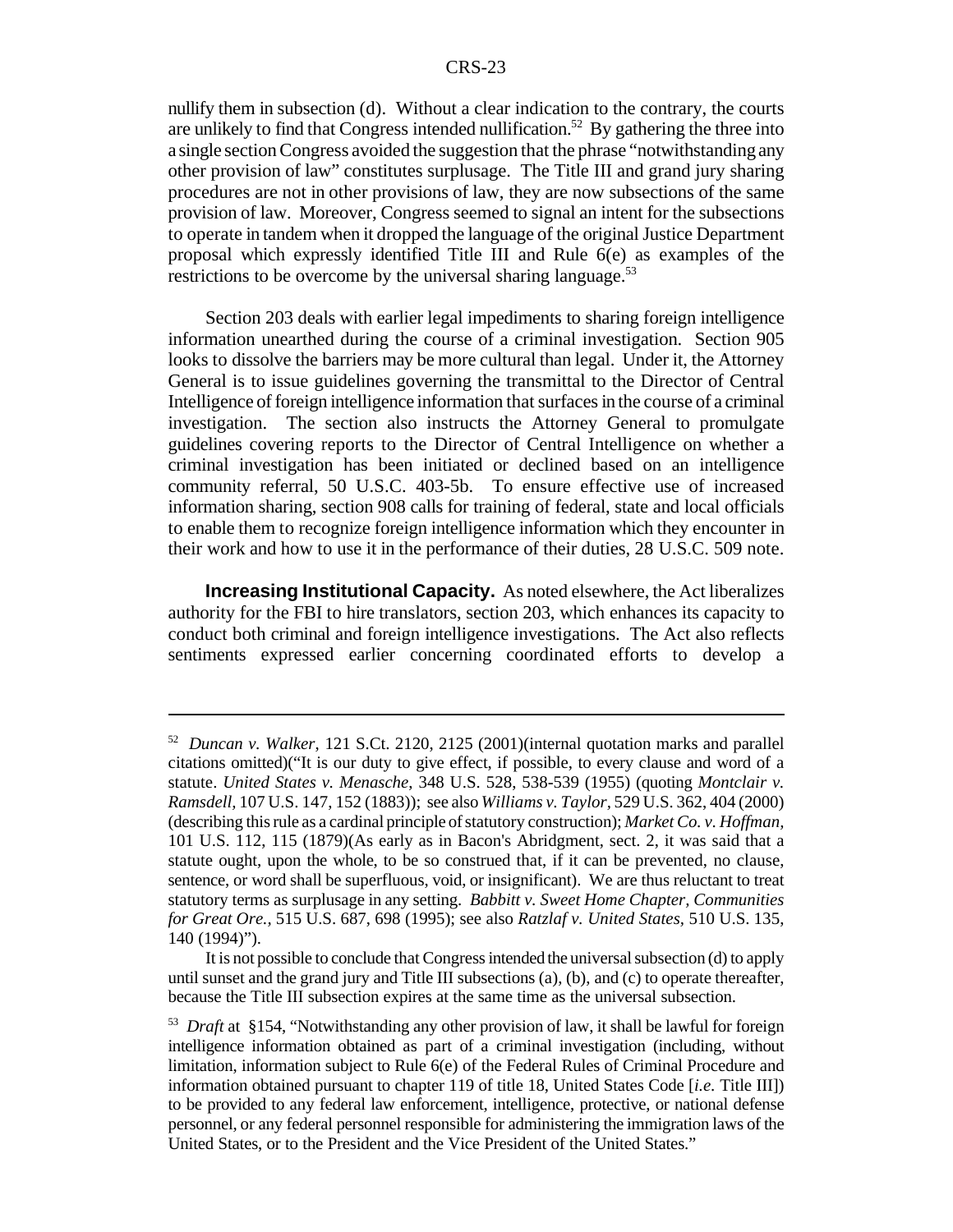nullify them in subsection (d). Without a clear indication to the contrary, the courts are unlikely to find that Congress intended nullification.[52] By gathering the three into a single section Congress avoided the suggestion that the phrase "notwithstanding any other provision of law" constitutes surplusage. The Title III and grand jury sharing procedures are not in other provisions of law, they are now subsections of the same provision of law. Moreover, Congress seemed to signal an intent for the subsections to operate in tandem when it dropped the language of the original Justice Department proposal which expressly identified Title III and Rule 6(e) as examples of the restrictions to be overcome by the universal sharing language.[53]

Section 203 deals with earlier legal impediments to sharing foreign intelligence information unearthed during the course of a criminal investigation. Section 905 looks to dissolve the barriers may be more cultural than legal. Under it, the Attorney General is to issue guidelines governing the transmittal to the Director of Central Intelligence of foreign intelligence information that surfaces in the course of a criminal investigation. The section also instructs the Attorney General to promulgate guidelines covering reports to the Director of Central Intelligence on whether a criminal investigation has been initiated or declined based on an intelligence community referral, 50 U.S.C. 403-5b. To ensure effective use of increased information sharing, section 908 calls for training of federal, state and local officials to enable them to recognize foreign intelligence information which they encounter in their work and how to use it in the performance of their duties, 28 U.S.C. 509 note.

**Increasing Institutional Capacity.** As noted elsewhere, the Act liberalizes authority for the FBI to hire translators, section 203, which enhances its capacity to conduct both criminal and foreign intelligence investigations. The Act also reflects sentiments expressed earlier concerning coordinated efforts to develop a

---

[52] *Duncan v. Walker*, 121 S.Ct. 2120, 2125 (2001)(internal quotation marks and parallel citations omitted)("It is our duty to give effect, if possible, to every clause and word of a statute. *United States v. Menasche*, 348 U.S. 528, 538-539 (1955) (quoting *Montclair v. Ramsdell*, 107 U.S. 147, 152 (1883)); see also *Williams v. Taylor*, 529 U.S. 362, 404 (2000) (describing this rule as a cardinal principle of statutory construction); *Market Co. v. Hoffman*, 101 U.S. 112, 115 (1879)(As early as in Bacon's Abridgment, sect. 2, it was said that a statute ought, upon the whole, to be so construed that, if it can be prevented, no clause, sentence, or word shall be superfluous, void, or insignificant). We are thus reluctant to treat statutory terms as surplusage in any setting. *Babbitt v. Sweet Home Chapter, Communities for Great Ore.*, 515 U.S. 687, 698 (1995); see also *Ratzlaf v. United States*, 510 U.S. 135, 140 (1994)").

It is not possible to conclude that Congress intended the universal subsection (d) to apply until sunset and the grand jury and Title III subsections (a), (b), and (c) to operate thereafter, because the Title III subsection expires at the same time as the universal subsection.

[53] *Draft* at §154, "Notwithstanding any other provision of law, it shall be lawful for foreign intelligence information obtained as part of a criminal investigation (including, without limitation, information subject to Rule 6(e) of the Federal Rules of Criminal Procedure and information obtained pursuant to chapter 119 of title 18, United States Code [*i.e.* Title III]) to be provided to any federal law enforcement, intelligence, protective, or national defense personnel, or any federal personnel responsible for administering the immigration laws of the United States, or to the President and the Vice President of the United States."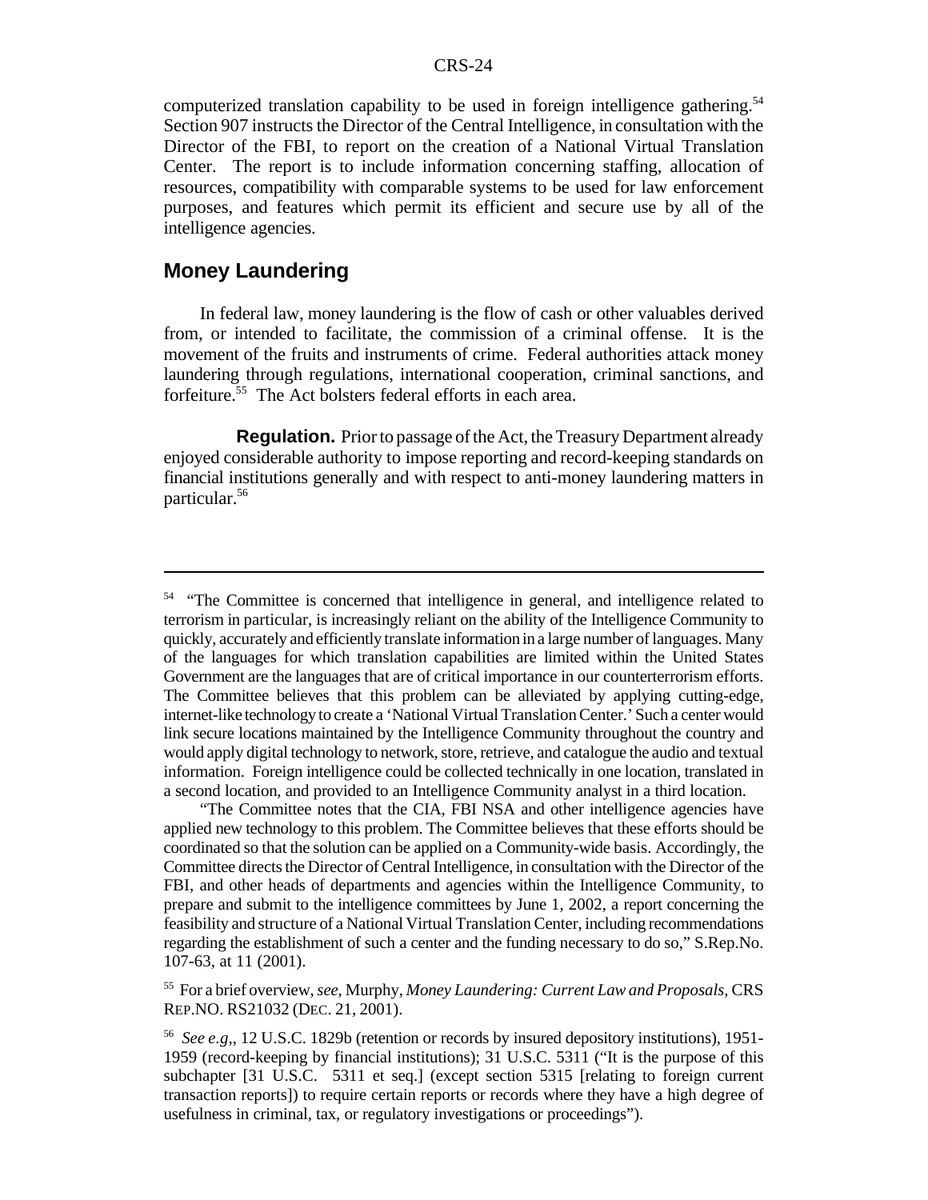computerized translation capability to be used in foreign intelligence gathering.[54] Section 907 instructs the Director of the Central Intelligence, in consultation with the Director of the FBI, to report on the creation of a National Virtual Translation Center. The report is to include information concerning staffing, allocation of resources, compatibility with comparable systems to be used for law enforcement purposes, and features which permit its efficient and secure use by all of the intelligence agencies.

## Money Laundering

In federal law, money laundering is the flow of cash or other valuables derived from, or intended to facilitate, the commission of a criminal offense. It is the movement of the fruits and instruments of crime. Federal authorities attack money laundering through regulations, international cooperation, criminal sanctions, and forfeiture.[55] The Act bolsters federal efforts in each area.

**Regulation.** Prior to passage of the Act, the Treasury Department already enjoyed considerable authority to impose reporting and record-keeping standards on financial institutions generally and with respect to anti-money laundering matters in particular.[56]

---

[54] "The Committee is concerned that intelligence in general, and intelligence related to terrorism in particular, is increasingly reliant on the ability of the Intelligence Community to quickly, accurately and efficiently translate information in a large number of languages. Many of the languages for which translation capabilities are limited within the United States Government are the languages that are of critical importance in our counterterrorism efforts. The Committee believes that this problem can be alleviated by applying cutting-edge, internet-like technology to create a 'National Virtual Translation Center.' Such a center would link secure locations maintained by the Intelligence Community throughout the country and would apply digital technology to network, store, retrieve, and catalogue the audio and textual information. Foreign intelligence could be collected technically in one location, translated in a second location, and provided to an Intelligence Community analyst in a third location.

"The Committee notes that the CIA, FBI NSA and other intelligence agencies have applied new technology to this problem. The Committee believes that these efforts should be coordinated so that the solution can be applied on a Community-wide basis. Accordingly, the Committee directs the Director of Central Intelligence, in consultation with the Director of the FBI, and other heads of departments and agencies within the Intelligence Community, to prepare and submit to the intelligence committees by June 1, 2002, a report concerning the feasibility and structure of a National Virtual Translation Center, including recommendations regarding the establishment of such a center and the funding necessary to do so," S.Rep.No. 107-63, at 11 (2001).

[55] For a brief overview, *see*, Murphy, *Money Laundering: Current Law and Proposals*, CRS REP.NO. RS21032 (DEC. 21, 2001).

[56] *See e.g*,, 12 U.S.C. 1829b (retention or records by insured depository institutions), 1951-1959 (record-keeping by financial institutions); 31 U.S.C. 5311 ("It is the purpose of this subchapter [31 U.S.C. 5311 et seq.] (except section 5315 [relating to foreign current transaction reports]) to require certain reports or records where they have a high degree of usefulness in criminal, tax, or regulatory investigations or proceedings").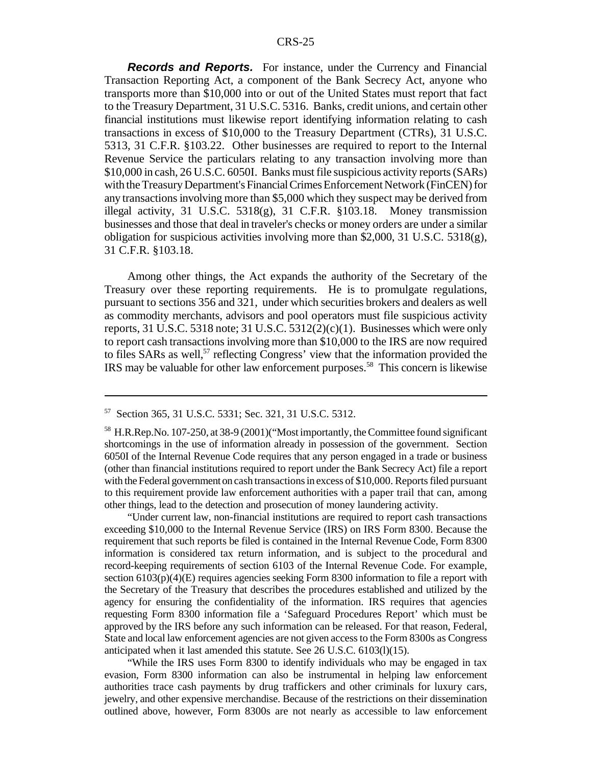***Records and Reports.*** For instance, under the Currency and Financial Transaction Reporting Act, a component of the Bank Secrecy Act, anyone who transports more than $10,000 into or out of the United States must report that fact to the Treasury Department, 31 U.S.C. 5316. Banks, credit unions, and certain other financial institutions must likewise report identifying information relating to cash transactions in excess of $10,000 to the Treasury Department (CTRs), 31 U.S.C. 5313, 31 C.F.R. §103.22. Other businesses are required to report to the Internal Revenue Service the particulars relating to any transaction involving more than $10,000 in cash, 26 U.S.C. 6050I. Banks must file suspicious activity reports (SARs) with the Treasury Department's Financial Crimes Enforcement Network (FinCEN) for any transactions involving more than $5,000 which they suspect may be derived from illegal activity, 31 U.S.C. 5318(g), 31 C.F.R. §103.18. Money transmission businesses and those that deal in traveler's checks or money orders are under a similar obligation for suspicious activities involving more than $2,000, 31 U.S.C. 5318(g), 31 C.F.R. §103.18.

Among other things, the Act expands the authority of the Secretary of the Treasury over these reporting requirements. He is to promulgate regulations, pursuant to sections 356 and 321, under which securities brokers and dealers as well as commodity merchants, advisors and pool operators must file suspicious activity reports, 31 U.S.C. 5318 note; 31 U.S.C. 5312(2)(c)(1). Businesses which were only to report cash transactions involving more than $10,000 to the IRS are now required to files SARs as well,[57] reflecting Congress' view that the information provided the IRS may be valuable for other law enforcement purposes.[58] This concern is likewise

---

[57] Section 365, 31 U.S.C. 5331; Sec. 321, 31 U.S.C. 5312.

[58] H.R.Rep.No. 107-250, at 38-9 (2001)("Most importantly, the Committee found significant shortcomings in the use of information already in possession of the government. Section 6050I of the Internal Revenue Code requires that any person engaged in a trade or business (other than financial institutions required to report under the Bank Secrecy Act) file a report with the Federal government on cash transactions in excess of $10,000. Reports filed pursuant to this requirement provide law enforcement authorities with a paper trail that can, among other things, lead to the detection and prosecution of money laundering activity.

"Under current law, non-financial institutions are required to report cash transactions exceeding $10,000 to the Internal Revenue Service (IRS) on IRS Form 8300. Because the requirement that such reports be filed is contained in the Internal Revenue Code, Form 8300 information is considered tax return information, and is subject to the procedural and record-keeping requirements of section 6103 of the Internal Revenue Code. For example, section 6103(p)(4)(E) requires agencies seeking Form 8300 information to file a report with the Secretary of the Treasury that describes the procedures established and utilized by the agency for ensuring the confidentiality of the information. IRS requires that agencies requesting Form 8300 information file a 'Safeguard Procedures Report' which must be approved by the IRS before any such information can be released. For that reason, Federal, State and local law enforcement agencies are not given access to the Form 8300s as Congress anticipated when it last amended this statute. See 26 U.S.C. 6103(l)(15).

"While the IRS uses Form 8300 to identify individuals who may be engaged in tax evasion, Form 8300 information can also be instrumental in helping law enforcement authorities trace cash payments by drug traffickers and other criminals for luxury cars, jewelry, and other expensive merchandise. Because of the restrictions on their dissemination outlined above, however, Form 8300s are not nearly as accessible to law enforcement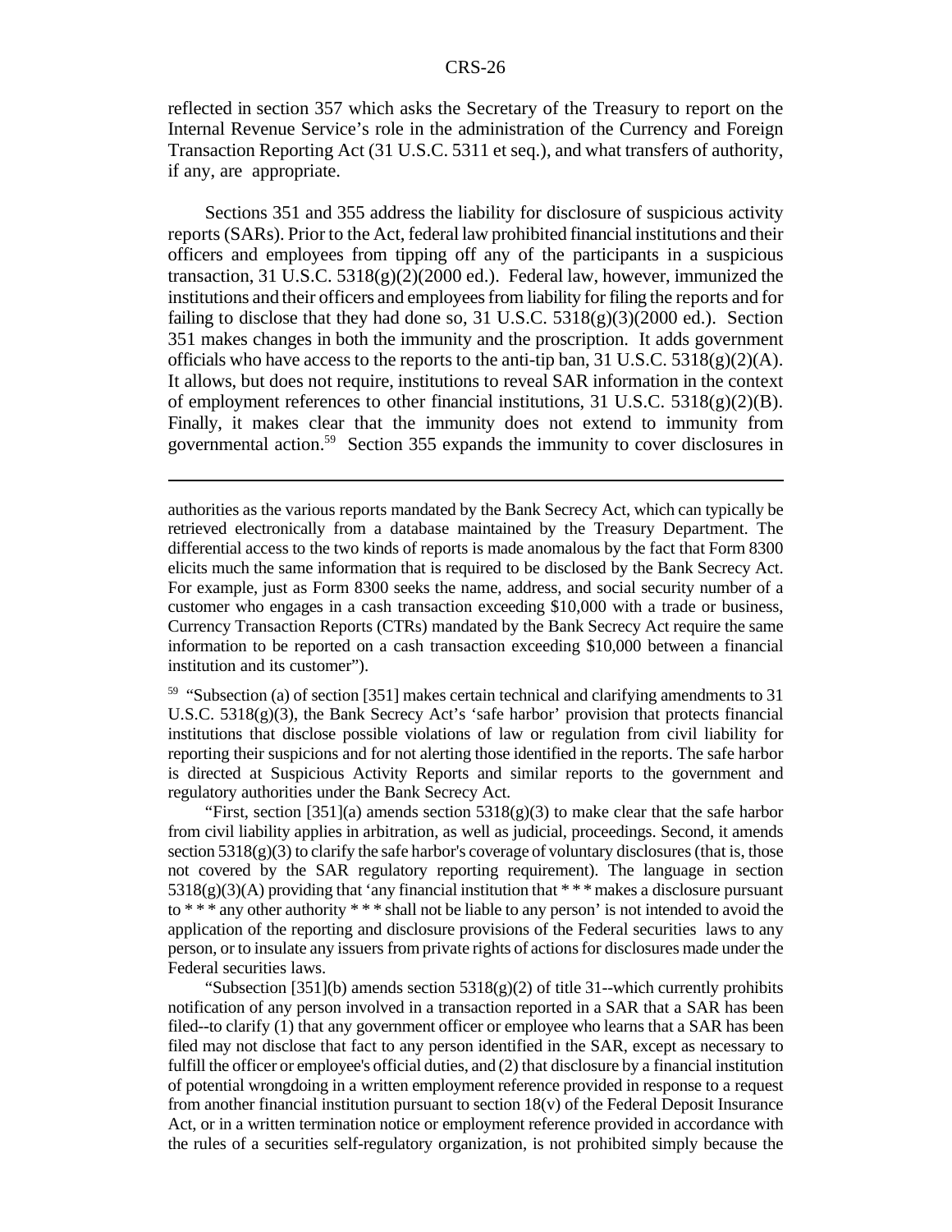reflected in section 357 which asks the Secretary of the Treasury to report on the Internal Revenue Service's role in the administration of the Currency and Foreign Transaction Reporting Act (31 U.S.C. 5311 et seq.), and what transfers of authority, if any, are appropriate.

Sections 351 and 355 address the liability for disclosure of suspicious activity reports (SARs). Prior to the Act, federal law prohibited financial institutions and their officers and employees from tipping off any of the participants in a suspicious transaction, 31 U.S.C. 5318(g)(2)(2000 ed.). Federal law, however, immunized the institutions and their officers and employees from liability for filing the reports and for failing to disclose that they had done so, 31 U.S.C. 5318(g)(3)(2000 ed.). Section 351 makes changes in both the immunity and the proscription. It adds government officials who have access to the reports to the anti-tip ban, 31 U.S.C. 5318(g)(2)(A). It allows, but does not require, institutions to reveal SAR information in the context of employment references to other financial institutions, 31 U.S.C. 5318(g)(2)(B). Finally, it makes clear that the immunity does not extend to immunity from governmental action.[59] Section 355 expands the immunity to cover disclosures in

---

authorities as the various reports mandated by the Bank Secrecy Act, which can typically be retrieved electronically from a database maintained by the Treasury Department. The differential access to the two kinds of reports is made anomalous by the fact that Form 8300 elicits much the same information that is required to be disclosed by the Bank Secrecy Act. For example, just as Form 8300 seeks the name, address, and social security number of a customer who engages in a cash transaction exceeding $10,000 with a trade or business, Currency Transaction Reports (CTRs) mandated by the Bank Secrecy Act require the same information to be reported on a cash transaction exceeding $10,000 between a financial institution and its customer").

[59] "Subsection (a) of section [351] makes certain technical and clarifying amendments to 31 U.S.C. 5318(g)(3), the Bank Secrecy Act's 'safe harbor' provision that protects financial institutions that disclose possible violations of law or regulation from civil liability for reporting their suspicions and for not alerting those identified in the reports. The safe harbor is directed at Suspicious Activity Reports and similar reports to the government and regulatory authorities under the Bank Secrecy Act.

"First, section [351](a) amends section 5318(g)(3) to make clear that the safe harbor from civil liability applies in arbitration, as well as judicial, proceedings. Second, it amends section 5318(g)(3) to clarify the safe harbor's coverage of voluntary disclosures (that is, those not covered by the SAR regulatory reporting requirement). The language in section 5318(g)(3)(A) providing that 'any financial institution that * * * makes a disclosure pursuant to * * * any other authority * * * shall not be liable to any person' is not intended to avoid the application of the reporting and disclosure provisions of the Federal securities laws to any person, or to insulate any issuers from private rights of actions for disclosures made under the Federal securities laws.

"Subsection [351](b) amends section 5318(g)(2) of title 31--which currently prohibits notification of any person involved in a transaction reported in a SAR that a SAR has been filed--to clarify (1) that any government officer or employee who learns that a SAR has been filed may not disclose that fact to any person identified in the SAR, except as necessary to fulfill the officer or employee's official duties, and (2) that disclosure by a financial institution of potential wrongdoing in a written employment reference provided in response to a request from another financial institution pursuant to section 18(v) of the Federal Deposit Insurance Act, or in a written termination notice or employment reference provided in accordance with the rules of a securities self-regulatory organization, is not prohibited simply because the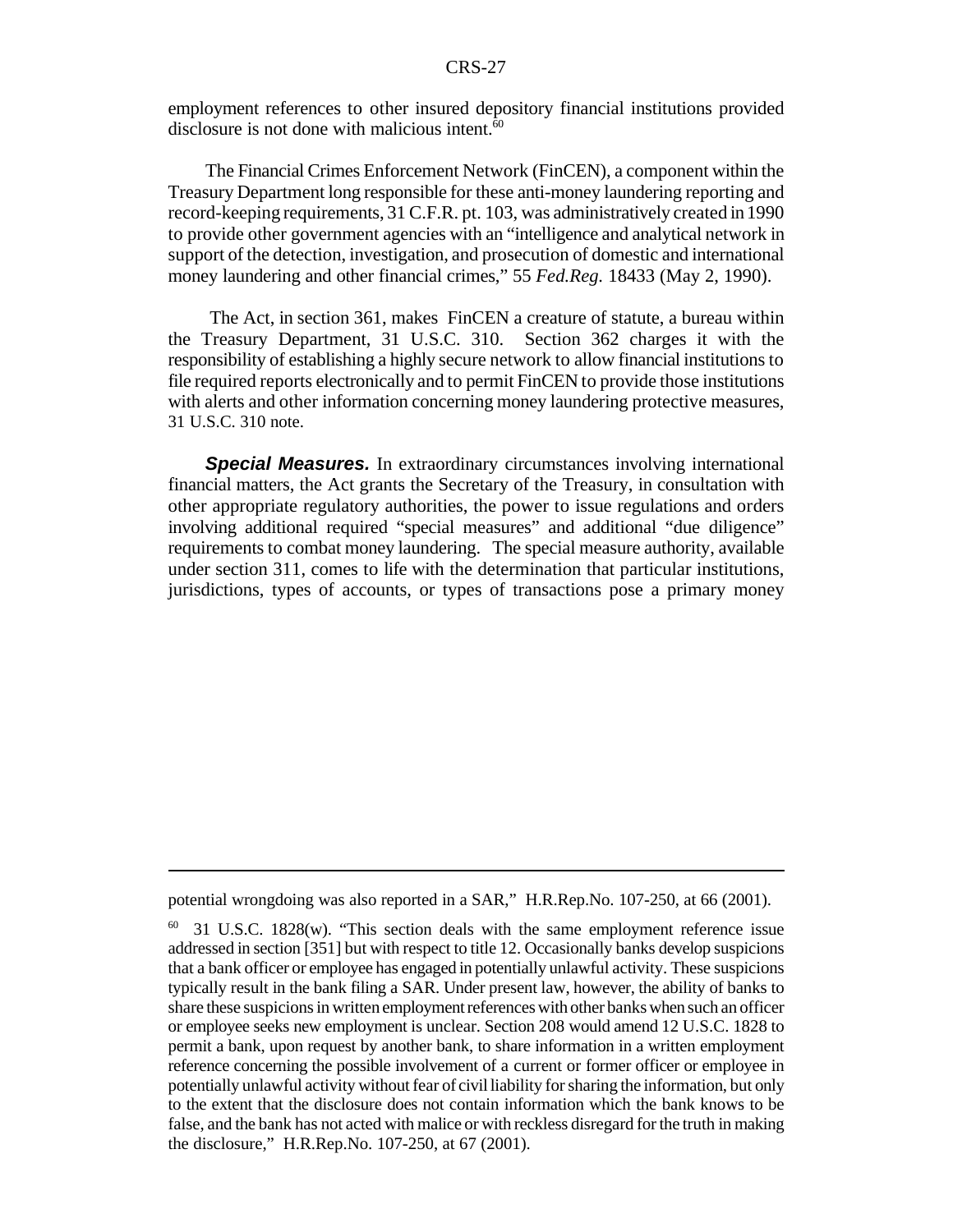employment references to other insured depository financial institutions provided disclosure is not done with malicious intent.[60]

The Financial Crimes Enforcement Network (FinCEN), a component within the Treasury Department long responsible for these anti-money laundering reporting and record-keeping requirements, 31 C.F.R. pt. 103, was administratively created in 1990 to provide other government agencies with an "intelligence and analytical network in support of the detection, investigation, and prosecution of domestic and international money laundering and other financial crimes," 55 *Fed.Reg.* 18433 (May 2, 1990).

The Act, in section 361, makes FinCEN a creature of statute, a bureau within the Treasury Department, 31 U.S.C. 310. Section 362 charges it with the responsibility of establishing a highly secure network to allow financial institutions to file required reports electronically and to permit FinCEN to provide those institutions with alerts and other information concerning money laundering protective measures, 31 U.S.C. 310 note.

***Special Measures.*** In extraordinary circumstances involving international financial matters, the Act grants the Secretary of the Treasury, in consultation with other appropriate regulatory authorities, the power to issue regulations and orders involving additional required "special measures" and additional "due diligence" requirements to combat money laundering. The special measure authority, available under section 311, comes to life with the determination that particular institutions, jurisdictions, types of accounts, or types of transactions pose a primary money

---

potential wrongdoing was also reported in a SAR," H.R.Rep.No. 107-250, at 66 (2001).

[60] 31 U.S.C. 1828(w). "This section deals with the same employment reference issue addressed in section [351] but with respect to title 12. Occasionally banks develop suspicions that a bank officer or employee has engaged in potentially unlawful activity. These suspicions typically result in the bank filing a SAR. Under present law, however, the ability of banks to share these suspicions in written employment references with other banks when such an officer or employee seeks new employment is unclear. Section 208 would amend 12 U.S.C. 1828 to permit a bank, upon request by another bank, to share information in a written employment reference concerning the possible involvement of a current or former officer or employee in potentially unlawful activity without fear of civil liability for sharing the information, but only to the extent that the disclosure does not contain information which the bank knows to be false, and the bank has not acted with malice or with reckless disregard for the truth in making the disclosure," H.R.Rep.No. 107-250, at 67 (2001).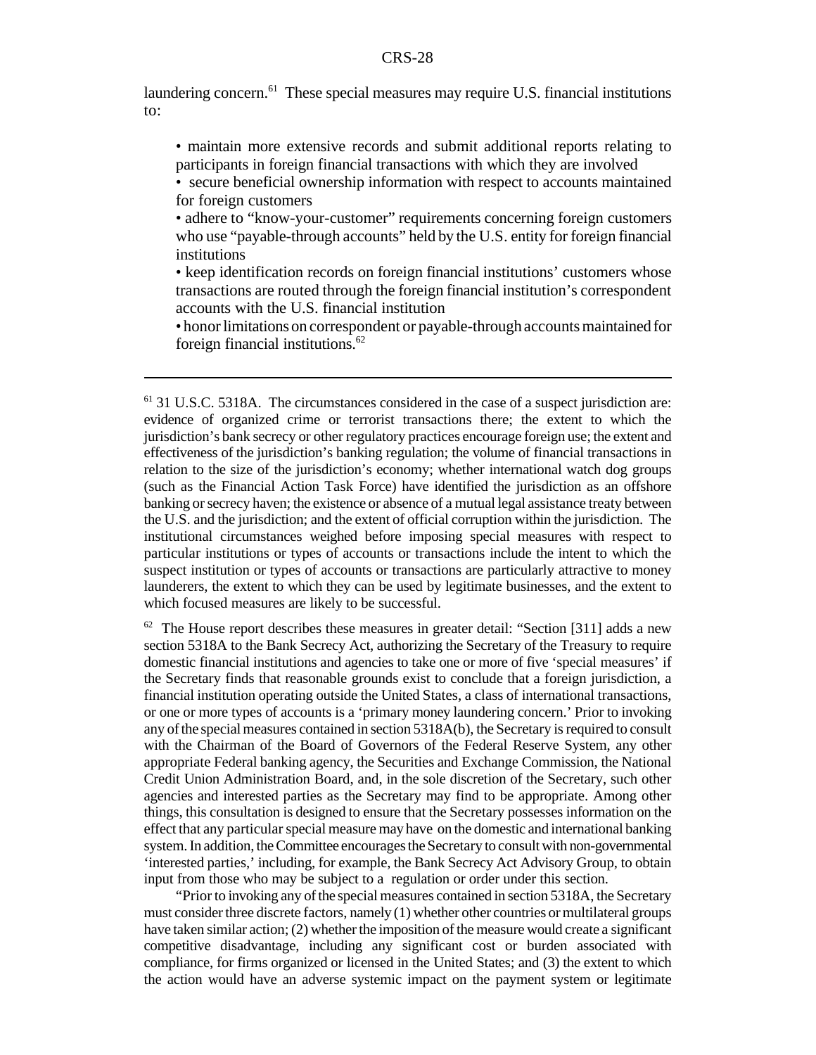laundering concern.[61] These special measures may require U.S. financial institutions to:

- maintain more extensive records and submit additional reports relating to participants in foreign financial transactions with which they are involved
- secure beneficial ownership information with respect to accounts maintained for foreign customers
- adhere to "know-your-customer" requirements concerning foreign customers who use "payable-through accounts" held by the U.S. entity for foreign financial institutions
- keep identification records on foreign financial institutions' customers whose transactions are routed through the foreign financial institution's correspondent accounts with the U.S. financial institution
- honor limitations on correspondent or payable-through accounts maintained for foreign financial institutions.[62]

---

[61] 31 U.S.C. 5318A. The circumstances considered in the case of a suspect jurisdiction are: evidence of organized crime or terrorist transactions there; the extent to which the jurisdiction's bank secrecy or other regulatory practices encourage foreign use; the extent and effectiveness of the jurisdiction's banking regulation; the volume of financial transactions in relation to the size of the jurisdiction's economy; whether international watch dog groups (such as the Financial Action Task Force) have identified the jurisdiction as an offshore banking or secrecy haven; the existence or absence of a mutual legal assistance treaty between the U.S. and the jurisdiction; and the extent of official corruption within the jurisdiction. The institutional circumstances weighed before imposing special measures with respect to particular institutions or types of accounts or transactions include the intent to which the suspect institution or types of accounts or transactions are particularly attractive to money launderers, the extent to which they can be used by legitimate businesses, and the extent to which focused measures are likely to be successful.

[62] The House report describes these measures in greater detail: "Section [311] adds a new section 5318A to the Bank Secrecy Act, authorizing the Secretary of the Treasury to require domestic financial institutions and agencies to take one or more of five 'special measures' if the Secretary finds that reasonable grounds exist to conclude that a foreign jurisdiction, a financial institution operating outside the United States, a class of international transactions, or one or more types of accounts is a 'primary money laundering concern.' Prior to invoking any of the special measures contained in section 5318A(b), the Secretary is required to consult with the Chairman of the Board of Governors of the Federal Reserve System, any other appropriate Federal banking agency, the Securities and Exchange Commission, the National Credit Union Administration Board, and, in the sole discretion of the Secretary, such other agencies and interested parties as the Secretary may find to be appropriate. Among other things, this consultation is designed to ensure that the Secretary possesses information on the effect that any particular special measure may have on the domestic and international banking system. In addition, the Committee encourages the Secretary to consult with non-governmental 'interested parties,' including, for example, the Bank Secrecy Act Advisory Group, to obtain input from those who may be subject to a regulation or order under this section.

"Prior to invoking any of the special measures contained in section 5318A, the Secretary must consider three discrete factors, namely (1) whether other countries or multilateral groups have taken similar action; (2) whether the imposition of the measure would create a significant competitive disadvantage, including any significant cost or burden associated with compliance, for firms organized or licensed in the United States; and (3) the extent to which the action would have an adverse systemic impact on the payment system or legitimate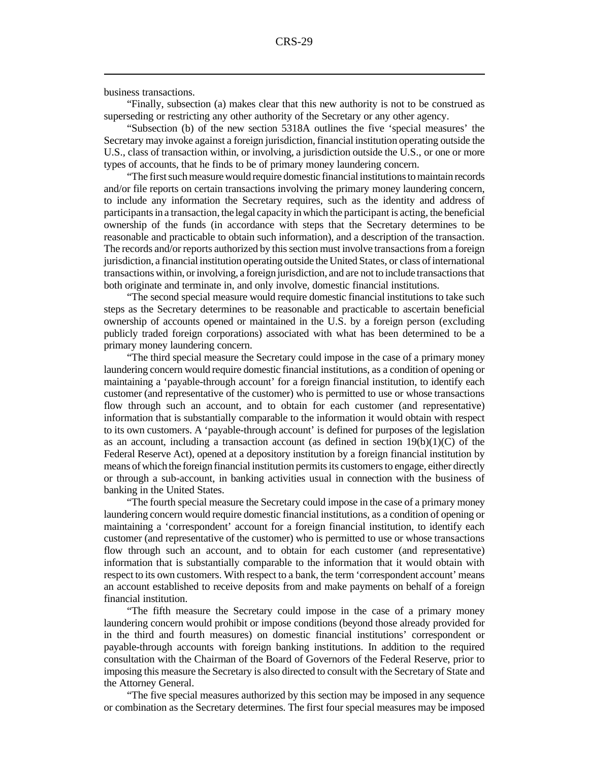business transactions.

"Finally, subsection (a) makes clear that this new authority is not to be construed as superseding or restricting any other authority of the Secretary or any other agency.

"Subsection (b) of the new section 5318A outlines the five 'special measures' the Secretary may invoke against a foreign jurisdiction, financial institution operating outside the U.S., class of transaction within, or involving, a jurisdiction outside the U.S., or one or more types of accounts, that he finds to be of primary money laundering concern.

"The first such measure would require domestic financial institutions to maintain records and/or file reports on certain transactions involving the primary money laundering concern, to include any information the Secretary requires, such as the identity and address of participants in a transaction, the legal capacity in which the participant is acting, the beneficial ownership of the funds (in accordance with steps that the Secretary determines to be reasonable and practicable to obtain such information), and a description of the transaction. The records and/or reports authorized by this section must involve transactions from a foreign jurisdiction, a financial institution operating outside the United States, or class of international transactions within, or involving, a foreign jurisdiction, and are not to include transactions that both originate and terminate in, and only involve, domestic financial institutions.

"The second special measure would require domestic financial institutions to take such steps as the Secretary determines to be reasonable and practicable to ascertain beneficial ownership of accounts opened or maintained in the U.S. by a foreign person (excluding publicly traded foreign corporations) associated with what has been determined to be a primary money laundering concern.

"The third special measure the Secretary could impose in the case of a primary money laundering concern would require domestic financial institutions, as a condition of opening or maintaining a 'payable-through account' for a foreign financial institution, to identify each customer (and representative of the customer) who is permitted to use or whose transactions flow through such an account, and to obtain for each customer (and representative) information that is substantially comparable to the information it would obtain with respect to its own customers. A 'payable-through account' is defined for purposes of the legislation as an account, including a transaction account (as defined in section 19(b)(1)(C) of the Federal Reserve Act), opened at a depository institution by a foreign financial institution by means of which the foreign financial institution permits its customers to engage, either directly or through a sub-account, in banking activities usual in connection with the business of banking in the United States.

"The fourth special measure the Secretary could impose in the case of a primary money laundering concern would require domestic financial institutions, as a condition of opening or maintaining a 'correspondent' account for a foreign financial institution, to identify each customer (and representative of the customer) who is permitted to use or whose transactions flow through such an account, and to obtain for each customer (and representative) information that is substantially comparable to the information that it would obtain with respect to its own customers. With respect to a bank, the term 'correspondent account' means an account established to receive deposits from and make payments on behalf of a foreign financial institution.

"The fifth measure the Secretary could impose in the case of a primary money laundering concern would prohibit or impose conditions (beyond those already provided for in the third and fourth measures) on domestic financial institutions' correspondent or payable-through accounts with foreign banking institutions. In addition to the required consultation with the Chairman of the Board of Governors of the Federal Reserve, prior to imposing this measure the Secretary is also directed to consult with the Secretary of State and the Attorney General.

"The five special measures authorized by this section may be imposed in any sequence or combination as the Secretary determines. The first four special measures may be imposed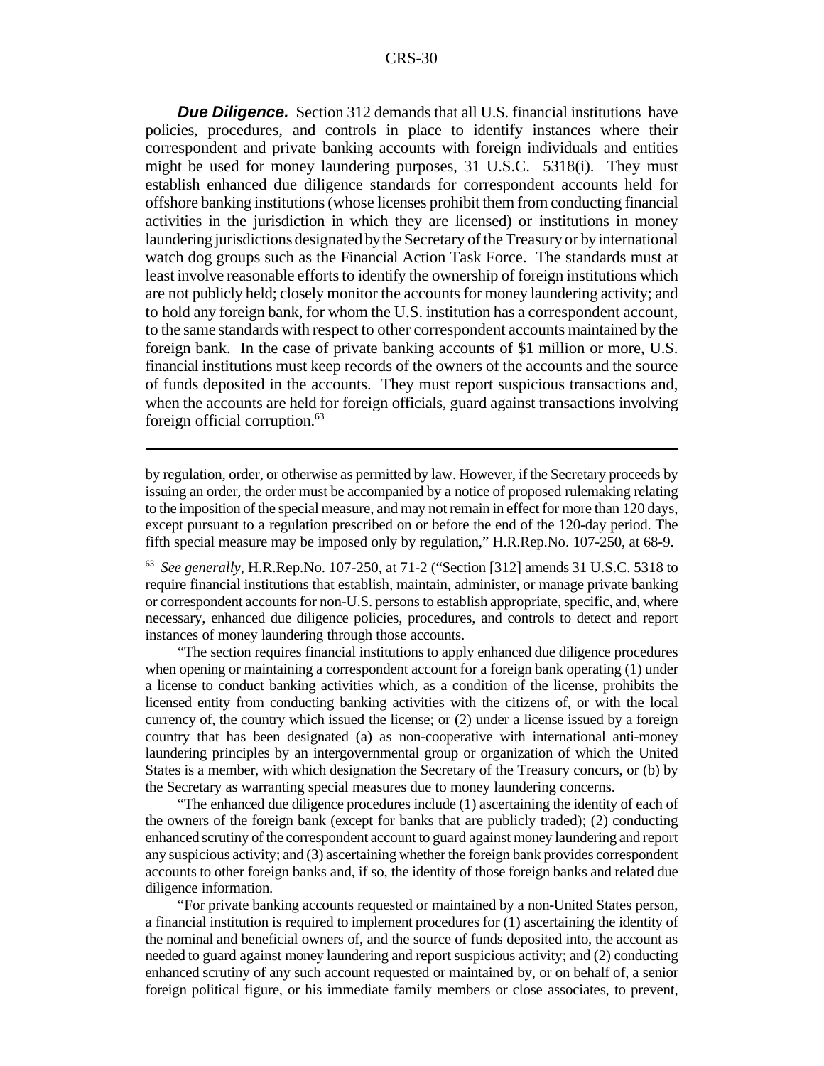***Due Diligence.*** Section 312 demands that all U.S. financial institutions have policies, procedures, and controls in place to identify instances where their correspondent and private banking accounts with foreign individuals and entities might be used for money laundering purposes, 31 U.S.C. 5318(i). They must establish enhanced due diligence standards for correspondent accounts held for offshore banking institutions (whose licenses prohibit them from conducting financial activities in the jurisdiction in which they are licensed) or institutions in money laundering jurisdictions designated by the Secretary of the Treasury or by international watch dog groups such as the Financial Action Task Force. The standards must at least involve reasonable efforts to identify the ownership of foreign institutions which are not publicly held; closely monitor the accounts for money laundering activity; and to hold any foreign bank, for whom the U.S. institution has a correspondent account, to the same standards with respect to other correspondent accounts maintained by the foreign bank. In the case of private banking accounts of $1 million or more, U.S. financial institutions must keep records of the owners of the accounts and the source of funds deposited in the accounts. They must report suspicious transactions and, when the accounts are held for foreign officials, guard against transactions involving foreign official corruption.[63]

---

by regulation, order, or otherwise as permitted by law. However, if the Secretary proceeds by issuing an order, the order must be accompanied by a notice of proposed rulemaking relating to the imposition of the special measure, and may not remain in effect for more than 120 days, except pursuant to a regulation prescribed on or before the end of the 120-day period. The fifth special measure may be imposed only by regulation," H.R.Rep.No. 107-250, at 68-9.

[63] *See generally,* H.R.Rep.No. 107-250, at 71-2 ("Section [312] amends 31 U.S.C. 5318 to require financial institutions that establish, maintain, administer, or manage private banking or correspondent accounts for non-U.S. persons to establish appropriate, specific, and, where necessary, enhanced due diligence policies, procedures, and controls to detect and report instances of money laundering through those accounts.

"The section requires financial institutions to apply enhanced due diligence procedures when opening or maintaining a correspondent account for a foreign bank operating (1) under a license to conduct banking activities which, as a condition of the license, prohibits the licensed entity from conducting banking activities with the citizens of, or with the local currency of, the country which issued the license; or (2) under a license issued by a foreign country that has been designated (a) as non-cooperative with international anti-money laundering principles by an intergovernmental group or organization of which the United States is a member, with which designation the Secretary of the Treasury concurs, or (b) by the Secretary as warranting special measures due to money laundering concerns.

"The enhanced due diligence procedures include (1) ascertaining the identity of each of the owners of the foreign bank (except for banks that are publicly traded); (2) conducting enhanced scrutiny of the correspondent account to guard against money laundering and report any suspicious activity; and (3) ascertaining whether the foreign bank provides correspondent accounts to other foreign banks and, if so, the identity of those foreign banks and related due diligence information.

"For private banking accounts requested or maintained by a non-United States person, a financial institution is required to implement procedures for (1) ascertaining the identity of the nominal and beneficial owners of, and the source of funds deposited into, the account as needed to guard against money laundering and report suspicious activity; and (2) conducting enhanced scrutiny of any such account requested or maintained by, or on behalf of, a senior foreign political figure, or his immediate family members or close associates, to prevent,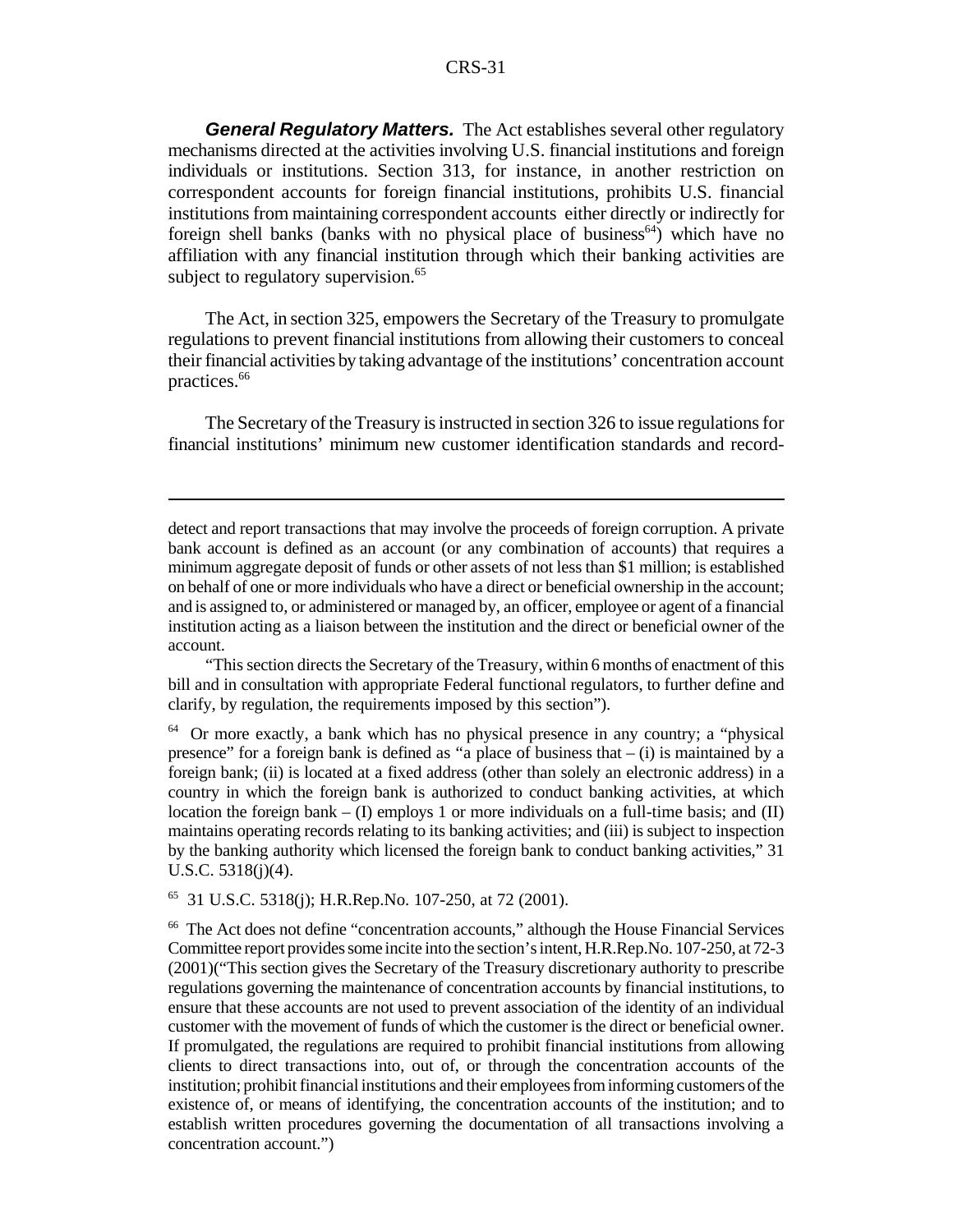***General Regulatory Matters.*** The Act establishes several other regulatory mechanisms directed at the activities involving U.S. financial institutions and foreign individuals or institutions. Section 313, for instance, in another restriction on correspondent accounts for foreign financial institutions, prohibits U.S. financial institutions from maintaining correspondent accounts either directly or indirectly for foreign shell banks (banks with no physical place of business[64]) which have no affiliation with any financial institution through which their banking activities are subject to regulatory supervision.[65]

The Act, in section 325, empowers the Secretary of the Treasury to promulgate regulations to prevent financial institutions from allowing their customers to conceal their financial activities by taking advantage of the institutions' concentration account practices.[66]

The Secretary of the Treasury is instructed in section 326 to issue regulations for financial institutions' minimum new customer identification standards and record-

---

detect and report transactions that may involve the proceeds of foreign corruption. A private bank account is defined as an account (or any combination of accounts) that requires a minimum aggregate deposit of funds or other assets of not less than $1 million; is established on behalf of one or more individuals who have a direct or beneficial ownership in the account; and is assigned to, or administered or managed by, an officer, employee or agent of a financial institution acting as a liaison between the institution and the direct or beneficial owner of the account.

"This section directs the Secretary of the Treasury, within 6 months of enactment of this bill and in consultation with appropriate Federal functional regulators, to further define and clarify, by regulation, the requirements imposed by this section").

[64] Or more exactly, a bank which has no physical presence in any country; a "physical presence" for a foreign bank is defined as "a place of business that – (i) is maintained by a foreign bank; (ii) is located at a fixed address (other than solely an electronic address) in a country in which the foreign bank is authorized to conduct banking activities, at which location the foreign bank – (I) employs 1 or more individuals on a full-time basis; and (II) maintains operating records relating to its banking activities; and (iii) is subject to inspection by the banking authority which licensed the foreign bank to conduct banking activities," 31 U.S.C. 5318(j)(4).

[65] 31 U.S.C. 5318(j); H.R.Rep.No. 107-250, at 72 (2001).

[66] The Act does not define "concentration accounts," although the House Financial Services Committee report provides some incite into the section's intent, H.R.Rep.No. 107-250, at 72-3 (2001)("This section gives the Secretary of the Treasury discretionary authority to prescribe regulations governing the maintenance of concentration accounts by financial institutions, to ensure that these accounts are not used to prevent association of the identity of an individual customer with the movement of funds of which the customer is the direct or beneficial owner. If promulgated, the regulations are required to prohibit financial institutions from allowing clients to direct transactions into, out of, or through the concentration accounts of the institution; prohibit financial institutions and their employees from informing customers of the existence of, or means of identifying, the concentration accounts of the institution; and to establish written procedures governing the documentation of all transactions involving a concentration account.")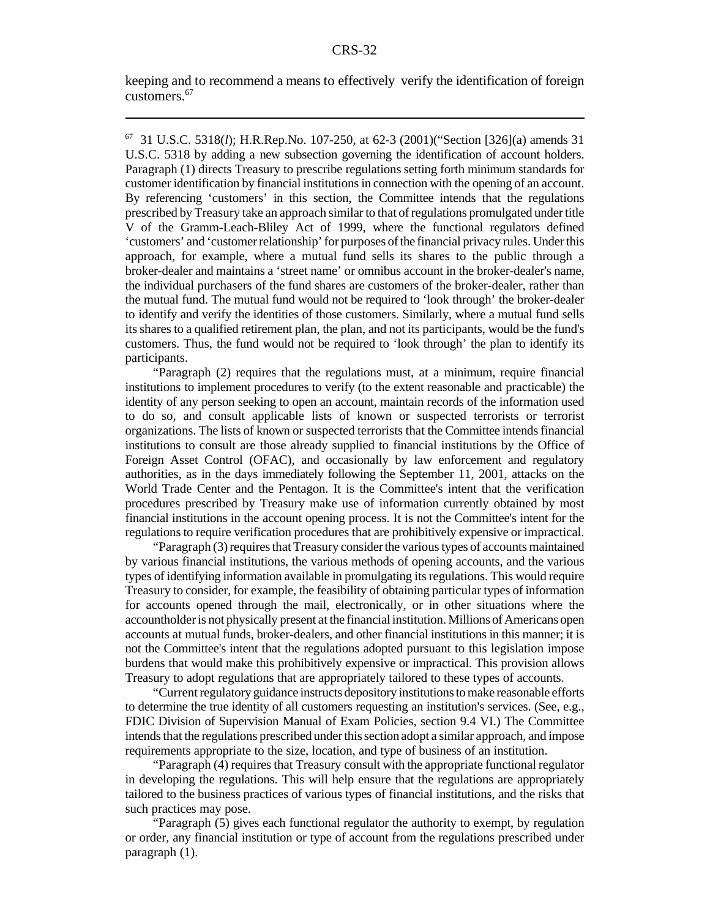keeping and to recommend a means to effectively verify the identification of foreign customers.[67]

---

[67] 31 U.S.C. 5318(*l*); H.R.Rep.No. 107-250, at 62-3 (2001)("Section [326](a) amends 31 U.S.C. 5318 by adding a new subsection governing the identification of account holders. Paragraph (1) directs Treasury to prescribe regulations setting forth minimum standards for customer identification by financial institutions in connection with the opening of an account. By referencing 'customers' in this section, the Committee intends that the regulations prescribed by Treasury take an approach similar to that of regulations promulgated under title V of the Gramm-Leach-Bliley Act of 1999, where the functional regulators defined 'customers' and 'customer relationship' for purposes of the financial privacy rules. Under this approach, for example, where a mutual fund sells its shares to the public through a broker-dealer and maintains a 'street name' or omnibus account in the broker-dealer's name, the individual purchasers of the fund shares are customers of the broker-dealer, rather than the mutual fund. The mutual fund would not be required to 'look through' the broker-dealer to identify and verify the identities of those customers. Similarly, where a mutual fund sells its shares to a qualified retirement plan, the plan, and not its participants, would be the fund's customers. Thus, the fund would not be required to 'look through' the plan to identify its participants.

"Paragraph (2) requires that the regulations must, at a minimum, require financial institutions to implement procedures to verify (to the extent reasonable and practicable) the identity of any person seeking to open an account, maintain records of the information used to do so, and consult applicable lists of known or suspected terrorists or terrorist organizations. The lists of known or suspected terrorists that the Committee intends financial institutions to consult are those already supplied to financial institutions by the Office of Foreign Asset Control (OFAC), and occasionally by law enforcement and regulatory authorities, as in the days immediately following the September 11, 2001, attacks on the World Trade Center and the Pentagon. It is the Committee's intent that the verification procedures prescribed by Treasury make use of information currently obtained by most financial institutions in the account opening process. It is not the Committee's intent for the regulations to require verification procedures that are prohibitively expensive or impractical.

"Paragraph (3) requires that Treasury consider the various types of accounts maintained by various financial institutions, the various methods of opening accounts, and the various types of identifying information available in promulgating its regulations. This would require Treasury to consider, for example, the feasibility of obtaining particular types of information for accounts opened through the mail, electronically, or in other situations where the accountholder is not physically present at the financial institution. Millions of Americans open accounts at mutual funds, broker-dealers, and other financial institutions in this manner; it is not the Committee's intent that the regulations adopted pursuant to this legislation impose burdens that would make this prohibitively expensive or impractical. This provision allows Treasury to adopt regulations that are appropriately tailored to these types of accounts.

"Current regulatory guidance instructs depository institutions to make reasonable efforts to determine the true identity of all customers requesting an institution's services. (See, e.g., FDIC Division of Supervision Manual of Exam Policies, section 9.4 VI.) The Committee intends that the regulations prescribed under this section adopt a similar approach, and impose requirements appropriate to the size, location, and type of business of an institution.

"Paragraph (4) requires that Treasury consult with the appropriate functional regulator in developing the regulations. This will help ensure that the regulations are appropriately tailored to the business practices of various types of financial institutions, and the risks that such practices may pose.

"Paragraph (5) gives each functional regulator the authority to exempt, by regulation or order, any financial institution or type of account from the regulations prescribed under paragraph (1).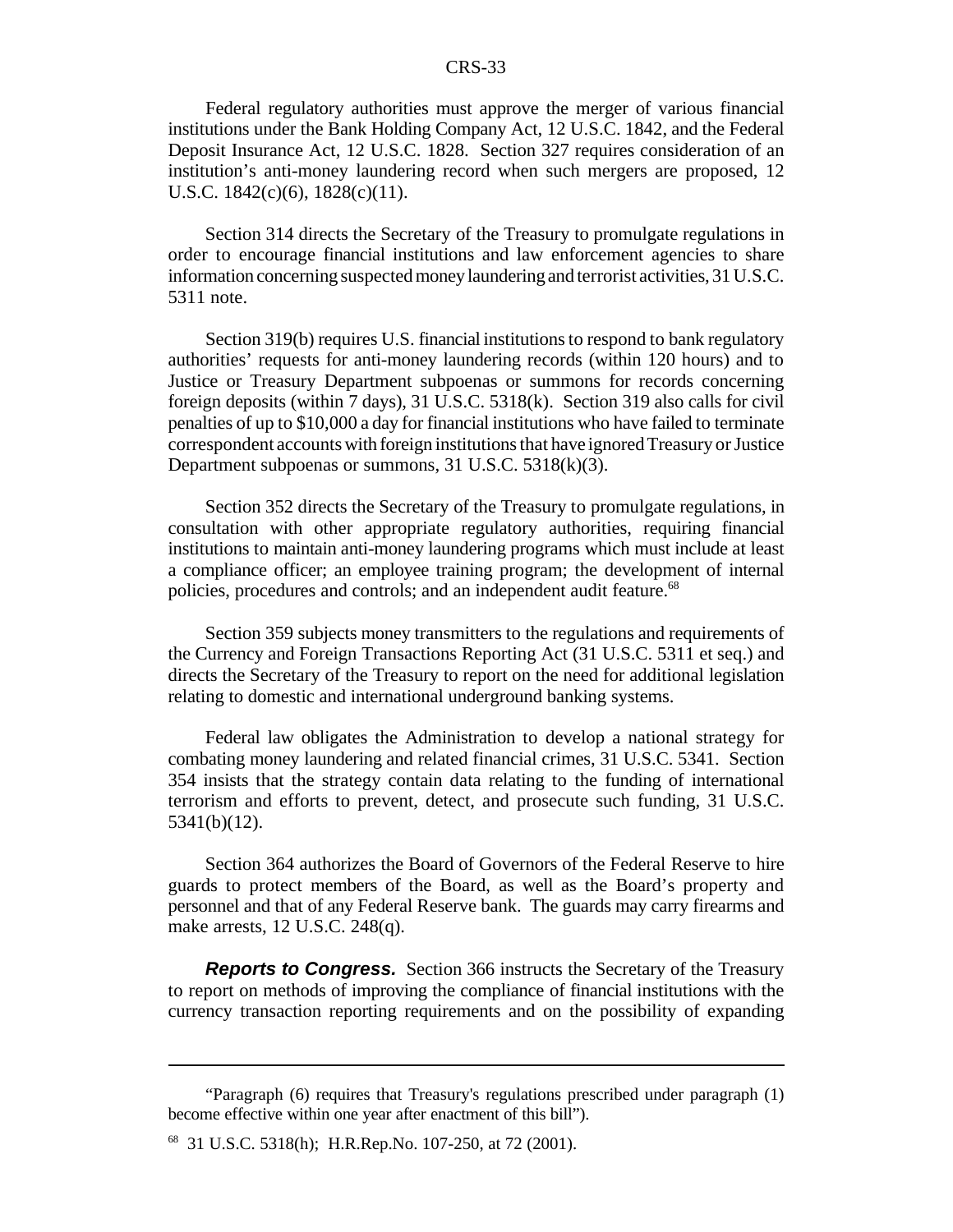Federal regulatory authorities must approve the merger of various financial institutions under the Bank Holding Company Act, 12 U.S.C. 1842, and the Federal Deposit Insurance Act, 12 U.S.C. 1828. Section 327 requires consideration of an institution's anti-money laundering record when such mergers are proposed, 12 U.S.C. 1842(c)(6), 1828(c)(11).

Section 314 directs the Secretary of the Treasury to promulgate regulations in order to encourage financial institutions and law enforcement agencies to share information concerning suspected money laundering and terrorist activities, 31 U.S.C. 5311 note.

Section 319(b) requires U.S. financial institutions to respond to bank regulatory authorities' requests for anti-money laundering records (within 120 hours) and to Justice or Treasury Department subpoenas or summons for records concerning foreign deposits (within 7 days), 31 U.S.C. 5318(k). Section 319 also calls for civil penalties of up to $10,000 a day for financial institutions who have failed to terminate correspondent accounts with foreign institutions that have ignored Treasury or Justice Department subpoenas or summons, 31 U.S.C. 5318(k)(3).

Section 352 directs the Secretary of the Treasury to promulgate regulations, in consultation with other appropriate regulatory authorities, requiring financial institutions to maintain anti-money laundering programs which must include at least a compliance officer; an employee training program; the development of internal policies, procedures and controls; and an independent audit feature.[68]

Section 359 subjects money transmitters to the regulations and requirements of the Currency and Foreign Transactions Reporting Act (31 U.S.C. 5311 et seq.) and directs the Secretary of the Treasury to report on the need for additional legislation relating to domestic and international underground banking systems.

Federal law obligates the Administration to develop a national strategy for combating money laundering and related financial crimes, 31 U.S.C. 5341. Section 354 insists that the strategy contain data relating to the funding of international terrorism and efforts to prevent, detect, and prosecute such funding, 31 U.S.C. 5341(b)(12).

Section 364 authorizes the Board of Governors of the Federal Reserve to hire guards to protect members of the Board, as well as the Board's property and personnel and that of any Federal Reserve bank. The guards may carry firearms and make arrests, 12 U.S.C. 248(q).

***Reports to Congress.*** Section 366 instructs the Secretary of the Treasury to report on methods of improving the compliance of financial institutions with the currency transaction reporting requirements and on the possibility of expanding

---

"Paragraph (6) requires that Treasury's regulations prescribed under paragraph (1) become effective within one year after enactment of this bill").

[68] 31 U.S.C. 5318(h); H.R.Rep.No. 107-250, at 72 (2001).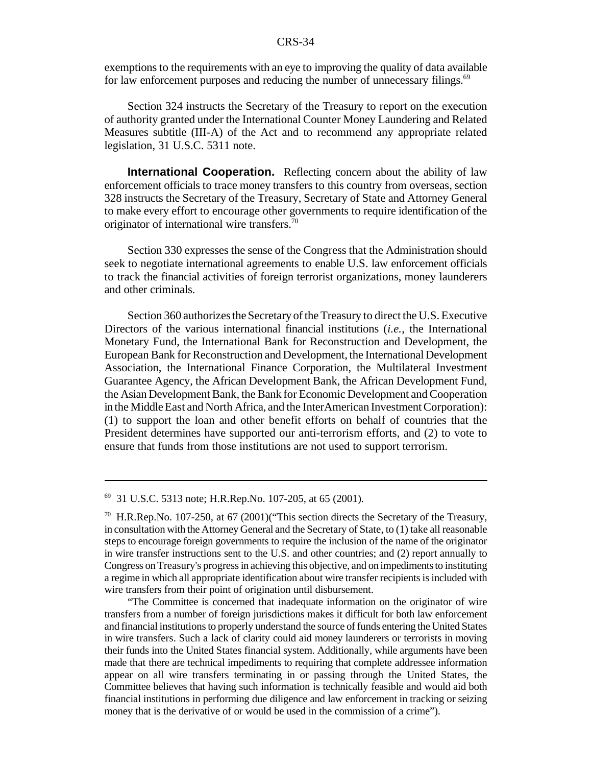exemptions to the requirements with an eye to improving the quality of data available for law enforcement purposes and reducing the number of unnecessary filings.[69]

Section 324 instructs the Secretary of the Treasury to report on the execution of authority granted under the International Counter Money Laundering and Related Measures subtitle (III-A) of the Act and to recommend any appropriate related legislation, 31 U.S.C. 5311 note.

**International Cooperation.** Reflecting concern about the ability of law enforcement officials to trace money transfers to this country from overseas, section 328 instructs the Secretary of the Treasury, Secretary of State and Attorney General to make every effort to encourage other governments to require identification of the originator of international wire transfers.[70]

Section 330 expresses the sense of the Congress that the Administration should seek to negotiate international agreements to enable U.S. law enforcement officials to track the financial activities of foreign terrorist organizations, money launderers and other criminals.

Section 360 authorizes the Secretary of the Treasury to direct the U.S. Executive Directors of the various international financial institutions (*i.e.*, the International Monetary Fund, the International Bank for Reconstruction and Development, the European Bank for Reconstruction and Development, the International Development Association, the International Finance Corporation, the Multilateral Investment Guarantee Agency, the African Development Bank, the African Development Fund, the Asian Development Bank, the Bank for Economic Development and Cooperation in the Middle East and North Africa, and the InterAmerican Investment Corporation): (1) to support the loan and other benefit efforts on behalf of countries that the President determines have supported our anti-terrorism efforts, and (2) to vote to ensure that funds from those institutions are not used to support terrorism.

---

[69] 31 U.S.C. 5313 note; H.R.Rep.No. 107-205, at 65 (2001).

[70] H.R.Rep.No. 107-250, at 67 (2001)("This section directs the Secretary of the Treasury, in consultation with the Attorney General and the Secretary of State, to (1) take all reasonable steps to encourage foreign governments to require the inclusion of the name of the originator in wire transfer instructions sent to the U.S. and other countries; and (2) report annually to Congress on Treasury's progress in achieving this objective, and on impediments to instituting a regime in which all appropriate identification about wire transfer recipients is included with wire transfers from their point of origination until disbursement.

"The Committee is concerned that inadequate information on the originator of wire transfers from a number of foreign jurisdictions makes it difficult for both law enforcement and financial institutions to properly understand the source of funds entering the United States in wire transfers. Such a lack of clarity could aid money launderers or terrorists in moving their funds into the United States financial system. Additionally, while arguments have been made that there are technical impediments to requiring that complete addressee information appear on all wire transfers terminating in or passing through the United States, the Committee believes that having such information is technically feasible and would aid both financial institutions in performing due diligence and law enforcement in tracking or seizing money that is the derivative of or would be used in the commission of a crime").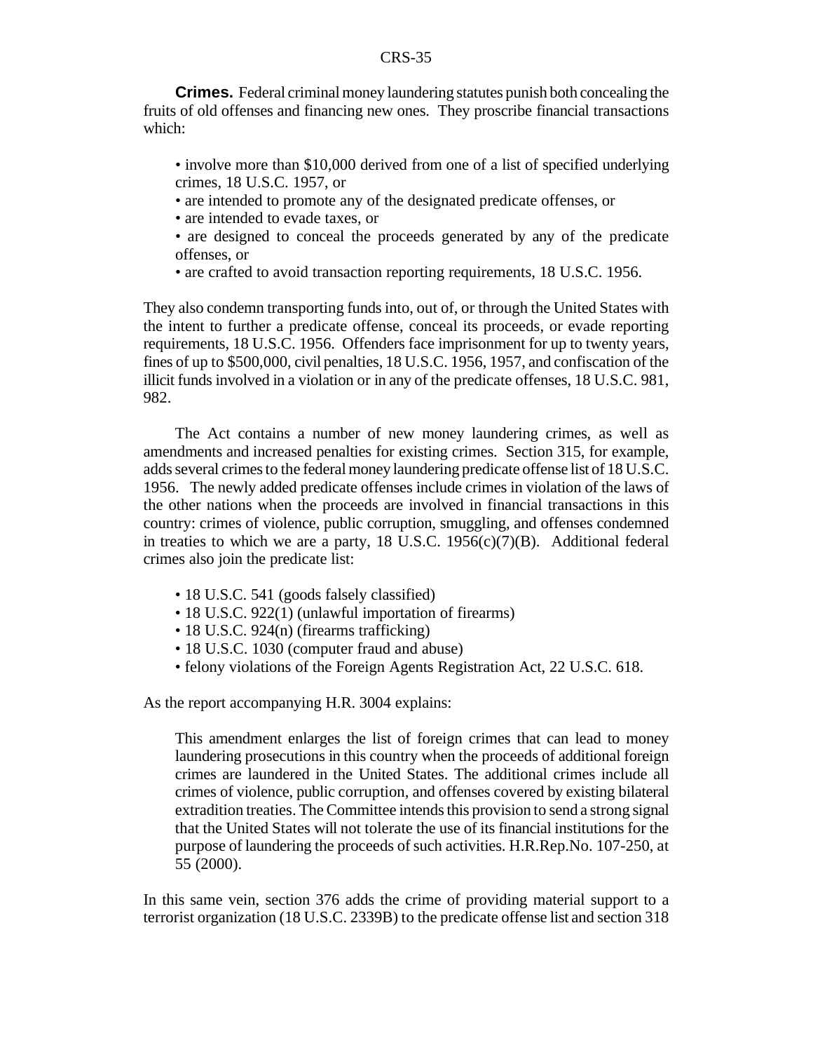**Crimes.** Federal criminal money laundering statutes punish both concealing the fruits of old offenses and financing new ones. They proscribe financial transactions which:

- involve more than $10,000 derived from one of a list of specified underlying crimes, 18 U.S.C. 1957, or
- are intended to promote any of the designated predicate offenses, or
- are intended to evade taxes, or
- are designed to conceal the proceeds generated by any of the predicate offenses, or
- are crafted to avoid transaction reporting requirements, 18 U.S.C. 1956.

They also condemn transporting funds into, out of, or through the United States with the intent to further a predicate offense, conceal its proceeds, or evade reporting requirements, 18 U.S.C. 1956. Offenders face imprisonment for up to twenty years, fines of up to $500,000, civil penalties, 18 U.S.C. 1956, 1957, and confiscation of the illicit funds involved in a violation or in any of the predicate offenses, 18 U.S.C. 981, 982.

The Act contains a number of new money laundering crimes, as well as amendments and increased penalties for existing crimes. Section 315, for example, adds several crimes to the federal money laundering predicate offense list of 18 U.S.C. 1956. The newly added predicate offenses include crimes in violation of the laws of the other nations when the proceeds are involved in financial transactions in this country: crimes of violence, public corruption, smuggling, and offenses condemned in treaties to which we are a party, 18 U.S.C. 1956(c)(7)(B). Additional federal crimes also join the predicate list:

- 18 U.S.C. 541 (goods falsely classified)
- 18 U.S.C. 922(1) (unlawful importation of firearms)
- 18 U.S.C. 924(n) (firearms trafficking)
- 18 U.S.C. 1030 (computer fraud and abuse)
- felony violations of the Foreign Agents Registration Act, 22 U.S.C. 618.

As the report accompanying H.R. 3004 explains:

> This amendment enlarges the list of foreign crimes that can lead to money laundering prosecutions in this country when the proceeds of additional foreign crimes are laundered in the United States. The additional crimes include all crimes of violence, public corruption, and offenses covered by existing bilateral extradition treaties. The Committee intends this provision to send a strong signal that the United States will not tolerate the use of its financial institutions for the purpose of laundering the proceeds of such activities. H.R.Rep.No. 107-250, at 55 (2000).

In this same vein, section 376 adds the crime of providing material support to a terrorist organization (18 U.S.C. 2339B) to the predicate offense list and section 318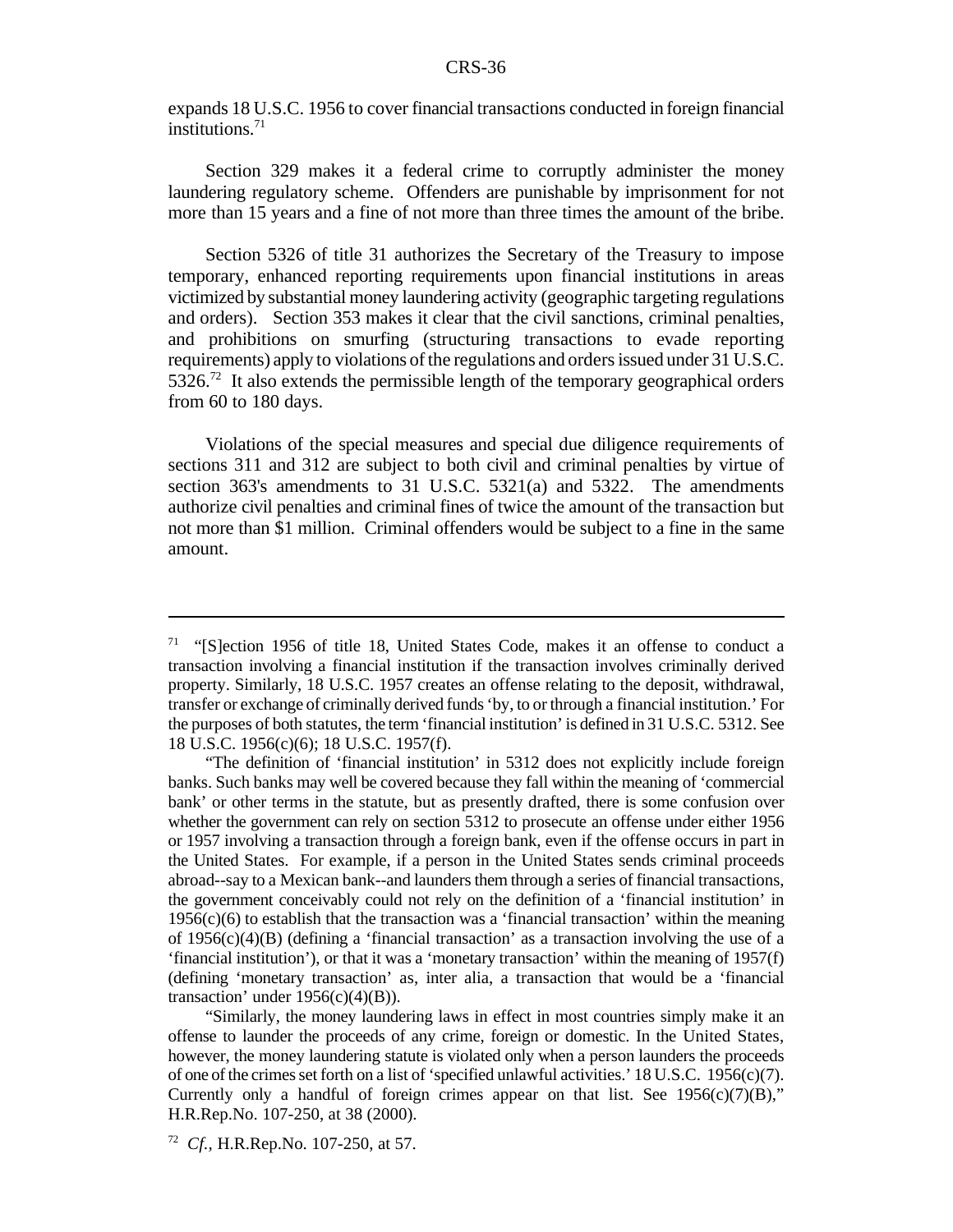expands 18 U.S.C. 1956 to cover financial transactions conducted in foreign financial institutions.[71]

Section 329 makes it a federal crime to corruptly administer the money laundering regulatory scheme. Offenders are punishable by imprisonment for not more than 15 years and a fine of not more than three times the amount of the bribe.

Section 5326 of title 31 authorizes the Secretary of the Treasury to impose temporary, enhanced reporting requirements upon financial institutions in areas victimized by substantial money laundering activity (geographic targeting regulations and orders). Section 353 makes it clear that the civil sanctions, criminal penalties, and prohibitions on smurfing (structuring transactions to evade reporting requirements) apply to violations of the regulations and orders issued under 31 U.S.C. 5326.[72] It also extends the permissible length of the temporary geographical orders from 60 to 180 days.

Violations of the special measures and special due diligence requirements of sections 311 and 312 are subject to both civil and criminal penalties by virtue of section 363's amendments to 31 U.S.C. 5321(a) and 5322. The amendments authorize civil penalties and criminal fines of twice the amount of the transaction but not more than $1 million. Criminal offenders would be subject to a fine in the same amount.

---

[71] "[S]ection 1956 of title 18, United States Code, makes it an offense to conduct a transaction involving a financial institution if the transaction involves criminally derived property. Similarly, 18 U.S.C. 1957 creates an offense relating to the deposit, withdrawal, transfer or exchange of criminally derived funds 'by, to or through a financial institution.' For the purposes of both statutes, the term 'financial institution' is defined in 31 U.S.C. 5312. See 18 U.S.C. 1956(c)(6); 18 U.S.C. 1957(f).

"The definition of 'financial institution' in 5312 does not explicitly include foreign banks. Such banks may well be covered because they fall within the meaning of 'commercial bank' or other terms in the statute, but as presently drafted, there is some confusion over whether the government can rely on section 5312 to prosecute an offense under either 1956 or 1957 involving a transaction through a foreign bank, even if the offense occurs in part in the United States. For example, if a person in the United States sends criminal proceeds abroad--say to a Mexican bank--and launders them through a series of financial transactions, the government conceivably could not rely on the definition of a 'financial institution' in 1956(c)(6) to establish that the transaction was a 'financial transaction' within the meaning of 1956(c)(4)(B) (defining a 'financial transaction' as a transaction involving the use of a 'financial institution'), or that it was a 'monetary transaction' within the meaning of 1957(f) (defining 'monetary transaction' as, inter alia, a transaction that would be a 'financial transaction' under 1956(c)(4)(B)).

"Similarly, the money laundering laws in effect in most countries simply make it an offense to launder the proceeds of any crime, foreign or domestic. In the United States, however, the money laundering statute is violated only when a person launders the proceeds of one of the crimes set forth on a list of 'specified unlawful activities.' 18 U.S.C. 1956(c)(7). Currently only a handful of foreign crimes appear on that list. See 1956(c)(7)(B)," H.R.Rep.No. 107-250, at 38 (2000).

[72] *Cf.*, H.R.Rep.No. 107-250, at 57.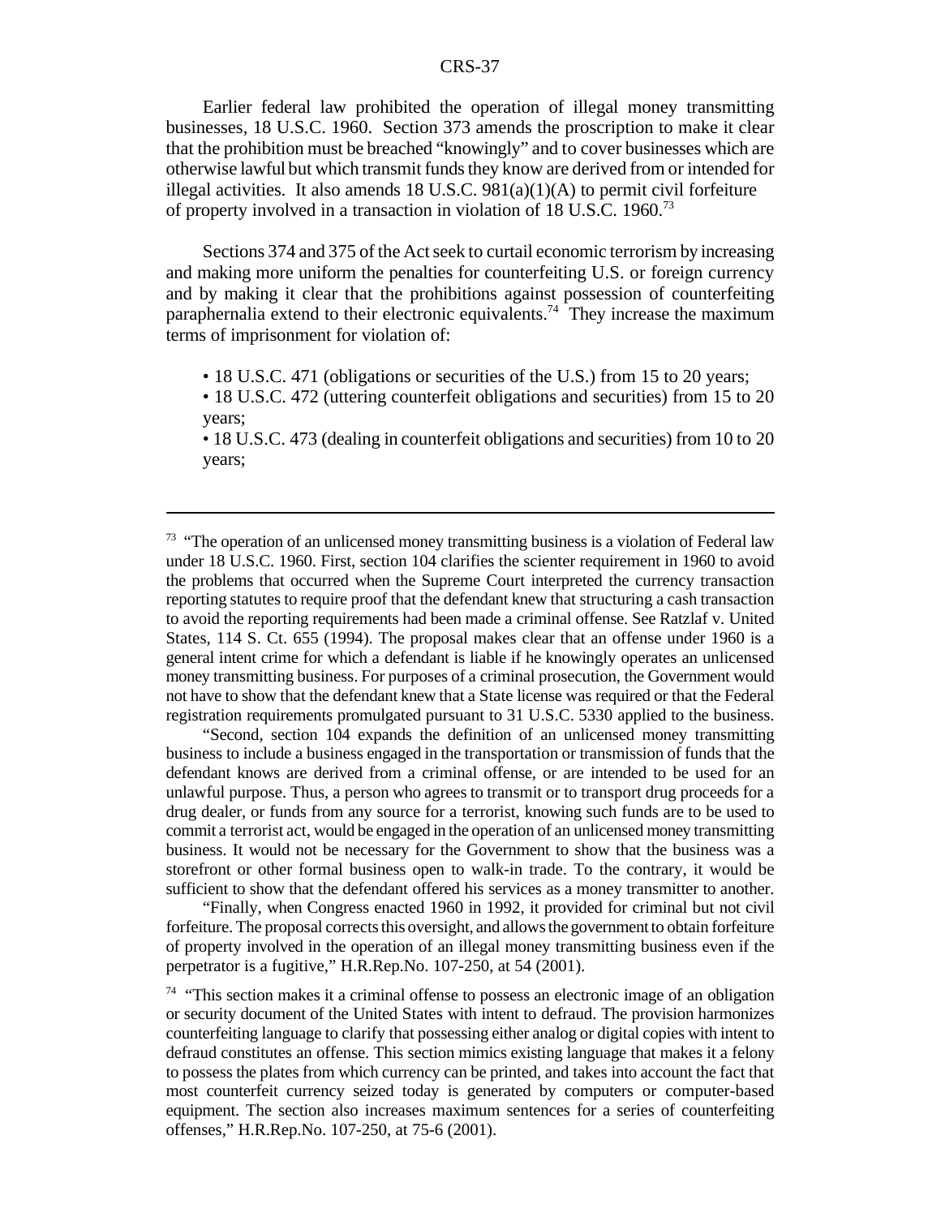Earlier federal law prohibited the operation of illegal money transmitting businesses, 18 U.S.C. 1960. Section 373 amends the proscription to make it clear that the prohibition must be breached "knowingly" and to cover businesses which are otherwise lawful but which transmit funds they know are derived from or intended for illegal activities. It also amends 18 U.S.C. 981(a)(1)(A) to permit civil forfeiture of property involved in a transaction in violation of 18 U.S.C. 1960.[73]

Sections 374 and 375 of the Act seek to curtail economic terrorism by increasing and making more uniform the penalties for counterfeiting U.S. or foreign currency and by making it clear that the prohibitions against possession of counterfeiting paraphernalia extend to their electronic equivalents.[74] They increase the maximum terms of imprisonment for violation of:

- 18 U.S.C. 471 (obligations or securities of the U.S.) from 15 to 20 years;
- 18 U.S.C. 472 (uttering counterfeit obligations and securities) from 15 to 20 years;
- 18 U.S.C. 473 (dealing in counterfeit obligations and securities) from 10 to 20 years;

---

[73] "The operation of an unlicensed money transmitting business is a violation of Federal law under 18 U.S.C. 1960. First, section 104 clarifies the scienter requirement in 1960 to avoid the problems that occurred when the Supreme Court interpreted the currency transaction reporting statutes to require proof that the defendant knew that structuring a cash transaction to avoid the reporting requirements had been made a criminal offense. See Ratzlaf v. United States, 114 S. Ct. 655 (1994). The proposal makes clear that an offense under 1960 is a general intent crime for which a defendant is liable if he knowingly operates an unlicensed money transmitting business. For purposes of a criminal prosecution, the Government would not have to show that the defendant knew that a State license was required or that the Federal registration requirements promulgated pursuant to 31 U.S.C. 5330 applied to the business.

"Second, section 104 expands the definition of an unlicensed money transmitting business to include a business engaged in the transportation or transmission of funds that the defendant knows are derived from a criminal offense, or are intended to be used for an unlawful purpose. Thus, a person who agrees to transmit or to transport drug proceeds for a drug dealer, or funds from any source for a terrorist, knowing such funds are to be used to commit a terrorist act, would be engaged in the operation of an unlicensed money transmitting business. It would not be necessary for the Government to show that the business was a storefront or other formal business open to walk-in trade. To the contrary, it would be sufficient to show that the defendant offered his services as a money transmitter to another.

"Finally, when Congress enacted 1960 in 1992, it provided for criminal but not civil forfeiture. The proposal corrects this oversight, and allows the government to obtain forfeiture of property involved in the operation of an illegal money transmitting business even if the perpetrator is a fugitive," H.R.Rep.No. 107-250, at 54 (2001).

[74] "This section makes it a criminal offense to possess an electronic image of an obligation or security document of the United States with intent to defraud. The provision harmonizes counterfeiting language to clarify that possessing either analog or digital copies with intent to defraud constitutes an offense. This section mimics existing language that makes it a felony to possess the plates from which currency can be printed, and takes into account the fact that most counterfeit currency seized today is generated by computers or computer-based equipment. The section also increases maximum sentences for a series of counterfeiting offenses," H.R.Rep.No. 107-250, at 75-6 (2001).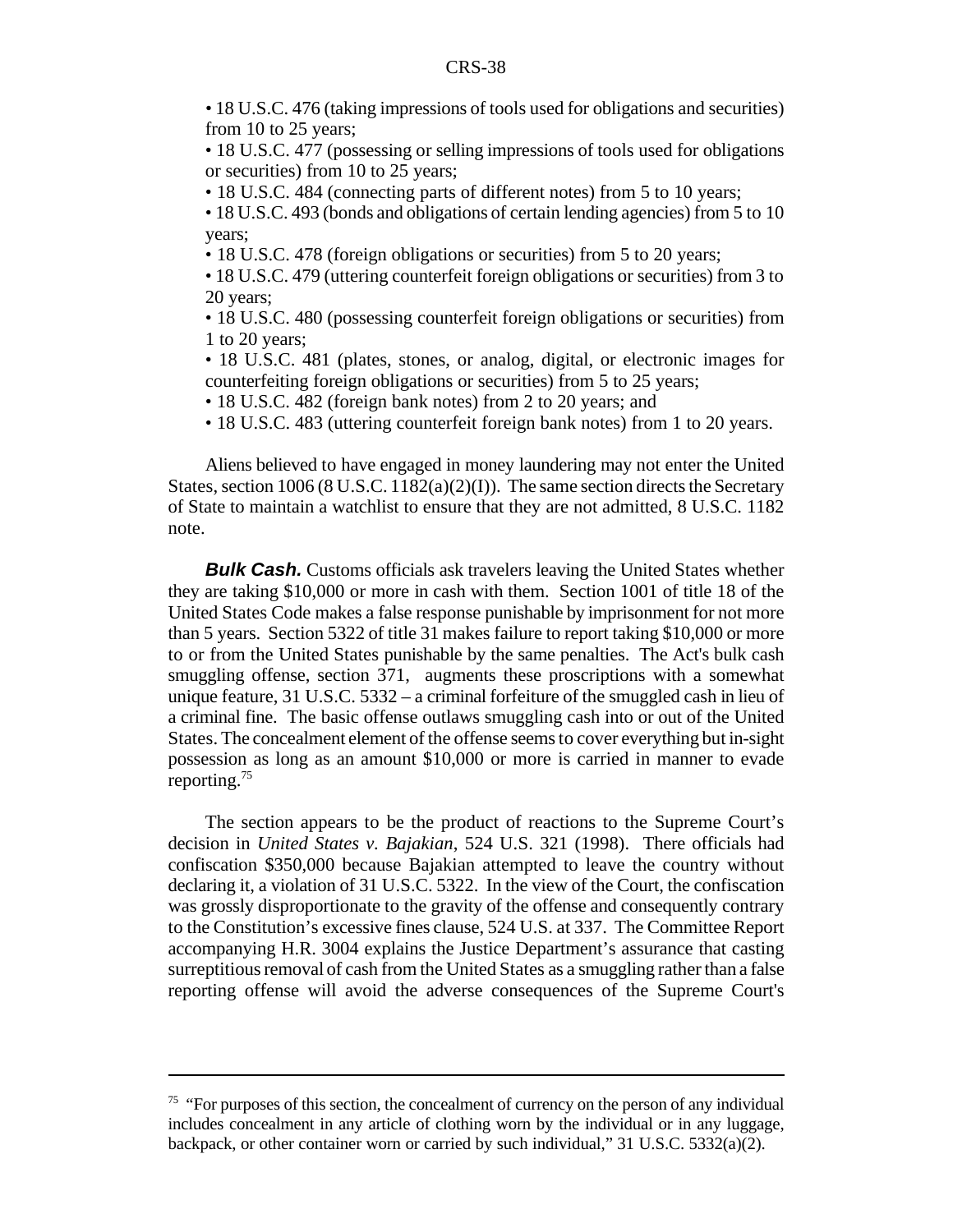- 18 U.S.C. 476 (taking impressions of tools used for obligations and securities) from 10 to 25 years;
- 18 U.S.C. 477 (possessing or selling impressions of tools used for obligations or securities) from 10 to 25 years;
- 18 U.S.C. 484 (connecting parts of different notes) from 5 to 10 years;
- 18 U.S.C. 493 (bonds and obligations of certain lending agencies) from 5 to 10 years;
- 18 U.S.C. 478 (foreign obligations or securities) from 5 to 20 years;
- 18 U.S.C. 479 (uttering counterfeit foreign obligations or securities) from 3 to 20 years;
- 18 U.S.C. 480 (possessing counterfeit foreign obligations or securities) from 1 to 20 years;
- 18 U.S.C. 481 (plates, stones, or analog, digital, or electronic images for counterfeiting foreign obligations or securities) from 5 to 25 years;
- 18 U.S.C. 482 (foreign bank notes) from 2 to 20 years; and
- 18 U.S.C. 483 (uttering counterfeit foreign bank notes) from 1 to 20 years.

Aliens believed to have engaged in money laundering may not enter the United States, section 1006 (8 U.S.C. 1182(a)(2)(I)). The same section directs the Secretary of State to maintain a watchlist to ensure that they are not admitted, 8 U.S.C. 1182 note.

***Bulk Cash.*** Customs officials ask travelers leaving the United States whether they are taking $10,000 or more in cash with them. Section 1001 of title 18 of the United States Code makes a false response punishable by imprisonment for not more than 5 years. Section 5322 of title 31 makes failure to report taking $10,000 or more to or from the United States punishable by the same penalties. The Act's bulk cash smuggling offense, section 371, augments these proscriptions with a somewhat unique feature, 31 U.S.C. 5332 – a criminal forfeiture of the smuggled cash in lieu of a criminal fine. The basic offense outlaws smuggling cash into or out of the United States. The concealment element of the offense seems to cover everything but in-sight possession as long as an amount $10,000 or more is carried in manner to evade reporting.[75]

The section appears to be the product of reactions to the Supreme Court's decision in *United States v. Bajakian*, 524 U.S. 321 (1998). There officials had confiscation $350,000 because Bajakian attempted to leave the country without declaring it, a violation of 31 U.S.C. 5322. In the view of the Court, the confiscation was grossly disproportionate to the gravity of the offense and consequently contrary to the Constitution's excessive fines clause, 524 U.S. at 337. The Committee Report accompanying H.R. 3004 explains the Justice Department's assurance that casting surreptitious removal of cash from the United States as a smuggling rather than a false reporting offense will avoid the adverse consequences of the Supreme Court's

---

[75] "For purposes of this section, the concealment of currency on the person of any individual includes concealment in any article of clothing worn by the individual or in any luggage, backpack, or other container worn or carried by such individual," 31 U.S.C. 5332(a)(2).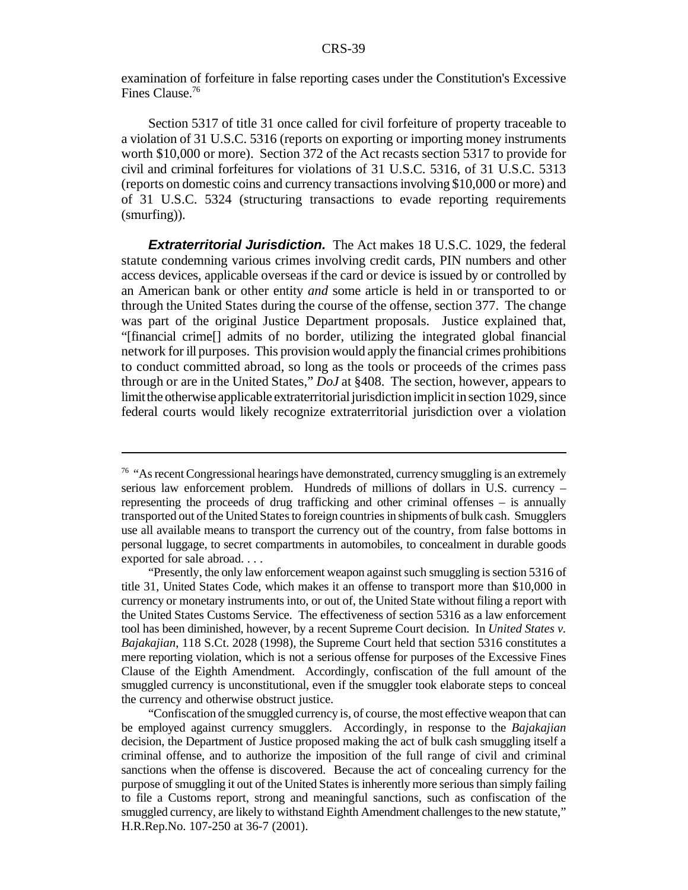examination of forfeiture in false reporting cases under the Constitution's Excessive Fines Clause.[76]

Section 5317 of title 31 once called for civil forfeiture of property traceable to a violation of 31 U.S.C. 5316 (reports on exporting or importing money instruments worth $10,000 or more). Section 372 of the Act recasts section 5317 to provide for civil and criminal forfeitures for violations of 31 U.S.C. 5316, of 31 U.S.C. 5313 (reports on domestic coins and currency transactions involving $10,000 or more) and of 31 U.S.C. 5324 (structuring transactions to evade reporting requirements (smurfing)).

***Extraterritorial Jurisdiction.*** The Act makes 18 U.S.C. 1029, the federal statute condemning various crimes involving credit cards, PIN numbers and other access devices, applicable overseas if the card or device is issued by or controlled by an American bank or other entity *and* some article is held in or transported to or through the United States during the course of the offense, section 377. The change was part of the original Justice Department proposals. Justice explained that, "[financial crime[] admits of no border, utilizing the integrated global financial network for ill purposes. This provision would apply the financial crimes prohibitions to conduct committed abroad, so long as the tools or proceeds of the crimes pass through or are in the United States," *DoJ* at §408. The section, however, appears to limit the otherwise applicable extraterritorial jurisdiction implicit in section 1029, since federal courts would likely recognize extraterritorial jurisdiction over a violation

---

[76] "As recent Congressional hearings have demonstrated, currency smuggling is an extremely serious law enforcement problem. Hundreds of millions of dollars in U.S. currency – representing the proceeds of drug trafficking and other criminal offenses – is annually transported out of the United States to foreign countries in shipments of bulk cash. Smugglers use all available means to transport the currency out of the country, from false bottoms in personal luggage, to secret compartments in automobiles, to concealment in durable goods exported for sale abroad. . . .

"Presently, the only law enforcement weapon against such smuggling is section 5316 of title 31, United States Code, which makes it an offense to transport more than $10,000 in currency or monetary instruments into, or out of, the United State without filing a report with the United States Customs Service. The effectiveness of section 5316 as a law enforcement tool has been diminished, however, by a recent Supreme Court decision. In *United States v. Bajakajian*, 118 S.Ct. 2028 (1998), the Supreme Court held that section 5316 constitutes a mere reporting violation, which is not a serious offense for purposes of the Excessive Fines Clause of the Eighth Amendment. Accordingly, confiscation of the full amount of the smuggled currency is unconstitutional, even if the smuggler took elaborate steps to conceal the currency and otherwise obstruct justice.

"Confiscation of the smuggled currency is, of course, the most effective weapon that can be employed against currency smugglers. Accordingly, in response to the *Bajakajian* decision, the Department of Justice proposed making the act of bulk cash smuggling itself a criminal offense, and to authorize the imposition of the full range of civil and criminal sanctions when the offense is discovered. Because the act of concealing currency for the purpose of smuggling it out of the United States is inherently more serious than simply failing to file a Customs report, strong and meaningful sanctions, such as confiscation of the smuggled currency, are likely to withstand Eighth Amendment challenges to the new statute," H.R.Rep.No. 107-250 at 36-7 (2001).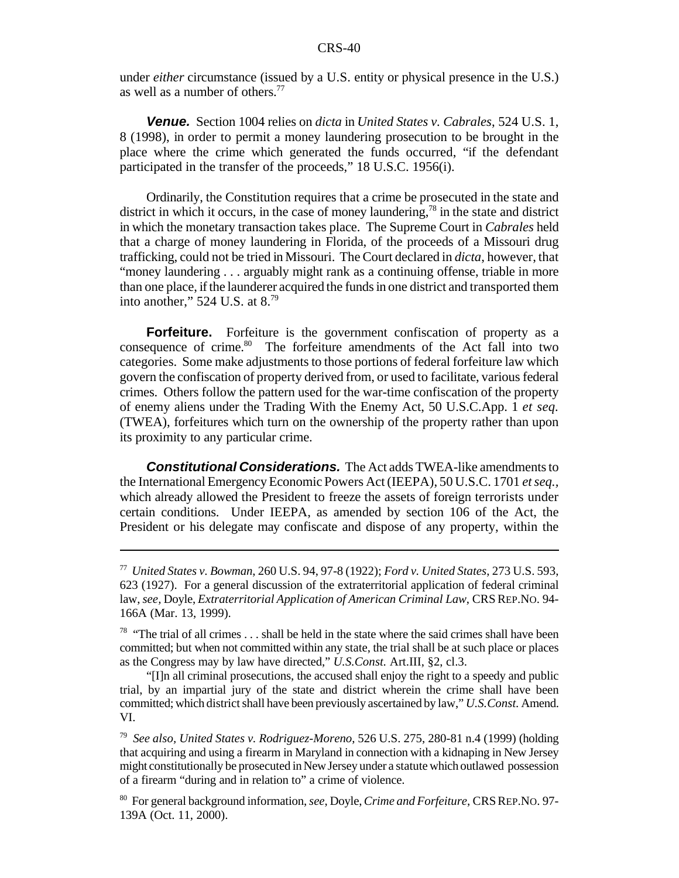under *either* circumstance (issued by a U.S. entity or physical presence in the U.S.) as well as a number of others.[77]

***Venue.*** Section 1004 relies on *dicta* in *United States v. Cabrales*, 524 U.S. 1, 8 (1998), in order to permit a money laundering prosecution to be brought in the place where the crime which generated the funds occurred, "if the defendant participated in the transfer of the proceeds," 18 U.S.C. 1956(i).

Ordinarily, the Constitution requires that a crime be prosecuted in the state and district in which it occurs, in the case of money laundering,[78] in the state and district in which the monetary transaction takes place. The Supreme Court in *Cabrales* held that a charge of money laundering in Florida, of the proceeds of a Missouri drug trafficking, could not be tried in Missouri. The Court declared in *dicta*, however, that "money laundering . . . arguably might rank as a continuing offense, triable in more than one place, if the launderer acquired the funds in one district and transported them into another," 524 U.S. at 8.[79]

**Forfeiture.** Forfeiture is the government confiscation of property as a consequence of crime.[80] The forfeiture amendments of the Act fall into two categories. Some make adjustments to those portions of federal forfeiture law which govern the confiscation of property derived from, or used to facilitate, various federal crimes. Others follow the pattern used for the war-time confiscation of the property of enemy aliens under the Trading With the Enemy Act, 50 U.S.C.App. 1 *et seq.* (TWEA), forfeitures which turn on the ownership of the property rather than upon its proximity to any particular crime.

***Constitutional Considerations.*** The Act adds TWEA-like amendments to the International Emergency Economic Powers Act (IEEPA), 50 U.S.C. 1701 *et seq.*, which already allowed the President to freeze the assets of foreign terrorists under certain conditions. Under IEEPA, as amended by section 106 of the Act, the President or his delegate may confiscate and dispose of any property, within the

---

[77] *United States v. Bowman*, 260 U.S. 94, 97-8 (1922); *Ford v. United States*, 273 U.S. 593, 623 (1927). For a general discussion of the extraterritorial application of federal criminal law, *see,* Doyle, *Extraterritorial Application of American Criminal Law*, CRS REP.NO. 94-166A (Mar. 13, 1999).

[78] "The trial of all crimes . . . shall be held in the state where the said crimes shall have been committed; but when not committed within any state, the trial shall be at such place or places as the Congress may by law have directed," *U.S.Const.* Art.III, §2, cl.3.

"[I]n all criminal prosecutions, the accused shall enjoy the right to a speedy and public trial, by an impartial jury of the state and district wherein the crime shall have been committed; which district shall have been previously ascertained by law," *U.S.Const.* Amend. VI.

[79] *See also, United States v. Rodriguez-Moreno*, 526 U.S. 275, 280-81 n.4 (1999) (holding that acquiring and using a firearm in Maryland in connection with a kidnaping in New Jersey might constitutionally be prosecuted in New Jersey under a statute which outlawed possession of a firearm "during and in relation to" a crime of violence.

[80] For general background information, *see*, Doyle, *Crime and Forfeiture*, CRS REP.NO. 97-139A (Oct. 11, 2000).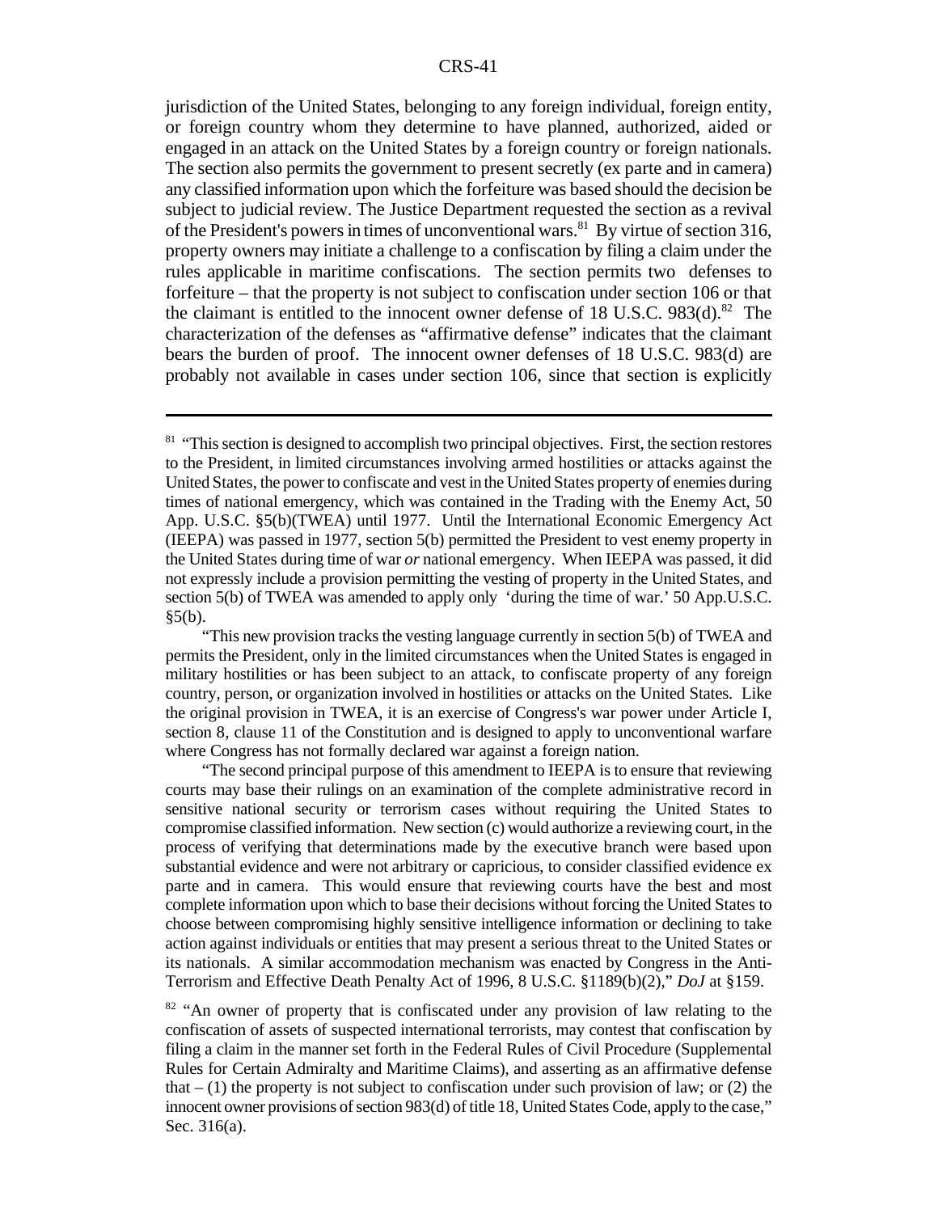jurisdiction of the United States, belonging to any foreign individual, foreign entity, or foreign country whom they determine to have planned, authorized, aided or engaged in an attack on the United States by a foreign country or foreign nationals. The section also permits the government to present secretly (ex parte and in camera) any classified information upon which the forfeiture was based should the decision be subject to judicial review. The Justice Department requested the section as a revival of the President's powers in times of unconventional wars.[81] By virtue of section 316, property owners may initiate a challenge to a confiscation by filing a claim under the rules applicable in maritime confiscations. The section permits two defenses to forfeiture – that the property is not subject to confiscation under section 106 or that the claimant is entitled to the innocent owner defense of 18 U.S.C. 983(d).[82] The characterization of the defenses as "affirmative defense" indicates that the claimant bears the burden of proof. The innocent owner defenses of 18 U.S.C. 983(d) are probably not available in cases under section 106, since that section is explicitly

---

[81] "This section is designed to accomplish two principal objectives. First, the section restores to the President, in limited circumstances involving armed hostilities or attacks against the United States, the power to confiscate and vest in the United States property of enemies during times of national emergency, which was contained in the Trading with the Enemy Act, 50 App. U.S.C. §5(b)(TWEA) until 1977. Until the International Economic Emergency Act (IEEPA) was passed in 1977, section 5(b) permitted the President to vest enemy property in the United States during time of war *or* national emergency. When IEEPA was passed, it did not expressly include a provision permitting the vesting of property in the United States, and section 5(b) of TWEA was amended to apply only 'during the time of war.' 50 App.U.S.C. §5(b).

"This new provision tracks the vesting language currently in section 5(b) of TWEA and permits the President, only in the limited circumstances when the United States is engaged in military hostilities or has been subject to an attack, to confiscate property of any foreign country, person, or organization involved in hostilities or attacks on the United States. Like the original provision in TWEA, it is an exercise of Congress's war power under Article I, section 8, clause 11 of the Constitution and is designed to apply to unconventional warfare where Congress has not formally declared war against a foreign nation.

"The second principal purpose of this amendment to IEEPA is to ensure that reviewing courts may base their rulings on an examination of the complete administrative record in sensitive national security or terrorism cases without requiring the United States to compromise classified information. New section (c) would authorize a reviewing court, in the process of verifying that determinations made by the executive branch were based upon substantial evidence and were not arbitrary or capricious, to consider classified evidence ex parte and in camera. This would ensure that reviewing courts have the best and most complete information upon which to base their decisions without forcing the United States to choose between compromising highly sensitive intelligence information or declining to take action against individuals or entities that may present a serious threat to the United States or its nationals. A similar accommodation mechanism was enacted by Congress in the Anti-Terrorism and Effective Death Penalty Act of 1996, 8 U.S.C. §1189(b)(2)," *DoJ* at §159.

[82] "An owner of property that is confiscated under any provision of law relating to the confiscation of assets of suspected international terrorists, may contest that confiscation by filing a claim in the manner set forth in the Federal Rules of Civil Procedure (Supplemental Rules for Certain Admiralty and Maritime Claims), and asserting as an affirmative defense that – (1) the property is not subject to confiscation under such provision of law; or (2) the innocent owner provisions of section 983(d) of title 18, United States Code, apply to the case," Sec. 316(a).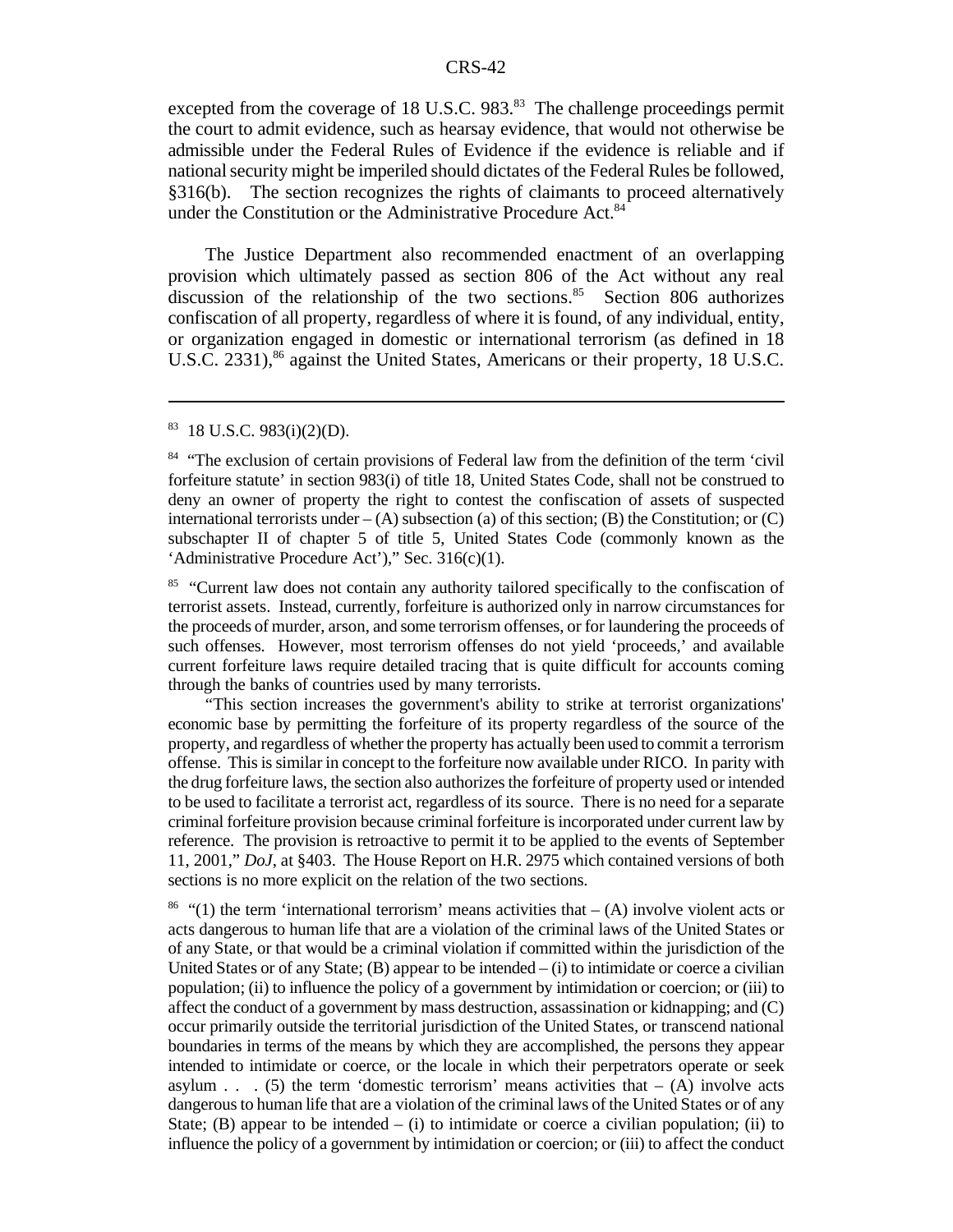excepted from the coverage of 18 U.S.C. 983.[83] The challenge proceedings permit the court to admit evidence, such as hearsay evidence, that would not otherwise be admissible under the Federal Rules of Evidence if the evidence is reliable and if national security might be imperiled should dictates of the Federal Rules be followed, §316(b). The section recognizes the rights of claimants to proceed alternatively under the Constitution or the Administrative Procedure Act.[84]

The Justice Department also recommended enactment of an overlapping provision which ultimately passed as section 806 of the Act without any real discussion of the relationship of the two sections.[85] Section 806 authorizes confiscation of all property, regardless of where it is found, of any individual, entity, or organization engaged in domestic or international terrorism (as defined in 18 U.S.C. 2331),[86] against the United States, Americans or their property, 18 U.S.C.

---

[83] 18 U.S.C. 983(i)(2)(D).

[84] "The exclusion of certain provisions of Federal law from the definition of the term 'civil forfeiture statute' in section 983(i) of title 18, United States Code, shall not be construed to deny an owner of property the right to contest the confiscation of assets of suspected international terrorists under – (A) subsection (a) of this section; (B) the Constitution; or (C) subchapter II of chapter 5 of title 5, United States Code (commonly known as the 'Administrative Procedure Act')," Sec. 316(c)(1).

[85] "Current law does not contain any authority tailored specifically to the confiscation of terrorist assets. Instead, currently, forfeiture is authorized only in narrow circumstances for the proceeds of murder, arson, and some terrorism offenses, or for laundering the proceeds of such offenses. However, most terrorism offenses do not yield 'proceeds,' and available current forfeiture laws require detailed tracing that is quite difficult for accounts coming through the banks of countries used by many terrorists.

"This section increases the government's ability to strike at terrorist organizations' economic base by permitting the forfeiture of its property regardless of the source of the property, and regardless of whether the property has actually been used to commit a terrorism offense. This is similar in concept to the forfeiture now available under RICO. In parity with the drug forfeiture laws, the section also authorizes the forfeiture of property used or intended to be used to facilitate a terrorist act, regardless of its source. There is no need for a separate criminal forfeiture provision because criminal forfeiture is incorporated under current law by reference. The provision is retroactive to permit it to be applied to the events of September 11, 2001," *DoJ*, at §403. The House Report on H.R. 2975 which contained versions of both sections is no more explicit on the relation of the two sections.

[86] "(1) the term 'international terrorism' means activities that – (A) involve violent acts or acts dangerous to human life that are a violation of the criminal laws of the United States or of any State, or that would be a criminal violation if committed within the jurisdiction of the United States or of any State; (B) appear to be intended – (i) to intimidate or coerce a civilian population; (ii) to influence the policy of a government by intimidation or coercion; or (iii) to affect the conduct of a government by mass destruction, assassination or kidnapping; and (C) occur primarily outside the territorial jurisdiction of the United States, or transcend national boundaries in terms of the means by which they are accomplished, the persons they appear intended to intimidate or coerce, or the locale in which their perpetrators operate or seek asylum . . . (5) the term 'domestic terrorism' means activities that – (A) involve acts dangerous to human life that are a violation of the criminal laws of the United States or of any State; (B) appear to be intended – (i) to intimidate or coerce a civilian population; (ii) to influence the policy of a government by intimidation or coercion; or (iii) to affect the conduct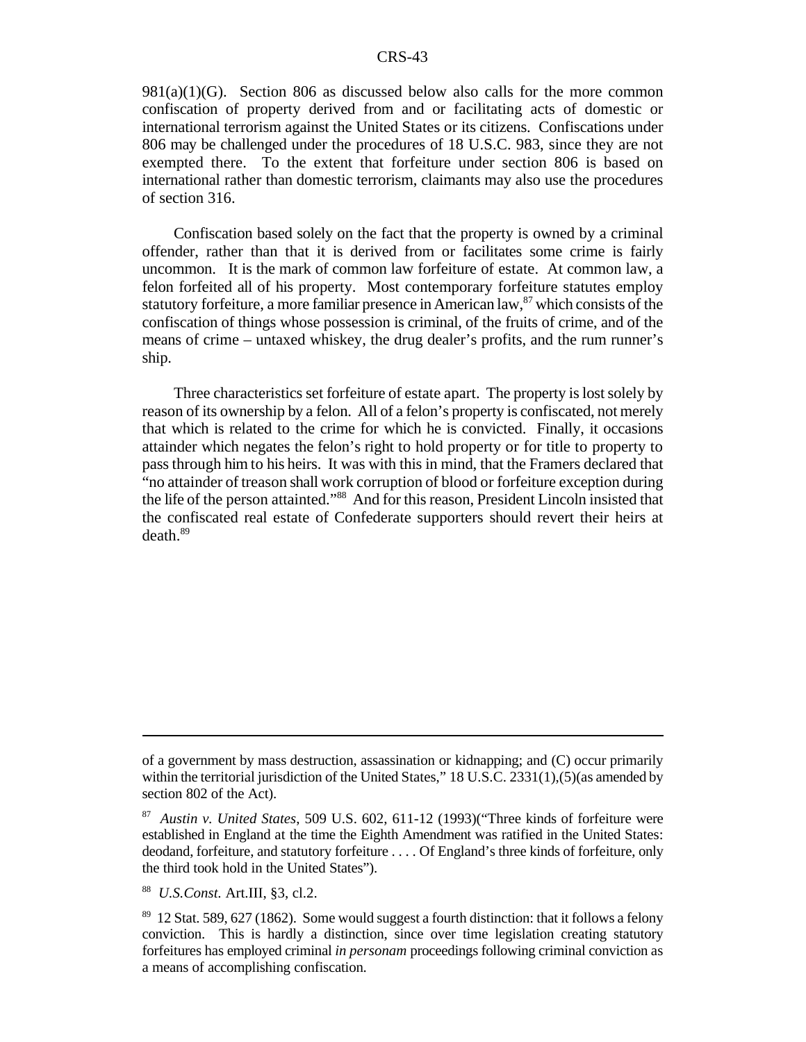981(a)(1)(G). Section 806 as discussed below also calls for the more common confiscation of property derived from and or facilitating acts of domestic or international terrorism against the United States or its citizens. Confiscations under 806 may be challenged under the procedures of 18 U.S.C. 983, since they are not exempted there. To the extent that forfeiture under section 806 is based on international rather than domestic terrorism, claimants may also use the procedures of section 316.

Confiscation based solely on the fact that the property is owned by a criminal offender, rather than that it is derived from or facilitates some crime is fairly uncommon. It is the mark of common law forfeiture of estate. At common law, a felon forfeited all of his property. Most contemporary forfeiture statutes employ statutory forfeiture, a more familiar presence in American law,[87] which consists of the confiscation of things whose possession is criminal, of the fruits of crime, and of the means of crime – untaxed whiskey, the drug dealer's profits, and the rum runner's ship.

Three characteristics set forfeiture of estate apart. The property is lost solely by reason of its ownership by a felon. All of a felon's property is confiscated, not merely that which is related to the crime for which he is convicted. Finally, it occasions attainder which negates the felon's right to hold property or for title to property to pass through him to his heirs. It was with this in mind, that the Framers declared that "no attainder of treason shall work corruption of blood or forfeiture exception during the life of the person attainted."[88] And for this reason, President Lincoln insisted that the confiscated real estate of Confederate supporters should revert their heirs at death.[89]

---

of a government by mass destruction, assassination or kidnapping; and (C) occur primarily within the territorial jurisdiction of the United States," 18 U.S.C. 2331(1),(5)(as amended by section 802 of the Act).

[87] *Austin v. United States*, 509 U.S. 602, 611-12 (1993)("Three kinds of forfeiture were established in England at the time the Eighth Amendment was ratified in the United States: deodand, forfeiture, and statutory forfeiture . . . . Of England's three kinds of forfeiture, only the third took hold in the United States").

[88] *U.S.Const.* Art.III, §3, cl.2.

[89] 12 Stat. 589, 627 (1862). Some would suggest a fourth distinction: that it follows a felony conviction. This is hardly a distinction, since over time legislation creating statutory forfeitures has employed criminal *in personam* proceedings following criminal conviction as a means of accomplishing confiscation.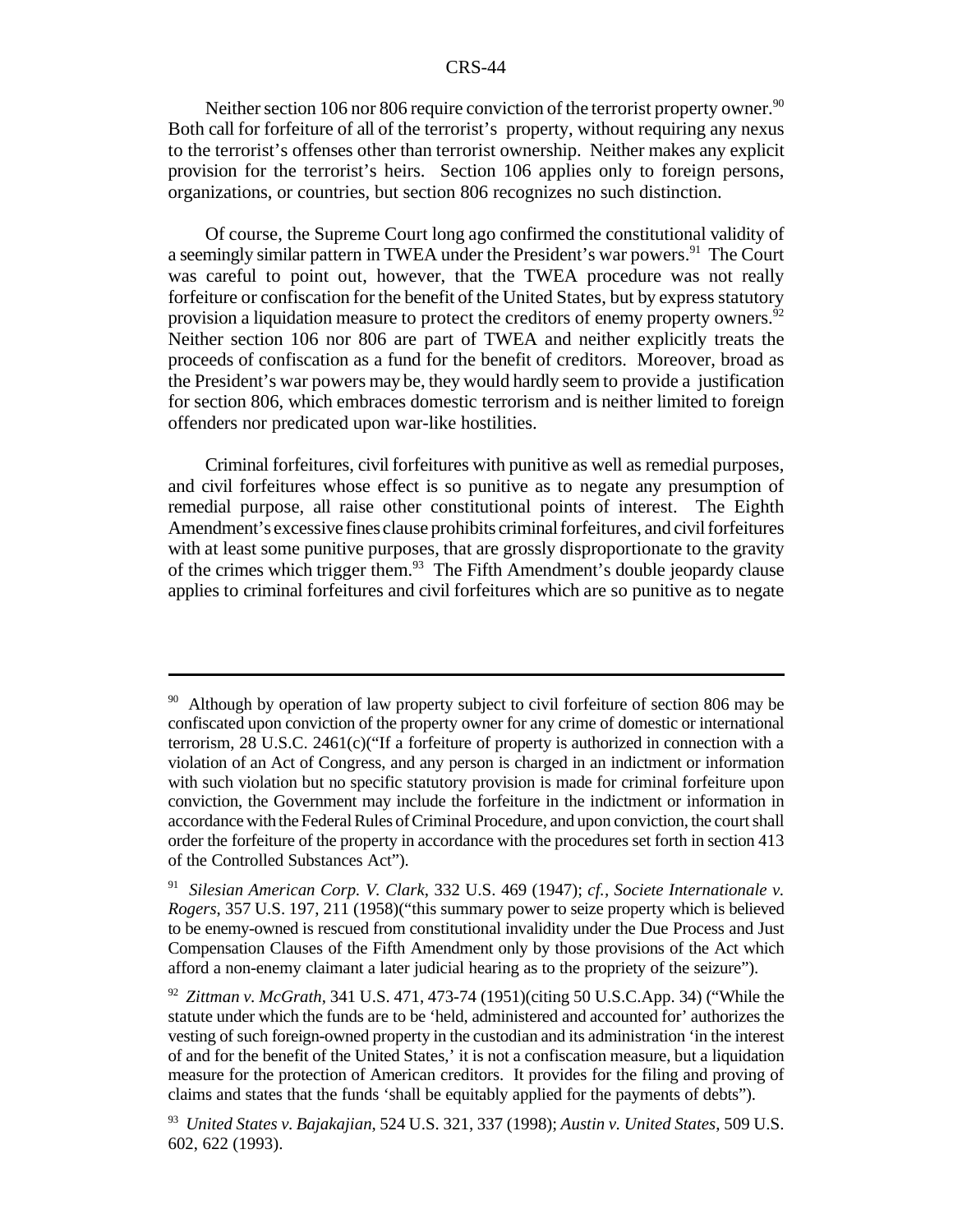Neither section 106 nor 806 require conviction of the terrorist property owner.[90] Both call for forfeiture of all of the terrorist's property, without requiring any nexus to the terrorist's offenses other than terrorist ownership. Neither makes any explicit provision for the terrorist's heirs. Section 106 applies only to foreign persons, organizations, or countries, but section 806 recognizes no such distinction.

Of course, the Supreme Court long ago confirmed the constitutional validity of a seemingly similar pattern in TWEA under the President's war powers.[91] The Court was careful to point out, however, that the TWEA procedure was not really forfeiture or confiscation for the benefit of the United States, but by express statutory provision a liquidation measure to protect the creditors of enemy property owners.[92] Neither section 106 nor 806 are part of TWEA and neither explicitly treats the proceeds of confiscation as a fund for the benefit of creditors. Moreover, broad as the President's war powers may be, they would hardly seem to provide a justification for section 806, which embraces domestic terrorism and is neither limited to foreign offenders nor predicated upon war-like hostilities.

Criminal forfeitures, civil forfeitures with punitive as well as remedial purposes, and civil forfeitures whose effect is so punitive as to negate any presumption of remedial purpose, all raise other constitutional points of interest. The Eighth Amendment's excessive fines clause prohibits criminal forfeitures, and civil forfeitures with at least some punitive purposes, that are grossly disproportionate to the gravity of the crimes which trigger them.[93] The Fifth Amendment's double jeopardy clause applies to criminal forfeitures and civil forfeitures which are so punitive as to negate

---

[90] Although by operation of law property subject to civil forfeiture of section 806 may be confiscated upon conviction of the property owner for any crime of domestic or international terrorism, 28 U.S.C. 2461(c)("If a forfeiture of property is authorized in connection with a violation of an Act of Congress, and any person is charged in an indictment or information with such violation but no specific statutory provision is made for criminal forfeiture upon conviction, the Government may include the forfeiture in the indictment or information in accordance with the Federal Rules of Criminal Procedure, and upon conviction, the court shall order the forfeiture of the property in accordance with the procedures set forth in section 413 of the Controlled Substances Act").

[91] *Silesian American Corp. V. Clark*, 332 U.S. 469 (1947); *cf., Societe Internationale v. Rogers*, 357 U.S. 197, 211 (1958)("this summary power to seize property which is believed to be enemy-owned is rescued from constitutional invalidity under the Due Process and Just Compensation Clauses of the Fifth Amendment only by those provisions of the Act which afford a non-enemy claimant a later judicial hearing as to the propriety of the seizure").

[92] *Zittman v. McGrath*, 341 U.S. 471, 473-74 (1951)(citing 50 U.S.C.App. 34) ("While the statute under which the funds are to be 'held, administered and accounted for' authorizes the vesting of such foreign-owned property in the custodian and its administration 'in the interest of and for the benefit of the United States,' it is not a confiscation measure, but a liquidation measure for the protection of American creditors. It provides for the filing and proving of claims and states that the funds 'shall be equitably applied for the payments of debts").

[93] *United States v. Bajakajian*, 524 U.S. 321, 337 (1998); *Austin v. United States*, 509 U.S. 602, 622 (1993).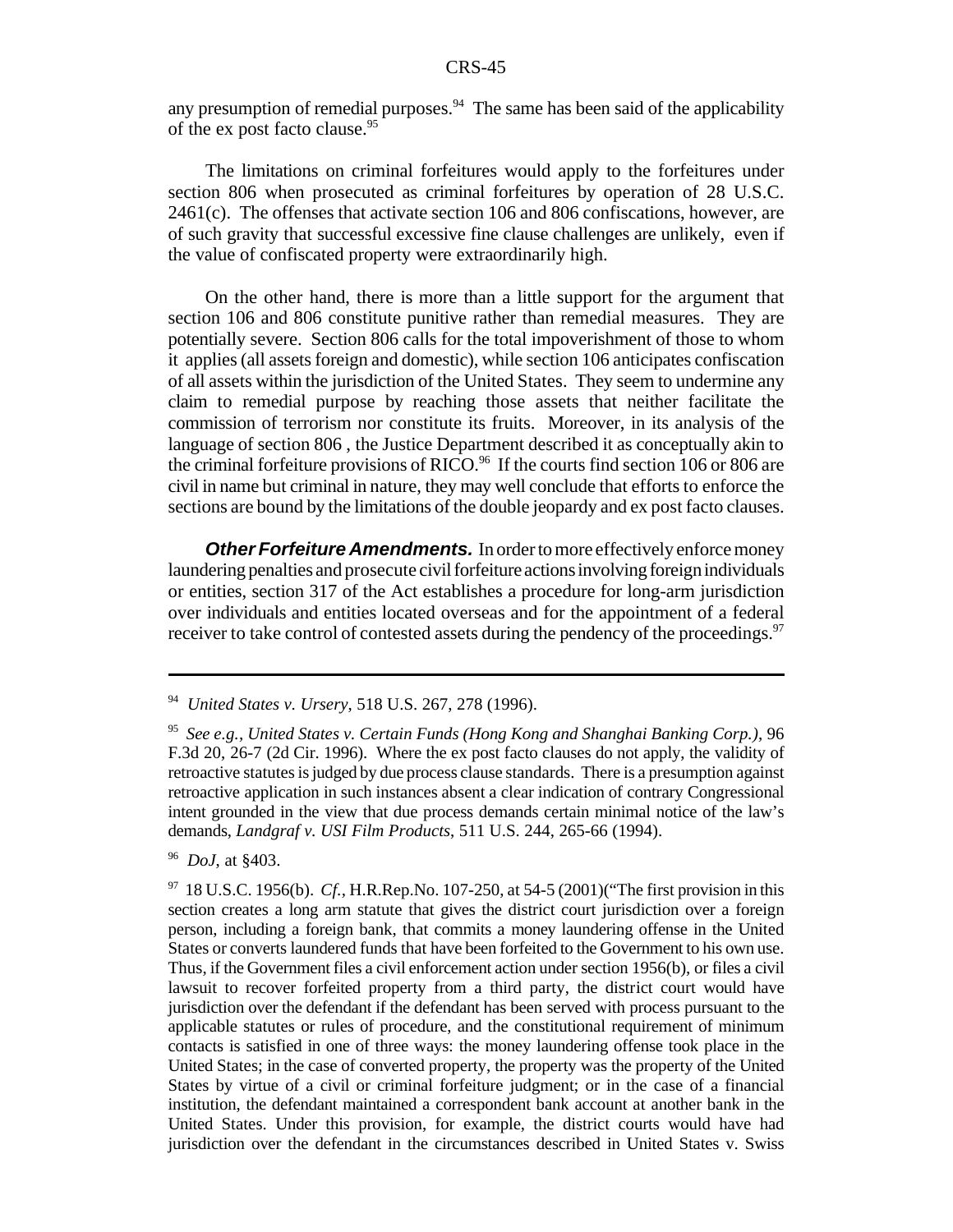any presumption of remedial purposes.[94] The same has been said of the applicability of the ex post facto clause.[95]

The limitations on criminal forfeitures would apply to the forfeitures under section 806 when prosecuted as criminal forfeitures by operation of 28 U.S.C. 2461(c). The offenses that activate section 106 and 806 confiscations, however, are of such gravity that successful excessive fine clause challenges are unlikely, even if the value of confiscated property were extraordinarily high.

On the other hand, there is more than a little support for the argument that section 106 and 806 constitute punitive rather than remedial measures. They are potentially severe. Section 806 calls for the total impoverishment of those to whom it applies (all assets foreign and domestic), while section 106 anticipates confiscation of all assets within the jurisdiction of the United States. They seem to undermine any claim to remedial purpose by reaching those assets that neither facilitate the commission of terrorism nor constitute its fruits. Moreover, in its analysis of the language of section 806 , the Justice Department described it as conceptually akin to the criminal forfeiture provisions of RICO.[96] If the courts find section 106 or 806 are civil in name but criminal in nature, they may well conclude that efforts to enforce the sections are bound by the limitations of the double jeopardy and ex post facto clauses.

***Other Forfeiture Amendments.*** In order to more effectively enforce money laundering penalties and prosecute civil forfeiture actions involving foreign individuals or entities, section 317 of the Act establishes a procedure for long-arm jurisdiction over individuals and entities located overseas and for the appointment of a federal receiver to take control of contested assets during the pendency of the proceedings.[97]

---

[94] *United States v. Ursery*, 518 U.S. 267, 278 (1996).

[95] *See e.g., United States v. Certain Funds (Hong Kong and Shanghai Banking Corp.)*, 96 F.3d 20, 26-7 (2d Cir. 1996). Where the ex post facto clauses do not apply, the validity of retroactive statutes is judged by due process clause standards. There is a presumption against retroactive application in such instances absent a clear indication of contrary Congressional intent grounded in the view that due process demands certain minimal notice of the law's demands, *Landgraf v. USI Film Products*, 511 U.S. 244, 265-66 (1994).

[96] *DoJ*, at §403.

[97] 18 U.S.C. 1956(b). *Cf.*, H.R.Rep.No. 107-250, at 54-5 (2001)("The first provision in this section creates a long arm statute that gives the district court jurisdiction over a foreign person, including a foreign bank, that commits a money laundering offense in the United States or converts laundered funds that have been forfeited to the Government to his own use. Thus, if the Government files a civil enforcement action under section 1956(b), or files a civil lawsuit to recover forfeited property from a third party, the district court would have jurisdiction over the defendant if the defendant has been served with process pursuant to the applicable statutes or rules of procedure, and the constitutional requirement of minimum contacts is satisfied in one of three ways: the money laundering offense took place in the United States; in the case of converted property, the property was the property of the United States by virtue of a civil or criminal forfeiture judgment; or in the case of a financial institution, the defendant maintained a correspondent bank account at another bank in the United States. Under this provision, for example, the district courts would have had jurisdiction over the defendant in the circumstances described in United States v. Swiss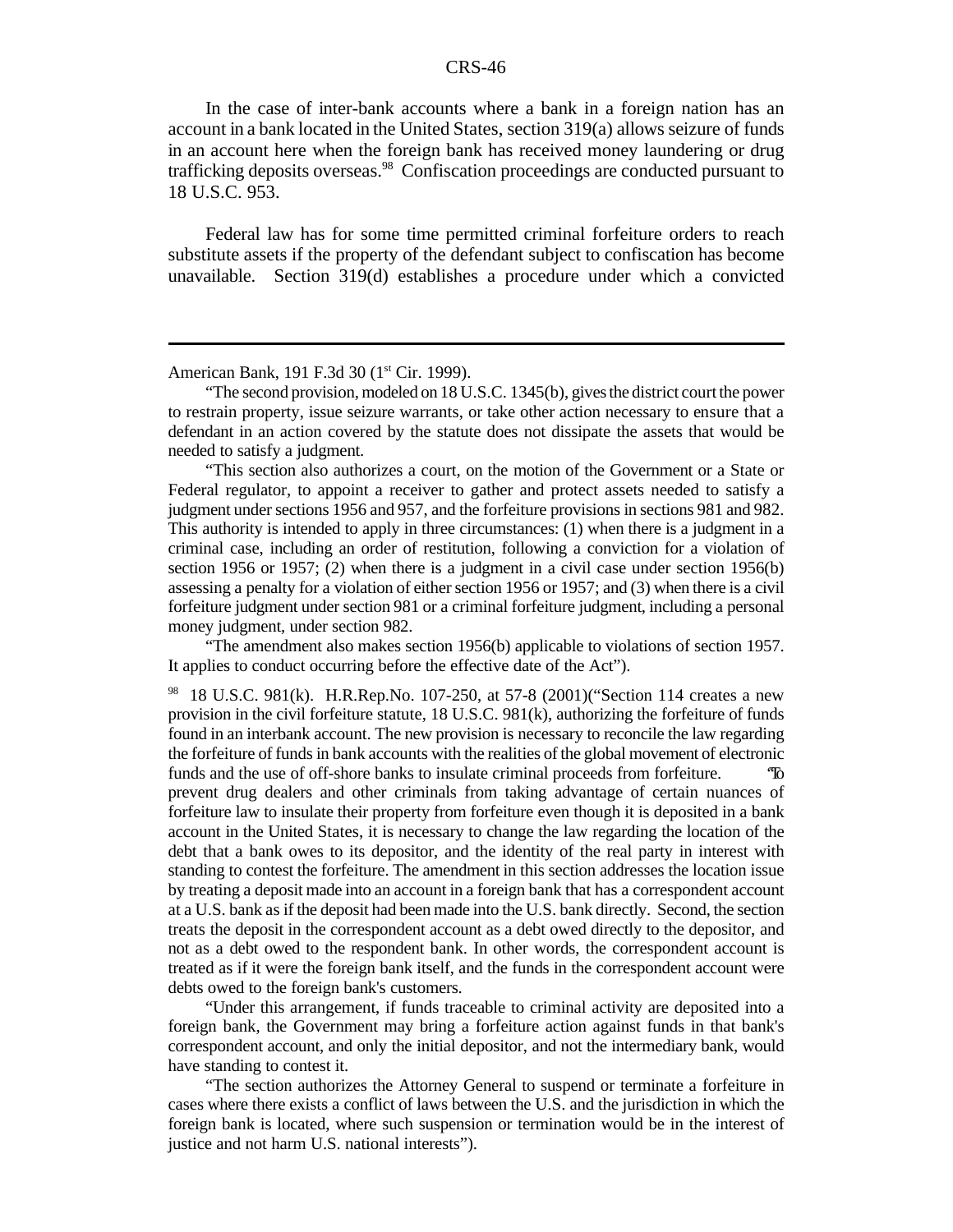In the case of inter-bank accounts where a bank in a foreign nation has an account in a bank located in the United States, section 319(a) allows seizure of funds in an account here when the foreign bank has received money laundering or drug trafficking deposits overseas.[98] Confiscation proceedings are conducted pursuant to 18 U.S.C. 953.

Federal law has for some time permitted criminal forfeiture orders to reach substitute assets if the property of the defendant subject to confiscation has become unavailable. Section 319(d) establishes a procedure under which a convicted

---

American Bank, 191 F.3d 30 (1st Cir. 1999).

"The second provision, modeled on 18 U.S.C. 1345(b), gives the district court the power to restrain property, issue seizure warrants, or take other action necessary to ensure that a defendant in an action covered by the statute does not dissipate the assets that would be needed to satisfy a judgment.

"This section also authorizes a court, on the motion of the Government or a State or Federal regulator, to appoint a receiver to gather and protect assets needed to satisfy a judgment under sections 1956 and 957, and the forfeiture provisions in sections 981 and 982. This authority is intended to apply in three circumstances: (1) when there is a judgment in a criminal case, including an order of restitution, following a conviction for a violation of section 1956 or 1957; (2) when there is a judgment in a civil case under section 1956(b) assessing a penalty for a violation of either section 1956 or 1957; and (3) when there is a civil forfeiture judgment under section 981 or a criminal forfeiture judgment, including a personal money judgment, under section 982.

"The amendment also makes section 1956(b) applicable to violations of section 1957. It applies to conduct occurring before the effective date of the Act").

[98] 18 U.S.C. 981(k). H.R.Rep.No. 107-250, at 57-8 (2001)("Section 114 creates a new provision in the civil forfeiture statute, 18 U.S.C. 981(k), authorizing the forfeiture of funds found in an interbank account. The new provision is necessary to reconcile the law regarding the forfeiture of funds in bank accounts with the realities of the global movement of electronic funds and the use of off-shore banks to insulate criminal proceeds from forfeiture. "To prevent drug dealers and other criminals from taking advantage of certain nuances of forfeiture law to insulate their property from forfeiture even though it is deposited in a bank account in the United States, it is necessary to change the law regarding the location of the debt that a bank owes to its depositor, and the identity of the real party in interest with standing to contest the forfeiture. The amendment in this section addresses the location issue by treating a deposit made into an account in a foreign bank that has a correspondent account at a U.S. bank as if the deposit had been made into the U.S. bank directly. Second, the section treats the deposit in the correspondent account as a debt owed directly to the depositor, and not as a debt owed to the respondent bank. In other words, the correspondent account is treated as if it were the foreign bank itself, and the funds in the correspondent account were debts owed to the foreign bank's customers.

"Under this arrangement, if funds traceable to criminal activity are deposited into a foreign bank, the Government may bring a forfeiture action against funds in that bank's correspondent account, and only the initial depositor, and not the intermediary bank, would have standing to contest it.

"The section authorizes the Attorney General to suspend or terminate a forfeiture in cases where there exists a conflict of laws between the U.S. and the jurisdiction in which the foreign bank is located, where such suspension or termination would be in the interest of justice and not harm U.S. national interests").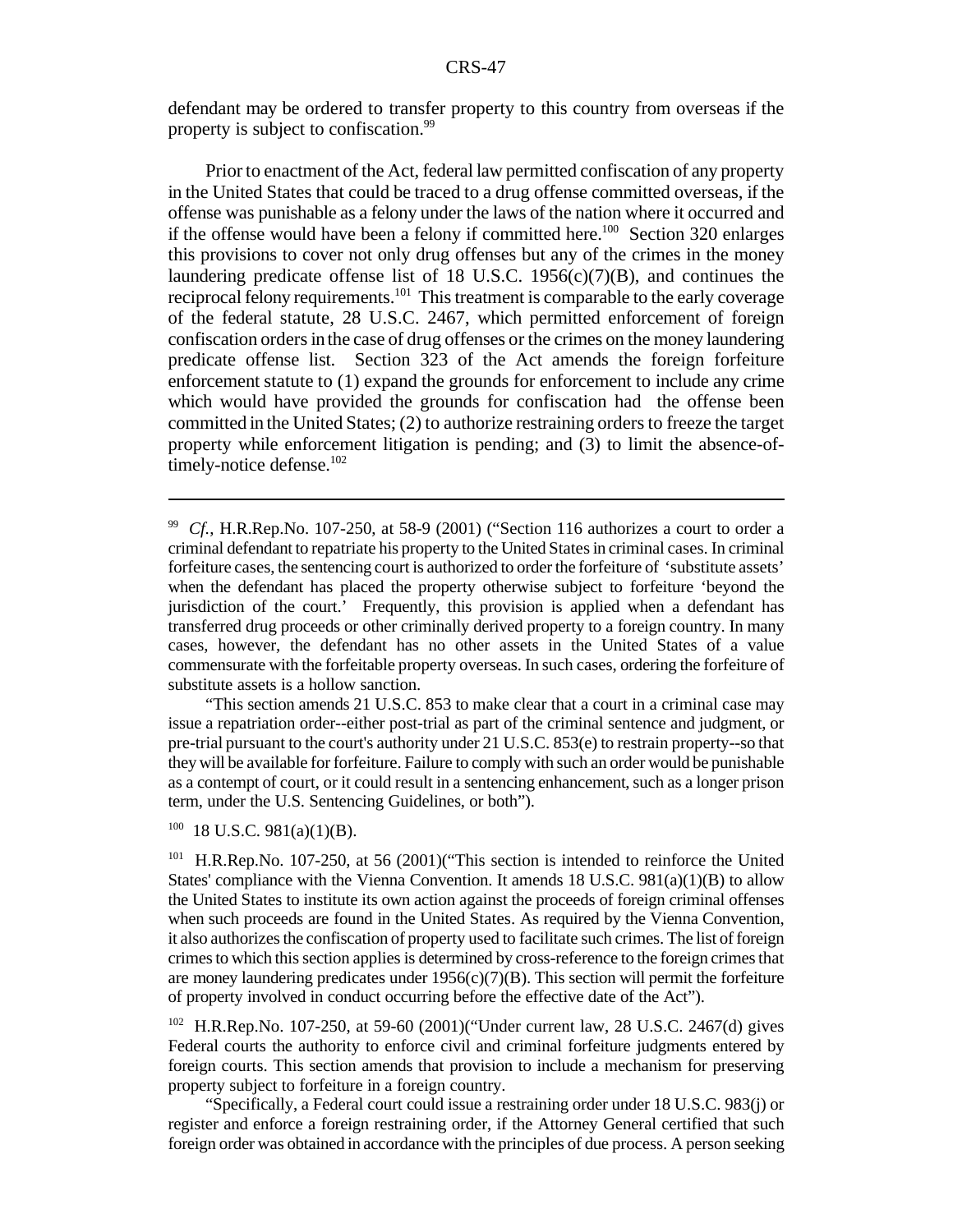defendant may be ordered to transfer property to this country from overseas if the property is subject to confiscation.[99]

Prior to enactment of the Act, federal law permitted confiscation of any property in the United States that could be traced to a drug offense committed overseas, if the offense was punishable as a felony under the laws of the nation where it occurred and if the offense would have been a felony if committed here.[100] Section 320 enlarges this provisions to cover not only drug offenses but any of the crimes in the money laundering predicate offense list of 18 U.S.C. 1956(c)(7)(B), and continues the reciprocal felony requirements.[101] This treatment is comparable to the early coverage of the federal statute, 28 U.S.C. 2467, which permitted enforcement of foreign confiscation orders in the case of drug offenses or the crimes on the money laundering predicate offense list. Section 323 of the Act amends the foreign forfeiture enforcement statute to (1) expand the grounds for enforcement to include any crime which would have provided the grounds for confiscation had the offense been committed in the United States; (2) to authorize restraining orders to freeze the target property while enforcement litigation is pending; and (3) to limit the absence-of-timely-notice defense.[102]

---

[99] *Cf.*, H.R.Rep.No. 107-250, at 58-9 (2001) ("Section 116 authorizes a court to order a criminal defendant to repatriate his property to the United States in criminal cases. In criminal forfeiture cases, the sentencing court is authorized to order the forfeiture of 'substitute assets' when the defendant has placed the property otherwise subject to forfeiture 'beyond the jurisdiction of the court.' Frequently, this provision is applied when a defendant has transferred drug proceeds or other criminally derived property to a foreign country. In many cases, however, the defendant has no other assets in the United States of a value commensurate with the forfeitable property overseas. In such cases, ordering the forfeiture of substitute assets is a hollow sanction.

"This section amends 21 U.S.C. 853 to make clear that a court in a criminal case may issue a repatriation order--either post-trial as part of the criminal sentence and judgment, or pre-trial pursuant to the court's authority under 21 U.S.C. 853(e) to restrain property--so that they will be available for forfeiture. Failure to comply with such an order would be punishable as a contempt of court, or it could result in a sentencing enhancement, such as a longer prison term, under the U.S. Sentencing Guidelines, or both").

[100] 18 U.S.C. 981(a)(1)(B).

[101] H.R.Rep.No. 107-250, at 56 (2001)("This section is intended to reinforce the United States' compliance with the Vienna Convention. It amends 18 U.S.C. 981(a)(1)(B) to allow the United States to institute its own action against the proceeds of foreign criminal offenses when such proceeds are found in the United States. As required by the Vienna Convention, it also authorizes the confiscation of property used to facilitate such crimes. The list of foreign crimes to which this section applies is determined by cross-reference to the foreign crimes that are money laundering predicates under 1956(c)(7)(B). This section will permit the forfeiture of property involved in conduct occurring before the effective date of the Act").

[102] H.R.Rep.No. 107-250, at 59-60 (2001)("Under current law, 28 U.S.C. 2467(d) gives Federal courts the authority to enforce civil and criminal forfeiture judgments entered by foreign courts. This section amends that provision to include a mechanism for preserving property subject to forfeiture in a foreign country.

"Specifically, a Federal court could issue a restraining order under 18 U.S.C. 983(j) or register and enforce a foreign restraining order, if the Attorney General certified that such foreign order was obtained in accordance with the principles of due process. A person seeking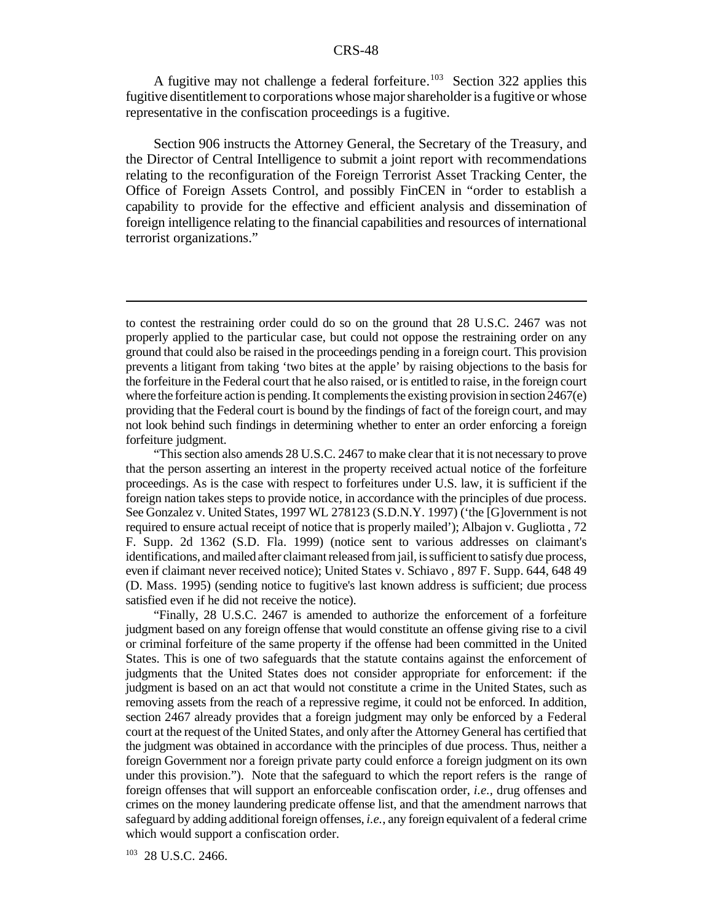A fugitive may not challenge a federal forfeiture.[103] Section 322 applies this fugitive disentitlement to corporations whose major shareholder is a fugitive or whose representative in the confiscation proceedings is a fugitive.

Section 906 instructs the Attorney General, the Secretary of the Treasury, and the Director of Central Intelligence to submit a joint report with recommendations relating to the reconfiguration of the Foreign Terrorist Asset Tracking Center, the Office of Foreign Assets Control, and possibly FinCEN in "order to establish a capability to provide for the effective and efficient analysis and dissemination of foreign intelligence relating to the financial capabilities and resources of international terrorist organizations."

---

to contest the restraining order could do so on the ground that 28 U.S.C. 2467 was not properly applied to the particular case, but could not oppose the restraining order on any ground that could also be raised in the proceedings pending in a foreign court. This provision prevents a litigant from taking 'two bites at the apple' by raising objections to the basis for the forfeiture in the Federal court that he also raised, or is entitled to raise, in the foreign court where the forfeiture action is pending. It complements the existing provision in section 2467(e) providing that the Federal court is bound by the findings of fact of the foreign court, and may not look behind such findings in determining whether to enter an order enforcing a foreign forfeiture judgment.

"This section also amends 28 U.S.C. 2467 to make clear that it is not necessary to prove that the person asserting an interest in the property received actual notice of the forfeiture proceedings. As is the case with respect to forfeitures under U.S. law, it is sufficient if the foreign nation takes steps to provide notice, in accordance with the principles of due process. See Gonzalez v. United States, 1997 WL 278123 (S.D.N.Y. 1997) ('the [G]overnment is not required to ensure actual receipt of notice that is properly mailed'); Albajon v. Gugliotta , 72 F. Supp. 2d 1362 (S.D. Fla. 1999) (notice sent to various addresses on claimant's identifications, and mailed after claimant released from jail, is sufficient to satisfy due process, even if claimant never received notice); United States v. Schiavo , 897 F. Supp. 644, 648 49 (D. Mass. 1995) (sending notice to fugitive's last known address is sufficient; due process satisfied even if he did not receive the notice).

"Finally, 28 U.S.C. 2467 is amended to authorize the enforcement of a forfeiture judgment based on any foreign offense that would constitute an offense giving rise to a civil or criminal forfeiture of the same property if the offense had been committed in the United States. This is one of two safeguards that the statute contains against the enforcement of judgments that the United States does not consider appropriate for enforcement: if the judgment is based on an act that would not constitute a crime in the United States, such as removing assets from the reach of a repressive regime, it could not be enforced. In addition, section 2467 already provides that a foreign judgment may only be enforced by a Federal court at the request of the United States, and only after the Attorney General has certified that the judgment was obtained in accordance with the principles of due process. Thus, neither a foreign Government nor a foreign private party could enforce a foreign judgment on its own under this provision."). Note that the safeguard to which the report refers is the range of foreign offenses that will support an enforceable confiscation order, *i.e.,* drug offenses and crimes on the money laundering predicate offense list, and that the amendment narrows that safeguard by adding additional foreign offenses, *i.e.*, any foreign equivalent of a federal crime which would support a confiscation order.

[103] 28 U.S.C. 2466.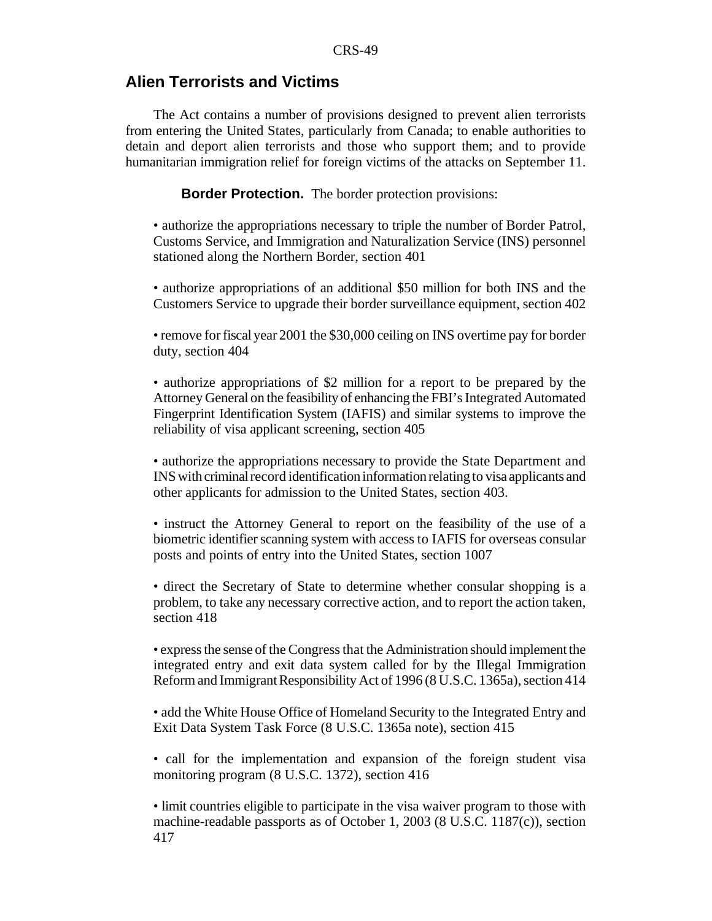## Alien Terrorists and Victims

The Act contains a number of provisions designed to prevent alien terrorists from entering the United States, particularly from Canada; to enable authorities to detain and deport alien terrorists and those who support them; and to provide humanitarian immigration relief for foreign victims of the attacks on September 11.

**Border Protection.** The border protection provisions:

- authorize the appropriations necessary to triple the number of Border Patrol, Customs Service, and Immigration and Naturalization Service (INS) personnel stationed along the Northern Border, section 401

- authorize appropriations of an additional $50 million for both INS and the Customers Service to upgrade their border surveillance equipment, section 402

- remove for fiscal year 2001 the $30,000 ceiling on INS overtime pay for border duty, section 404

- authorize appropriations of $2 million for a report to be prepared by the Attorney General on the feasibility of enhancing the FBI's Integrated Automated Fingerprint Identification System (IAFIS) and similar systems to improve the reliability of visa applicant screening, section 405

- authorize the appropriations necessary to provide the State Department and INS with criminal record identification information relating to visa applicants and other applicants for admission to the United States, section 403.

- instruct the Attorney General to report on the feasibility of the use of a biometric identifier scanning system with access to IAFIS for overseas consular posts and points of entry into the United States, section 1007

- direct the Secretary of State to determine whether consular shopping is a problem, to take any necessary corrective action, and to report the action taken, section 418

- express the sense of the Congress that the Administration should implement the integrated entry and exit data system called for by the Illegal Immigration Reform and Immigrant Responsibility Act of 1996 (8 U.S.C. 1365a), section 414

- add the White House Office of Homeland Security to the Integrated Entry and Exit Data System Task Force (8 U.S.C. 1365a note), section 415

- call for the implementation and expansion of the foreign student visa monitoring program (8 U.S.C. 1372), section 416

- limit countries eligible to participate in the visa waiver program to those with machine-readable passports as of October 1, 2003 (8 U.S.C. 1187(c)), section 417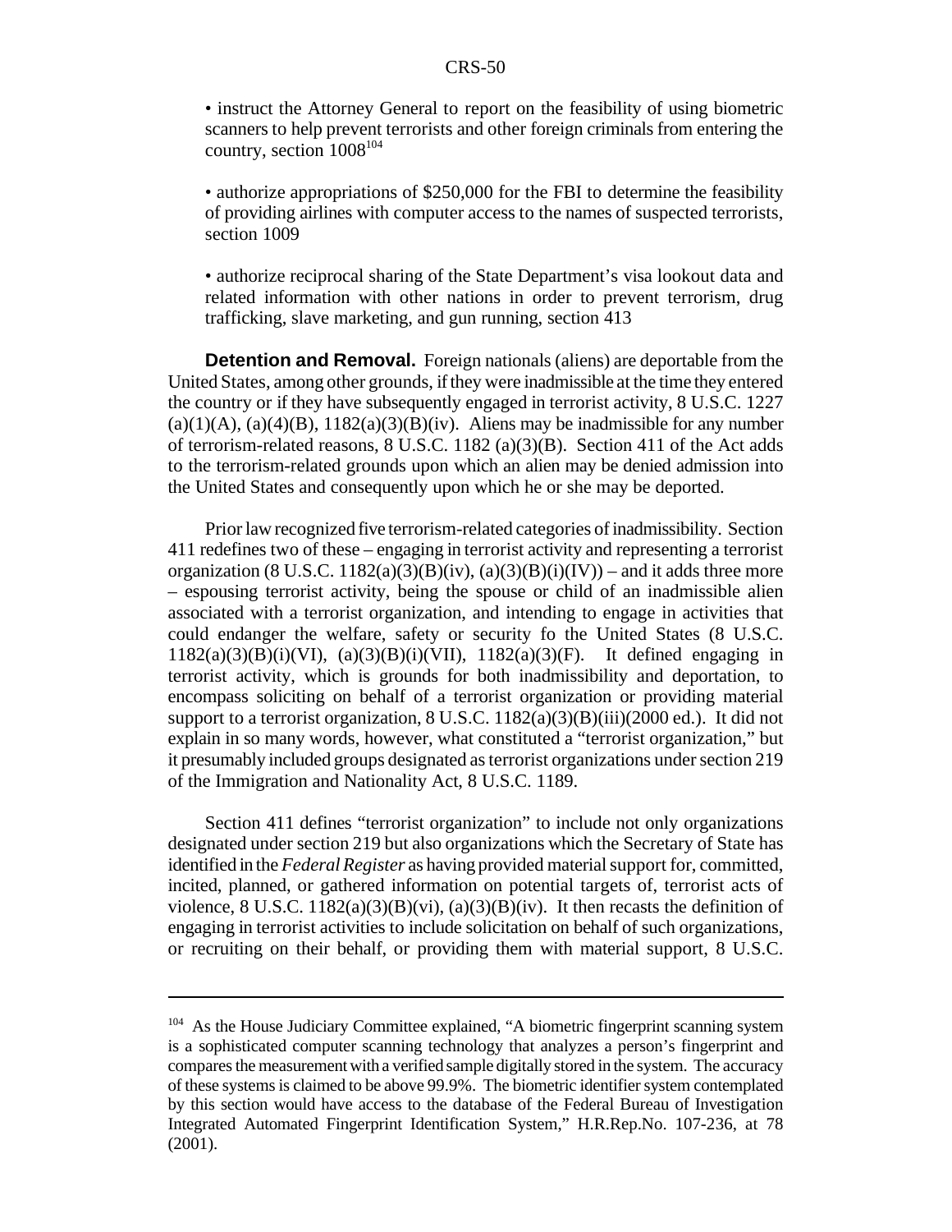- instruct the Attorney General to report on the feasibility of using biometric scanners to help prevent terrorists and other foreign criminals from entering the country, section 1008[104]

- authorize appropriations of $250,000 for the FBI to determine the feasibility of providing airlines with computer access to the names of suspected terrorists, section 1009

- authorize reciprocal sharing of the State Department's visa lookout data and related information with other nations in order to prevent terrorism, drug trafficking, slave marketing, and gun running, section 413

**Detention and Removal.** Foreign nationals (aliens) are deportable from the United States, among other grounds, if they were inadmissible at the time they entered the country or if they have subsequently engaged in terrorist activity, 8 U.S.C. 1227 (a)(1)(A), (a)(4)(B), 1182(a)(3)(B)(iv). Aliens may be inadmissible for any number of terrorism-related reasons, 8 U.S.C. 1182 (a)(3)(B). Section 411 of the Act adds to the terrorism-related grounds upon which an alien may be denied admission into the United States and consequently upon which he or she may be deported.

Prior law recognized five terrorism-related categories of inadmissibility. Section 411 redefines two of these – engaging in terrorist activity and representing a terrorist organization (8 U.S.C. 1182(a)(3)(B)(iv), (a)(3)(B)(i)(IV)) – and it adds three more – espousing terrorist activity, being the spouse or child of an inadmissible alien associated with a terrorist organization, and intending to engage in activities that could endanger the welfare, safety or security fo the United States (8 U.S.C. 1182(a)(3)(B)(i)(VI), (a)(3)(B)(i)(VII), 1182(a)(3)(F). It defined engaging in terrorist activity, which is grounds for both inadmissibility and deportation, to encompass soliciting on behalf of a terrorist organization or providing material support to a terrorist organization, 8 U.S.C. 1182(a)(3)(B)(iii)(2000 ed.). It did not explain in so many words, however, what constituted a "terrorist organization," but it presumably included groups designated as terrorist organizations under section 219 of the Immigration and Nationality Act, 8 U.S.C. 1189.

Section 411 defines "terrorist organization" to include not only organizations designated under section 219 but also organizations which the Secretary of State has identified in the *Federal Register* as having provided material support for, committed, incited, planned, or gathered information on potential targets of, terrorist acts of violence, 8 U.S.C. 1182(a)(3)(B)(vi), (a)(3)(B)(iv). It then recasts the definition of engaging in terrorist activities to include solicitation on behalf of such organizations, or recruiting on their behalf, or providing them with material support, 8 U.S.C.

---

[104] As the House Judiciary Committee explained, "A biometric fingerprint scanning system is a sophisticated computer scanning technology that analyzes a person's fingerprint and compares the measurement with a verified sample digitally stored in the system. The accuracy of these systems is claimed to be above 99.9%. The biometric identifier system contemplated by this section would have access to the database of the Federal Bureau of Investigation Integrated Automated Fingerprint Identification System," H.R.Rep.No. 107-236, at 78 (2001).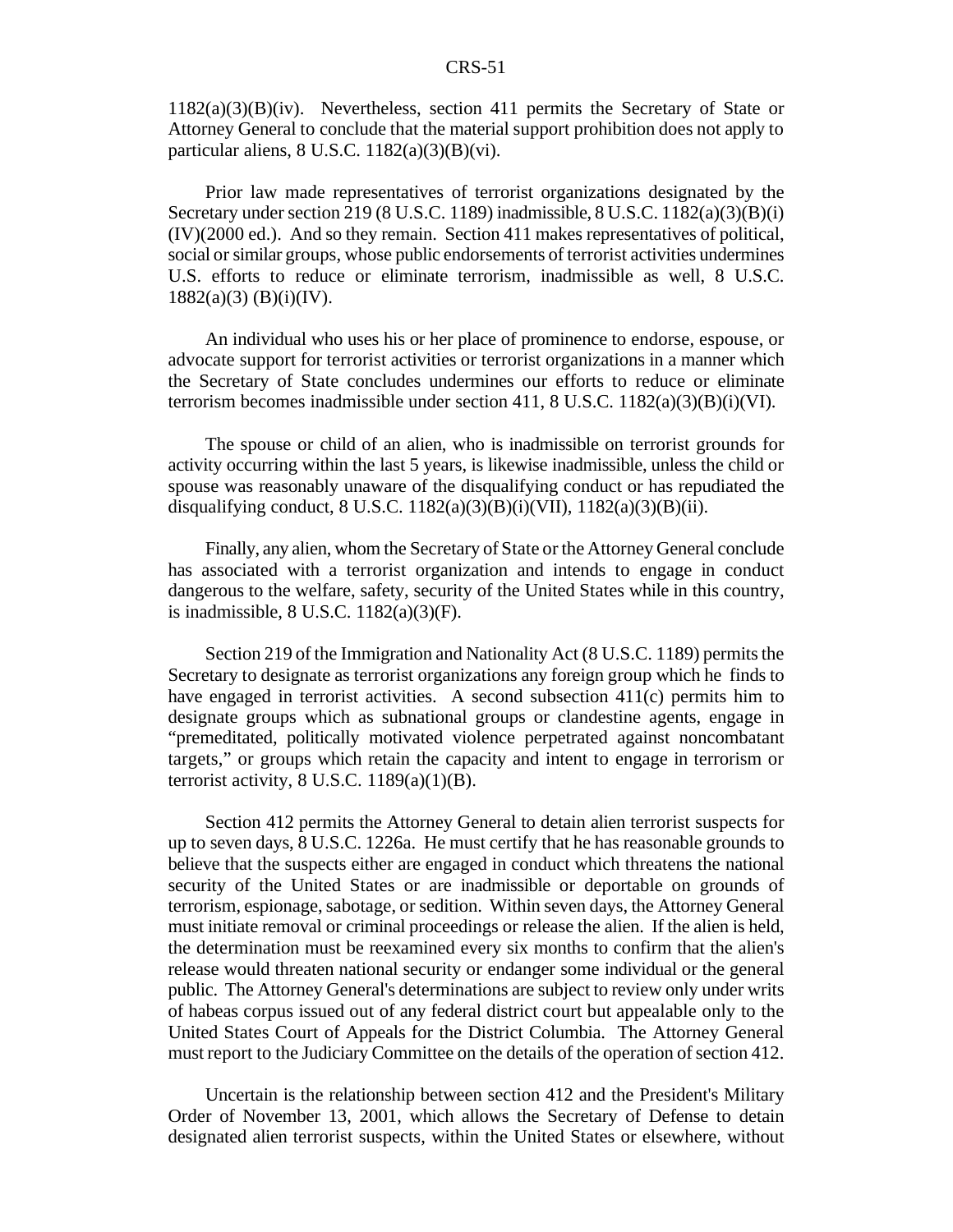1182(a)(3)(B)(iv). Nevertheless, section 411 permits the Secretary of State or Attorney General to conclude that the material support prohibition does not apply to particular aliens, 8 U.S.C. 1182(a)(3)(B)(vi).

Prior law made representatives of terrorist organizations designated by the Secretary under section 219 (8 U.S.C. 1189) inadmissible, 8 U.S.C. 1182(a)(3)(B)(i)(IV)(2000 ed.). And so they remain. Section 411 makes representatives of political, social or similar groups, whose public endorsements of terrorist activities undermines U.S. efforts to reduce or eliminate terrorism, inadmissible as well, 8 U.S.C. 1882(a)(3) (B)(i)(IV).

An individual who uses his or her place of prominence to endorse, espouse, or advocate support for terrorist activities or terrorist organizations in a manner which the Secretary of State concludes undermines our efforts to reduce or eliminate terrorism becomes inadmissible under section 411, 8 U.S.C. 1182(a)(3)(B)(i)(VI).

The spouse or child of an alien, who is inadmissible on terrorist grounds for activity occurring within the last 5 years, is likewise inadmissible, unless the child or spouse was reasonably unaware of the disqualifying conduct or has repudiated the disqualifying conduct, 8 U.S.C. 1182(a)(3)(B)(i)(VII), 1182(a)(3)(B)(ii).

Finally, any alien, whom the Secretary of State or the Attorney General conclude has associated with a terrorist organization and intends to engage in conduct dangerous to the welfare, safety, security of the United States while in this country, is inadmissible, 8 U.S.C. 1182(a)(3)(F).

Section 219 of the Immigration and Nationality Act (8 U.S.C. 1189) permits the Secretary to designate as terrorist organizations any foreign group which he finds to have engaged in terrorist activities. A second subsection 411(c) permits him to designate groups which as subnational groups or clandestine agents, engage in "premeditated, politically motivated violence perpetrated against noncombatant targets," or groups which retain the capacity and intent to engage in terrorism or terrorist activity, 8 U.S.C. 1189(a)(1)(B).

Section 412 permits the Attorney General to detain alien terrorist suspects for up to seven days, 8 U.S.C. 1226a. He must certify that he has reasonable grounds to believe that the suspects either are engaged in conduct which threatens the national security of the United States or are inadmissible or deportable on grounds of terrorism, espionage, sabotage, or sedition. Within seven days, the Attorney General must initiate removal or criminal proceedings or release the alien. If the alien is held, the determination must be reexamined every six months to confirm that the alien's release would threaten national security or endanger some individual or the general public. The Attorney General's determinations are subject to review only under writs of habeas corpus issued out of any federal district court but appealable only to the United States Court of Appeals for the District Columbia. The Attorney General must report to the Judiciary Committee on the details of the operation of section 412.

Uncertain is the relationship between section 412 and the President's Military Order of November 13, 2001, which allows the Secretary of Defense to detain designated alien terrorist suspects, within the United States or elsewhere, without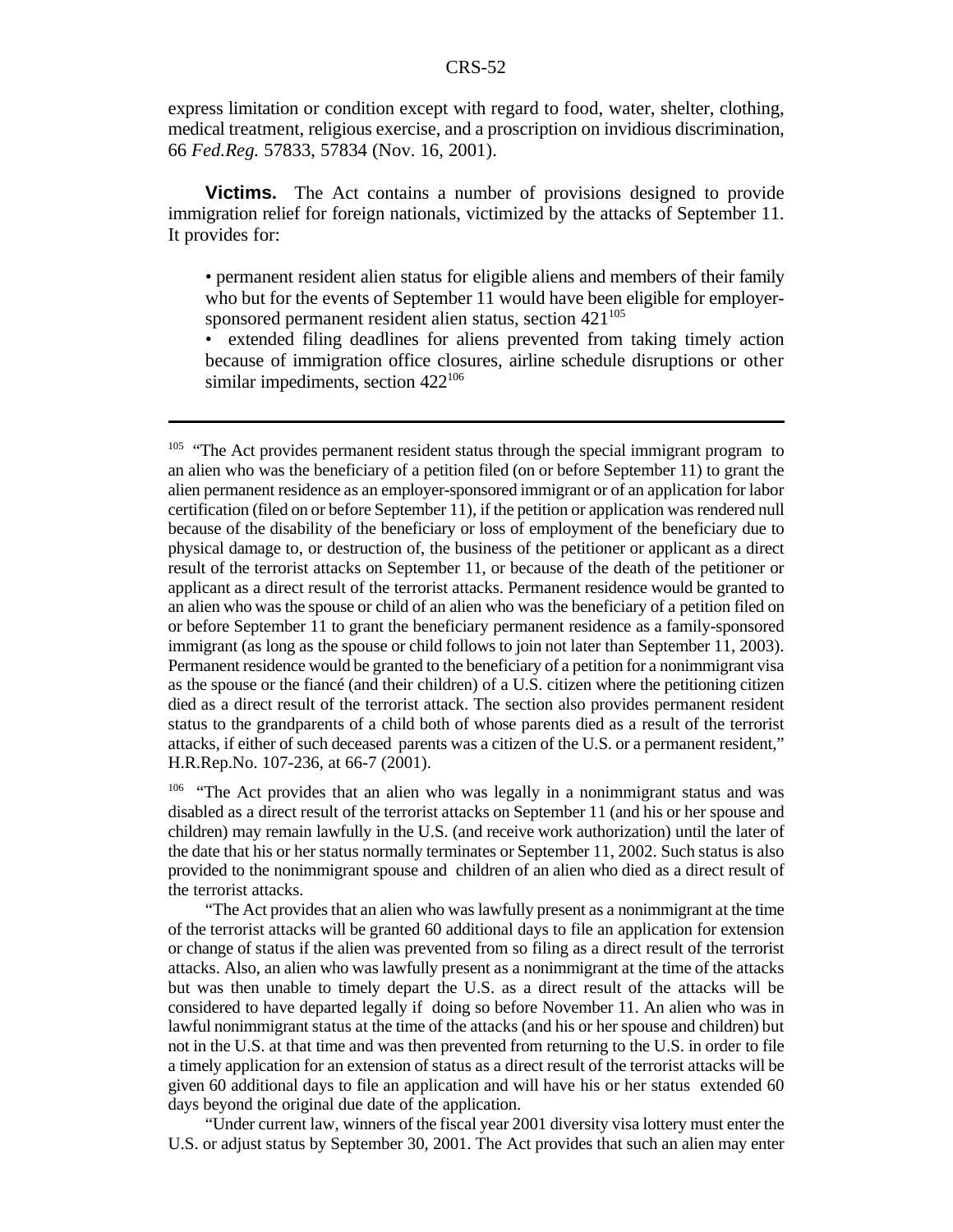express limitation or condition except with regard to food, water, shelter, clothing, medical treatment, religious exercise, and a proscription on invidious discrimination, 66 *Fed.Reg.* 57833, 57834 (Nov. 16, 2001).

**Victims.** The Act contains a number of provisions designed to provide immigration relief for foreign nationals, victimized by the attacks of September 11. It provides for:

- permanent resident alien status for eligible aliens and members of their family who but for the events of September 11 would have been eligible for employer-sponsored permanent resident alien status, section 421[105]
- extended filing deadlines for aliens prevented from taking timely action because of immigration office closures, airline schedule disruptions or other similar impediments, section 422[106]

---

[105] "The Act provides permanent resident status through the special immigrant program to an alien who was the beneficiary of a petition filed (on or before September 11) to grant the alien permanent residence as an employer-sponsored immigrant or of an application for labor certification (filed on or before September 11), if the petition or application was rendered null because of the disability of the beneficiary or loss of employment of the beneficiary due to physical damage to, or destruction of, the business of the petitioner or applicant as a direct result of the terrorist attacks on September 11, or because of the death of the petitioner or applicant as a direct result of the terrorist attacks. Permanent residence would be granted to an alien who was the spouse or child of an alien who was the beneficiary of a petition filed on or before September 11 to grant the beneficiary permanent residence as a family-sponsored immigrant (as long as the spouse or child follows to join not later than September 11, 2003). Permanent residence would be granted to the beneficiary of a petition for a nonimmigrant visa as the spouse or the fiancé (and their children) of a U.S. citizen where the petitioning citizen died as a direct result of the terrorist attack. The section also provides permanent resident status to the grandparents of a child both of whose parents died as a result of the terrorist attacks, if either of such deceased parents was a citizen of the U.S. or a permanent resident," H.R.Rep.No. 107-236, at 66-7 (2001).

[106] "The Act provides that an alien who was legally in a nonimmigrant status and was disabled as a direct result of the terrorist attacks on September 11 (and his or her spouse and children) may remain lawfully in the U.S. (and receive work authorization) until the later of the date that his or her status normally terminates or September 11, 2002. Such status is also provided to the nonimmigrant spouse and children of an alien who died as a direct result of the terrorist attacks.

"The Act provides that an alien who was lawfully present as a nonimmigrant at the time of the terrorist attacks will be granted 60 additional days to file an application for extension or change of status if the alien was prevented from so filing as a direct result of the terrorist attacks. Also, an alien who was lawfully present as a nonimmigrant at the time of the attacks but was then unable to timely depart the U.S. as a direct result of the attacks will be considered to have departed legally if doing so before November 11. An alien who was in lawful nonimmigrant status at the time of the attacks (and his or her spouse and children) but not in the U.S. at that time and was then prevented from returning to the U.S. in order to file a timely application for an extension of status as a direct result of the terrorist attacks will be given 60 additional days to file an application and will have his or her status extended 60 days beyond the original due date of the application.

"Under current law, winners of the fiscal year 2001 diversity visa lottery must enter the U.S. or adjust status by September 30, 2001. The Act provides that such an alien may enter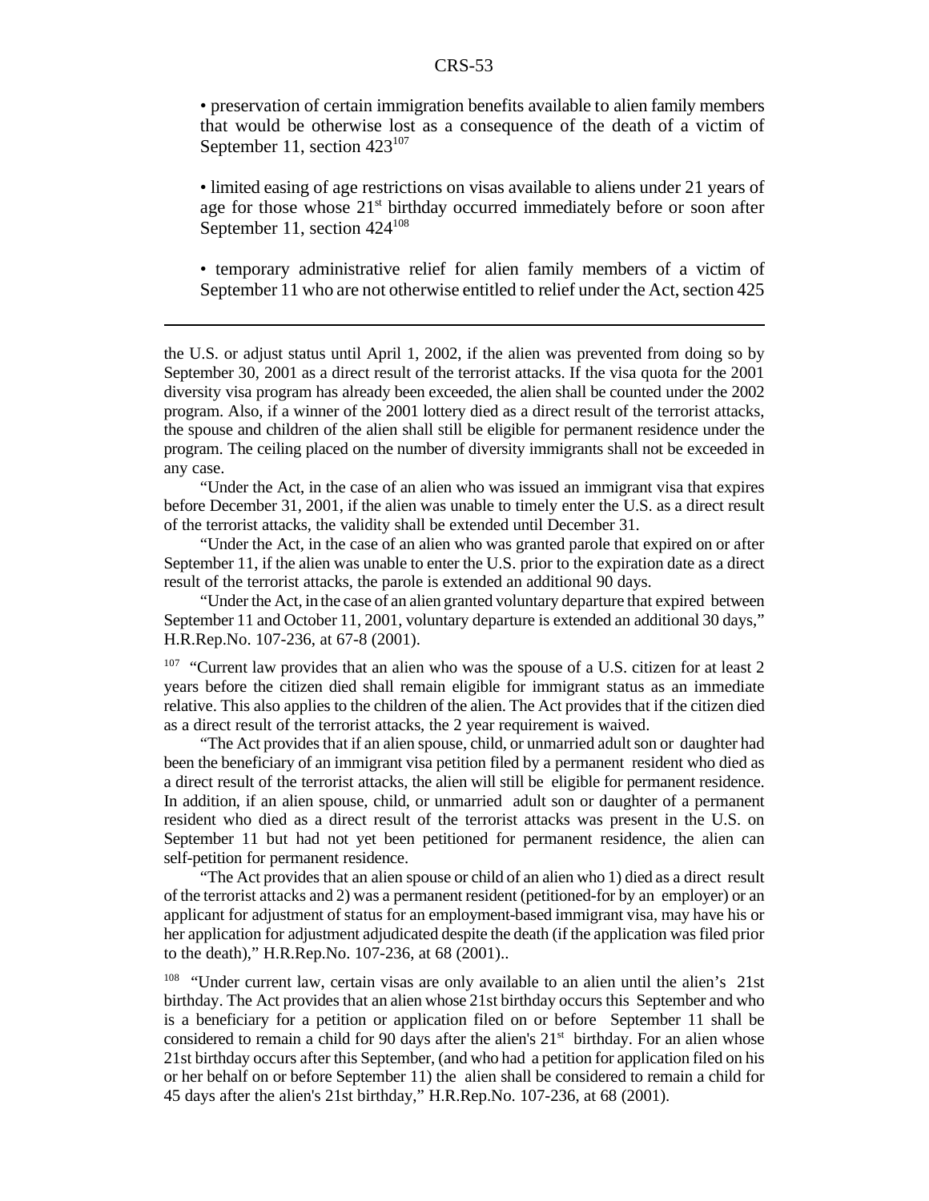• preservation of certain immigration benefits available to alien family members that would be otherwise lost as a consequence of the death of a victim of September 11, section 423[107]

• limited easing of age restrictions on visas available to aliens under 21 years of age for those whose 21st birthday occurred immediately before or soon after September 11, section 424[108]

• temporary administrative relief for alien family members of a victim of September 11 who are not otherwise entitled to relief under the Act, section 425

---

the U.S. or adjust status until April 1, 2002, if the alien was prevented from doing so by September 30, 2001 as a direct result of the terrorist attacks. If the visa quota for the 2001 diversity visa program has already been exceeded, the alien shall be counted under the 2002 program. Also, if a winner of the 2001 lottery died as a direct result of the terrorist attacks, the spouse and children of the alien shall still be eligible for permanent residence under the program. The ceiling placed on the number of diversity immigrants shall not be exceeded in any case.

"Under the Act, in the case of an alien who was issued an immigrant visa that expires before December 31, 2001, if the alien was unable to timely enter the U.S. as a direct result of the terrorist attacks, the validity shall be extended until December 31.

"Under the Act, in the case of an alien who was granted parole that expired on or after September 11, if the alien was unable to enter the U.S. prior to the expiration date as a direct result of the terrorist attacks, the parole is extended an additional 90 days.

"Under the Act, in the case of an alien granted voluntary departure that expired between September 11 and October 11, 2001, voluntary departure is extended an additional 30 days," H.R.Rep.No. 107-236, at 67-8 (2001).

[107] "Current law provides that an alien who was the spouse of a U.S. citizen for at least 2 years before the citizen died shall remain eligible for immigrant status as an immediate relative. This also applies to the children of the alien. The Act provides that if the citizen died as a direct result of the terrorist attacks, the 2 year requirement is waived.

"The Act provides that if an alien spouse, child, or unmarried adult son or daughter had been the beneficiary of an immigrant visa petition filed by a permanent resident who died as a direct result of the terrorist attacks, the alien will still be eligible for permanent residence. In addition, if an alien spouse, child, or unmarried adult son or daughter of a permanent resident who died as a direct result of the terrorist attacks was present in the U.S. on September 11 but had not yet been petitioned for permanent residence, the alien can self-petition for permanent residence.

"The Act provides that an alien spouse or child of an alien who 1) died as a direct result of the terrorist attacks and 2) was a permanent resident (petitioned-for by an employer) or an applicant for adjustment of status for an employment-based immigrant visa, may have his or her application for adjustment adjudicated despite the death (if the application was filed prior to the death)," H.R.Rep.No. 107-236, at 68 (2001)..

[108] "Under current law, certain visas are only available to an alien until the alien's 21st birthday. The Act provides that an alien whose 21st birthday occurs this September and who is a beneficiary for a petition or application filed on or before September 11 shall be considered to remain a child for 90 days after the alien's 21st birthday. For an alien whose 21st birthday occurs after this September, (and who had a petition for application filed on his or her behalf on or before September 11) the alien shall be considered to remain a child for 45 days after the alien's 21st birthday," H.R.Rep.No. 107-236, at 68 (2001).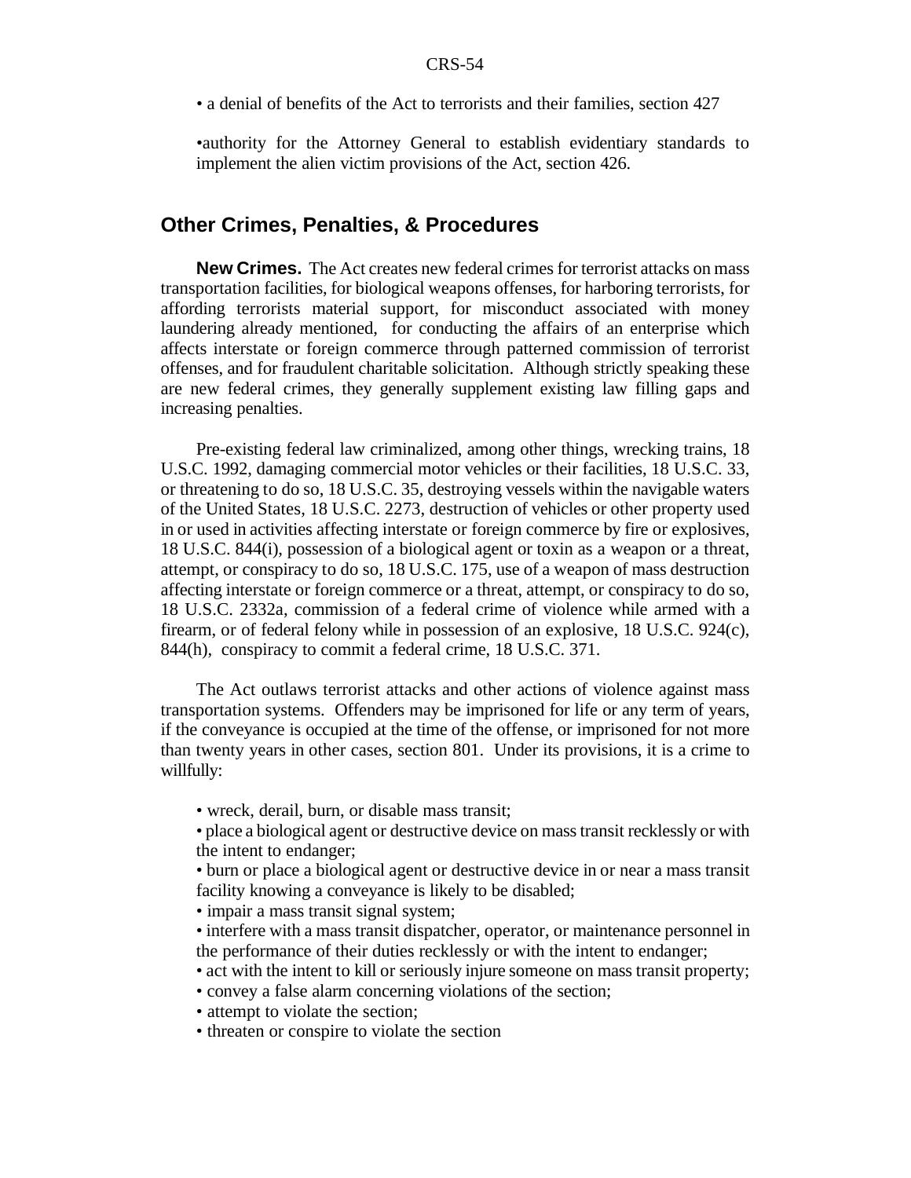- a denial of benefits of the Act to terrorists and their families, section 427

- authority for the Attorney General to establish evidentiary standards to implement the alien victim provisions of the Act, section 426.

## Other Crimes, Penalties, & Procedures

**New Crimes.** The Act creates new federal crimes for terrorist attacks on mass transportation facilities, for biological weapons offenses, for harboring terrorists, for affording terrorists material support, for misconduct associated with money laundering already mentioned, for conducting the affairs of an enterprise which affects interstate or foreign commerce through patterned commission of terrorist offenses, and for fraudulent charitable solicitation. Although strictly speaking these are new federal crimes, they generally supplement existing law filling gaps and increasing penalties.

Pre-existing federal law criminalized, among other things, wrecking trains, 18 U.S.C. 1992, damaging commercial motor vehicles or their facilities, 18 U.S.C. 33, or threatening to do so, 18 U.S.C. 35, destroying vessels within the navigable waters of the United States, 18 U.S.C. 2273, destruction of vehicles or other property used in or used in activities affecting interstate or foreign commerce by fire or explosives, 18 U.S.C. 844(i), possession of a biological agent or toxin as a weapon or a threat, attempt, or conspiracy to do so, 18 U.S.C. 175, use of a weapon of mass destruction affecting interstate or foreign commerce or a threat, attempt, or conspiracy to do so, 18 U.S.C. 2332a, commission of a federal crime of violence while armed with a firearm, or of federal felony while in possession of an explosive, 18 U.S.C. 924(c), 844(h), conspiracy to commit a federal crime, 18 U.S.C. 371.

The Act outlaws terrorist attacks and other actions of violence against mass transportation systems. Offenders may be imprisoned for life or any term of years, if the conveyance is occupied at the time of the offense, or imprisoned for not more than twenty years in other cases, section 801. Under its provisions, it is a crime to willfully:

- wreck, derail, burn, or disable mass transit;
- place a biological agent or destructive device on mass transit recklessly or with the intent to endanger;
- burn or place a biological agent or destructive device in or near a mass transit facility knowing a conveyance is likely to be disabled;
- impair a mass transit signal system;
- interfere with a mass transit dispatcher, operator, or maintenance personnel in the performance of their duties recklessly or with the intent to endanger;
- act with the intent to kill or seriously injure someone on mass transit property;
- convey a false alarm concerning violations of the section;
- attempt to violate the section;
- threaten or conspire to violate the section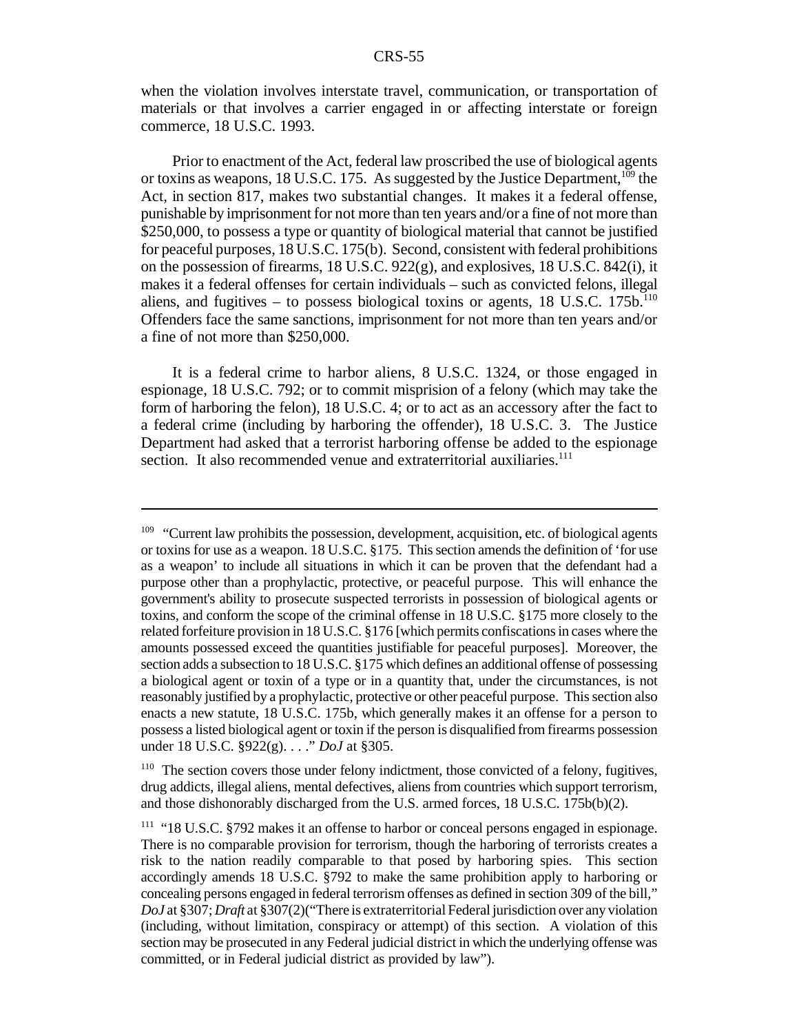when the violation involves interstate travel, communication, or transportation of materials or that involves a carrier engaged in or affecting interstate or foreign commerce, 18 U.S.C. 1993.

Prior to enactment of the Act, federal law proscribed the use of biological agents or toxins as weapons, 18 U.S.C. 175. As suggested by the Justice Department,[109] the Act, in section 817, makes two substantial changes. It makes it a federal offense, punishable by imprisonment for not more than ten years and/or a fine of not more than $250,000, to possess a type or quantity of biological material that cannot be justified for peaceful purposes, 18 U.S.C. 175(b). Second, consistent with federal prohibitions on the possession of firearms, 18 U.S.C. 922(g), and explosives, 18 U.S.C. 842(i), it makes it a federal offenses for certain individuals – such as convicted felons, illegal aliens, and fugitives – to possess biological toxins or agents, 18 U.S.C. 175b.[110] Offenders face the same sanctions, imprisonment for not more than ten years and/or a fine of not more than $250,000.

It is a federal crime to harbor aliens, 8 U.S.C. 1324, or those engaged in espionage, 18 U.S.C. 792; or to commit misprision of a felony (which may take the form of harboring the felon), 18 U.S.C. 4; or to act as an accessory after the fact to a federal crime (including by harboring the offender), 18 U.S.C. 3. The Justice Department had asked that a terrorist harboring offense be added to the espionage section. It also recommended venue and extraterritorial auxiliaries.[111]

---

[109] "Current law prohibits the possession, development, acquisition, etc. of biological agents or toxins for use as a weapon. 18 U.S.C. §175. This section amends the definition of 'for use as a weapon' to include all situations in which it can be proven that the defendant had a purpose other than a prophylactic, protective, or peaceful purpose. This will enhance the government's ability to prosecute suspected terrorists in possession of biological agents or toxins, and conform the scope of the criminal offense in 18 U.S.C. §175 more closely to the related forfeiture provision in 18 U.S.C. §176 [which permits confiscations in cases where the amounts possessed exceed the quantities justifiable for peaceful purposes]. Moreover, the section adds a subsection to 18 U.S.C. §175 which defines an additional offense of possessing a biological agent or toxin of a type or in a quantity that, under the circumstances, is not reasonably justified by a prophylactic, protective or other peaceful purpose. This section also enacts a new statute, 18 U.S.C. 175b, which generally makes it an offense for a person to possess a listed biological agent or toxin if the person is disqualified from firearms possession under 18 U.S.C. §922(g). . . ." *DoJ* at §305.

[110] The section covers those under felony indictment, those convicted of a felony, fugitives, drug addicts, illegal aliens, mental defectives, aliens from countries which support terrorism, and those dishonorably discharged from the U.S. armed forces, 18 U.S.C. 175b(b)(2).

[111] "18 U.S.C. §792 makes it an offense to harbor or conceal persons engaged in espionage. There is no comparable provision for terrorism, though the harboring of terrorists creates a risk to the nation readily comparable to that posed by harboring spies. This section accordingly amends 18 U.S.C. §792 to make the same prohibition apply to harboring or concealing persons engaged in federal terrorism offenses as defined in section 309 of the bill," *DoJ* at §307; *Draft* at §307(2)("There is extraterritorial Federal jurisdiction over any violation (including, without limitation, conspiracy or attempt) of this section. A violation of this section may be prosecuted in any Federal judicial district in which the underlying offense was committed, or in Federal judicial district as provided by law").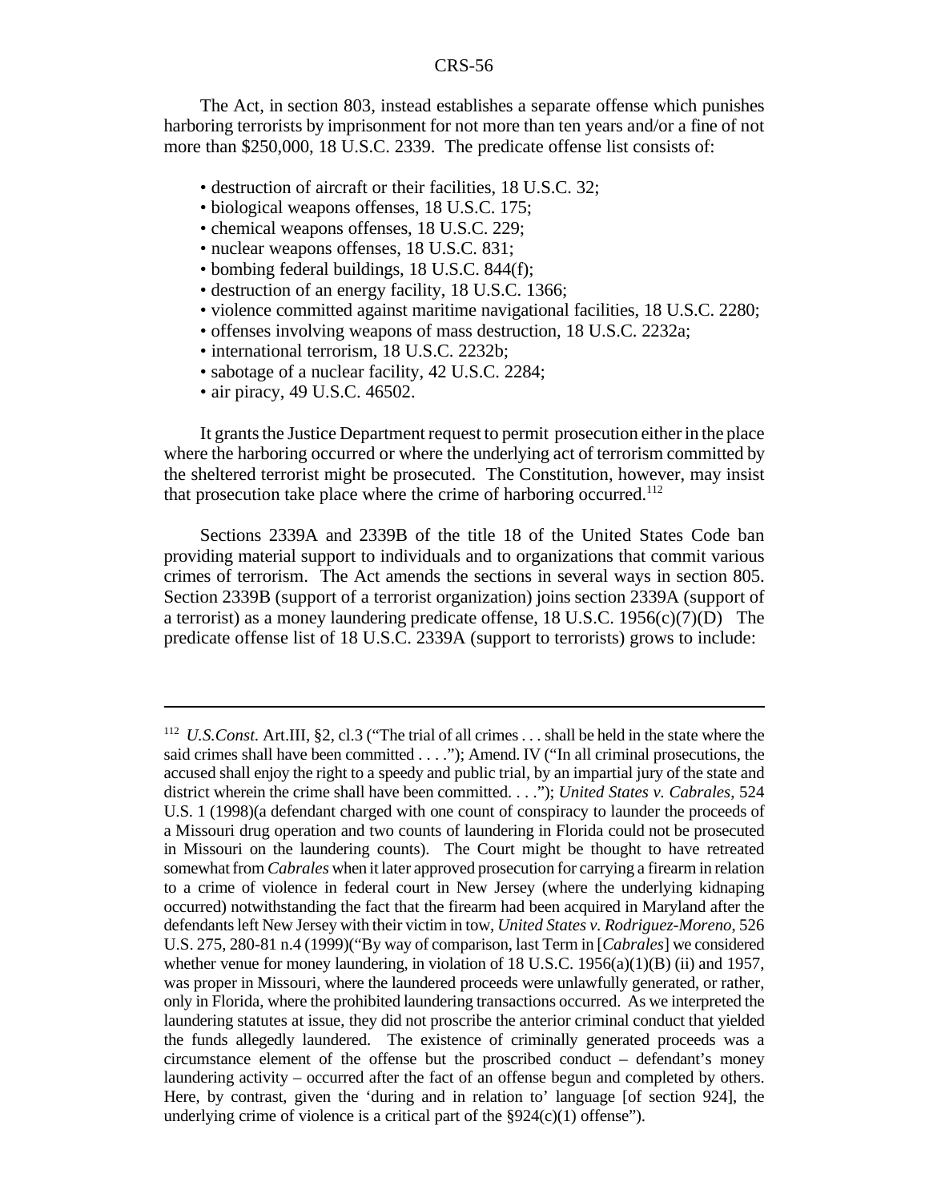The Act, in section 803, instead establishes a separate offense which punishes harboring terrorists by imprisonment for not more than ten years and/or a fine of not more than $250,000, 18 U.S.C. 2339. The predicate offense list consists of:

- destruction of aircraft or their facilities, 18 U.S.C. 32;
- biological weapons offenses, 18 U.S.C. 175;
- chemical weapons offenses, 18 U.S.C. 229;
- nuclear weapons offenses, 18 U.S.C. 831;
- bombing federal buildings, 18 U.S.C. 844(f);
- destruction of an energy facility, 18 U.S.C. 1366;
- violence committed against maritime navigational facilities, 18 U.S.C. 2280;
- offenses involving weapons of mass destruction, 18 U.S.C. 2232a;
- international terrorism, 18 U.S.C. 2232b;
- sabotage of a nuclear facility, 42 U.S.C. 2284;
- air piracy, 49 U.S.C. 46502.

It grants the Justice Department request to permit prosecution either in the place where the harboring occurred or where the underlying act of terrorism committed by the sheltered terrorist might be prosecuted. The Constitution, however, may insist that prosecution take place where the crime of harboring occurred.[112]

Sections 2339A and 2339B of the title 18 of the United States Code ban providing material support to individuals and to organizations that commit various crimes of terrorism. The Act amends the sections in several ways in section 805. Section 2339B (support of a terrorist organization) joins section 2339A (support of a terrorist) as a money laundering predicate offense, 18 U.S.C. 1956(c)(7)(D) The predicate offense list of 18 U.S.C. 2339A (support to terrorists) grows to include:

---

[112] *U.S.Const.* Art.III, §2, cl.3 ("The trial of all crimes . . . shall be held in the state where the said crimes shall have been committed . . . ."); Amend. IV ("In all criminal prosecutions, the accused shall enjoy the right to a speedy and public trial, by an impartial jury of the state and district wherein the crime shall have been committed. . . ."); *United States v. Cabrales*, 524 U.S. 1 (1998)(a defendant charged with one count of conspiracy to launder the proceeds of a Missouri drug operation and two counts of laundering in Florida could not be prosecuted in Missouri on the laundering counts). The Court might be thought to have retreated somewhat from *Cabrales* when it later approved prosecution for carrying a firearm in relation to a crime of violence in federal court in New Jersey (where the underlying kidnaping occurred) notwithstanding the fact that the firearm had been acquired in Maryland after the defendants left New Jersey with their victim in tow, *United States v. Rodriguez-Moreno*, 526 U.S. 275, 280-81 n.4 (1999)("By way of comparison, last Term in [*Cabrales*] we considered whether venue for money laundering, in violation of 18 U.S.C. 1956(a)(1)(B) (ii) and 1957, was proper in Missouri, where the laundered proceeds were unlawfully generated, or rather, only in Florida, where the prohibited laundering transactions occurred. As we interpreted the laundering statutes at issue, they did not proscribe the anterior criminal conduct that yielded the funds allegedly laundered. The existence of criminally generated proceeds was a circumstance element of the offense but the proscribed conduct – defendant's money laundering activity – occurred after the fact of an offense begun and completed by others. Here, by contrast, given the 'during and in relation to' language [of section 924], the underlying crime of violence is a critical part of the §924(c)(1) offense").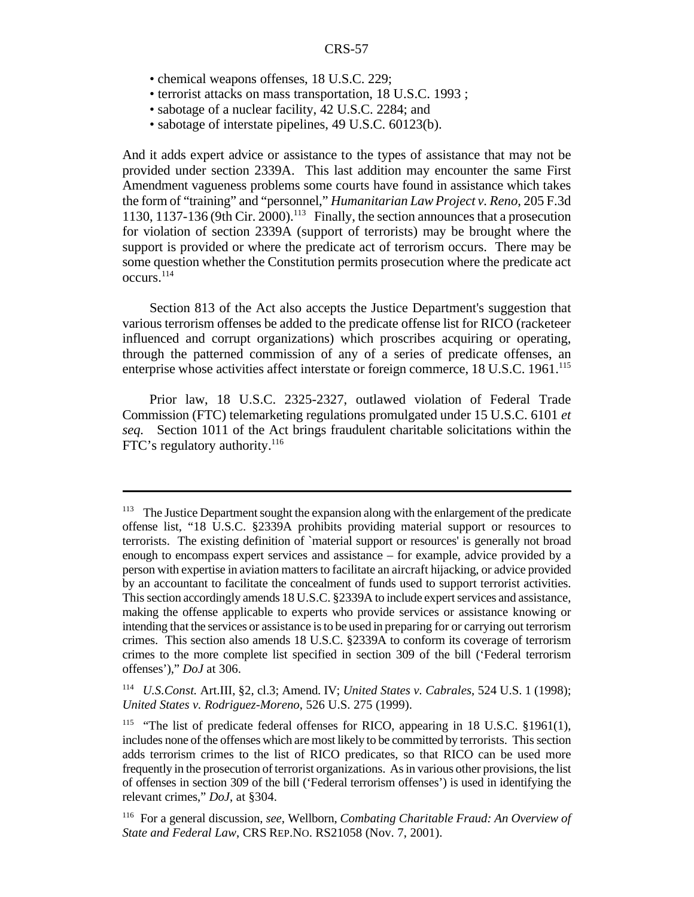- chemical weapons offenses, 18 U.S.C. 229;
- terrorist attacks on mass transportation, 18 U.S.C. 1993 ;
- sabotage of a nuclear facility, 42 U.S.C. 2284; and
- sabotage of interstate pipelines, 49 U.S.C. 60123(b).

And it adds expert advice or assistance to the types of assistance that may not be provided under section 2339A. This last addition may encounter the same First Amendment vagueness problems some courts have found in assistance which takes the form of "training" and "personnel," *Humanitarian Law Project v. Reno*, 205 F.3d 1130, 1137-136 (9th Cir. 2000).[113] Finally, the section announces that a prosecution for violation of section 2339A (support of terrorists) may be brought where the support is provided or where the predicate act of terrorism occurs. There may be some question whether the Constitution permits prosecution where the predicate act occurs.[114]

Section 813 of the Act also accepts the Justice Department's suggestion that various terrorism offenses be added to the predicate offense list for RICO (racketeer influenced and corrupt organizations) which proscribes acquiring or operating, through the patterned commission of any of a series of predicate offenses, an enterprise whose activities affect interstate or foreign commerce, 18 U.S.C. 1961.[115]

Prior law, 18 U.S.C. 2325-2327, outlawed violation of Federal Trade Commission (FTC) telemarketing regulations promulgated under 15 U.S.C. 6101 *et seq.* Section 1011 of the Act brings fraudulent charitable solicitations within the FTC's regulatory authority.[116]

---

[113] The Justice Department sought the expansion along with the enlargement of the predicate offense list, "18 U.S.C. §2339A prohibits providing material support or resources to terrorists. The existing definition of `material support or resources' is generally not broad enough to encompass expert services and assistance – for example, advice provided by a person with expertise in aviation matters to facilitate an aircraft hijacking, or advice provided by an accountant to facilitate the concealment of funds used to support terrorist activities. This section accordingly amends 18 U.S.C. §2339A to include expert services and assistance, making the offense applicable to experts who provide services or assistance knowing or intending that the services or assistance is to be used in preparing for or carrying out terrorism crimes. This section also amends 18 U.S.C. §2339A to conform its coverage of terrorism crimes to the more complete list specified in section 309 of the bill ('Federal terrorism offenses')," *DoJ* at 306.

[114] *U.S.Const.* Art.III, §2, cl.3; Amend. IV; *United States v. Cabrales*, 524 U.S. 1 (1998); *United States v. Rodriguez-Moreno*, 526 U.S. 275 (1999).

[115] "The list of predicate federal offenses for RICO, appearing in 18 U.S.C. §1961(1), includes none of the offenses which are most likely to be committed by terrorists. This section adds terrorism crimes to the list of RICO predicates, so that RICO can be used more frequently in the prosecution of terrorist organizations. As in various other provisions, the list of offenses in section 309 of the bill ('Federal terrorism offenses') is used in identifying the relevant crimes," *DoJ*, at §304.

[116] For a general discussion, *see*, Wellborn, *Combating Charitable Fraud: An Overview of State and Federal Law*, CRS REP.NO. RS21058 (Nov. 7, 2001).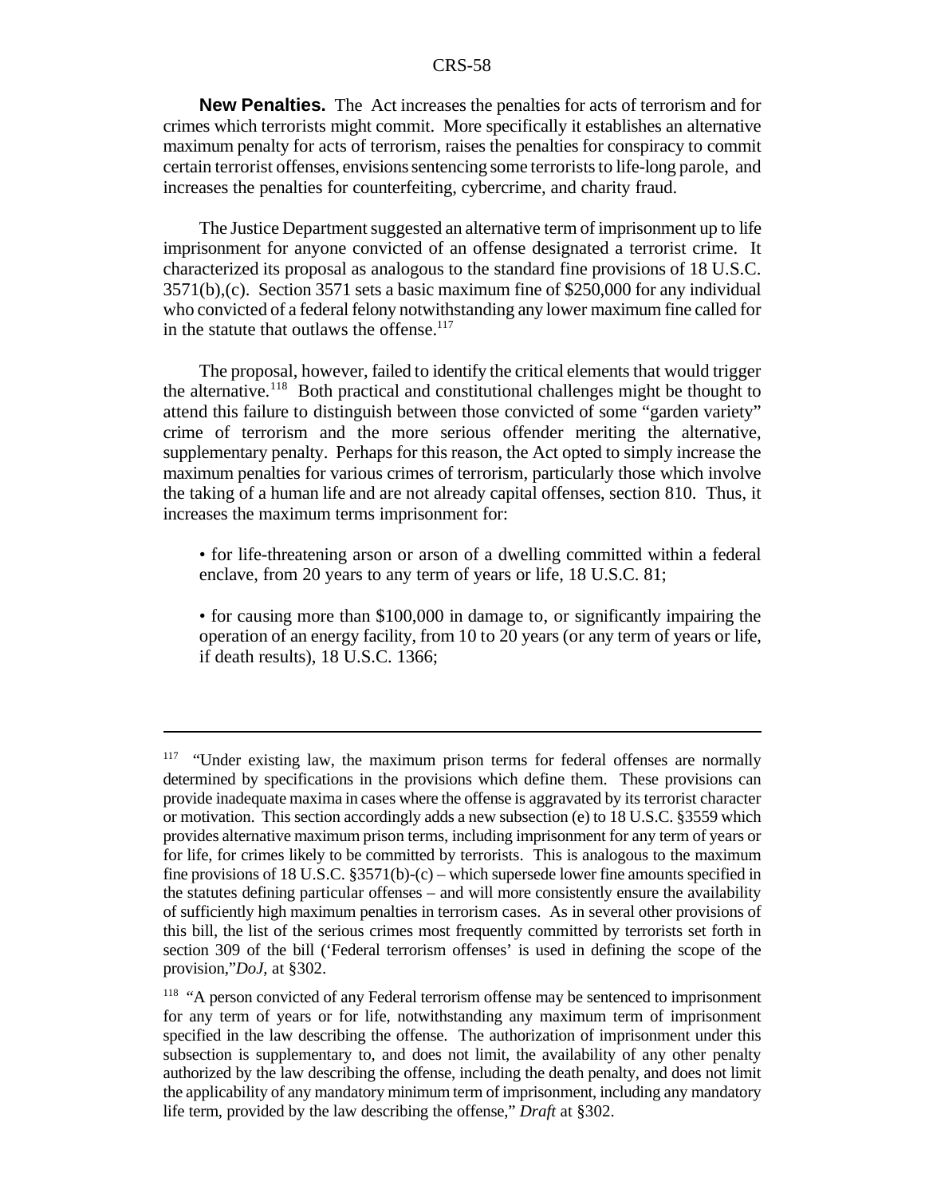**New Penalties.** The Act increases the penalties for acts of terrorism and for crimes which terrorists might commit. More specifically it establishes an alternative maximum penalty for acts of terrorism, raises the penalties for conspiracy to commit certain terrorist offenses, envisions sentencing some terrorists to life-long parole, and increases the penalties for counterfeiting, cybercrime, and charity fraud.

The Justice Department suggested an alternative term of imprisonment up to life imprisonment for anyone convicted of an offense designated a terrorist crime. It characterized its proposal as analogous to the standard fine provisions of 18 U.S.C. 3571(b),(c). Section 3571 sets a basic maximum fine of $250,000 for any individual who convicted of a federal felony notwithstanding any lower maximum fine called for in the statute that outlaws the offense.[117]

The proposal, however, failed to identify the critical elements that would trigger the alternative.[118] Both practical and constitutional challenges might be thought to attend this failure to distinguish between those convicted of some "garden variety" crime of terrorism and the more serious offender meriting the alternative, supplementary penalty. Perhaps for this reason, the Act opted to simply increase the maximum penalties for various crimes of terrorism, particularly those which involve the taking of a human life and are not already capital offenses, section 810. Thus, it increases the maximum terms imprisonment for:

- for life-threatening arson or arson of a dwelling committed within a federal enclave, from 20 years to any term of years or life, 18 U.S.C. 81;

- for causing more than $100,000 in damage to, or significantly impairing the operation of an energy facility, from 10 to 20 years (or any term of years or life, if death results), 18 U.S.C. 1366;

---

[117] "Under existing law, the maximum prison terms for federal offenses are normally determined by specifications in the provisions which define them. These provisions can provide inadequate maxima in cases where the offense is aggravated by its terrorist character or motivation. This section accordingly adds a new subsection (e) to 18 U.S.C. §3559 which provides alternative maximum prison terms, including imprisonment for any term of years or for life, for crimes likely to be committed by terrorists. This is analogous to the maximum fine provisions of 18 U.S.C. §3571(b)-(c) – which supersede lower fine amounts specified in the statutes defining particular offenses – and will more consistently ensure the availability of sufficiently high maximum penalties in terrorism cases. As in several other provisions of this bill, the list of the serious crimes most frequently committed by terrorists set forth in section 309 of the bill ('Federal terrorism offenses' is used in defining the scope of the provision,"*DoJ*, at §302.

[118] "A person convicted of any Federal terrorism offense may be sentenced to imprisonment for any term of years or for life, notwithstanding any maximum term of imprisonment specified in the law describing the offense. The authorization of imprisonment under this subsection is supplementary to, and does not limit, the availability of any other penalty authorized by the law describing the offense, including the death penalty, and does not limit the applicability of any mandatory minimum term of imprisonment, including any mandatory life term, provided by the law describing the offense," *Draft* at §302.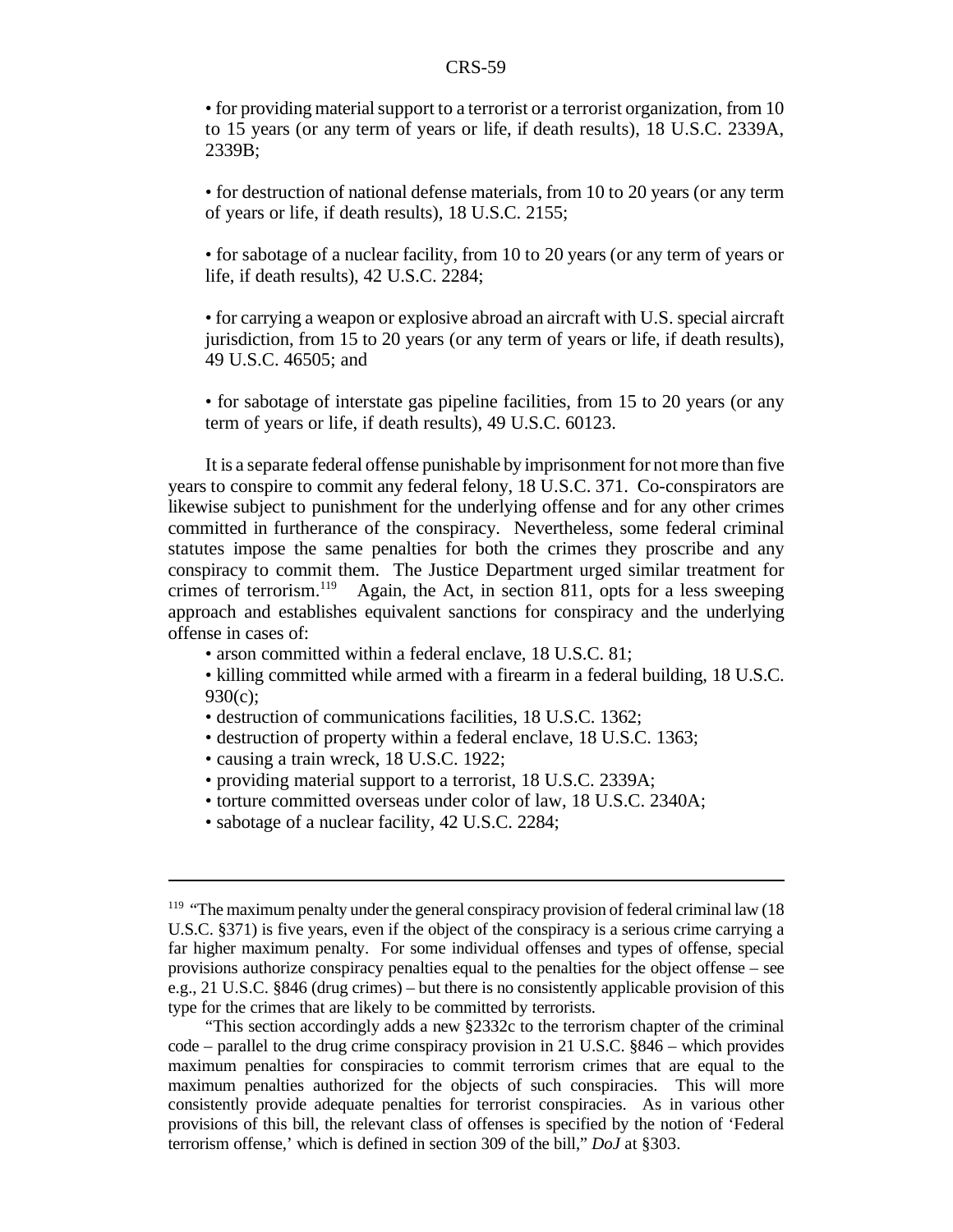• for providing material support to a terrorist or a terrorist organization, from 10 to 15 years (or any term of years or life, if death results), 18 U.S.C. 2339A, 2339B;

• for destruction of national defense materials, from 10 to 20 years (or any term of years or life, if death results), 18 U.S.C. 2155;

• for sabotage of a nuclear facility, from 10 to 20 years (or any term of years or life, if death results), 42 U.S.C. 2284;

• for carrying a weapon or explosive abroad an aircraft with U.S. special aircraft jurisdiction, from 15 to 20 years (or any term of years or life, if death results), 49 U.S.C. 46505; and

• for sabotage of interstate gas pipeline facilities, from 15 to 20 years (or any term of years or life, if death results), 49 U.S.C. 60123.

It is a separate federal offense punishable by imprisonment for not more than five years to conspire to commit any federal felony, 18 U.S.C. 371. Co-conspirators are likewise subject to punishment for the underlying offense and for any other crimes committed in furtherance of the conspiracy. Nevertheless, some federal criminal statutes impose the same penalties for both the crimes they proscribe and any conspiracy to commit them. The Justice Department urged similar treatment for crimes of terrorism.[119] Again, the Act, in section 811, opts for a less sweeping approach and establishes equivalent sanctions for conspiracy and the underlying offense in cases of:

- arson committed within a federal enclave, 18 U.S.C. 81;
- killing committed while armed with a firearm in a federal building, 18 U.S.C. 930(c);
- destruction of communications facilities, 18 U.S.C. 1362;
- destruction of property within a federal enclave, 18 U.S.C. 1363;
- causing a train wreck, 18 U.S.C. 1922;
- providing material support to a terrorist, 18 U.S.C. 2339A;
- torture committed overseas under color of law, 18 U.S.C. 2340A;
- sabotage of a nuclear facility, 42 U.S.C. 2284;

---

[119] "The maximum penalty under the general conspiracy provision of federal criminal law (18 U.S.C. §371) is five years, even if the object of the conspiracy is a serious crime carrying a far higher maximum penalty. For some individual offenses and types of offense, special provisions authorize conspiracy penalties equal to the penalties for the object offense – see e.g., 21 U.S.C. §846 (drug crimes) – but there is no consistently applicable provision of this type for the crimes that are likely to be committed by terrorists.

"This section accordingly adds a new §2332c to the terrorism chapter of the criminal code – parallel to the drug crime conspiracy provision in 21 U.S.C. §846 – which provides maximum penalties for conspiracies to commit terrorism crimes that are equal to the maximum penalties authorized for the objects of such conspiracies. This will more consistently provide adequate penalties for terrorist conspiracies. As in various other provisions of this bill, the relevant class of offenses is specified by the notion of 'Federal terrorism offense,' which is defined in section 309 of the bill," *DoJ* at §303.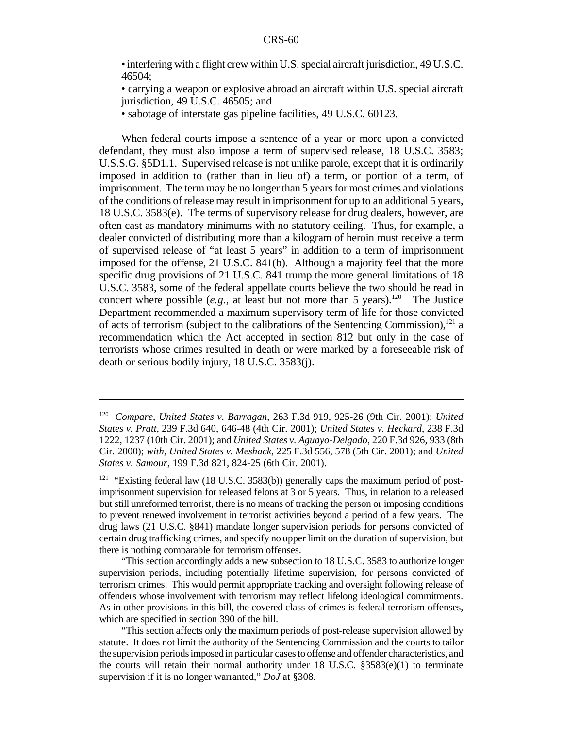• interfering with a flight crew within U.S. special aircraft jurisdiction, 49 U.S.C. 46504;

• carrying a weapon or explosive abroad an aircraft within U.S. special aircraft jurisdiction, 49 U.S.C. 46505; and

• sabotage of interstate gas pipeline facilities, 49 U.S.C. 60123.

When federal courts impose a sentence of a year or more upon a convicted defendant, they must also impose a term of supervised release, 18 U.S.C. 3583; U.S.S.G. §5D1.1. Supervised release is not unlike parole, except that it is ordinarily imposed in addition to (rather than in lieu of) a term, or portion of a term, of imprisonment. The term may be no longer than 5 years for most crimes and violations of the conditions of release may result in imprisonment for up to an additional 5 years, 18 U.S.C. 3583(e). The terms of supervisory release for drug dealers, however, are often cast as mandatory minimums with no statutory ceiling. Thus, for example, a dealer convicted of distributing more than a kilogram of heroin must receive a term of supervised release of "at least 5 years" in addition to a term of imprisonment imposed for the offense, 21 U.S.C. 841(b). Although a majority feel that the more specific drug provisions of 21 U.S.C. 841 trump the more general limitations of 18 U.S.C. 3583, some of the federal appellate courts believe the two should be read in concert where possible (*e.g.*, at least but not more than 5 years).[120] The Justice Department recommended a maximum supervisory term of life for those convicted of acts of terrorism (subject to the calibrations of the Sentencing Commission),[121] a recommendation which the Act accepted in section 812 but only in the case of terrorists whose crimes resulted in death or were marked by a foreseeable risk of death or serious bodily injury, 18 U.S.C. 3583(j).

---

[120] *Compare*, *United States v. Barragan*, 263 F.3d 919, 925-26 (9th Cir. 2001); *United States v. Pratt*, 239 F.3d 640, 646-48 (4th Cir. 2001); *United States v. Heckard*, 238 F.3d 1222, 1237 (10th Cir. 2001); and *United States v. Aguayo-Delgado*, 220 F.3d 926, 933 (8th Cir. 2000); *with*, *United States v. Meshack*, 225 F.3d 556, 578 (5th Cir. 2001); and *United States v. Samour*, 199 F.3d 821, 824-25 (6th Cir. 2001).

[121] "Existing federal law (18 U.S.C. 3583(b)) generally caps the maximum period of post-imprisonment supervision for released felons at 3 or 5 years. Thus, in relation to a released but still unreformed terrorist, there is no means of tracking the person or imposing conditions to prevent renewed involvement in terrorist activities beyond a period of a few years. The drug laws (21 U.S.C. §841) mandate longer supervision periods for persons convicted of certain drug trafficking crimes, and specify no upper limit on the duration of supervision, but there is nothing comparable for terrorism offenses.

"This section accordingly adds a new subsection to 18 U.S.C. 3583 to authorize longer supervision periods, including potentially lifetime supervision, for persons convicted of terrorism crimes. This would permit appropriate tracking and oversight following release of offenders whose involvement with terrorism may reflect lifelong ideological commitments. As in other provisions in this bill, the covered class of crimes is federal terrorism offenses, which are specified in section 390 of the bill.

"This section affects only the maximum periods of post-release supervision allowed by statute. It does not limit the authority of the Sentencing Commission and the courts to tailor the supervision periods imposed in particular cases to offense and offender characteristics, and the courts will retain their normal authority under 18 U.S.C. §3583(e)(1) to terminate supervision if it is no longer warranted," *DoJ* at §308.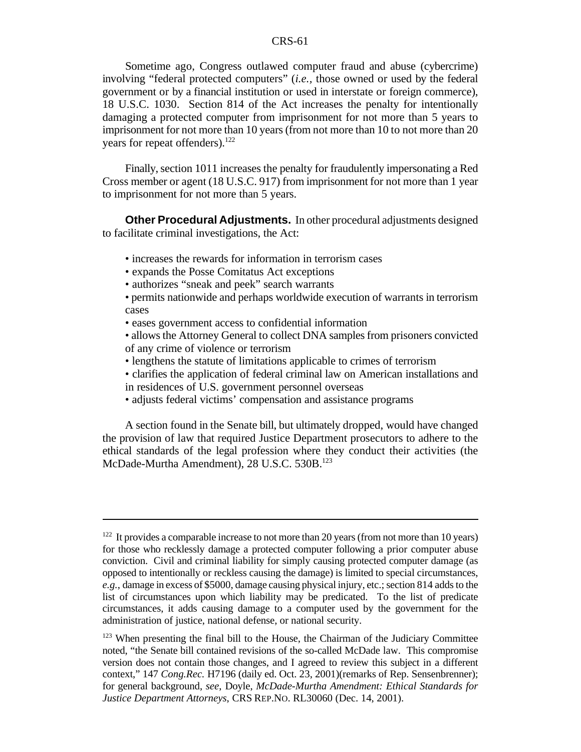Sometime ago, Congress outlawed computer fraud and abuse (cybercrime) involving "federal protected computers" (*i.e.*, those owned or used by the federal government or by a financial institution or used in interstate or foreign commerce), 18 U.S.C. 1030. Section 814 of the Act increases the penalty for intentionally damaging a protected computer from imprisonment for not more than 5 years to imprisonment for not more than 10 years (from not more than 10 to not more than 20 years for repeat offenders).[122]

Finally, section 1011 increases the penalty for fraudulently impersonating a Red Cross member or agent (18 U.S.C. 917) from imprisonment for not more than 1 year to imprisonment for not more than 5 years.

**Other Procedural Adjustments.** In other procedural adjustments designed to facilitate criminal investigations, the Act:

- increases the rewards for information in terrorism cases
- expands the Posse Comitatus Act exceptions
- authorizes "sneak and peek" search warrants
- permits nationwide and perhaps worldwide execution of warrants in terrorism cases
- eases government access to confidential information
- allows the Attorney General to collect DNA samples from prisoners convicted of any crime of violence or terrorism
- lengthens the statute of limitations applicable to crimes of terrorism
- clarifies the application of federal criminal law on American installations and in residences of U.S. government personnel overseas
- adjusts federal victims' compensation and assistance programs

A section found in the Senate bill, but ultimately dropped, would have changed the provision of law that required Justice Department prosecutors to adhere to the ethical standards of the legal profession where they conduct their activities (the McDade-Murtha Amendment), 28 U.S.C. 530B.[123]

---

[122] It provides a comparable increase to not more than 20 years (from not more than 10 years) for those who recklessly damage a protected computer following a prior computer abuse conviction. Civil and criminal liability for simply causing protected computer damage (as opposed to intentionally or reckless causing the damage) is limited to special circumstances, *e.g.*, damage in excess of $5000, damage causing physical injury, etc.; section 814 adds to the list of circumstances upon which liability may be predicated. To the list of predicate circumstances, it adds causing damage to a computer used by the government for the administration of justice, national defense, or national security.

[123] When presenting the final bill to the House, the Chairman of the Judiciary Committee noted, "the Senate bill contained revisions of the so-called McDade law. This compromise version does not contain those changes, and I agreed to review this subject in a different context," 147 *Cong.Rec.* H7196 (daily ed. Oct. 23, 2001)(remarks of Rep. Sensenbrenner); for general background, *see*, Doyle, *McDade-Murtha Amendment: Ethical Standards for Justice Department Attorneys*, CRS REP.NO. RL30060 (Dec. 14, 2001).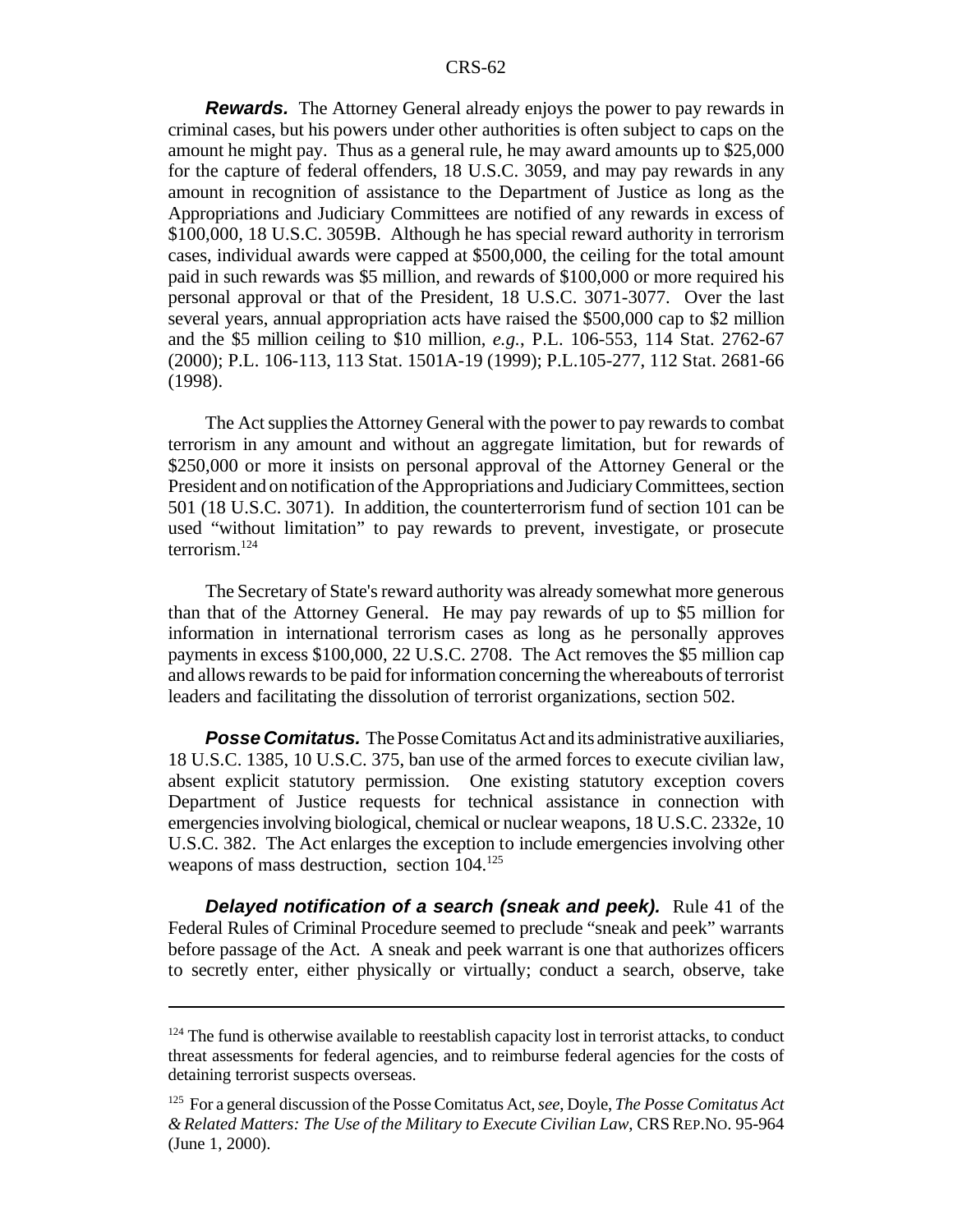***Rewards.*** The Attorney General already enjoys the power to pay rewards in criminal cases, but his powers under other authorities is often subject to caps on the amount he might pay. Thus as a general rule, he may award amounts up to $25,000 for the capture of federal offenders, 18 U.S.C. 3059, and may pay rewards in any amount in recognition of assistance to the Department of Justice as long as the Appropriations and Judiciary Committees are notified of any rewards in excess of $100,000, 18 U.S.C. 3059B. Although he has special reward authority in terrorism cases, individual awards were capped at $500,000, the ceiling for the total amount paid in such rewards was $5 million, and rewards of $100,000 or more required his personal approval or that of the President, 18 U.S.C. 3071-3077. Over the last several years, annual appropriation acts have raised the $500,000 cap to $2 million and the $5 million ceiling to $10 million, *e.g.*, P.L. 106-553, 114 Stat. 2762-67 (2000); P.L. 106-113, 113 Stat. 1501A-19 (1999); P.L.105-277, 112 Stat. 2681-66 (1998).

The Act supplies the Attorney General with the power to pay rewards to combat terrorism in any amount and without an aggregate limitation, but for rewards of $250,000 or more it insists on personal approval of the Attorney General or the President and on notification of the Appropriations and Judiciary Committees, section 501 (18 U.S.C. 3071). In addition, the counterterrorism fund of section 101 can be used "without limitation" to pay rewards to prevent, investigate, or prosecute terrorism.[124]

The Secretary of State's reward authority was already somewhat more generous than that of the Attorney General. He may pay rewards of up to $5 million for information in international terrorism cases as long as he personally approves payments in excess $100,000, 22 U.S.C. 2708. The Act removes the $5 million cap and allows rewards to be paid for information concerning the whereabouts of terrorist leaders and facilitating the dissolution of terrorist organizations, section 502.

***Posse Comitatus.*** The Posse Comitatus Act and its administrative auxiliaries, 18 U.S.C. 1385, 10 U.S.C. 375, ban use of the armed forces to execute civilian law, absent explicit statutory permission. One existing statutory exception covers Department of Justice requests for technical assistance in connection with emergencies involving biological, chemical or nuclear weapons, 18 U.S.C. 2332e, 10 U.S.C. 382. The Act enlarges the exception to include emergencies involving other weapons of mass destruction, section 104.[125]

***Delayed notification of a search (sneak and peek).*** Rule 41 of the Federal Rules of Criminal Procedure seemed to preclude "sneak and peek" warrants before passage of the Act. A sneak and peek warrant is one that authorizes officers to secretly enter, either physically or virtually; conduct a search, observe, take

---

[124] The fund is otherwise available to reestablish capacity lost in terrorist attacks, to conduct threat assessments for federal agencies, and to reimburse federal agencies for the costs of detaining terrorist suspects overseas.

[125] For a general discussion of the Posse Comitatus Act, *see*, Doyle, *The Posse Comitatus Act & Related Matters: The Use of the Military to Execute Civilian Law*, CRS REP.NO. 95-964 (June 1, 2000).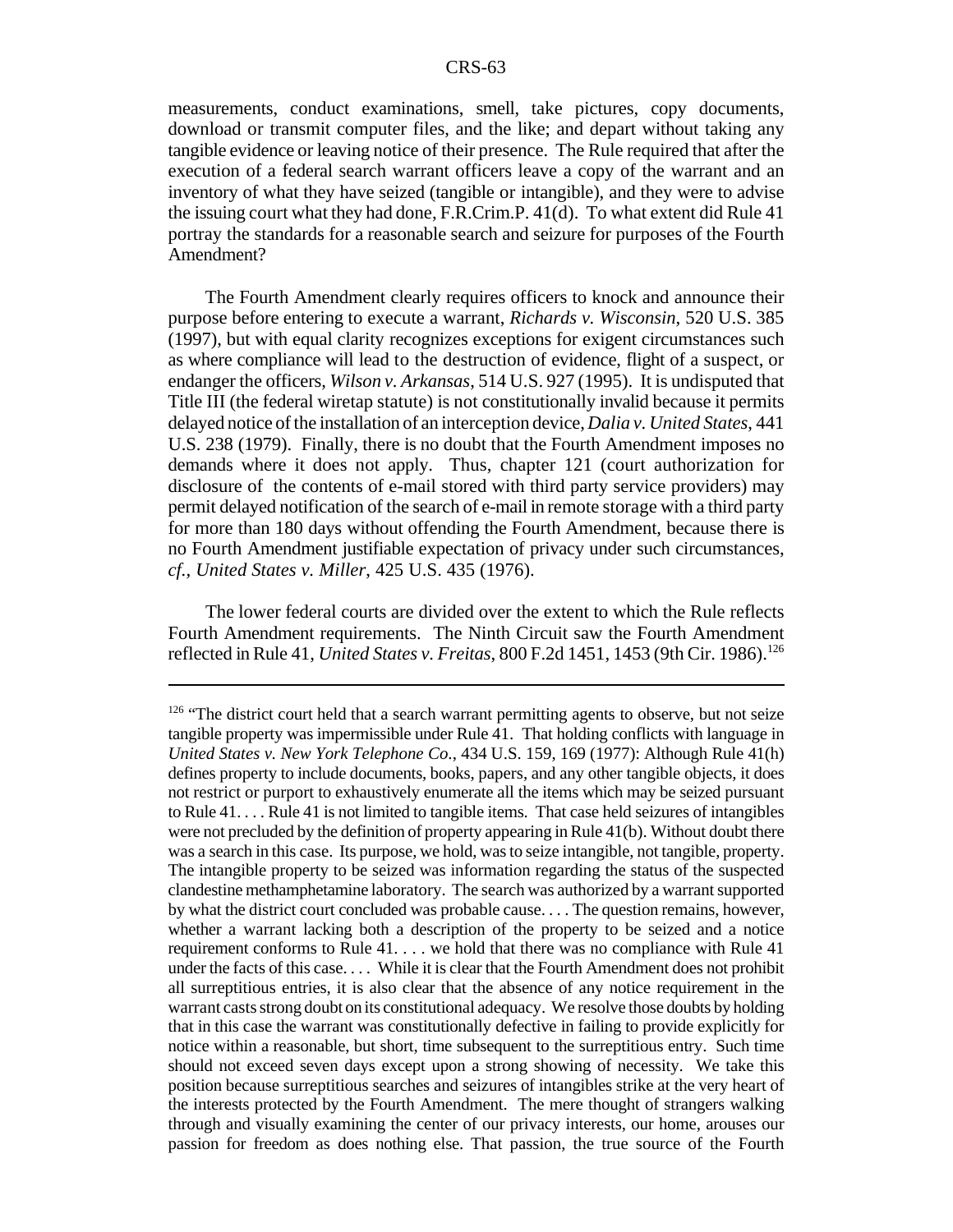measurements, conduct examinations, smell, take pictures, copy documents, download or transmit computer files, and the like; and depart without taking any tangible evidence or leaving notice of their presence. The Rule required that after the execution of a federal search warrant officers leave a copy of the warrant and an inventory of what they have seized (tangible or intangible), and they were to advise the issuing court what they had done, F.R.Crim.P. 41(d). To what extent did Rule 41 portray the standards for a reasonable search and seizure for purposes of the Fourth Amendment?

The Fourth Amendment clearly requires officers to knock and announce their purpose before entering to execute a warrant, *Richards v. Wisconsin*, 520 U.S. 385 (1997), but with equal clarity recognizes exceptions for exigent circumstances such as where compliance will lead to the destruction of evidence, flight of a suspect, or endanger the officers, *Wilson v. Arkansas*, 514 U.S. 927 (1995). It is undisputed that Title III (the federal wiretap statute) is not constitutionally invalid because it permits delayed notice of the installation of an interception device, *Dalia v. United States*, 441 U.S. 238 (1979). Finally, there is no doubt that the Fourth Amendment imposes no demands where it does not apply. Thus, chapter 121 (court authorization for disclosure of the contents of e-mail stored with third party service providers) may permit delayed notification of the search of e-mail in remote storage with a third party for more than 180 days without offending the Fourth Amendment, because there is no Fourth Amendment justifiable expectation of privacy under such circumstances, *cf.*, *United States v. Miller*, 425 U.S. 435 (1976).

The lower federal courts are divided over the extent to which the Rule reflects Fourth Amendment requirements. The Ninth Circuit saw the Fourth Amendment reflected in Rule 41, *United States v. Freitas*, 800 F.2d 1451, 1453 (9th Cir. 1986).[126]

---

[126] "The district court held that a search warrant permitting agents to observe, but not seize tangible property was impermissible under Rule 41. That holding conflicts with language in *United States v. New York Telephone Co.*, 434 U.S. 159, 169 (1977): Although Rule 41(h) defines property to include documents, books, papers, and any other tangible objects, it does not restrict or purport to exhaustively enumerate all the items which may be seized pursuant to Rule 41. . . . Rule 41 is not limited to tangible items. That case held seizures of intangibles were not precluded by the definition of property appearing in Rule 41(b). Without doubt there was a search in this case. Its purpose, we hold, was to seize intangible, not tangible, property. The intangible property to be seized was information regarding the status of the suspected clandestine methamphetamine laboratory. The search was authorized by a warrant supported by what the district court concluded was probable cause. . . . The question remains, however, whether a warrant lacking both a description of the property to be seized and a notice requirement conforms to Rule 41. . . . we hold that there was no compliance with Rule 41 under the facts of this case. . . . While it is clear that the Fourth Amendment does not prohibit all surreptitious entries, it is also clear that the absence of any notice requirement in the warrant casts strong doubt on its constitutional adequacy. We resolve those doubts by holding that in this case the warrant was constitutionally defective in failing to provide explicitly for notice within a reasonable, but short, time subsequent to the surreptitious entry. Such time should not exceed seven days except upon a strong showing of necessity. We take this position because surreptitious searches and seizures of intangibles strike at the very heart of the interests protected by the Fourth Amendment. The mere thought of strangers walking through and visually examining the center of our privacy interests, our home, arouses our passion for freedom as does nothing else. That passion, the true source of the Fourth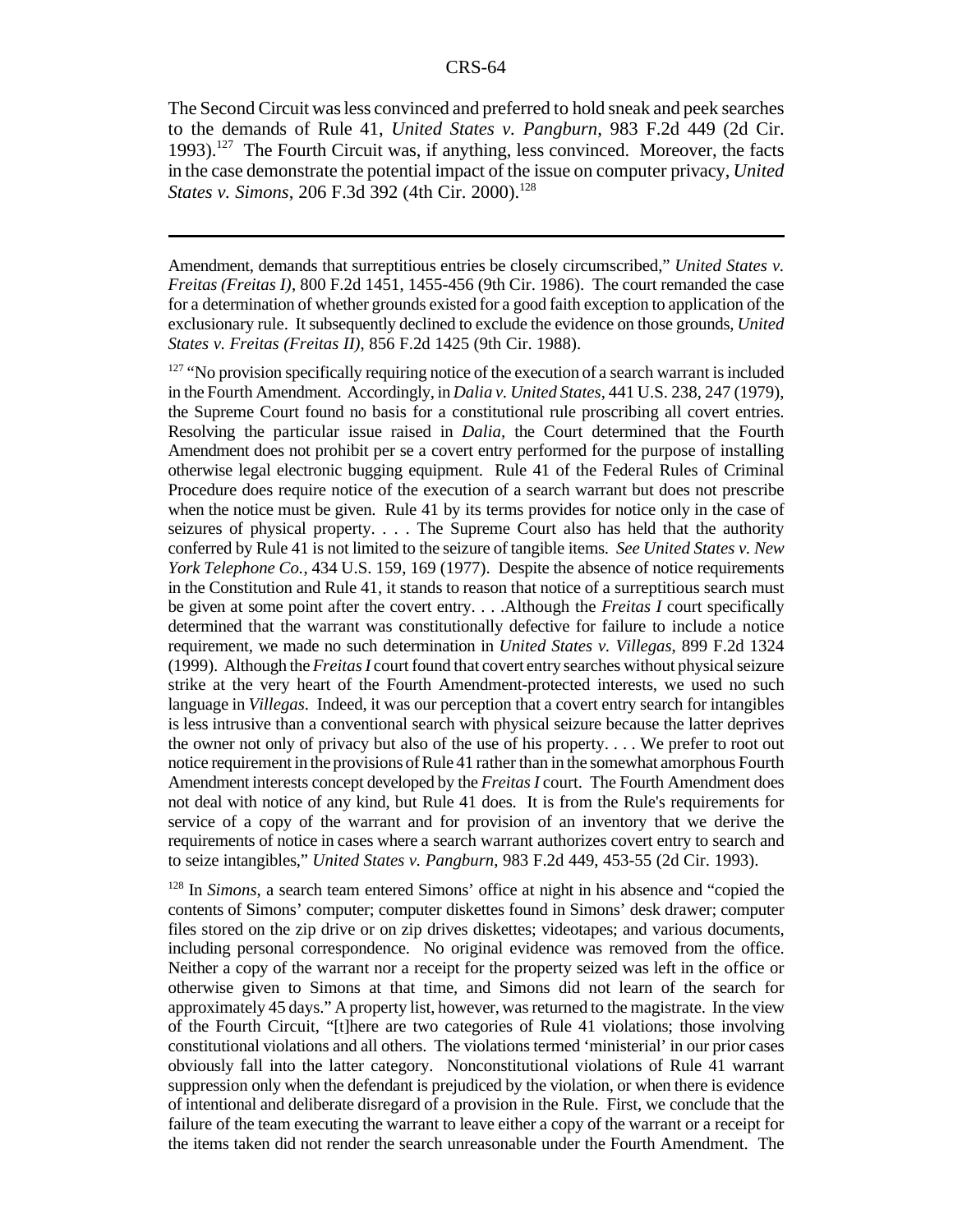The Second Circuit was less convinced and preferred to hold sneak and peek searches to the demands of Rule 41, *United States v. Pangburn*, 983 F.2d 449 (2d Cir. 1993).[127] The Fourth Circuit was, if anything, less convinced. Moreover, the facts in the case demonstrate the potential impact of the issue on computer privacy, *United States v. Simons*, 206 F.3d 392 (4th Cir. 2000).[128]

---

Amendment, demands that surreptitious entries be closely circumscribed," *United States v. Freitas (Freitas I)*, 800 F.2d 1451, 1455-456 (9th Cir. 1986). The court remanded the case for a determination of whether grounds existed for a good faith exception to application of the exclusionary rule. It subsequently declined to exclude the evidence on those grounds, *United States v. Freitas (Freitas II)*, 856 F.2d 1425 (9th Cir. 1988).

[127] "No provision specifically requiring notice of the execution of a search warrant is included in the Fourth Amendment. Accordingly, in *Dalia v. United States*, 441 U.S. 238, 247 (1979), the Supreme Court found no basis for a constitutional rule proscribing all covert entries. Resolving the particular issue raised in *Dalia*, the Court determined that the Fourth Amendment does not prohibit per se a covert entry performed for the purpose of installing otherwise legal electronic bugging equipment. Rule 41 of the Federal Rules of Criminal Procedure does require notice of the execution of a search warrant but does not prescribe when the notice must be given. Rule 41 by its terms provides for notice only in the case of seizures of physical property. . . . The Supreme Court also has held that the authority conferred by Rule 41 is not limited to the seizure of tangible items. *See United States v. New York Telephone Co.*, 434 U.S. 159, 169 (1977). Despite the absence of notice requirements in the Constitution and Rule 41, it stands to reason that notice of a surreptitious search must be given at some point after the covert entry. . . .Although the *Freitas I* court specifically determined that the warrant was constitutionally defective for failure to include a notice requirement, we made no such determination in *United States v. Villegas*, 899 F.2d 1324 (1999). Although the *Freitas I* court found that covert entry searches without physical seizure strike at the very heart of the Fourth Amendment-protected interests, we used no such language in *Villegas*. Indeed, it was our perception that a covert entry search for intangibles is less intrusive than a conventional search with physical seizure because the latter deprives the owner not only of privacy but also of the use of his property. . . . We prefer to root out notice requirement in the provisions of Rule 41 rather than in the somewhat amorphous Fourth Amendment interests concept developed by the *Freitas I* court. The Fourth Amendment does not deal with notice of any kind, but Rule 41 does. It is from the Rule's requirements for service of a copy of the warrant and for provision of an inventory that we derive the requirements of notice in cases where a search warrant authorizes covert entry to search and to seize intangibles," *United States v. Pangburn*, 983 F.2d 449, 453-55 (2d Cir. 1993).

[128] In *Simons*, a search team entered Simons' office at night in his absence and "copied the contents of Simons' computer; computer diskettes found in Simons' desk drawer; computer files stored on the zip drive or on zip drives diskettes; videotapes; and various documents, including personal correspondence. No original evidence was removed from the office. Neither a copy of the warrant nor a receipt for the property seized was left in the office or otherwise given to Simons at that time, and Simons did not learn of the search for approximately 45 days." A property list, however, was returned to the magistrate. In the view of the Fourth Circuit, "[t]here are two categories of Rule 41 violations; those involving constitutional violations and all others. The violations termed 'ministerial' in our prior cases obviously fall into the latter category. Nonconstitutional violations of Rule 41 warrant suppression only when the defendant is prejudiced by the violation, or when there is evidence of intentional and deliberate disregard of a provision in the Rule. First, we conclude that the failure of the team executing the warrant to leave either a copy of the warrant or a receipt for the items taken did not render the search unreasonable under the Fourth Amendment. The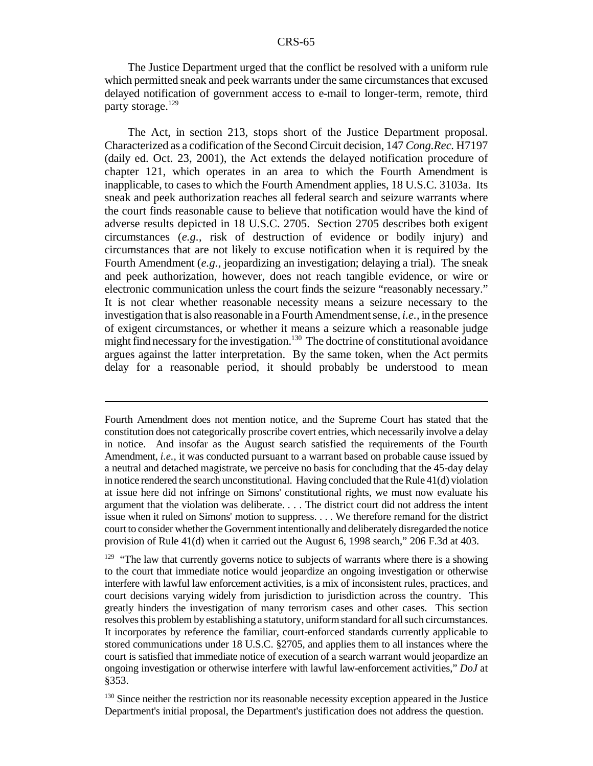The Justice Department urged that the conflict be resolved with a uniform rule which permitted sneak and peek warrants under the same circumstances that excused delayed notification of government access to e-mail to longer-term, remote, third party storage.[129]

The Act, in section 213, stops short of the Justice Department proposal. Characterized as a codification of the Second Circuit decision, 147 *Cong.Rec.* H7197 (daily ed. Oct. 23, 2001), the Act extends the delayed notification procedure of chapter 121, which operates in an area to which the Fourth Amendment is inapplicable, to cases to which the Fourth Amendment applies, 18 U.S.C. 3103a. Its sneak and peek authorization reaches all federal search and seizure warrants where the court finds reasonable cause to believe that notification would have the kind of adverse results depicted in 18 U.S.C. 2705. Section 2705 describes both exigent circumstances (*e.g.*, risk of destruction of evidence or bodily injury) and circumstances that are not likely to excuse notification when it is required by the Fourth Amendment (*e.g.*, jeopardizing an investigation; delaying a trial). The sneak and peek authorization, however, does not reach tangible evidence, or wire or electronic communication unless the court finds the seizure "reasonably necessary." It is not clear whether reasonable necessity means a seizure necessary to the investigation that is also reasonable in a Fourth Amendment sense, *i.e.*, in the presence of exigent circumstances, or whether it means a seizure which a reasonable judge might find necessary for the investigation.[130] The doctrine of constitutional avoidance argues against the latter interpretation. By the same token, when the Act permits delay for a reasonable period, it should probably be understood to mean

---

Fourth Amendment does not mention notice, and the Supreme Court has stated that the constitution does not categorically proscribe covert entries, which necessarily involve a delay in notice. And insofar as the August search satisfied the requirements of the Fourth Amendment, *i.e.*, it was conducted pursuant to a warrant based on probable cause issued by a neutral and detached magistrate, we perceive no basis for concluding that the 45-day delay in notice rendered the search unconstitutional. Having concluded that the Rule 41(d) violation at issue here did not infringe on Simons' constitutional rights, we must now evaluate his argument that the violation was deliberate. . . . The district court did not address the intent issue when it ruled on Simons' motion to suppress. . . . We therefore remand for the district court to consider whether the Government intentionally and deliberately disregarded the notice provision of Rule 41(d) when it carried out the August 6, 1998 search," 206 F.3d at 403.

[129] "The law that currently governs notice to subjects of warrants where there is a showing to the court that immediate notice would jeopardize an ongoing investigation or otherwise interfere with lawful law enforcement activities, is a mix of inconsistent rules, practices, and court decisions varying widely from jurisdiction to jurisdiction across the country. This greatly hinders the investigation of many terrorism cases and other cases. This section resolves this problem by establishing a statutory, uniform standard for all such circumstances. It incorporates by reference the familiar, court-enforced standards currently applicable to stored communications under 18 U.S.C. §2705, and applies them to all instances where the court is satisfied that immediate notice of execution of a search warrant would jeopardize an ongoing investigation or otherwise interfere with lawful law-enforcement activities," *DoJ* at §353.

[130] Since neither the restriction nor its reasonable necessity exception appeared in the Justice Department's initial proposal, the Department's justification does not address the question.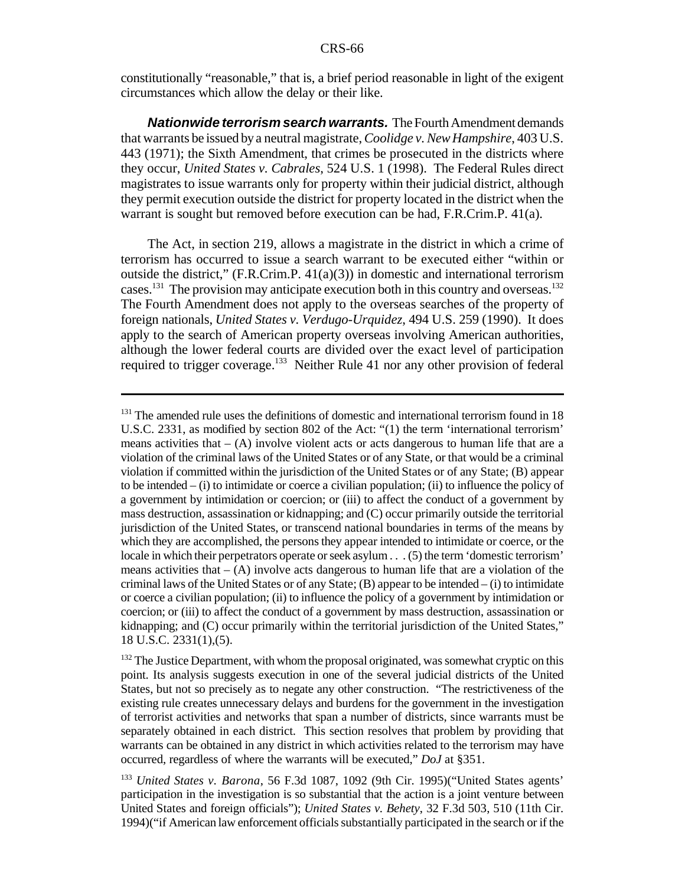constitutionally "reasonable," that is, a brief period reasonable in light of the exigent circumstances which allow the delay or their like.

***Nationwide terrorism search warrants.*** The Fourth Amendment demands that warrants be issued by a neutral magistrate, *Coolidge v. New Hampshire*, 403 U.S. 443 (1971); the Sixth Amendment, that crimes be prosecuted in the districts where they occur, *United States v. Cabrales*, 524 U.S. 1 (1998). The Federal Rules direct magistrates to issue warrants only for property within their judicial district, although they permit execution outside the district for property located in the district when the warrant is sought but removed before execution can be had, F.R.Crim.P. 41(a).

The Act, in section 219, allows a magistrate in the district in which a crime of terrorism has occurred to issue a search warrant to be executed either "within or outside the district," (F.R.Crim.P. 41(a)(3)) in domestic and international terrorism cases.[131] The provision may anticipate execution both in this country and overseas.[132] The Fourth Amendment does not apply to the overseas searches of the property of foreign nationals, *United States v. Verdugo-Urquidez*, 494 U.S. 259 (1990). It does apply to the search of American property overseas involving American authorities, although the lower federal courts are divided over the exact level of participation required to trigger coverage.[133] Neither Rule 41 nor any other provision of federal

---

[131] The amended rule uses the definitions of domestic and international terrorism found in 18 U.S.C. 2331, as modified by section 802 of the Act: "(1) the term 'international terrorism' means activities that – (A) involve violent acts or acts dangerous to human life that are a violation of the criminal laws of the United States or of any State, or that would be a criminal violation if committed within the jurisdiction of the United States or of any State; (B) appear to be intended – (i) to intimidate or coerce a civilian population; (ii) to influence the policy of a government by intimidation or coercion; or (iii) to affect the conduct of a government by mass destruction, assassination or kidnapping; and (C) occur primarily outside the territorial jurisdiction of the United States, or transcend national boundaries in terms of the means by which they are accomplished, the persons they appear intended to intimidate or coerce, or the locale in which their perpetrators operate or seek asylum . . . (5) the term 'domestic terrorism' means activities that – (A) involve acts dangerous to human life that are a violation of the criminal laws of the United States or of any State; (B) appear to be intended – (i) to intimidate or coerce a civilian population; (ii) to influence the policy of a government by intimidation or coercion; or (iii) to affect the conduct of a government by mass destruction, assassination or kidnapping; and (C) occur primarily within the territorial jurisdiction of the United States," 18 U.S.C. 2331(1),(5).

[132] The Justice Department, with whom the proposal originated, was somewhat cryptic on this point. Its analysis suggests execution in one of the several judicial districts of the United States, but not so precisely as to negate any other construction. "The restrictiveness of the existing rule creates unnecessary delays and burdens for the government in the investigation of terrorist activities and networks that span a number of districts, since warrants must be separately obtained in each district. This section resolves that problem by providing that warrants can be obtained in any district in which activities related to the terrorism may have occurred, regardless of where the warrants will be executed," *DoJ* at §351.

[133] *United States v. Barona*, 56 F.3d 1087, 1092 (9th Cir. 1995)("United States agents' participation in the investigation is so substantial that the action is a joint venture between United States and foreign officials"); *United States v. Behety*, 32 F.3d 503, 510 (11th Cir. 1994)("if American law enforcement officials substantially participated in the search or if the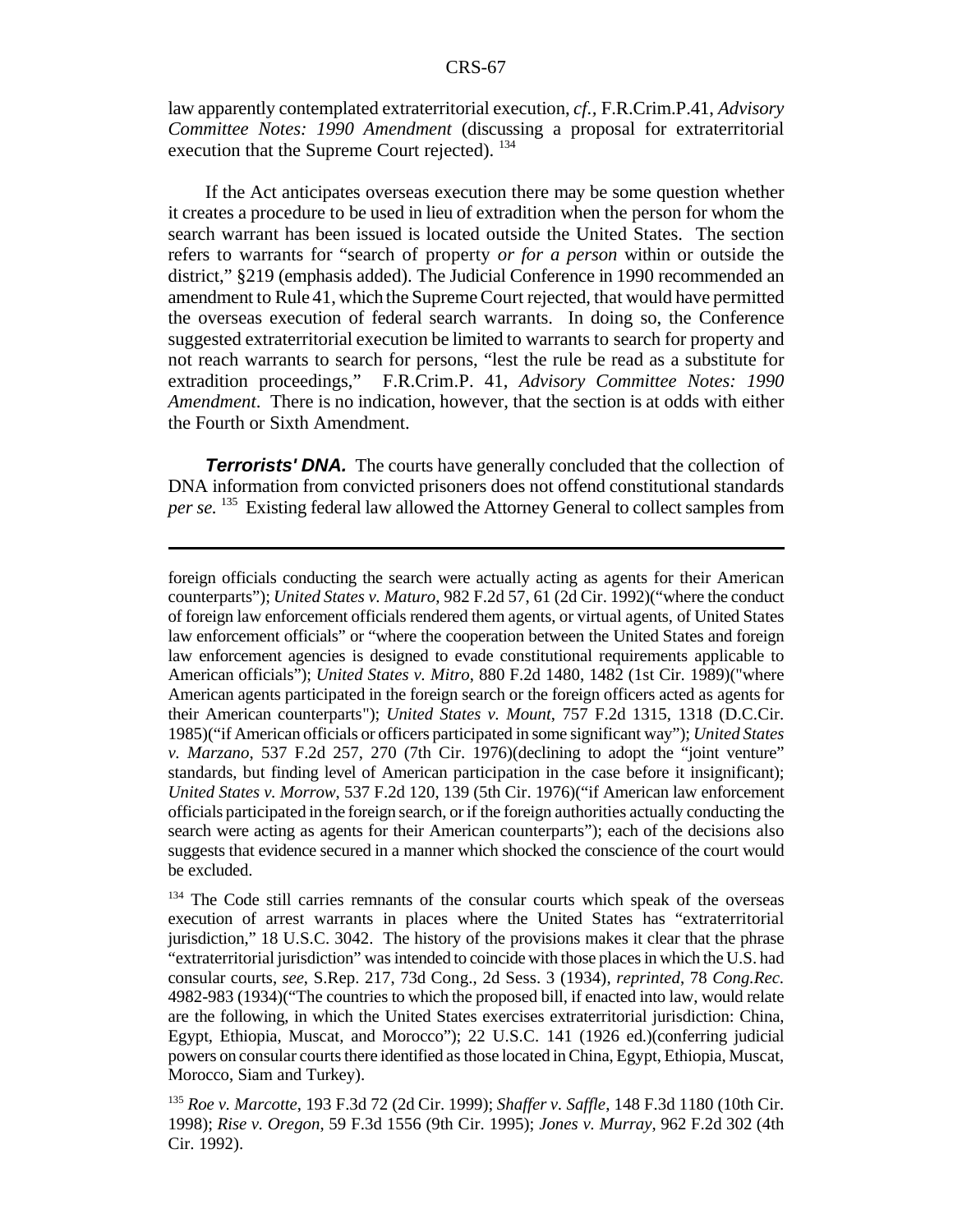law apparently contemplated extraterritorial execution, *cf.*, F.R.Crim.P.41, *Advisory Committee Notes: 1990 Amendment* (discussing a proposal for extraterritorial execution that the Supreme Court rejected). [134]

If the Act anticipates overseas execution there may be some question whether it creates a procedure to be used in lieu of extradition when the person for whom the search warrant has been issued is located outside the United States. The section refers to warrants for "search of property *or for a person* within or outside the district," §219 (emphasis added). The Judicial Conference in 1990 recommended an amendment to Rule 41, which the Supreme Court rejected, that would have permitted the overseas execution of federal search warrants. In doing so, the Conference suggested extraterritorial execution be limited to warrants to search for property and not reach warrants to search for persons, "lest the rule be read as a substitute for extradition proceedings," F.R.Crim.P. 41, *Advisory Committee Notes: 1990 Amendment*. There is no indication, however, that the section is at odds with either the Fourth or Sixth Amendment.

***Terrorists' DNA.*** The courts have generally concluded that the collection of DNA information from convicted prisoners does not offend constitutional standards *per se.* [135] Existing federal law allowed the Attorney General to collect samples from

---

foreign officials conducting the search were actually acting as agents for their American counterparts"); *United States v. Maturo*, 982 F.2d 57, 61 (2d Cir. 1992)("where the conduct of foreign law enforcement officials rendered them agents, or virtual agents, of United States law enforcement officials" or "where the cooperation between the United States and foreign law enforcement agencies is designed to evade constitutional requirements applicable to American officials"); *United States v. Mitro*, 880 F.2d 1480, 1482 (1st Cir. 1989)("where American agents participated in the foreign search or the foreign officers acted as agents for their American counterparts"); *United States v. Mount*, 757 F.2d 1315, 1318 (D.C.Cir. 1985)("if American officials or officers participated in some significant way"); *United States v. Marzano*, 537 F.2d 257, 270 (7th Cir. 1976)(declining to adopt the "joint venture" standards, but finding level of American participation in the case before it insignificant); *United States v. Morrow*, 537 F.2d 120, 139 (5th Cir. 1976)("if American law enforcement officials participated in the foreign search, or if the foreign authorities actually conducting the search were acting as agents for their American counterparts"); each of the decisions also suggests that evidence secured in a manner which shocked the conscience of the court would be excluded.

[134] The Code still carries remnants of the consular courts which speak of the overseas execution of arrest warrants in places where the United States has "extraterritorial jurisdiction," 18 U.S.C. 3042. The history of the provisions makes it clear that the phrase "extraterritorial jurisdiction" was intended to coincide with those places in which the U.S. had consular courts, *see*, S.Rep. 217, 73d Cong., 2d Sess. 3 (1934), *reprinted*, 78 *Cong.Rec.* 4982-983 (1934)("The countries to which the proposed bill, if enacted into law, would relate are the following, in which the United States exercises extraterritorial jurisdiction: China, Egypt, Ethiopia, Muscat, and Morocco"); 22 U.S.C. 141 (1926 ed.)(conferring judicial powers on consular courts there identified as those located in China, Egypt, Ethiopia, Muscat, Morocco, Siam and Turkey).

[135] *Roe v. Marcotte*, 193 F.3d 72 (2d Cir. 1999); *Shaffer v. Saffle*, 148 F.3d 1180 (10th Cir. 1998); *Rise v. Oregon*, 59 F.3d 1556 (9th Cir. 1995); *Jones v. Murray*, 962 F.2d 302 (4th Cir. 1992).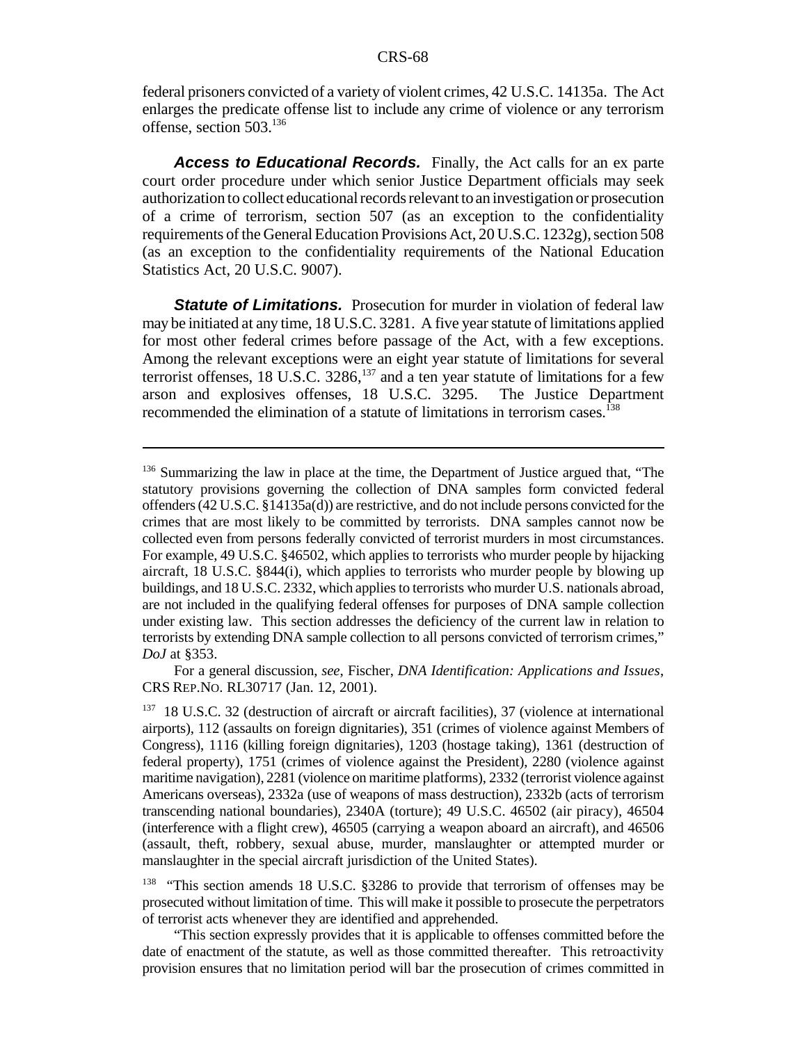federal prisoners convicted of a variety of violent crimes, 42 U.S.C. 14135a. The Act enlarges the predicate offense list to include any crime of violence or any terrorism offense, section 503.[136]

***Access to Educational Records.*** Finally, the Act calls for an ex parte court order procedure under which senior Justice Department officials may seek authorization to collect educational records relevant to an investigation or prosecution of a crime of terrorism, section 507 (as an exception to the confidentiality requirements of the General Education Provisions Act, 20 U.S.C. 1232g), section 508 (as an exception to the confidentiality requirements of the National Education Statistics Act, 20 U.S.C. 9007).

***Statute of Limitations.*** Prosecution for murder in violation of federal law may be initiated at any time, 18 U.S.C. 3281. A five year statute of limitations applied for most other federal crimes before passage of the Act, with a few exceptions. Among the relevant exceptions were an eight year statute of limitations for several terrorist offenses, 18 U.S.C. 3286,[137] and a ten year statute of limitations for a few arson and explosives offenses, 18 U.S.C. 3295. The Justice Department recommended the elimination of a statute of limitations in terrorism cases.[138]

---

[136] Summarizing the law in place at the time, the Department of Justice argued that, "The statutory provisions governing the collection of DNA samples form convicted federal offenders (42 U.S.C. §14135a(d)) are restrictive, and do not include persons convicted for the crimes that are most likely to be committed by terrorists. DNA samples cannot now be collected even from persons federally convicted of terrorist murders in most circumstances. For example, 49 U.S.C. §46502, which applies to terrorists who murder people by hijacking aircraft, 18 U.S.C. §844(i), which applies to terrorists who murder people by blowing up buildings, and 18 U.S.C. 2332, which applies to terrorists who murder U.S. nationals abroad, are not included in the qualifying federal offenses for purposes of DNA sample collection under existing law. This section addresses the deficiency of the current law in relation to terrorists by extending DNA sample collection to all persons convicted of terrorism crimes," *DoJ* at §353.

For a general discussion, *see*, Fischer, *DNA Identification: Applications and Issues*, CRS REP.NO. RL30717 (Jan. 12, 2001).

[137] 18 U.S.C. 32 (destruction of aircraft or aircraft facilities), 37 (violence at international airports), 112 (assaults on foreign dignitaries), 351 (crimes of violence against Members of Congress), 1116 (killing foreign dignitaries), 1203 (hostage taking), 1361 (destruction of federal property), 1751 (crimes of violence against the President), 2280 (violence against maritime navigation), 2281 (violence on maritime platforms), 2332 (terrorist violence against Americans overseas), 2332a (use of weapons of mass destruction), 2332b (acts of terrorism transcending national boundaries), 2340A (torture); 49 U.S.C. 46502 (air piracy), 46504 (interference with a flight crew), 46505 (carrying a weapon aboard an aircraft), and 46506 (assault, theft, robbery, sexual abuse, murder, manslaughter or attempted murder or manslaughter in the special aircraft jurisdiction of the United States).

[138] "This section amends 18 U.S.C. §3286 to provide that terrorism of offenses may be prosecuted without limitation of time. This will make it possible to prosecute the perpetrators of terrorist acts whenever they are identified and apprehended.

"This section expressly provides that it is applicable to offenses committed before the date of enactment of the statute, as well as those committed thereafter. This retroactivity provision ensures that no limitation period will bar the prosecution of crimes committed in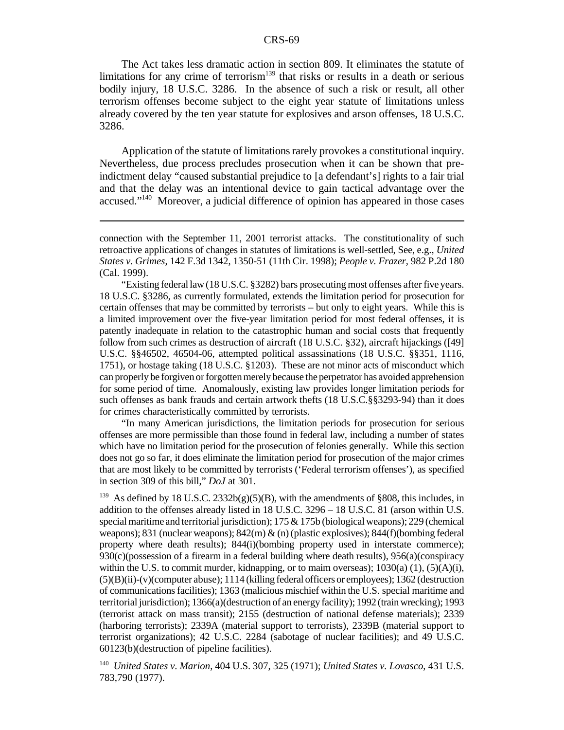The Act takes less dramatic action in section 809. It eliminates the statute of limitations for any crime of terrorism[139] that risks or results in a death or serious bodily injury, 18 U.S.C. 3286. In the absence of such a risk or result, all other terrorism offenses become subject to the eight year statute of limitations unless already covered by the ten year statute for explosives and arson offenses, 18 U.S.C. 3286.

Application of the statute of limitations rarely provokes a constitutional inquiry. Nevertheless, due process precludes prosecution when it can be shown that pre-indictment delay "caused substantial prejudice to [a defendant's] rights to a fair trial and that the delay was an intentional device to gain tactical advantage over the accused."[140] Moreover, a judicial difference of opinion has appeared in those cases

---

connection with the September 11, 2001 terrorist attacks. The constitutionality of such retroactive applications of changes in statutes of limitations is well-settled, See, e.g., *United States v. Grimes*, 142 F.3d 1342, 1350-51 (11th Cir. 1998); *People v. Frazer*, 982 P.2d 180 (Cal. 1999).

"Existing federal law (18 U.S.C. §3282) bars prosecuting most offenses after five years. 18 U.S.C. §3286, as currently formulated, extends the limitation period for prosecution for certain offenses that may be committed by terrorists – but only to eight years. While this is a limited improvement over the five-year limitation period for most federal offenses, it is patently inadequate in relation to the catastrophic human and social costs that frequently follow from such crimes as destruction of aircraft (18 U.S.C. §32), aircraft hijackings ([49] U.S.C. §§46502, 46504-06, attempted political assassinations (18 U.S.C. §§351, 1116, 1751), or hostage taking (18 U.S.C. §1203). These are not minor acts of misconduct which can properly be forgiven or forgotten merely because the perpetrator has avoided apprehension for some period of time. Anomalously, existing law provides longer limitation periods for such offenses as bank frauds and certain artwork thefts (18 U.S.C.§§3293-94) than it does for crimes characteristically committed by terrorists.

"In many American jurisdictions, the limitation periods for prosecution for serious offenses are more permissible than those found in federal law, including a number of states which have no limitation period for the prosecution of felonies generally. While this section does not go so far, it does eliminate the limitation period for prosecution of the major crimes that are most likely to be committed by terrorists ('Federal terrorism offenses'), as specified in section 309 of this bill," *DoJ* at 301.

[139] As defined by 18 U.S.C. 2332b(g)(5)(B), with the amendments of §808, this includes, in addition to the offenses already listed in 18 U.S.C. 3296 – 18 U.S.C. 81 (arson within U.S. special maritime and territorial jurisdiction); 175 & 175b (biological weapons); 229 (chemical weapons); 831 (nuclear weapons); 842(m) & (n) (plastic explosives); 844(f)(bombing federal property where death results); 844(i)(bombing property used in interstate commerce); 930(c)(possession of a firearm in a federal building where death results), 956(a)(conspiracy within the U.S. to commit murder, kidnapping, or to maim overseas); 1030(a) (1), (5)(A)(i), (5)(B)(ii)-(v)(computer abuse); 1114 (killing federal officers or employees); 1362 (destruction of communications facilities); 1363 (malicious mischief within the U.S. special maritime and territorial jurisdiction); 1366(a)(destruction of an energy facility); 1992 (train wrecking); 1993 (terrorist attack on mass transit); 2155 (destruction of national defense materials); 2339 (harboring terrorists); 2339A (material support to terrorists), 2339B (material support to terrorist organizations); 42 U.S.C. 2284 (sabotage of nuclear facilities); and 49 U.S.C. 60123(b)(destruction of pipeline facilities).

[140] *United States v. Marion*, 404 U.S. 307, 325 (1971); *United States v. Lovasco*, 431 U.S. 783,790 (1977).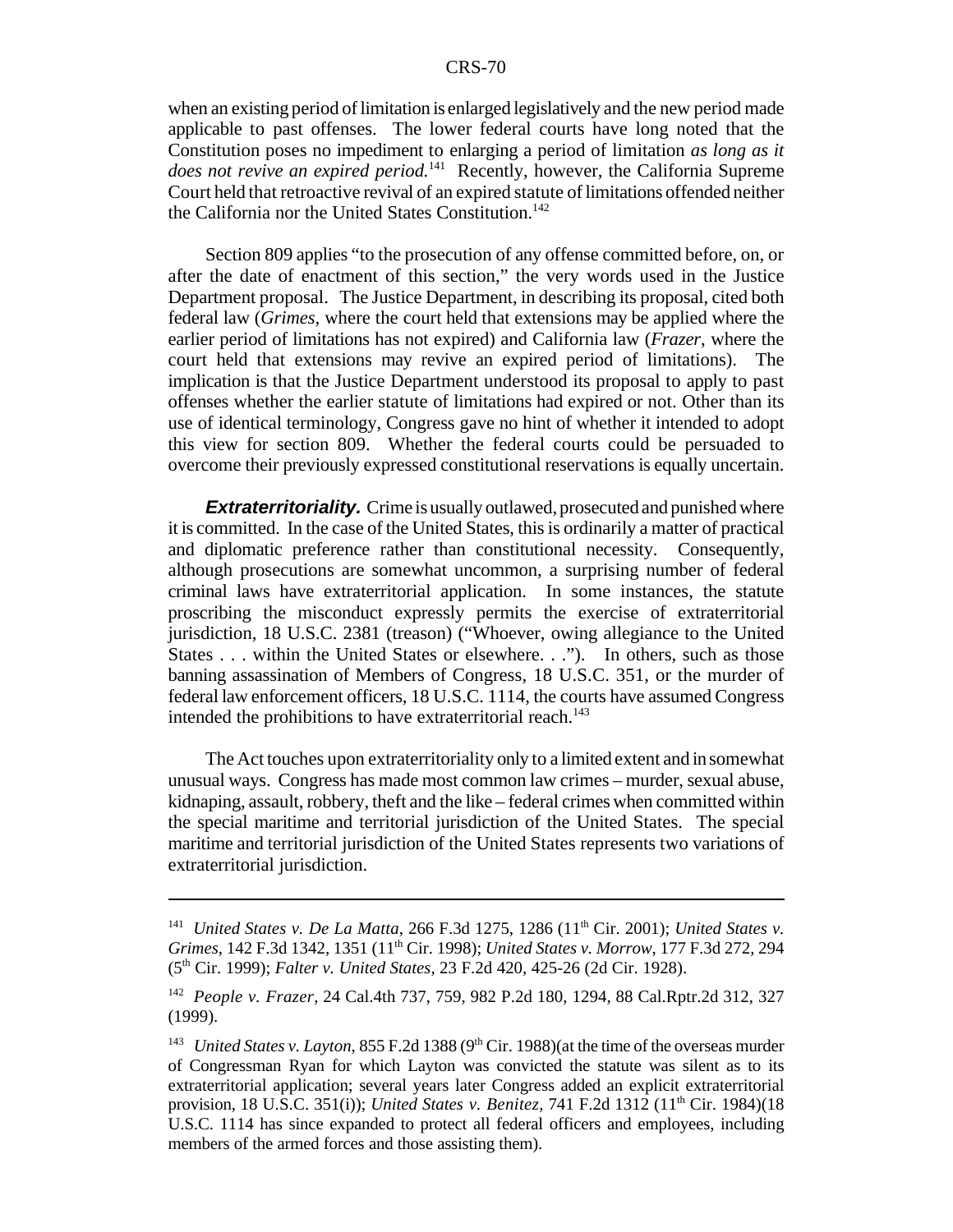when an existing period of limitation is enlarged legislatively and the new period made applicable to past offenses. The lower federal courts have long noted that the Constitution poses no impediment to enlarging a period of limitation *as long as it does not revive an expired period.*[141] Recently, however, the California Supreme Court held that retroactive revival of an expired statute of limitations offended neither the California nor the United States Constitution.[142]

Section 809 applies "to the prosecution of any offense committed before, on, or after the date of enactment of this section," the very words used in the Justice Department proposal. The Justice Department, in describing its proposal, cited both federal law (*Grimes*, where the court held that extensions may be applied where the earlier period of limitations has not expired) and California law (*Frazer*, where the court held that extensions may revive an expired period of limitations). The implication is that the Justice Department understood its proposal to apply to past offenses whether the earlier statute of limitations had expired or not. Other than its use of identical terminology, Congress gave no hint of whether it intended to adopt this view for section 809. Whether the federal courts could be persuaded to overcome their previously expressed constitutional reservations is equally uncertain.

***Extraterritoriality.*** Crime is usually outlawed, prosecuted and punished where it is committed. In the case of the United States, this is ordinarily a matter of practical and diplomatic preference rather than constitutional necessity. Consequently, although prosecutions are somewhat uncommon, a surprising number of federal criminal laws have extraterritorial application. In some instances, the statute proscribing the misconduct expressly permits the exercise of extraterritorial jurisdiction, 18 U.S.C. 2381 (treason) ("Whoever, owing allegiance to the United States . . . within the United States or elsewhere. . ."). In others, such as those banning assassination of Members of Congress, 18 U.S.C. 351, or the murder of federal law enforcement officers, 18 U.S.C. 1114, the courts have assumed Congress intended the prohibitions to have extraterritorial reach.[143]

The Act touches upon extraterritoriality only to a limited extent and in somewhat unusual ways. Congress has made most common law crimes – murder, sexual abuse, kidnaping, assault, robbery, theft and the like – federal crimes when committed within the special maritime and territorial jurisdiction of the United States. The special maritime and territorial jurisdiction of the United States represents two variations of extraterritorial jurisdiction.

---

[141] *United States v. De La Matta*, 266 F.3d 1275, 1286 (11th Cir. 2001); *United States v. Grimes*, 142 F.3d 1342, 1351 (11th Cir. 1998); *United States v. Morrow*, 177 F.3d 272, 294 (5th Cir. 1999); *Falter v. United States*, 23 F.2d 420, 425-26 (2d Cir. 1928).

[142] *People v. Frazer*, 24 Cal.4th 737, 759, 982 P.2d 180, 1294, 88 Cal.Rptr.2d 312, 327 (1999).

[143] *United States v. Layton*, 855 F.2d 1388 (9th Cir. 1988)(at the time of the overseas murder of Congressman Ryan for which Layton was convicted the statute was silent as to its extraterritorial application; several years later Congress added an explicit extraterritorial provision, 18 U.S.C. 351(i)); *United States v. Benitez*, 741 F.2d 1312 (11th Cir. 1984)(18 U.S.C. 1114 has since expanded to protect all federal officers and employees, including members of the armed forces and those assisting them).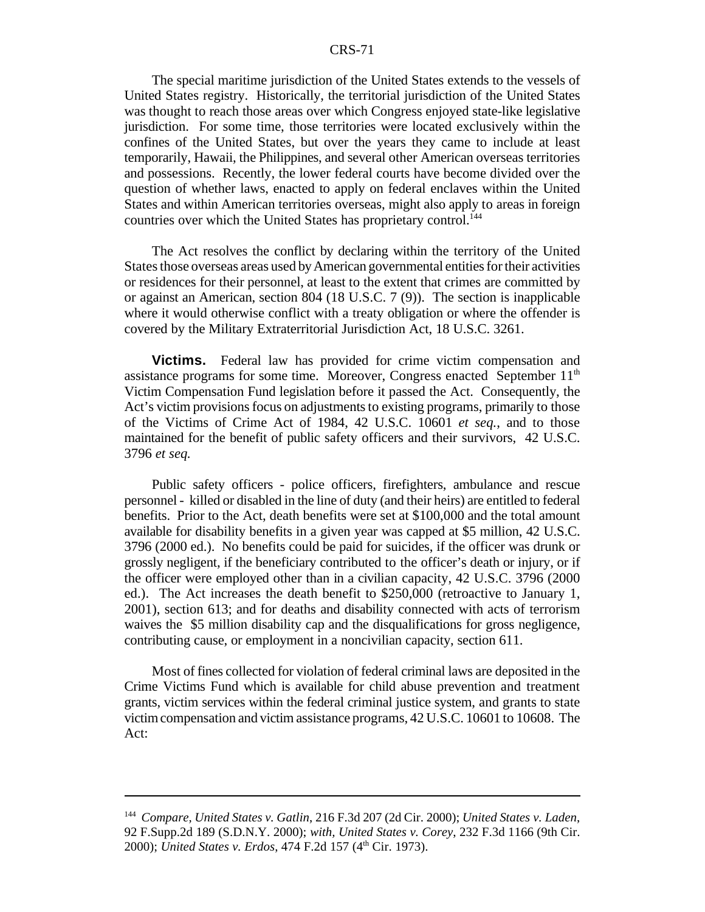The special maritime jurisdiction of the United States extends to the vessels of United States registry. Historically, the territorial jurisdiction of the United States was thought to reach those areas over which Congress enjoyed state-like legislative jurisdiction. For some time, those territories were located exclusively within the confines of the United States, but over the years they came to include at least temporarily, Hawaii, the Philippines, and several other American overseas territories and possessions. Recently, the lower federal courts have become divided over the question of whether laws, enacted to apply on federal enclaves within the United States and within American territories overseas, might also apply to areas in foreign countries over which the United States has proprietary control.[144]

The Act resolves the conflict by declaring within the territory of the United States those overseas areas used by American governmental entities for their activities or residences for their personnel, at least to the extent that crimes are committed by or against an American, section 804 (18 U.S.C. 7 (9)). The section is inapplicable where it would otherwise conflict with a treaty obligation or where the offender is covered by the Military Extraterritorial Jurisdiction Act, 18 U.S.C. 3261.

**Victims.** Federal law has provided for crime victim compensation and assistance programs for some time. Moreover, Congress enacted September 11th Victim Compensation Fund legislation before it passed the Act. Consequently, the Act's victim provisions focus on adjustments to existing programs, primarily to those of the Victims of Crime Act of 1984, 42 U.S.C. 10601 *et seq.*, and to those maintained for the benefit of public safety officers and their survivors, 42 U.S.C. 3796 *et seq.*

Public safety officers - police officers, firefighters, ambulance and rescue personnel - killed or disabled in the line of duty (and their heirs) are entitled to federal benefits. Prior to the Act, death benefits were set at $100,000 and the total amount available for disability benefits in a given year was capped at $5 million, 42 U.S.C. 3796 (2000 ed.). No benefits could be paid for suicides, if the officer was drunk or grossly negligent, if the beneficiary contributed to the officer's death or injury, or if the officer were employed other than in a civilian capacity, 42 U.S.C. 3796 (2000 ed.). The Act increases the death benefit to $250,000 (retroactive to January 1, 2001), section 613; and for deaths and disability connected with acts of terrorism waives the $5 million disability cap and the disqualifications for gross negligence, contributing cause, or employment in a noncivilian capacity, section 611.

Most of fines collected for violation of federal criminal laws are deposited in the Crime Victims Fund which is available for child abuse prevention and treatment grants, victim services within the federal criminal justice system, and grants to state victim compensation and victim assistance programs, 42 U.S.C. 10601 to 10608. The Act:

---

[144] *Compare, United States v. Gatlin*, 216 F.3d 207 (2d Cir. 2000); *United States v. Laden*, 92 F.Supp.2d 189 (S.D.N.Y. 2000); *with, United States v. Corey*, 232 F.3d 1166 (9th Cir. 2000); *United States v. Erdos*, 474 F.2d 157 (4th Cir. 1973).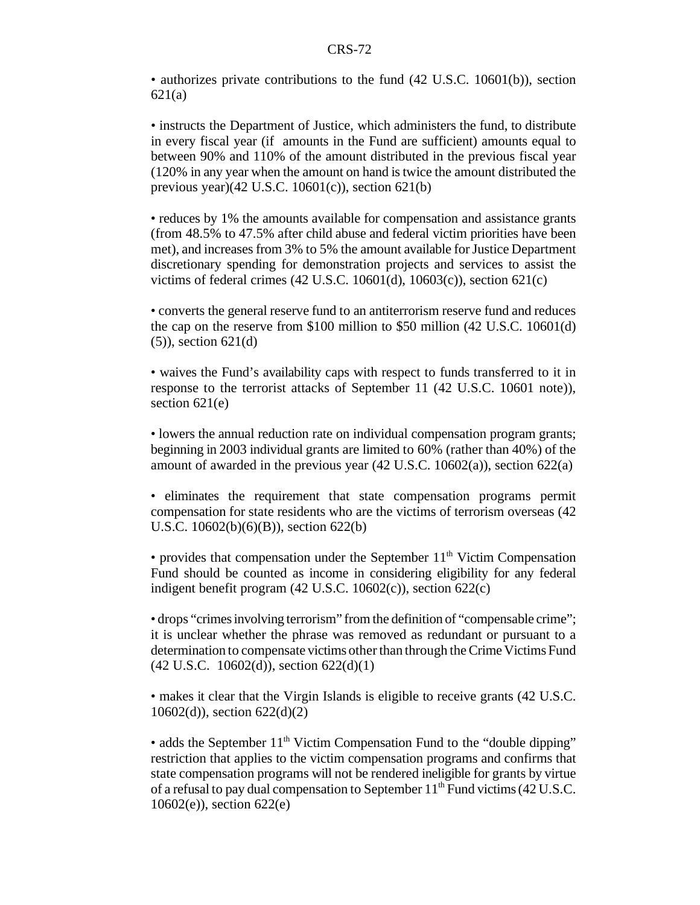• authorizes private contributions to the fund (42 U.S.C. 10601(b)), section 621(a)

• instructs the Department of Justice, which administers the fund, to distribute in every fiscal year (if amounts in the Fund are sufficient) amounts equal to between 90% and 110% of the amount distributed in the previous fiscal year (120% in any year when the amount on hand is twice the amount distributed the previous year)(42 U.S.C. 10601(c)), section 621(b)

• reduces by 1% the amounts available for compensation and assistance grants (from 48.5% to 47.5% after child abuse and federal victim priorities have been met), and increases from 3% to 5% the amount available for Justice Department discretionary spending for demonstration projects and services to assist the victims of federal crimes (42 U.S.C. 10601(d), 10603(c)), section 621(c)

• converts the general reserve fund to an antiterrorism reserve fund and reduces the cap on the reserve from \$100 million to \$50 million (42 U.S.C. 10601(d)(5)), section 621(d)

• waives the Fund's availability caps with respect to funds transferred to it in response to the terrorist attacks of September 11 (42 U.S.C. 10601 note)), section 621(e)

• lowers the annual reduction rate on individual compensation program grants; beginning in 2003 individual grants are limited to 60% (rather than 40%) of the amount of awarded in the previous year (42 U.S.C. 10602(a)), section 622(a)

• eliminates the requirement that state compensation programs permit compensation for state residents who are the victims of terrorism overseas (42 U.S.C. 10602(b)(6)(B)), section 622(b)

• provides that compensation under the September 11th Victim Compensation Fund should be counted as income in considering eligibility for any federal indigent benefit program (42 U.S.C. 10602(c)), section 622(c)

• drops "crimes involving terrorism" from the definition of "compensable crime"; it is unclear whether the phrase was removed as redundant or pursuant to a determination to compensate victims other than through the Crime Victims Fund (42 U.S.C. 10602(d)), section 622(d)(1)

• makes it clear that the Virgin Islands is eligible to receive grants (42 U.S.C. 10602(d)), section 622(d)(2)

• adds the September 11th Victim Compensation Fund to the "double dipping" restriction that applies to the victim compensation programs and confirms that state compensation programs will not be rendered ineligible for grants by virtue of a refusal to pay dual compensation to September 11th Fund victims (42 U.S.C. 10602(e)), section 622(e)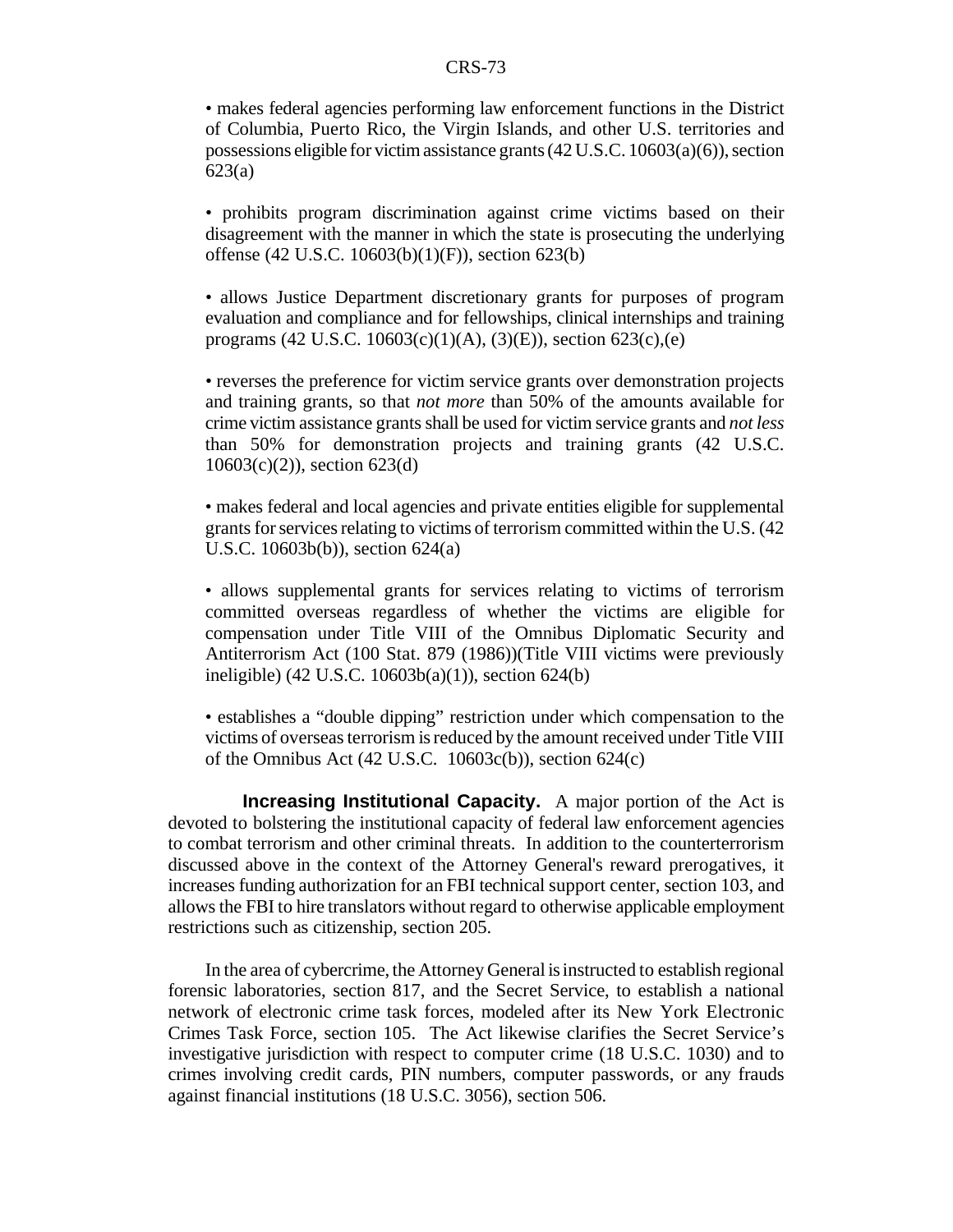- makes federal agencies performing law enforcement functions in the District of Columbia, Puerto Rico, the Virgin Islands, and other U.S. territories and possessions eligible for victim assistance grants (42 U.S.C. 10603(a)(6)), section 623(a)

- prohibits program discrimination against crime victims based on their disagreement with the manner in which the state is prosecuting the underlying offense (42 U.S.C. 10603(b)(1)(F)), section 623(b)

- allows Justice Department discretionary grants for purposes of program evaluation and compliance and for fellowships, clinical internships and training programs (42 U.S.C. 10603(c)(1)(A), (3)(E)), section 623(c),(e)

- reverses the preference for victim service grants over demonstration projects and training grants, so that *not more* than 50% of the amounts available for crime victim assistance grants shall be used for victim service grants and *not less* than 50% for demonstration projects and training grants (42 U.S.C. 10603(c)(2)), section 623(d)

- makes federal and local agencies and private entities eligible for supplemental grants for services relating to victims of terrorism committed within the U.S. (42 U.S.C. 10603b(b)), section 624(a)

- allows supplemental grants for services relating to victims of terrorism committed overseas regardless of whether the victims are eligible for compensation under Title VIII of the Omnibus Diplomatic Security and Antiterrorism Act (100 Stat. 879 (1986))(Title VIII victims were previously ineligible) (42 U.S.C. 10603b(a)(1)), section 624(b)

- establishes a "double dipping" restriction under which compensation to the victims of overseas terrorism is reduced by the amount received under Title VIII of the Omnibus Act (42 U.S.C. 10603c(b)), section 624(c)

**Increasing Institutional Capacity.** A major portion of the Act is devoted to bolstering the institutional capacity of federal law enforcement agencies to combat terrorism and other criminal threats. In addition to the counterterrorism discussed above in the context of the Attorney General's reward prerogatives, it increases funding authorization for an FBI technical support center, section 103, and allows the FBI to hire translators without regard to otherwise applicable employment restrictions such as citizenship, section 205.

In the area of cybercrime, the Attorney General is instructed to establish regional forensic laboratories, section 817, and the Secret Service, to establish a national network of electronic crime task forces, modeled after its New York Electronic Crimes Task Force, section 105. The Act likewise clarifies the Secret Service's investigative jurisdiction with respect to computer crime (18 U.S.C. 1030) and to crimes involving credit cards, PIN numbers, computer passwords, or any frauds against financial institutions (18 U.S.C. 3056), section 506.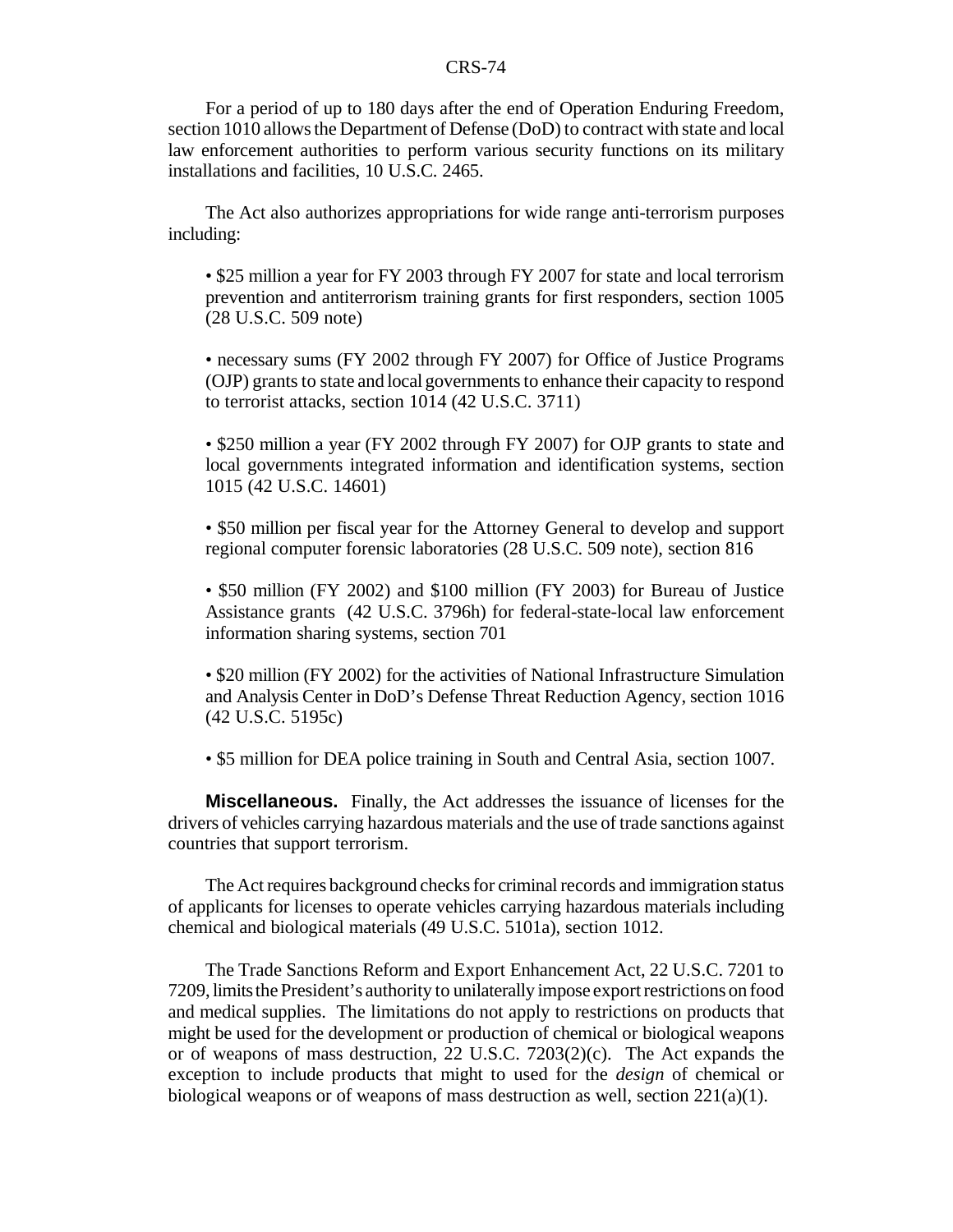For a period of up to 180 days after the end of Operation Enduring Freedom, section 1010 allows the Department of Defense (DoD) to contract with state and local law enforcement authorities to perform various security functions on its military installations and facilities, 10 U.S.C. 2465.

The Act also authorizes appropriations for wide range anti-terrorism purposes including:

- $25 million a year for FY 2003 through FY 2007 for state and local terrorism prevention and antiterrorism training grants for first responders, section 1005 (28 U.S.C. 509 note)

- necessary sums (FY 2002 through FY 2007) for Office of Justice Programs (OJP) grants to state and local governments to enhance their capacity to respond to terrorist attacks, section 1014 (42 U.S.C. 3711)

- $250 million a year (FY 2002 through FY 2007) for OJP grants to state and local governments integrated information and identification systems, section 1015 (42 U.S.C. 14601)

- $50 million per fiscal year for the Attorney General to develop and support regional computer forensic laboratories (28 U.S.C. 509 note), section 816

- $50 million (FY 2002) and $100 million (FY 2003) for Bureau of Justice Assistance grants (42 U.S.C. 3796h) for federal-state-local law enforcement information sharing systems, section 701

- $20 million (FY 2002) for the activities of National Infrastructure Simulation and Analysis Center in DoD's Defense Threat Reduction Agency, section 1016 (42 U.S.C. 5195c)

- $5 million for DEA police training in South and Central Asia, section 1007.

**Miscellaneous.** Finally, the Act addresses the issuance of licenses for the drivers of vehicles carrying hazardous materials and the use of trade sanctions against countries that support terrorism.

The Act requires background checks for criminal records and immigration status of applicants for licenses to operate vehicles carrying hazardous materials including chemical and biological materials (49 U.S.C. 5101a), section 1012.

The Trade Sanctions Reform and Export Enhancement Act, 22 U.S.C. 7201 to 7209, limits the President's authority to unilaterally impose export restrictions on food and medical supplies. The limitations do not apply to restrictions on products that might be used for the development or production of chemical or biological weapons or of weapons of mass destruction, 22 U.S.C. 7203(2)(c). The Act expands the exception to include products that might to used for the *design* of chemical or biological weapons or of weapons of mass destruction as well, section 221(a)(1).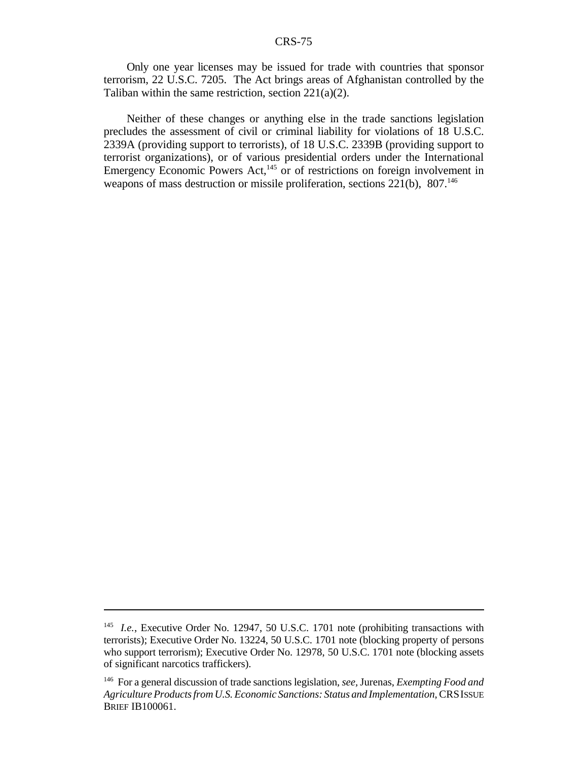Only one year licenses may be issued for trade with countries that sponsor terrorism, 22 U.S.C. 7205. The Act brings areas of Afghanistan controlled by the Taliban within the same restriction, section 221(a)(2).

Neither of these changes or anything else in the trade sanctions legislation precludes the assessment of civil or criminal liability for violations of 18 U.S.C. 2339A (providing support to terrorists), of 18 U.S.C. 2339B (providing support to terrorist organizations), or of various presidential orders under the International Emergency Economic Powers Act,[145] or of restrictions on foreign involvement in weapons of mass destruction or missile proliferation, sections 221(b), 807.[146]

---

[145] *I.e.*, Executive Order No. 12947, 50 U.S.C. 1701 note (prohibiting transactions with terrorists); Executive Order No. 13224, 50 U.S.C. 1701 note (blocking property of persons who support terrorism); Executive Order No. 12978, 50 U.S.C. 1701 note (blocking assets of significant narcotics traffickers).

[146] For a general discussion of trade sanctions legislation, *see*, Jurenas, *Exempting Food and Agriculture Products from U.S. Economic Sanctions: Status and Implementation*, CRS ISSUE BRIEF IB100061.